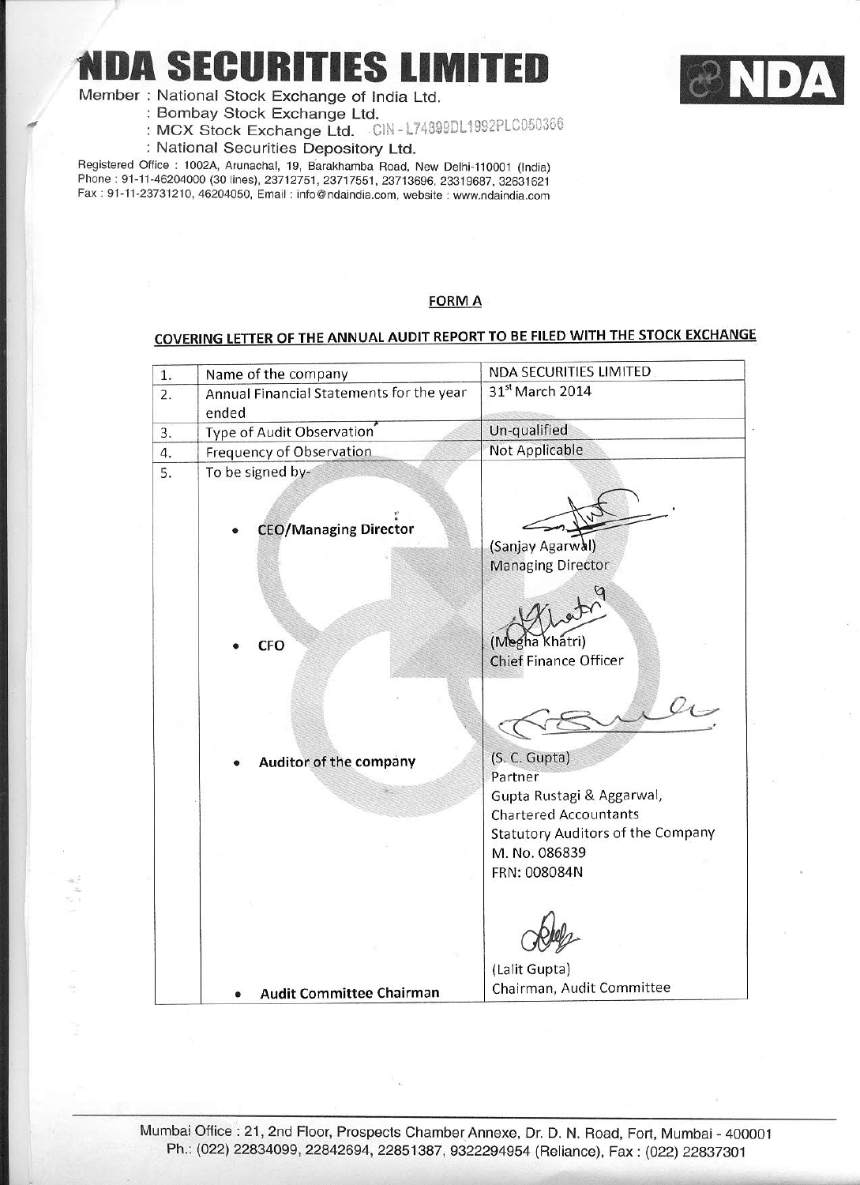# NDA SECURITIES LIMITED

Member : National Stock Exchange of India Ltd.
: Bombay Stock Exchange Ltd.
: MCX Stock Exchange Ltd. CIN - L74899DL1992PLC050366
: National Securities Depository Ltd.

Registered Office : 1002A, Arunachal, 19, Barakhamba Road, New Delhi-110001 (India)
Phone : 91-11-46204000 (30 lines), 23712751, 23717551, 23713696, 23319687, 32631621
Fax : 91-11-23731210, 46204050, Email : info@ndaindia.com, website : www.ndaindia.com

**FORM A**

**COVERING LETTER OF THE ANNUAL AUDIT REPORT TO BE FILED WITH THE STOCK EXCHANGE**

| | | |
|---|---|---|
| 1. | Name of the company | NDA SECURITIES LIMITED |
| 2. | Annual Financial Statements for the year ended | 31st March 2014 |
| 3. | Type of Audit Observation | Un-qualified |
| 4. | Frequency of Observation | Not Applicable |
| 5. | To be signed by- | |
| | • **CEO/Managing Director** | (Sanjay Agarwal) Managing Director |
| | • **CFO** | (Megha Khatri) Chief Finance Officer |
| | • **Auditor of the company** | (S. C. Gupta) Partner Gupta Rustagi & Aggarwal, Chartered Accountants Statutory Auditors of the Company M. No. 086839 FRN: 008084N |
| | • **Audit Committee Chairman** | (Lalit Gupta) Chairman, Audit Committee |

Mumbai Office : 21, 2nd Floor, Prospects Chamber Annexe, Dr. D. N. Road, Fort, Mumbai - 400001
Ph.: (022) 22834099, 22842694, 22851387, 9322294954 (Reliance), Fax : (022) 22837301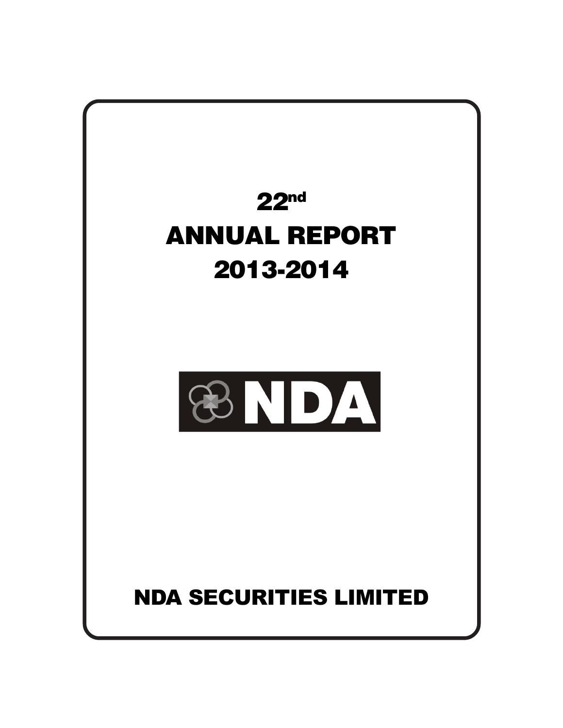# 22nd ANNUAL REPORT 2013-2014

NDA

## NDA SECURITIES LIMITED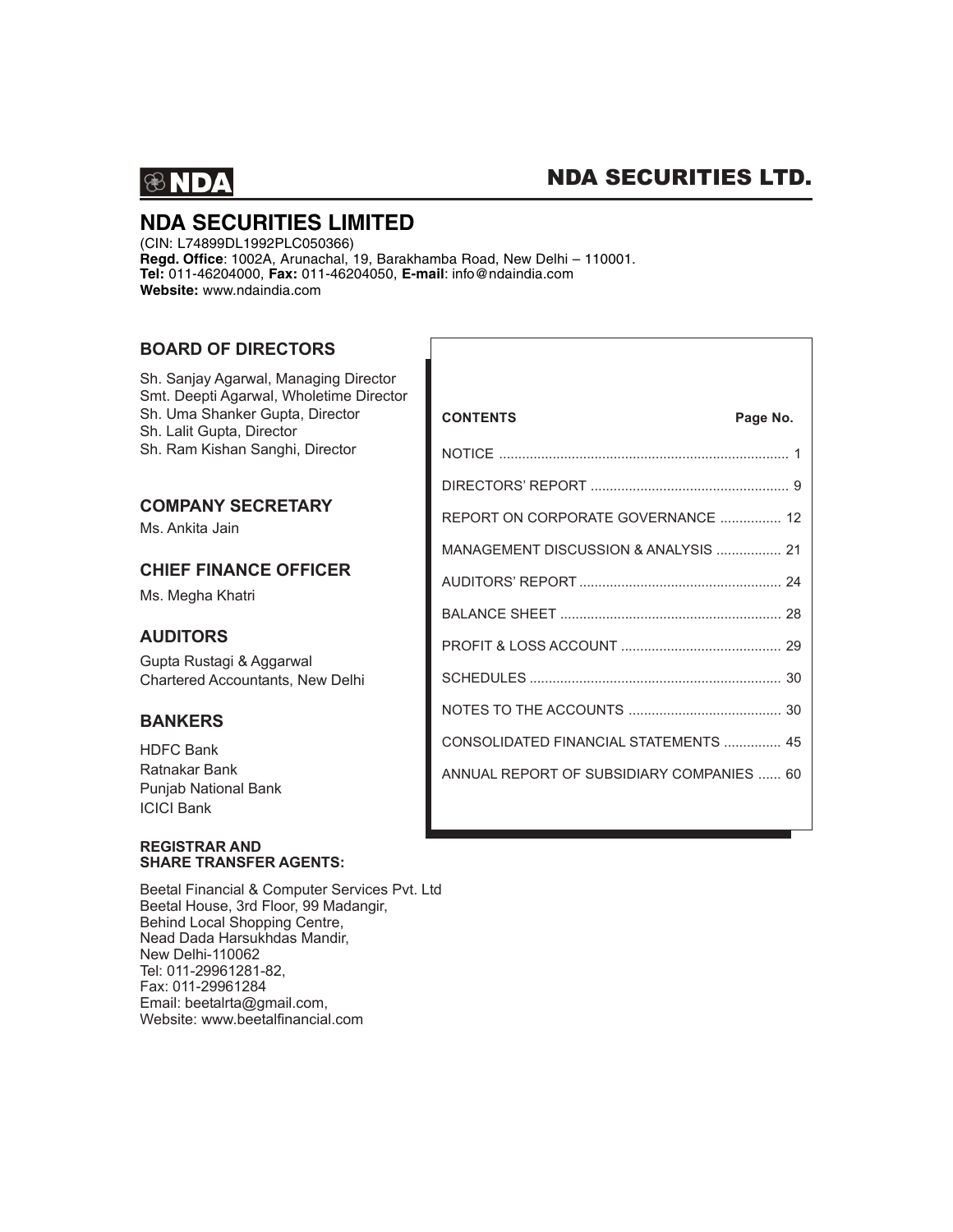# NDA SECURITIES LIMITED

(CIN: L74899DL1992PLC050366)
**Regd. Office**: 1002A, Arunachal, 19, Barakhamba Road, New Delhi – 110001.
**Tel:** 011-46204000, **Fax:** 011-46204050, **E-mail**: info@ndaindia.com
**Website:** www.ndaindia.com

## BOARD OF DIRECTORS

Sh. Sanjay Agarwal, Managing Director
Smt. Deepti Agarwal, Wholetime Director
Sh. Uma Shanker Gupta, Director
Sh. Lalit Gupta, Director
Sh. Ram Kishan Sanghi, Director

## COMPANY SECRETARY

Ms. Ankita Jain

## CHIEF FINANCE OFFICER

Ms. Megha Khatri

## AUDITORS

Gupta Rustagi & Aggarwal
Chartered Accountants, New Delhi

## BANKERS

HDFC Bank
Ratnakar Bank
Punjab National Bank
ICICI Bank

### REGISTRAR AND SHARE TRANSFER AGENTS:

Beetal Financial & Computer Services Pvt. Ltd
Beetal House, 3rd Floor, 99 Madangir,
Behind Local Shopping Centre,
Nead Dada Harsukhdas Mandir,
New Delhi-110062
Tel: 011-29961281-82,
Fax: 011-29961284
Email: beetalrta@gmail.com,
Website: www.beetalfinancial.com

| CONTENTS | Page No. |
|---|---|
| NOTICE | 1 |
| DIRECTORS' REPORT | 9 |
| REPORT ON CORPORATE GOVERNANCE | 12 |
| MANAGEMENT DISCUSSION & ANALYSIS | 21 |
| AUDITORS' REPORT | 24 |
| BALANCE SHEET | 28 |
| PROFIT & LOSS ACCOUNT | 29 |
| SCHEDULES | 30 |
| NOTES TO THE ACCOUNTS | 30 |
| CONSOLIDATED FINANCIAL STATEMENTS | 45 |
| ANNUAL REPORT OF SUBSIDIARY COMPANIES | 60 |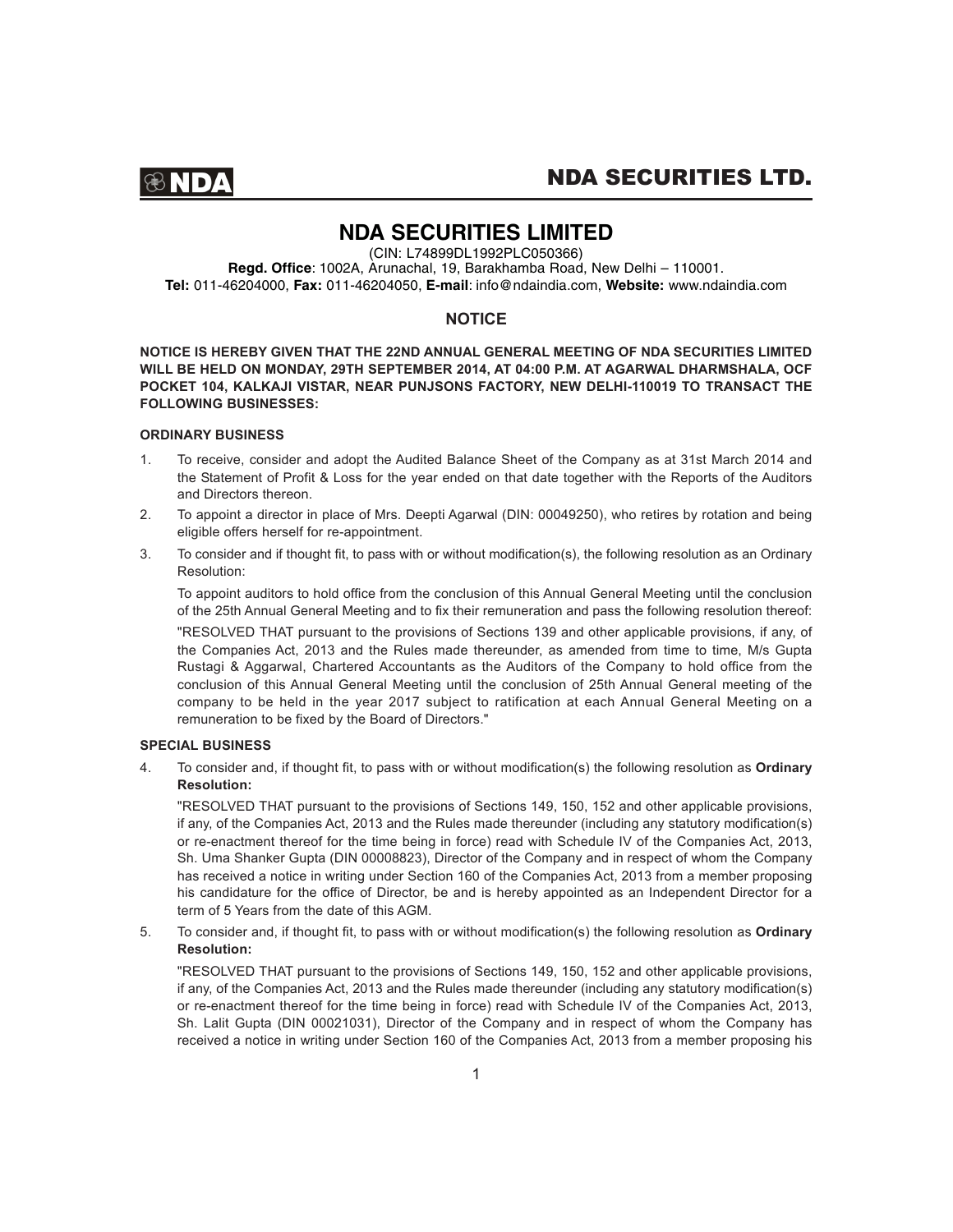# NDA SECURITIES LIMITED

(CIN: L74899DL1992PLC050366)

**Regd. Office**: 1002A, Arunachal, 19, Barakhamba Road, New Delhi – 110001.
**Tel:** 011-46204000, **Fax:** 011-46204050, **E-mail**: info@ndaindia.com, **Website:** www.ndaindia.com

## NOTICE

**NOTICE IS HEREBY GIVEN THAT THE 22ND ANNUAL GENERAL MEETING OF NDA SECURITIES LIMITED WILL BE HELD ON MONDAY, 29TH SEPTEMBER 2014, AT 04:00 P.M. AT AGARWAL DHARMSHALA, OCF POCKET 104, KALKAJI VISTAR, NEAR PUNJSONS FACTORY, NEW DELHI-110019 TO TRANSACT THE FOLLOWING BUSINESSES:**

### ORDINARY BUSINESS

1. To receive, consider and adopt the Audited Balance Sheet of the Company as at 31st March 2014 and the Statement of Profit & Loss for the year ended on that date together with the Reports of the Auditors and Directors thereon.
2. To appoint a director in place of Mrs. Deepti Agarwal (DIN: 00049250), who retires by rotation and being eligible offers herself for re-appointment.
3. To consider and if thought fit, to pass with or without modification(s), the following resolution as an Ordinary Resolution:

   To appoint auditors to hold office from the conclusion of this Annual General Meeting until the conclusion of the 25th Annual General Meeting and to fix their remuneration and pass the following resolution thereof:

   "RESOLVED THAT pursuant to the provisions of Sections 139 and other applicable provisions, if any, of the Companies Act, 2013 and the Rules made thereunder, as amended from time to time, M/s Gupta Rustagi & Aggarwal, Chartered Accountants as the Auditors of the Company to hold office from the conclusion of this Annual General Meeting until the conclusion of 25th Annual General meeting of the company to be held in the year 2017 subject to ratification at each Annual General Meeting on a remuneration to be fixed by the Board of Directors."

### SPECIAL BUSINESS

4. To consider and, if thought fit, to pass with or without modification(s) the following resolution as **Ordinary Resolution:**

   "RESOLVED THAT pursuant to the provisions of Sections 149, 150, 152 and other applicable provisions, if any, of the Companies Act, 2013 and the Rules made thereunder (including any statutory modification(s) or re-enactment thereof for the time being in force) read with Schedule IV of the Companies Act, 2013, Sh. Uma Shanker Gupta (DIN 00008823), Director of the Company and in respect of whom the Company has received a notice in writing under Section 160 of the Companies Act, 2013 from a member proposing his candidature for the office of Director, be and is hereby appointed as an Independent Director for a term of 5 Years from the date of this AGM.

5. To consider and, if thought fit, to pass with or without modification(s) the following resolution as **Ordinary Resolution:**

   "RESOLVED THAT pursuant to the provisions of Sections 149, 150, 152 and other applicable provisions, if any, of the Companies Act, 2013 and the Rules made thereunder (including any statutory modification(s) or re-enactment thereof for the time being in force) read with Schedule IV of the Companies Act, 2013, Sh. Lalit Gupta (DIN 00021031), Director of the Company and in respect of whom the Company has received a notice in writing under Section 160 of the Companies Act, 2013 from a member proposing his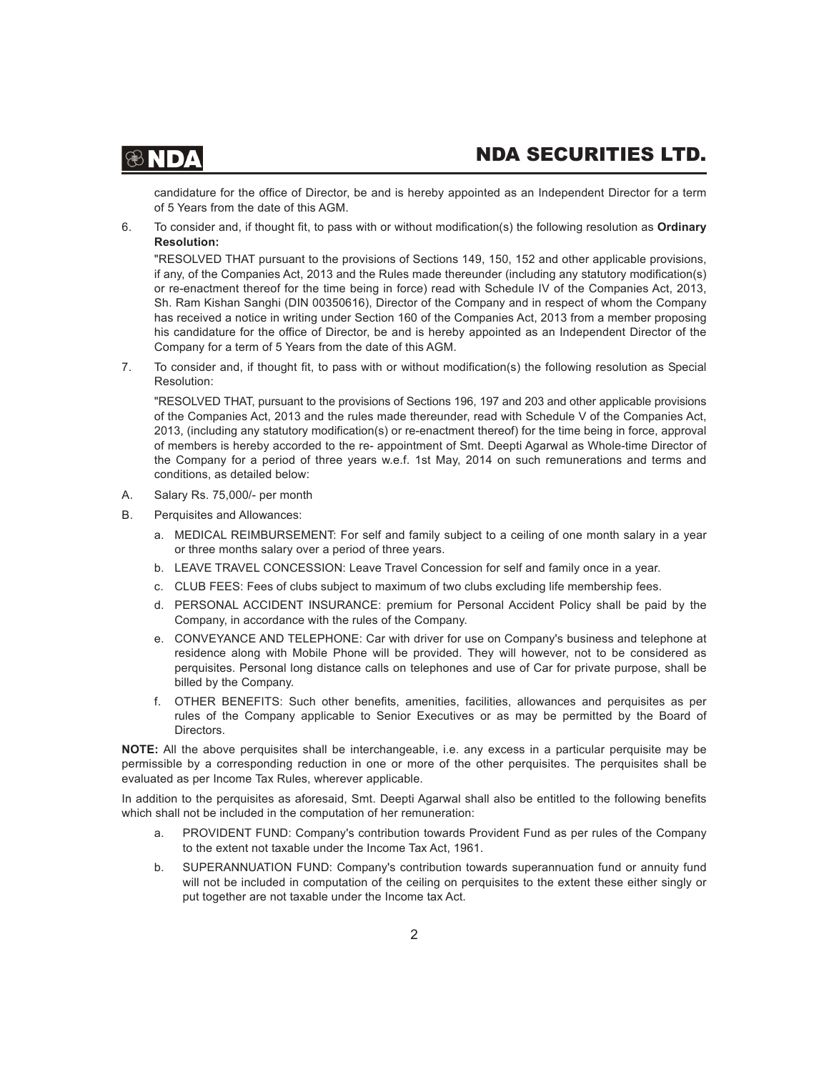candidature for the office of Director, be and is hereby appointed as an Independent Director for a term of 5 Years from the date of this AGM.

6. To consider and, if thought fit, to pass with or without modification(s) the following resolution as **Ordinary Resolution:**

   "RESOLVED THAT pursuant to the provisions of Sections 149, 150, 152 and other applicable provisions, if any, of the Companies Act, 2013 and the Rules made thereunder (including any statutory modification(s) or re-enactment thereof for the time being in force) read with Schedule IV of the Companies Act, 2013, Sh. Ram Kishan Sanghi (DIN 00350616), Director of the Company and in respect of whom the Company has received a notice in writing under Section 160 of the Companies Act, 2013 from a member proposing his candidature for the office of Director, be and is hereby appointed as an Independent Director of the Company for a term of 5 Years from the date of this AGM.

7. To consider and, if thought fit, to pass with or without modification(s) the following resolution as Special Resolution:

   "RESOLVED THAT, pursuant to the provisions of Sections 196, 197 and 203 and other applicable provisions of the Companies Act, 2013 and the rules made thereunder, read with Schedule V of the Companies Act, 2013, (including any statutory modification(s) or re-enactment thereof) for the time being in force, approval of members is hereby accorded to the re- appointment of Smt. Deepti Agarwal as Whole-time Director of the Company for a period of three years w.e.f. 1st May, 2014 on such remunerations and terms and conditions, as detailed below:

A. Salary Rs. 75,000/- per month

B. Perquisites and Allowances:

   a. MEDICAL REIMBURSEMENT: For self and family subject to a ceiling of one month salary in a year or three months salary over a period of three years.

   b. LEAVE TRAVEL CONCESSION: Leave Travel Concession for self and family once in a year.

   c. CLUB FEES: Fees of clubs subject to maximum of two clubs excluding life membership fees.

   d. PERSONAL ACCIDENT INSURANCE: premium for Personal Accident Policy shall be paid by the Company, in accordance with the rules of the Company.

   e. CONVEYANCE AND TELEPHONE: Car with driver for use on Company's business and telephone at residence along with Mobile Phone will be provided. They will however, not to be considered as perquisites. Personal long distance calls on telephones and use of Car for private purpose, shall be billed by the Company.

   f. OTHER BENEFITS: Such other benefits, amenities, facilities, allowances and perquisites as per rules of the Company applicable to Senior Executives or as may be permitted by the Board of Directors.

**NOTE:** All the above perquisites shall be interchangeable, i.e. any excess in a particular perquisite may be permissible by a corresponding reduction in one or more of the other perquisites. The perquisites shall be evaluated as per Income Tax Rules, wherever applicable.

In addition to the perquisites as aforesaid, Smt. Deepti Agarwal shall also be entitled to the following benefits which shall not be included in the computation of her remuneration:

   a. PROVIDENT FUND: Company's contribution towards Provident Fund as per rules of the Company to the extent not taxable under the Income Tax Act, 1961.

   b. SUPERANNUATION FUND: Company's contribution towards superannuation fund or annuity fund will not be included in computation of the ceiling on perquisites to the extent these either singly or put together are not taxable under the Income tax Act.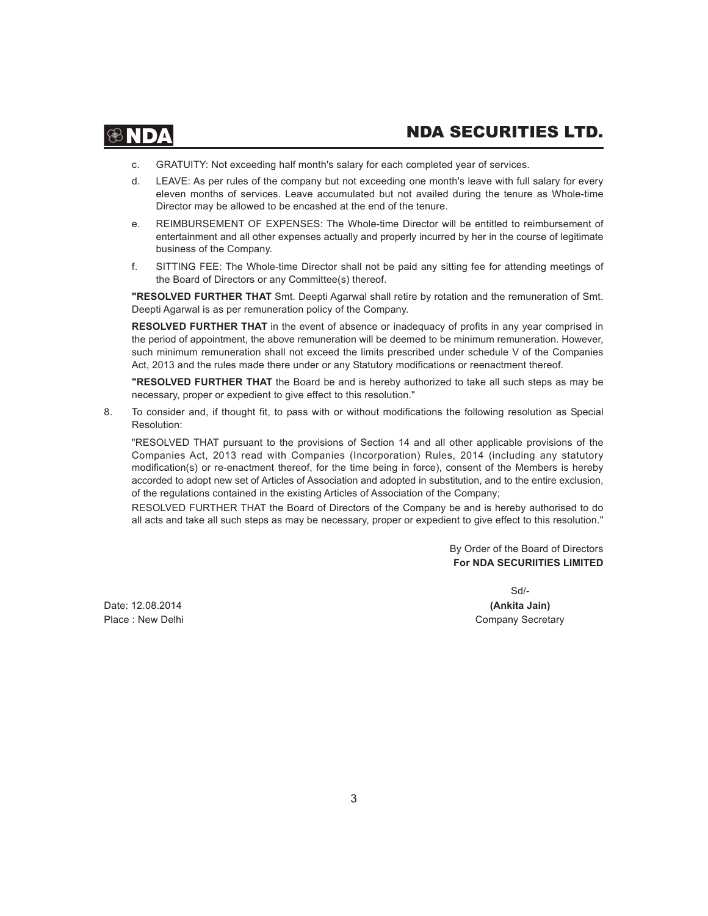c. GRATUITY: Not exceeding half month's salary for each completed year of services.

d. LEAVE: As per rules of the company but not exceeding one month's leave with full salary for every eleven months of services. Leave accumulated but not availed during the tenure as Whole-time Director may be allowed to be encashed at the end of the tenure.

e. REIMBURSEMENT OF EXPENSES: The Whole-time Director will be entitled to reimbursement of entertainment and all other expenses actually and properly incurred by her in the course of legitimate business of the Company.

f. SITTING FEE: The Whole-time Director shall not be paid any sitting fee for attending meetings of the Board of Directors or any Committee(s) thereof.

**"RESOLVED FURTHER THAT** Smt. Deepti Agarwal shall retire by rotation and the remuneration of Smt. Deepti Agarwal is as per remuneration policy of the Company.

**RESOLVED FURTHER THAT** in the event of absence or inadequacy of profits in any year comprised in the period of appointment, the above remuneration will be deemed to be minimum remuneration. However, such minimum remuneration shall not exceed the limits prescribed under schedule V of the Companies Act, 2013 and the rules made there under or any Statutory modifications or reenactment thereof.

**"RESOLVED FURTHER THAT** the Board be and is hereby authorized to take all such steps as may be necessary, proper or expedient to give effect to this resolution."

8. To consider and, if thought fit, to pass with or without modifications the following resolution as Special Resolution:

"RESOLVED THAT pursuant to the provisions of Section 14 and all other applicable provisions of the Companies Act, 2013 read with Companies (Incorporation) Rules, 2014 (including any statutory modification(s) or re-enactment thereof, for the time being in force), consent of the Members is hereby accorded to adopt new set of Articles of Association and adopted in substitution, and to the entire exclusion, of the regulations contained in the existing Articles of Association of the Company;

RESOLVED FURTHER THAT the Board of Directors of the Company be and is hereby authorised to do all acts and take all such steps as may be necessary, proper or expedient to give effect to this resolution."

By Order of the Board of Directors
**For NDA SECURIITIES LIMITED**

Sd/-
**(Ankita Jain)**
Company Secretary

Date: 12.08.2014
Place : New Delhi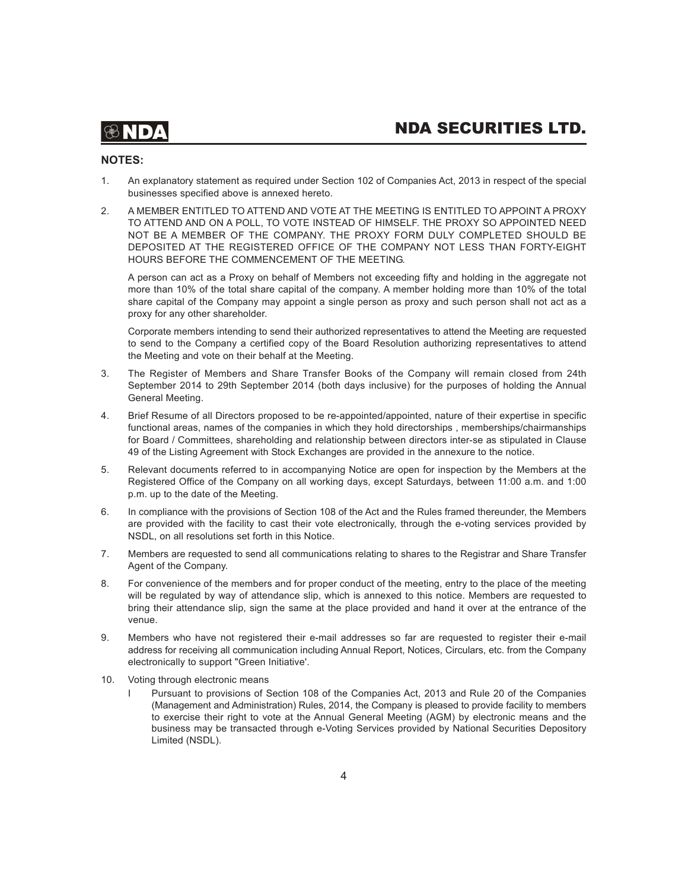**NOTES:**

1. An explanatory statement as required under Section 102 of Companies Act, 2013 in respect of the special businesses specified above is annexed hereto.

2. A MEMBER ENTITLED TO ATTEND AND VOTE AT THE MEETING IS ENTITLED TO APPOINT A PROXY TO ATTEND AND ON A POLL, TO VOTE INSTEAD OF HIMSELF. THE PROXY SO APPOINTED NEED NOT BE A MEMBER OF THE COMPANY. THE PROXY FORM DULY COMPLETED SHOULD BE DEPOSITED AT THE REGISTERED OFFICE OF THE COMPANY NOT LESS THAN FORTY-EIGHT HOURS BEFORE THE COMMENCEMENT OF THE MEETING.

   A person can act as a Proxy on behalf of Members not exceeding fifty and holding in the aggregate not more than 10% of the total share capital of the company. A member holding more than 10% of the total share capital of the Company may appoint a single person as proxy and such person shall not act as a proxy for any other shareholder.

   Corporate members intending to send their authorized representatives to attend the Meeting are requested to send to the Company a certified copy of the Board Resolution authorizing representatives to attend the Meeting and vote on their behalf at the Meeting.

3. The Register of Members and Share Transfer Books of the Company will remain closed from 24th September 2014 to 29th September 2014 (both days inclusive) for the purposes of holding the Annual General Meeting.

4. Brief Resume of all Directors proposed to be re-appointed/appointed, nature of their expertise in specific functional areas, names of the companies in which they hold directorships , memberships/chairmanships for Board / Committees, shareholding and relationship between directors inter-se as stipulated in Clause 49 of the Listing Agreement with Stock Exchanges are provided in the annexure to the notice.

5. Relevant documents referred to in accompanying Notice are open for inspection by the Members at the Registered Office of the Company on all working days, except Saturdays, between 11:00 a.m. and 1:00 p.m. up to the date of the Meeting.

6. In compliance with the provisions of Section 108 of the Act and the Rules framed thereunder, the Members are provided with the facility to cast their vote electronically, through the e-voting services provided by NSDL, on all resolutions set forth in this Notice.

7. Members are requested to send all communications relating to shares to the Registrar and Share Transfer Agent of the Company.

8. For convenience of the members and for proper conduct of the meeting, entry to the place of the meeting will be regulated by way of attendance slip, which is annexed to this notice. Members are requested to bring their attendance slip, sign the same at the place provided and hand it over at the entrance of the venue.

9. Members who have not registered their e-mail addresses so far are requested to register their e-mail address for receiving all communication including Annual Report, Notices, Circulars, etc. from the Company electronically to support "Green Initiative'.

10. Voting through electronic means

    I Pursuant to provisions of Section 108 of the Companies Act, 2013 and Rule 20 of the Companies (Management and Administration) Rules, 2014, the Company is pleased to provide facility to members to exercise their right to vote at the Annual General Meeting (AGM) by electronic means and the business may be transacted through e-Voting Services provided by National Securities Depository Limited (NSDL).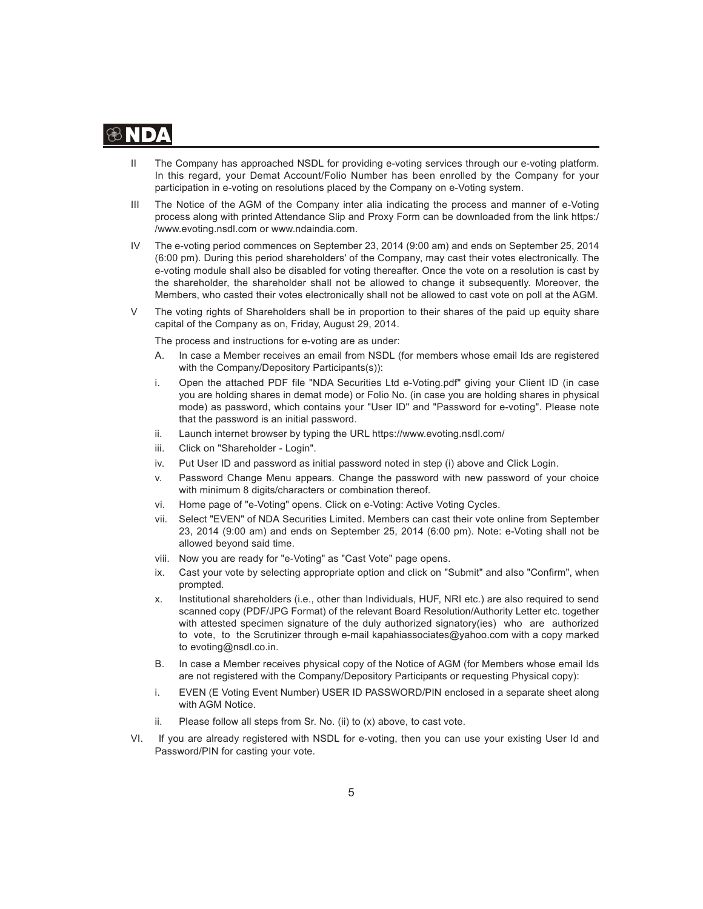II The Company has approached NSDL for providing e-voting services through our e-voting platform. In this regard, your Demat Account/Folio Number has been enrolled by the Company for your participation in e-voting on resolutions placed by the Company on e-Voting system.

III The Notice of the AGM of the Company inter alia indicating the process and manner of e-Voting process along with printed Attendance Slip and Proxy Form can be downloaded from the link https://www.evoting.nsdl.com or www.ndaindia.com.

IV The e-voting period commences on September 23, 2014 (9:00 am) and ends on September 25, 2014 (6:00 pm). During this period shareholders' of the Company, may cast their votes electronically. The e-voting module shall also be disabled for voting thereafter. Once the vote on a resolution is cast by the shareholder, the shareholder shall not be allowed to change it subsequently. Moreover, the Members, who casted their votes electronically shall not be allowed to cast vote on poll at the AGM.

V The voting rights of Shareholders shall be in proportion to their shares of the paid up equity share capital of the Company as on, Friday, August 29, 2014.

The process and instructions for e-voting are as under:

A. In case a Member receives an email from NSDL (for members whose email Ids are registered with the Company/Depository Participants(s)):

i. Open the attached PDF file "NDA Securities Ltd e-Voting.pdf" giving your Client ID (in case you are holding shares in demat mode) or Folio No. (in case you are holding shares in physical mode) as password, which contains your "User ID" and "Password for e-voting". Please note that the password is an initial password.

ii. Launch internet browser by typing the URL https://www.evoting.nsdl.com/

iii. Click on "Shareholder - Login".

iv. Put User ID and password as initial password noted in step (i) above and Click Login.

v. Password Change Menu appears. Change the password with new password of your choice with minimum 8 digits/characters or combination thereof.

vi. Home page of "e-Voting" opens. Click on e-Voting: Active Voting Cycles.

vii. Select "EVEN" of NDA Securities Limited. Members can cast their vote online from September 23, 2014 (9:00 am) and ends on September 25, 2014 (6:00 pm). Note: e-Voting shall not be allowed beyond said time.

viii. Now you are ready for "e-Voting" as "Cast Vote" page opens.

ix. Cast your vote by selecting appropriate option and click on "Submit" and also "Confirm", when prompted.

x. Institutional shareholders (i.e., other than Individuals, HUF, NRI etc.) are also required to send scanned copy (PDF/JPG Format) of the relevant Board Resolution/Authority Letter etc. together with attested specimen signature of the duly authorized signatory(ies) who are authorized to vote, to the Scrutinizer through e-mail kapahiassociates@yahoo.com with a copy marked to evoting@nsdl.co.in.

B. In case a Member receives physical copy of the Notice of AGM (for Members whose email Ids are not registered with the Company/Depository Participants or requesting Physical copy):

i. EVEN (E Voting Event Number) USER ID PASSWORD/PIN enclosed in a separate sheet along with AGM Notice.

ii. Please follow all steps from Sr. No. (ii) to (x) above, to cast vote.

VI. If you are already registered with NSDL for e-voting, then you can use your existing User Id and Password/PIN for casting your vote.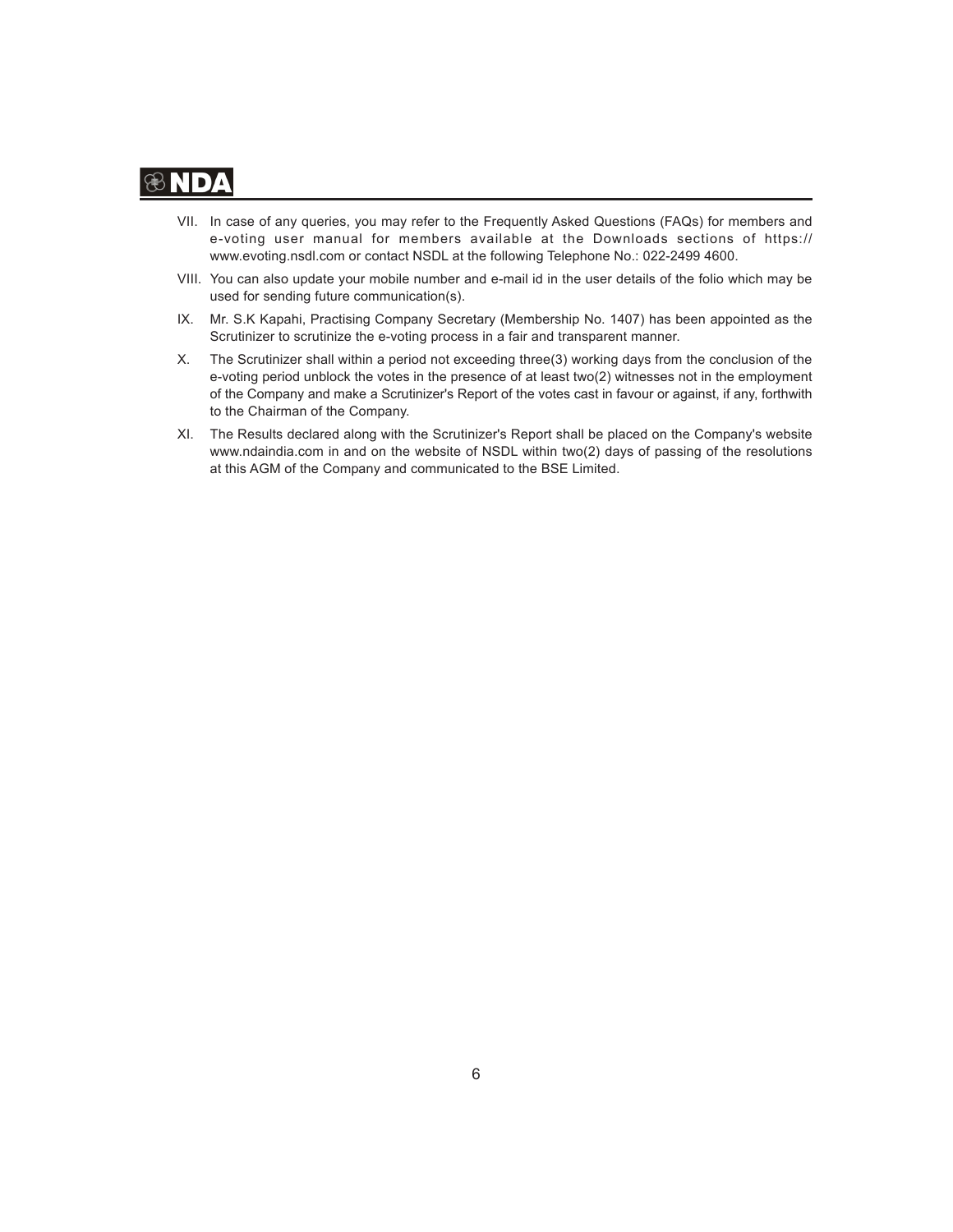VII. In case of any queries, you may refer to the Frequently Asked Questions (FAQs) for members and e-voting user manual for members available at the Downloads sections of https://www.evoting.nsdl.com or contact NSDL at the following Telephone No.: 022-2499 4600.

VIII. You can also update your mobile number and e-mail id in the user details of the folio which may be used for sending future communication(s).

IX. Mr. S.K Kapahi, Practising Company Secretary (Membership No. 1407) has been appointed as the Scrutinizer to scrutinize the e-voting process in a fair and transparent manner.

X. The Scrutinizer shall within a period not exceeding three(3) working days from the conclusion of the e-voting period unblock the votes in the presence of at least two(2) witnesses not in the employment of the Company and make a Scrutinizer's Report of the votes cast in favour or against, if any, forthwith to the Chairman of the Company.

XI. The Results declared along with the Scrutinizer's Report shall be placed on the Company's website www.ndaindia.com in and on the website of NSDL within two(2) days of passing of the resolutions at this AGM of the Company and communicated to the BSE Limited.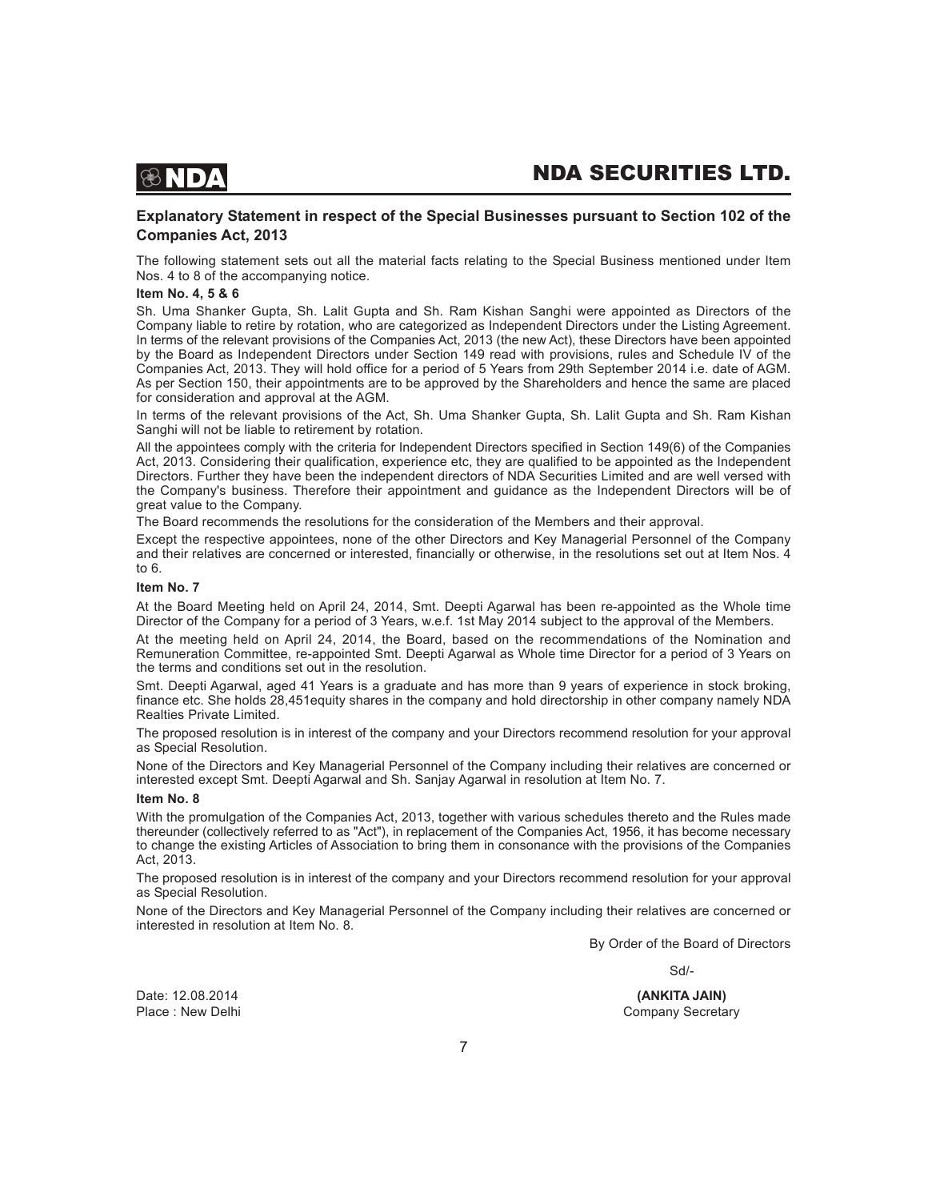## Explanatory Statement in respect of the Special Businesses pursuant to Section 102 of the Companies Act, 2013

The following statement sets out all the material facts relating to the Special Business mentioned under Item Nos. 4 to 8 of the accompanying notice.

**Item No. 4, 5 & 6**

Sh. Uma Shanker Gupta, Sh. Lalit Gupta and Sh. Ram Kishan Sanghi were appointed as Directors of the Company liable to retire by rotation, who are categorized as Independent Directors under the Listing Agreement. In terms of the relevant provisions of the Companies Act, 2013 (the new Act), these Directors have been appointed by the Board as Independent Directors under Section 149 read with provisions, rules and Schedule IV of the Companies Act, 2013. They will hold office for a period of 5 Years from 29th September 2014 i.e. date of AGM. As per Section 150, their appointments are to be approved by the Shareholders and hence the same are placed for consideration and approval at the AGM.

In terms of the relevant provisions of the Act, Sh. Uma Shanker Gupta, Sh. Lalit Gupta and Sh. Ram Kishan Sanghi will not be liable to retirement by rotation.

All the appointees comply with the criteria for Independent Directors specified in Section 149(6) of the Companies Act, 2013. Considering their qualification, experience etc, they are qualified to be appointed as the Independent Directors. Further they have been the independent directors of NDA Securities Limited and are well versed with the Company's business. Therefore their appointment and guidance as the Independent Directors will be of great value to the Company.

The Board recommends the resolutions for the consideration of the Members and their approval.

Except the respective appointees, none of the other Directors and Key Managerial Personnel of the Company and their relatives are concerned or interested, financially or otherwise, in the resolutions set out at Item Nos. 4 to 6.

**Item No. 7**

At the Board Meeting held on April 24, 2014, Smt. Deepti Agarwal has been re-appointed as the Whole time Director of the Company for a period of 3 Years, w.e.f. 1st May 2014 subject to the approval of the Members.

At the meeting held on April 24, 2014, the Board, based on the recommendations of the Nomination and Remuneration Committee, re-appointed Smt. Deepti Agarwal as Whole time Director for a period of 3 Years on the terms and conditions set out in the resolution.

Smt. Deepti Agarwal, aged 41 Years is a graduate and has more than 9 years of experience in stock broking, finance etc. She holds 28,451equity shares in the company and hold directorship in other company namely NDA Realties Private Limited.

The proposed resolution is in interest of the company and your Directors recommend resolution for your approval as Special Resolution.

None of the Directors and Key Managerial Personnel of the Company including their relatives are concerned or interested except Smt. Deepti Agarwal and Sh. Sanjay Agarwal in resolution at Item No. 7.

**Item No. 8**

With the promulgation of the Companies Act, 2013, together with various schedules thereto and the Rules made thereunder (collectively referred to as "Act"), in replacement of the Companies Act, 1956, it has become necessary to change the existing Articles of Association to bring them in consonance with the provisions of the Companies Act, 2013.

The proposed resolution is in interest of the company and your Directors recommend resolution for your approval as Special Resolution.

None of the Directors and Key Managerial Personnel of the Company including their relatives are concerned or interested in resolution at Item No. 8.

By Order of the Board of Directors

Sd/-

**(ANKITA JAIN)**
Company Secretary

Date: 12.08.2014
Place : New Delhi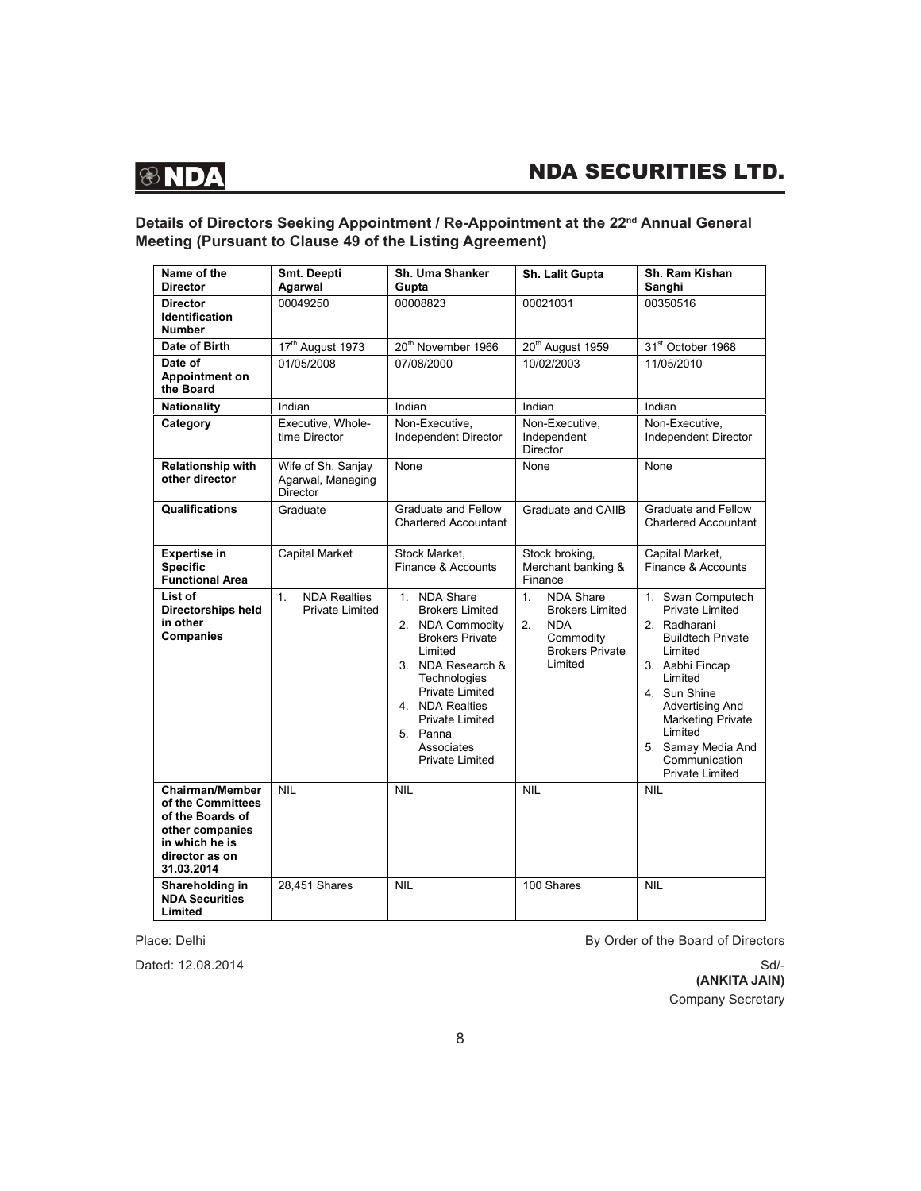## Details of Directors Seeking Appointment / Re-Appointment at the 22nd Annual General Meeting (Pursuant to Clause 49 of the Listing Agreement)

| Name of the Director | Smt. Deepti Agarwal | Sh. Uma Shanker Gupta | Sh. Lalit Gupta | Sh. Ram Kishan Sanghi |
|---|---|---|---|---|
| Director Identification Number | 00049250 | 00008823 | 00021031 | 00350516 |
| Date of Birth | 17th August 1973 | 20th November 1966 | 20th August 1959 | 31st October 1968 |
| Date of Appointment on the Board | 01/05/2008 | 07/08/2000 | 10/02/2003 | 11/05/2010 |
| Nationality | Indian | Indian | Indian | Indian |
| Category | Executive, Whole-time Director | Non-Executive, Independent Director | Non-Executive, Independent Director | Non-Executive, Independent Director |
| Relationship with other director | Wife of Sh. Sanjay Agarwal, Managing Director | None | None | None |
| Qualifications | Graduate | Graduate and Fellow Chartered Accountant | Graduate and CAIIB | Graduate and Fellow Chartered Accountant |
| Expertise in Specific Functional Area | Capital Market | Stock Market, Finance & Accounts | Stock broking, Merchant banking & Finance | Capital Market, Finance & Accounts |
| List of Directorships held in other Companies | 1. NDA Realties Private Limited | 1. NDA Share Brokers Limited<br>2. NDA Commodity Brokers Private Limited<br>3. NDA Research & Technologies Private Limited<br>4. NDA Realties Private Limited<br>5. Panna Associates Private Limited | 1. NDA Share Brokers Limited<br>2. NDA Commodity Brokers Private Limited | 1. Swan Computech Private Limited<br>2. Radharani Buildtech Private Limited<br>3. Aabhi Fincap Limited<br>4. Sun Shine Advertising And Marketing Private Limited<br>5. Samay Media And Communication Private Limited |
| Chairman/Member of the Committees of the Boards of other companies in which he is director as on 31.03.2014 | NIL | NIL | NIL | NIL |
| Shareholding in NDA Securities Limited | 28,451 Shares | NIL | 100 Shares | NIL |

Place: Delhi

Dated: 12.08.2014

By Order of the Board of Directors

Sd/-

**(ANKITA JAIN)**

Company Secretary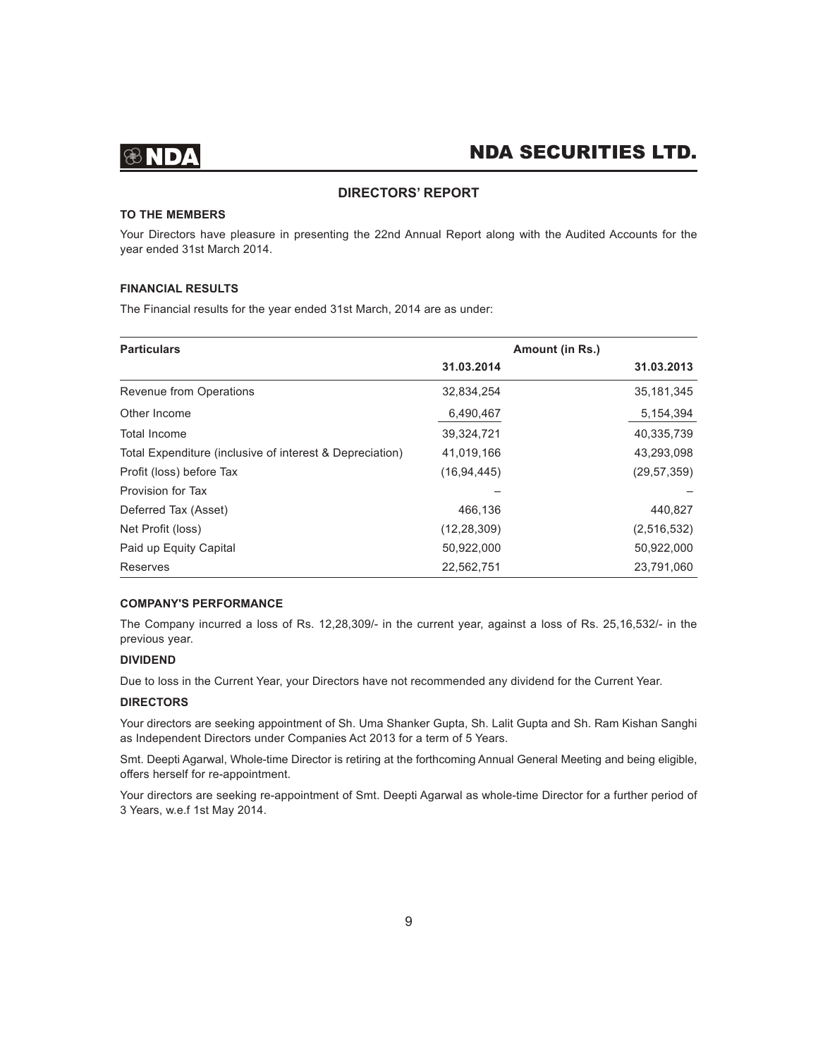## DIRECTORS' REPORT

**TO THE MEMBERS**

Your Directors have pleasure in presenting the 22nd Annual Report along with the Audited Accounts for the year ended 31st March 2014.

**FINANCIAL RESULTS**

The Financial results for the year ended 31st March, 2014 are as under:

| Particulars | Amount (in Rs.) | |
|---|---|---|
| | 31.03.2014 | 31.03.2013 |
| Revenue from Operations | 32,834,254 | 35,181,345 |
| Other Income | 6,490,467 | 5,154,394 |
| Total Income | 39,324,721 | 40,335,739 |
| Total Expenditure (inclusive of interest & Depreciation) | 41,019,166 | 43,293,098 |
| Profit (loss) before Tax | (16,94,445) | (29,57,359) |
| Provision for Tax | – | – |
| Deferred Tax (Asset) | 466,136 | 440,827 |
| Net Profit (loss) | (12,28,309) | (2,516,532) |
| Paid up Equity Capital | 50,922,000 | 50,922,000 |
| Reserves | 22,562,751 | 23,791,060 |

**COMPANY'S PERFORMANCE**

The Company incurred a loss of Rs. 12,28,309/- in the current year, against a loss of Rs. 25,16,532/- in the previous year.

**DIVIDEND**

Due to loss in the Current Year, your Directors have not recommended any dividend for the Current Year.

**DIRECTORS**

Your directors are seeking appointment of Sh. Uma Shanker Gupta, Sh. Lalit Gupta and Sh. Ram Kishan Sanghi as Independent Directors under Companies Act 2013 for a term of 5 Years.

Smt. Deepti Agarwal, Whole-time Director is retiring at the forthcoming Annual General Meeting and being eligible, offers herself for re-appointment.

Your directors are seeking re-appointment of Smt. Deepti Agarwal as whole-time Director for a further period of 3 Years, w.e.f 1st May 2014.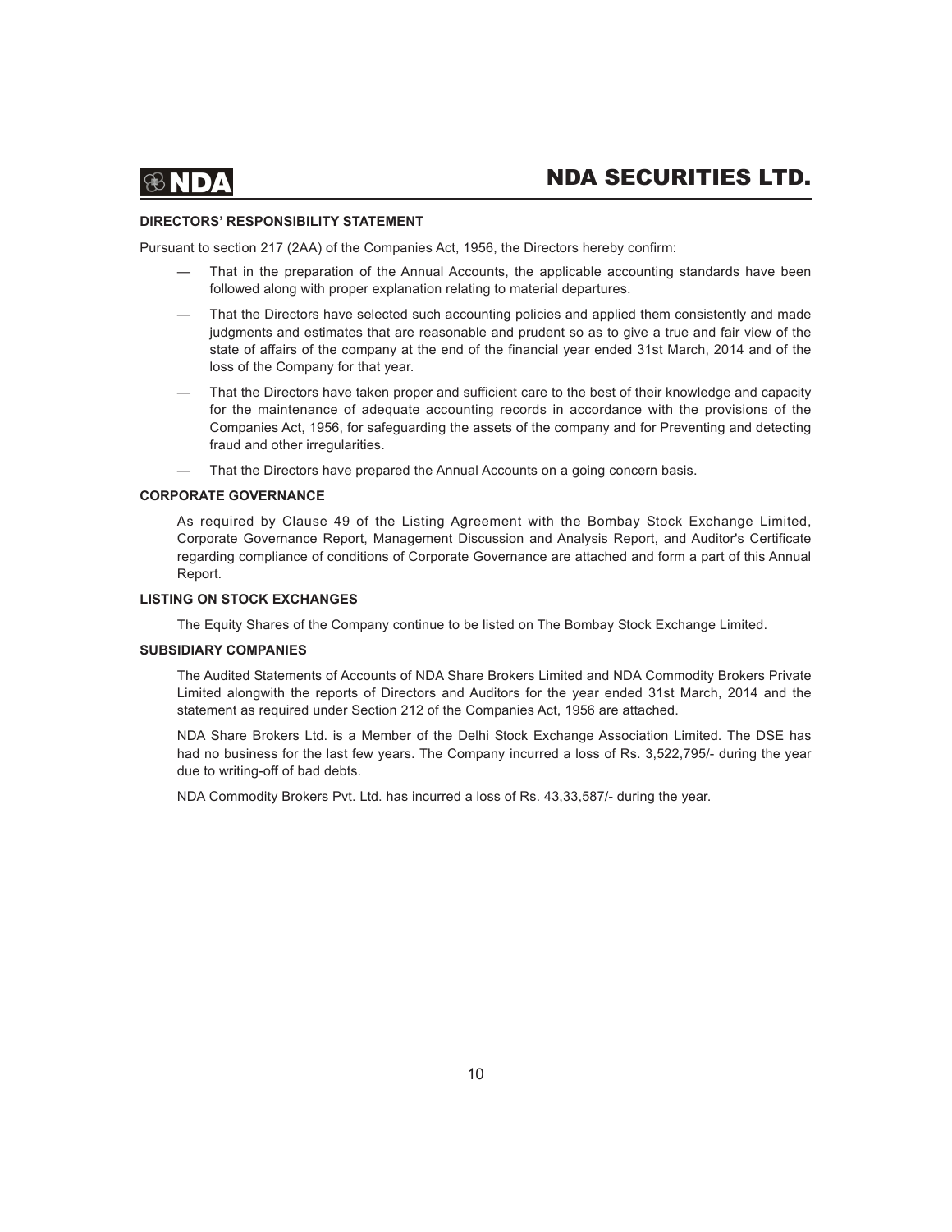**DIRECTORS' RESPONSIBILITY STATEMENT**

Pursuant to section 217 (2AA) of the Companies Act, 1956, the Directors hereby confirm:

— That in the preparation of the Annual Accounts, the applicable accounting standards have been followed along with proper explanation relating to material departures.

— That the Directors have selected such accounting policies and applied them consistently and made judgments and estimates that are reasonable and prudent so as to give a true and fair view of the state of affairs of the company at the end of the financial year ended 31st March, 2014 and of the loss of the Company for that year.

— That the Directors have taken proper and sufficient care to the best of their knowledge and capacity for the maintenance of adequate accounting records in accordance with the provisions of the Companies Act, 1956, for safeguarding the assets of the company and for Preventing and detecting fraud and other irregularities.

— That the Directors have prepared the Annual Accounts on a going concern basis.

**CORPORATE GOVERNANCE**

As required by Clause 49 of the Listing Agreement with the Bombay Stock Exchange Limited, Corporate Governance Report, Management Discussion and Analysis Report, and Auditor's Certificate regarding compliance of conditions of Corporate Governance are attached and form a part of this Annual Report.

**LISTING ON STOCK EXCHANGES**

The Equity Shares of the Company continue to be listed on The Bombay Stock Exchange Limited.

**SUBSIDIARY COMPANIES**

The Audited Statements of Accounts of NDA Share Brokers Limited and NDA Commodity Brokers Private Limited alongwith the reports of Directors and Auditors for the year ended 31st March, 2014 and the statement as required under Section 212 of the Companies Act, 1956 are attached.

NDA Share Brokers Ltd. is a Member of the Delhi Stock Exchange Association Limited. The DSE has had no business for the last few years. The Company incurred a loss of Rs. 3,522,795/- during the year due to writing-off of bad debts.

NDA Commodity Brokers Pvt. Ltd. has incurred a loss of Rs. 43,33,587/- during the year.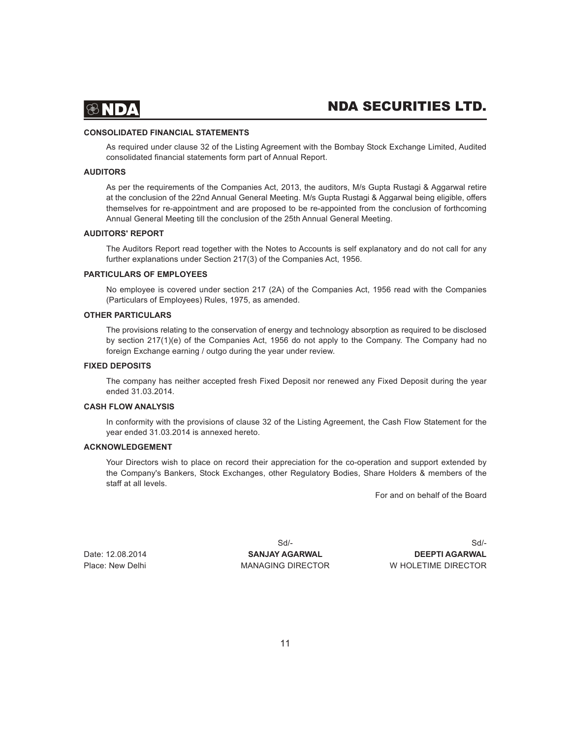## CONSOLIDATED FINANCIAL STATEMENTS

As required under clause 32 of the Listing Agreement with the Bombay Stock Exchange Limited, Audited consolidated financial statements form part of Annual Report.

## AUDITORS

As per the requirements of the Companies Act, 2013, the auditors, M/s Gupta Rustagi & Aggarwal retire at the conclusion of the 22nd Annual General Meeting. M/s Gupta Rustagi & Aggarwal being eligible, offers themselves for re-appointment and are proposed to be re-appointed from the conclusion of forthcoming Annual General Meeting till the conclusion of the 25th Annual General Meeting.

## AUDITORS' REPORT

The Auditors Report read together with the Notes to Accounts is self explanatory and do not call for any further explanations under Section 217(3) of the Companies Act, 1956.

## PARTICULARS OF EMPLOYEES

No employee is covered under section 217 (2A) of the Companies Act, 1956 read with the Companies (Particulars of Employees) Rules, 1975, as amended.

## OTHER PARTICULARS

The provisions relating to the conservation of energy and technology absorption as required to be disclosed by section 217(1)(e) of the Companies Act, 1956 do not apply to the Company. The Company had no foreign Exchange earning / outgo during the year under review.

## FIXED DEPOSITS

The company has neither accepted fresh Fixed Deposit nor renewed any Fixed Deposit during the year ended 31.03.2014.

## CASH FLOW ANALYSIS

In conformity with the provisions of clause 32 of the Listing Agreement, the Cash Flow Statement for the year ended 31.03.2014 is annexed hereto.

## ACKNOWLEDGEMENT

Your Directors wish to place on record their appreciation for the co-operation and support extended by the Company's Bankers, Stock Exchanges, other Regulatory Bodies, Share Holders & members of the staff at all levels.

For and on behalf of the Board

| | Sd/- | Sd/- |
|---|---|---|
| Date: 12.08.2014 | **SANJAY AGARWAL** | **DEEPTI AGARWAL** |
| Place: New Delhi | MANAGING DIRECTOR | W HOLETIME DIRECTOR |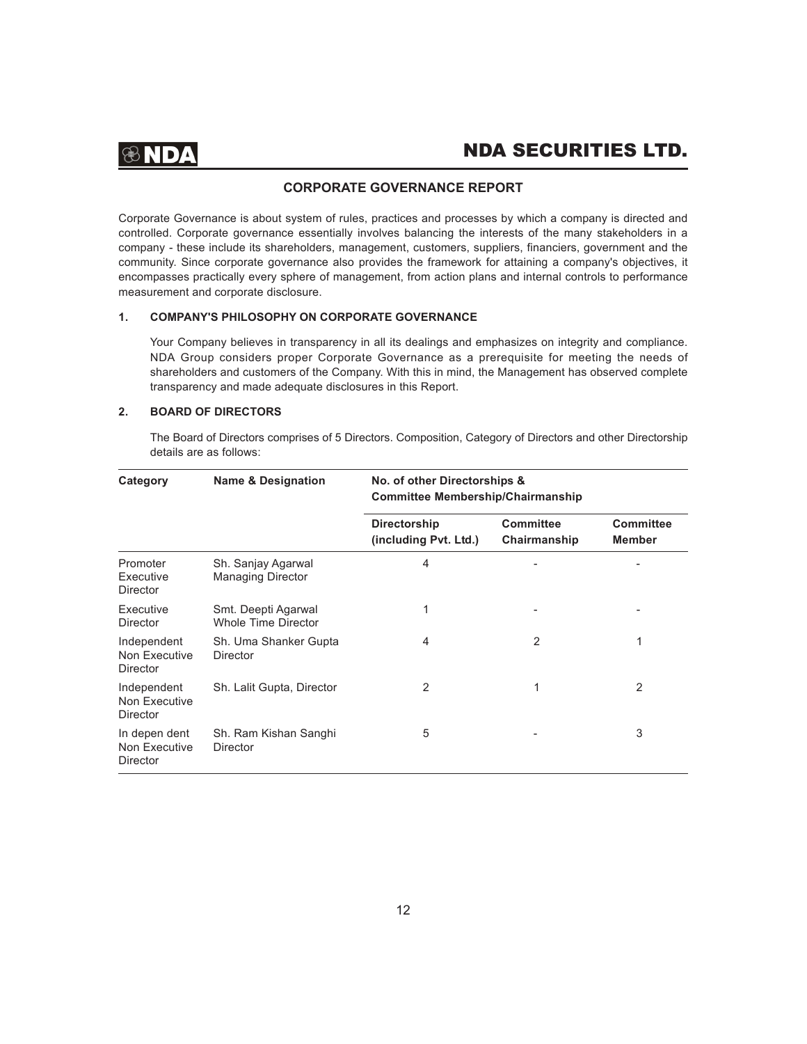## CORPORATE GOVERNANCE REPORT

Corporate Governance is about system of rules, practices and processes by which a company is directed and controlled. Corporate governance essentially involves balancing the interests of the many stakeholders in a company - these include its shareholders, management, customers, suppliers, financiers, government and the community. Since corporate governance also provides the framework for attaining a company's objectives, it encompasses practically every sphere of management, from action plans and internal controls to performance measurement and corporate disclosure.

### 1. COMPANY'S PHILOSOPHY ON CORPORATE GOVERNANCE

Your Company believes in transparency in all its dealings and emphasizes on integrity and compliance. NDA Group considers proper Corporate Governance as a prerequisite for meeting the needs of shareholders and customers of the Company. With this in mind, the Management has observed complete transparency and made adequate disclosures in this Report.

### 2. BOARD OF DIRECTORS

The Board of Directors comprises of 5 Directors. Composition, Category of Directors and other Directorship details are as follows:

| Category | Name & Designation | No. of other Directorships & Committee Membership/Chairmanship | | |
|---|---|---|---|---|
| | | Directorship (including Pvt. Ltd.) | Committee Chairmanship | Committee Member |
| Promoter Executive Director | Sh. Sanjay Agarwal Managing Director | 4 | - | - |
| Executive Director | Smt. Deepti Agarwal Whole Time Director | 1 | - | - |
| Independent Non Executive Director | Sh. Uma Shanker Gupta Director | 4 | 2 | 1 |
| Independent Non Executive Director | Sh. Lalit Gupta, Director | 2 | 1 | 2 |
| In depen dent Non Executive Director | Sh. Ram Kishan Sanghi Director | 5 | - | 3 |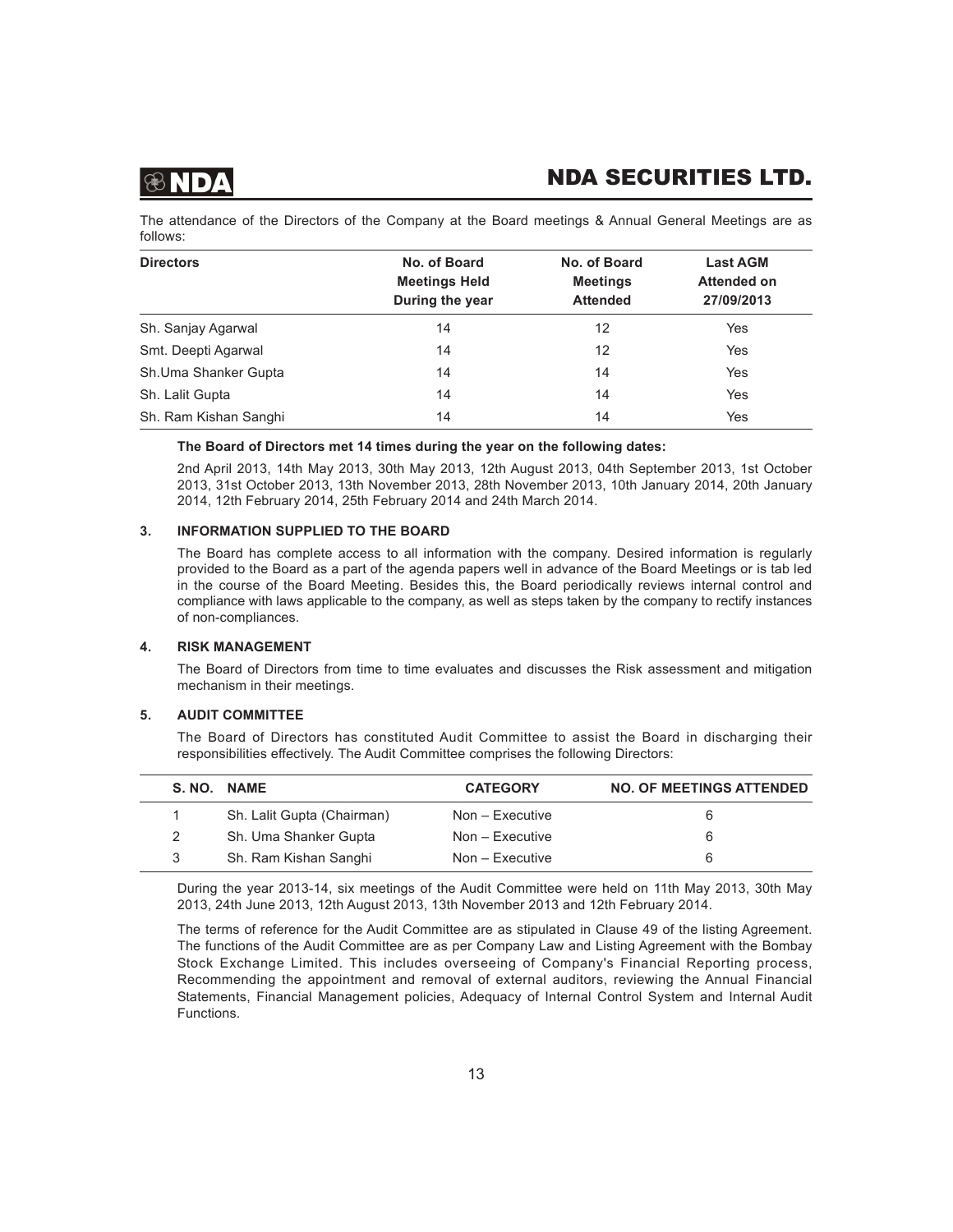The attendance of the Directors of the Company at the Board meetings & Annual General Meetings are as follows:

| Directors | No. of Board Meetings Held During the year | No. of Board Meetings Attended | Last AGM Attended on 27/09/2013 |
|---|---|---|---|
| Sh. Sanjay Agarwal | 14 | 12 | Yes |
| Smt. Deepti Agarwal | 14 | 12 | Yes |
| Sh.Uma Shanker Gupta | 14 | 14 | Yes |
| Sh. Lalit Gupta | 14 | 14 | Yes |
| Sh. Ram Kishan Sanghi | 14 | 14 | Yes |

**The Board of Directors met 14 times during the year on the following dates:**

2nd April 2013, 14th May 2013, 30th May 2013, 12th August 2013, 04th September 2013, 1st October 2013, 31st October 2013, 13th November 2013, 28th November 2013, 10th January 2014, 20th January 2014, 12th February 2014, 25th February 2014 and 24th March 2014.

## 3. INFORMATION SUPPLIED TO THE BOARD

The Board has complete access to all information with the company. Desired information is regularly provided to the Board as a part of the agenda papers well in advance of the Board Meetings or is tab led in the course of the Board Meeting. Besides this, the Board periodically reviews internal control and compliance with laws applicable to the company, as well as steps taken by the company to rectify instances of non-compliances.

## 4. RISK MANAGEMENT

The Board of Directors from time to time evaluates and discusses the Risk assessment and mitigation mechanism in their meetings.

## 5. AUDIT COMMITTEE

The Board of Directors has constituted Audit Committee to assist the Board in discharging their responsibilities effectively. The Audit Committee comprises the following Directors:

| S. NO. | NAME | CATEGORY | NO. OF MEETINGS ATTENDED |
|---|---|---|---|
| 1 | Sh. Lalit Gupta (Chairman) | Non – Executive | 6 |
| 2 | Sh. Uma Shanker Gupta | Non – Executive | 6 |
| 3 | Sh. Ram Kishan Sanghi | Non – Executive | 6 |

During the year 2013-14, six meetings of the Audit Committee were held on 11th May 2013, 30th May 2013, 24th June 2013, 12th August 2013, 13th November 2013 and 12th February 2014.

The terms of reference for the Audit Committee are as stipulated in Clause 49 of the listing Agreement. The functions of the Audit Committee are as per Company Law and Listing Agreement with the Bombay Stock Exchange Limited. This includes overseeing of Company's Financial Reporting process, Recommending the appointment and removal of external auditors, reviewing the Annual Financial Statements, Financial Management policies, Adequacy of Internal Control System and Internal Audit Functions.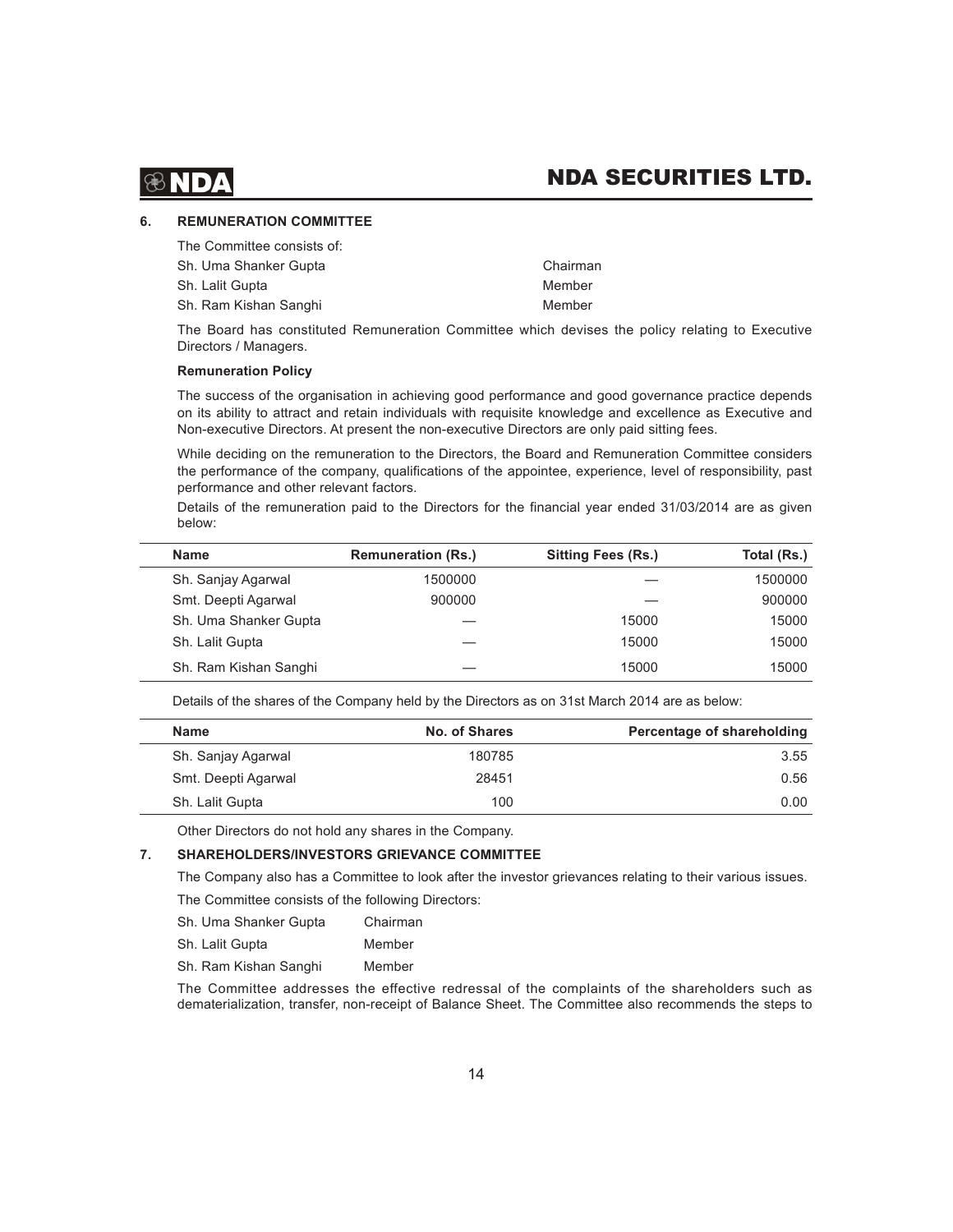## 6. REMUNERATION COMMITTEE

The Committee consists of:

| | |
|---|---|
| Sh. Uma Shanker Gupta | Chairman |
| Sh. Lalit Gupta | Member |
| Sh. Ram Kishan Sanghi | Member |

The Board has constituted Remuneration Committee which devises the policy relating to Executive Directors / Managers.

**Remuneration Policy**

The success of the organisation in achieving good performance and good governance practice depends on its ability to attract and retain individuals with requisite knowledge and excellence as Executive and Non-executive Directors. At present the non-executive Directors are only paid sitting fees.

While deciding on the remuneration to the Directors, the Board and Remuneration Committee considers the performance of the company, qualifications of the appointee, experience, level of responsibility, past performance and other relevant factors.

Details of the remuneration paid to the Directors for the financial year ended 31/03/2014 are as given below:

| Name | Remuneration (Rs.) | Sitting Fees (Rs.) | Total (Rs.) |
|---|---|---|---|
| Sh. Sanjay Agarwal | 1500000 | — | 1500000 |
| Smt. Deepti Agarwal | 900000 | — | 900000 |
| Sh. Uma Shanker Gupta | — | 15000 | 15000 |
| Sh. Lalit Gupta | — | 15000 | 15000 |
| Sh. Ram Kishan Sanghi | — | 15000 | 15000 |

Details of the shares of the Company held by the Directors as on 31st March 2014 are as below:

| Name | No. of Shares | Percentage of shareholding |
|---|---|---|
| Sh. Sanjay Agarwal | 180785 | 3.55 |
| Smt. Deepti Agarwal | 28451 | 0.56 |
| Sh. Lalit Gupta | 100 | 0.00 |

Other Directors do not hold any shares in the Company.

## 7. SHAREHOLDERS/INVESTORS GRIEVANCE COMMITTEE

The Company also has a Committee to look after the investor grievances relating to their various issues.

The Committee consists of the following Directors:

| | |
|---|---|
| Sh. Uma Shanker Gupta | Chairman |
| Sh. Lalit Gupta | Member |
| Sh. Ram Kishan Sanghi | Member |

The Committee addresses the effective redressal of the complaints of the shareholders such as dematerialization, transfer, non-receipt of Balance Sheet. The Committee also recommends the steps to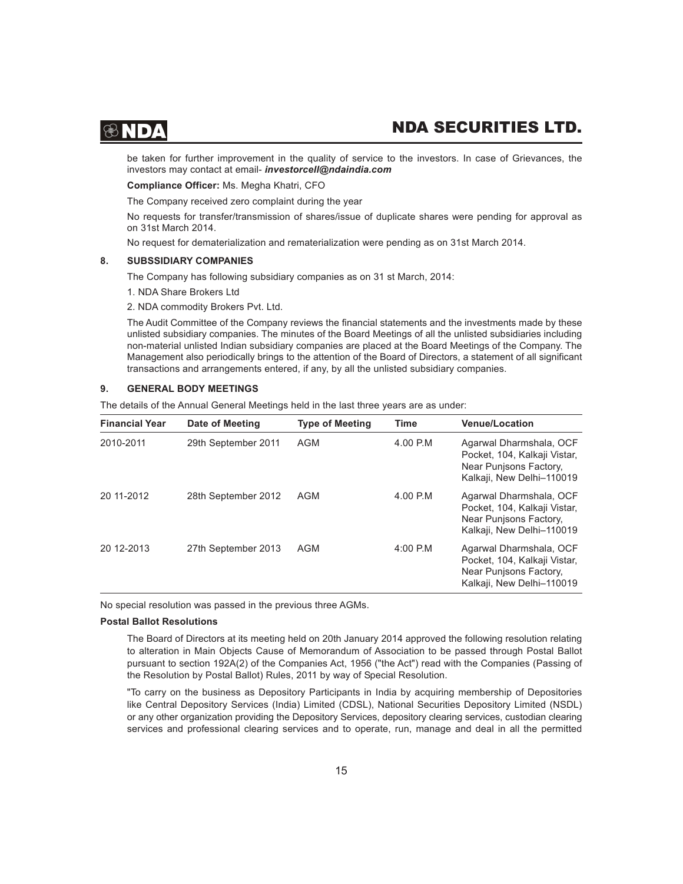be taken for further improvement in the quality of service to the investors. In case of Grievances, the investors may contact at email- ***investorcell@ndaindia.com***

**Compliance Officer:** Ms. Megha Khatri, CFO

The Company received zero complaint during the year

No requests for transfer/transmission of shares/issue of duplicate shares were pending for approval as on 31st March 2014.

No request for dematerialization and rematerialization were pending as on 31st March 2014.

## 8. SUBSSIDIARY COMPANIES

The Company has following subsidiary companies as on 31 st March, 2014:

1. NDA Share Brokers Ltd
2. NDA commodity Brokers Pvt. Ltd.

The Audit Committee of the Company reviews the financial statements and the investments made by these unlisted subsidiary companies. The minutes of the Board Meetings of all the unlisted subsidiaries including non-material unlisted Indian subsidiary companies are placed at the Board Meetings of the Company. The Management also periodically brings to the attention of the Board of Directors, a statement of all significant transactions and arrangements entered, if any, by all the unlisted subsidiary companies.

## 9. GENERAL BODY MEETINGS

The details of the Annual General Meetings held in the last three years are as under:

| Financial Year | Date of Meeting | Type of Meeting | Time | Venue/Location |
|---|---|---|---|---|
| 2010-2011 | 29th September 2011 | AGM | 4.00 P.M | Agarwal Dharmshala, OCF Pocket, 104, Kalkaji Vistar, Near Punjsons Factory, Kalkaji, New Delhi–110019 |
| 20 11-2012 | 28th September 2012 | AGM | 4.00 P.M | Agarwal Dharmshala, OCF Pocket, 104, Kalkaji Vistar, Near Punjsons Factory, Kalkaji, New Delhi–110019 |
| 20 12-2013 | 27th September 2013 | AGM | 4:00 P.M | Agarwal Dharmshala, OCF Pocket, 104, Kalkaji Vistar, Near Punjsons Factory, Kalkaji, New Delhi–110019 |

No special resolution was passed in the previous three AGMs.

**Postal Ballot Resolutions**

The Board of Directors at its meeting held on 20th January 2014 approved the following resolution relating to alteration in Main Objects Cause of Memorandum of Association to be passed through Postal Ballot pursuant to section 192A(2) of the Companies Act, 1956 ("the Act") read with the Companies (Passing of the Resolution by Postal Ballot) Rules, 2011 by way of Special Resolution.

"To carry on the business as Depository Participants in India by acquiring membership of Depositories like Central Depository Services (India) Limited (CDSL), National Securities Depository Limited (NSDL) or any other organization providing the Depository Services, depository clearing services, custodian clearing services and professional clearing services and to operate, run, manage and deal in all the permitted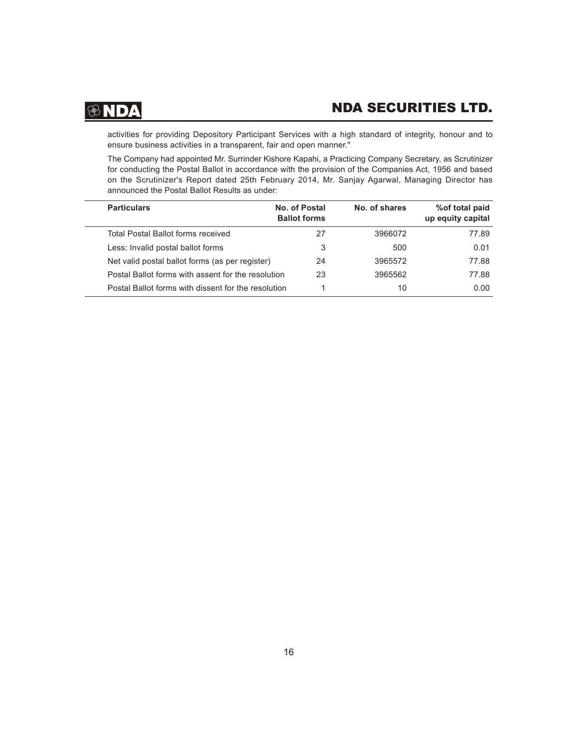activities for providing Depository Participant Services with a high standard of integrity, honour and to ensure business activities in a transparent, fair and open manner."

The Company had appointed Mr. Surrinder Kishore Kapahi, a Practicing Company Secretary, as Scrutinizer for conducting the Postal Ballot in accordance with the provision of the Companies Act, 1956 and based on the Scrutinizer's Report dated 25th February 2014, Mr. Sanjay Agarwal, Managing Director has announced the Postal Ballot Results as under:

| Particulars | No. of Postal Ballot forms | No. of shares | %of total paid up equity capital |
|---|---|---|---|
| Total Postal Ballot forms received | 27 | 3966072 | 77.89 |
| Less: Invalid postal ballot forms | 3 | 500 | 0.01 |
| Net valid postal ballot forms (as per register) | 24 | 3965572 | 77.88 |
| Postal Ballot forms with assent for the resolution | 23 | 3965562 | 77.88 |
| Postal Ballot forms with dissent for the resolution | 1 | 10 | 0.00 |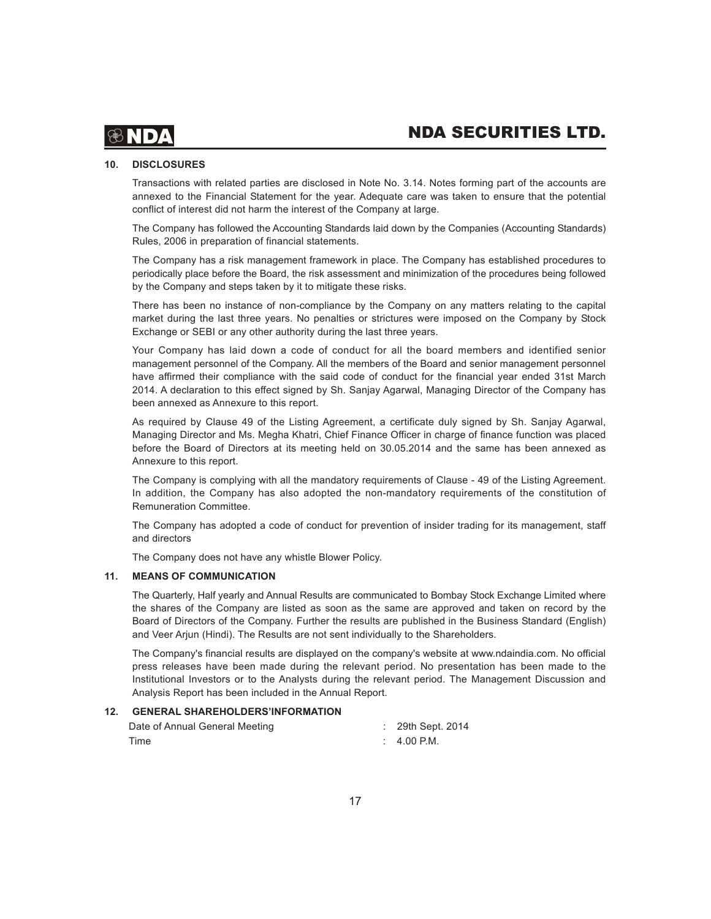## 10. DISCLOSURES

Transactions with related parties are disclosed in Note No. 3.14. Notes forming part of the accounts are annexed to the Financial Statement for the year. Adequate care was taken to ensure that the potential conflict of interest did not harm the interest of the Company at large.

The Company has followed the Accounting Standards laid down by the Companies (Accounting Standards) Rules, 2006 in preparation of financial statements.

The Company has a risk management framework in place. The Company has established procedures to periodically place before the Board, the risk assessment and minimization of the procedures being followed by the Company and steps taken by it to mitigate these risks.

There has been no instance of non-compliance by the Company on any matters relating to the capital market during the last three years. No penalties or strictures were imposed on the Company by Stock Exchange or SEBI or any other authority during the last three years.

Your Company has laid down a code of conduct for all the board members and identified senior management personnel of the Company. All the members of the Board and senior management personnel have affirmed their compliance with the said code of conduct for the financial year ended 31st March 2014. A declaration to this effect signed by Sh. Sanjay Agarwal, Managing Director of the Company has been annexed as Annexure to this report.

As required by Clause 49 of the Listing Agreement, a certificate duly signed by Sh. Sanjay Agarwal, Managing Director and Ms. Megha Khatri, Chief Finance Officer in charge of finance function was placed before the Board of Directors at its meeting held on 30.05.2014 and the same has been annexed as Annexure to this report.

The Company is complying with all the mandatory requirements of Clause - 49 of the Listing Agreement. In addition, the Company has also adopted the non-mandatory requirements of the constitution of Remuneration Committee.

The Company has adopted a code of conduct for prevention of insider trading for its management, staff and directors

The Company does not have any whistle Blower Policy.

## 11. MEANS OF COMMUNICATION

The Quarterly, Half yearly and Annual Results are communicated to Bombay Stock Exchange Limited where the shares of the Company are listed as soon as the same are approved and taken on record by the Board of Directors of the Company. Further the results are published in the Business Standard (English) and Veer Arjun (Hindi). The Results are not sent individually to the Shareholders.

The Company's financial results are displayed on the company's website at www.ndaindia.com. No official press releases have been made during the relevant period. No presentation has been made to the Institutional Investors or to the Analysts during the relevant period. The Management Discussion and Analysis Report has been included in the Annual Report.

## 12. GENERAL SHAREHOLDERS'INFORMATION

| | | |
|---|---|---|
| Date of Annual General Meeting | : | 29th Sept. 2014 |
| Time | : | 4.00 P.M. |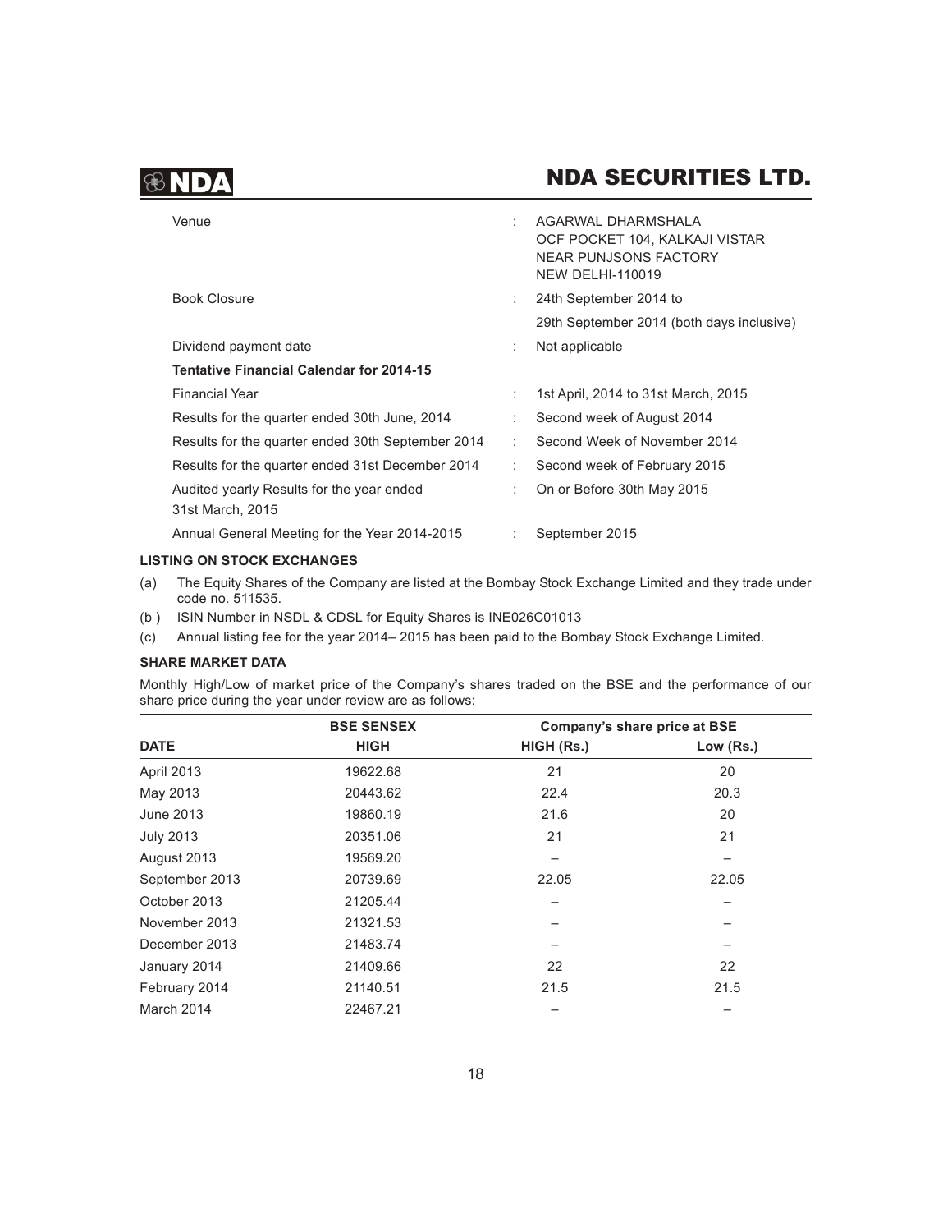| | | |
|---|---|---|
| Venue | : | AGARWAL DHARMSHALA<br>OCF POCKET 104, KALKAJI VISTAR<br>NEAR PUNJSONS FACTORY<br>NEW DELHI-110019 |
| Book Closure | : | 24th September 2014 to<br>29th September 2014 (both days inclusive) |
| Dividend payment date | : | Not applicable |
| **Tentative Financial Calendar for 2014-15** | | |
| Financial Year | : | 1st April, 2014 to 31st March, 2015 |
| Results for the quarter ended 30th June, 2014 | : | Second week of August 2014 |
| Results for the quarter ended 30th September 2014 | : | Second Week of November 2014 |
| Results for the quarter ended 31st December 2014 | : | Second week of February 2015 |
| Audited yearly Results for the year ended 31st March, 2015 | : | On or Before 30th May 2015 |
| Annual General Meeting for the Year 2014-2015 | : | September 2015 |

**LISTING ON STOCK EXCHANGES**

(a) The Equity Shares of the Company are listed at the Bombay Stock Exchange Limited and they trade under code no. 511535.

(b ) ISIN Number in NSDL & CDSL for Equity Shares is INE026C01013

(c) Annual listing fee for the year 2014– 2015 has been paid to the Bombay Stock Exchange Limited.

**SHARE MARKET DATA**

Monthly High/Low of market price of the Company's shares traded on the BSE and the performance of our share price during the year under review are as follows:

| | BSE SENSEX | Company's share price at BSE | |
|---|---|---|---|
| **DATE** | **HIGH** | **HIGH (Rs.)** | **Low (Rs.)** |
| April 2013 | 19622.68 | 21 | 20 |
| May 2013 | 20443.62 | 22.4 | 20.3 |
| June 2013 | 19860.19 | 21.6 | 20 |
| July 2013 | 20351.06 | 21 | 21 |
| August 2013 | 19569.20 | – | – |
| September 2013 | 20739.69 | 22.05 | 22.05 |
| October 2013 | 21205.44 | – | – |
| November 2013 | 21321.53 | – | – |
| December 2013 | 21483.74 | – | – |
| January 2014 | 21409.66 | 22 | 22 |
| February 2014 | 21140.51 | 21.5 | 21.5 |
| March 2014 | 22467.21 | – | – |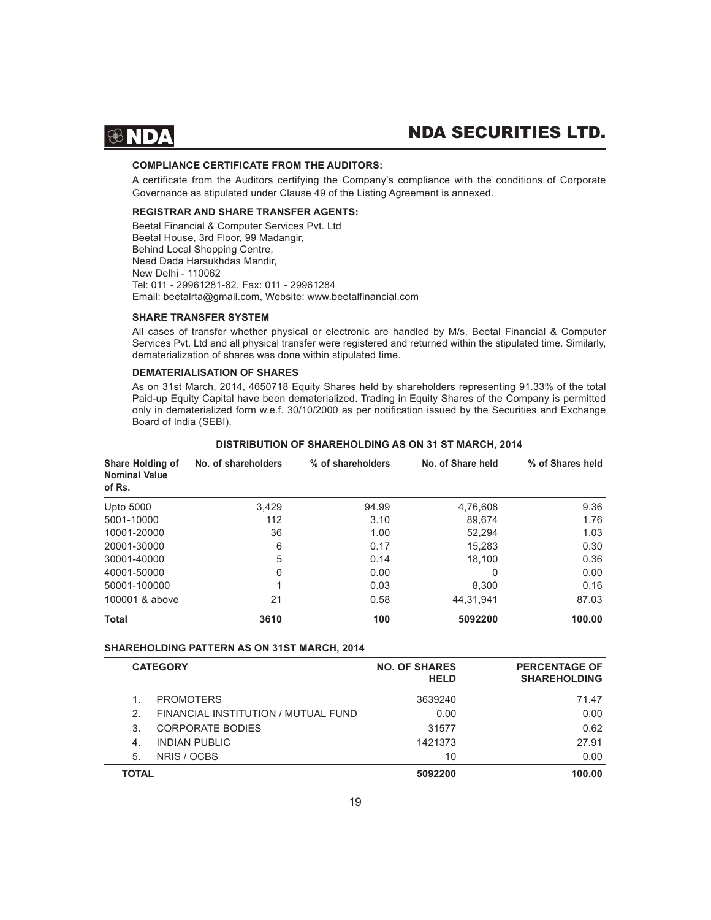**COMPLIANCE CERTIFICATE FROM THE AUDITORS:**

A certificate from the Auditors certifying the Company's compliance with the conditions of Corporate Governance as stipulated under Clause 49 of the Listing Agreement is annexed.

**REGISTRAR AND SHARE TRANSFER AGENTS:**

Beetal Financial & Computer Services Pvt. Ltd
Beetal House, 3rd Floor, 99 Madangir,
Behind Local Shopping Centre,
Nead Dada Harsukhdas Mandir,
New Delhi - 110062
Tel: 011 - 29961281-82, Fax: 011 - 29961284
Email: beetalrta@gmail.com, Website: www.beetalfinancial.com

**SHARE TRANSFER SYSTEM**

All cases of transfer whether physical or electronic are handled by M/s. Beetal Financial & Computer Services Pvt. Ltd and all physical transfer were registered and returned within the stipulated time. Similarly, dematerialization of shares was done within stipulated time.

**DEMATERIALISATION OF SHARES**

As on 31st March, 2014, 4650718 Equity Shares held by shareholders representing 91.33% of the total Paid-up Equity Capital have been dematerialized. Trading in Equity Shares of the Company is permitted only in dematerialized form w.e.f. 30/10/2000 as per notification issued by the Securities and Exchange Board of India (SEBI).

**DISTRIBUTION OF SHAREHOLDING AS ON 31 ST MARCH, 2014**

| Share Holding of Nominal Value of Rs. | No. of shareholders | % of shareholders | No. of Share held | % of Shares held |
|---|---|---|---|---|
| Upto 5000 | 3,429 | 94.99 | 4,76,608 | 9.36 |
| 5001-10000 | 112 | 3.10 | 89,674 | 1.76 |
| 10001-20000 | 36 | 1.00 | 52,294 | 1.03 |
| 20001-30000 | 6 | 0.17 | 15,283 | 0.30 |
| 30001-40000 | 5 | 0.14 | 18,100 | 0.36 |
| 40001-50000 | 0 | 0.00 | 0 | 0.00 |
| 50001-100000 | 1 | 0.03 | 8,300 | 0.16 |
| 100001 & above | 21 | 0.58 | 44,31,941 | 87.03 |
| **Total** | **3610** | **100** | **5092200** | **100.00** |

**SHAREHOLDING PATTERN AS ON 31ST MARCH, 2014**

| CATEGORY | NO. OF SHARES HELD | PERCENTAGE OF SHAREHOLDING |
|---|---|---|
| 1. PROMOTERS | 3639240 | 71.47 |
| 2. FINANCIAL INSTITUTION / MUTUAL FUND | 0.00 | 0.00 |
| 3. CORPORATE BODIES | 31577 | 0.62 |
| 4. INDIAN PUBLIC | 1421373 | 27.91 |
| 5. NRIS / OCBS | 10 | 0.00 |
| **TOTAL** | **5092200** | **100.00** |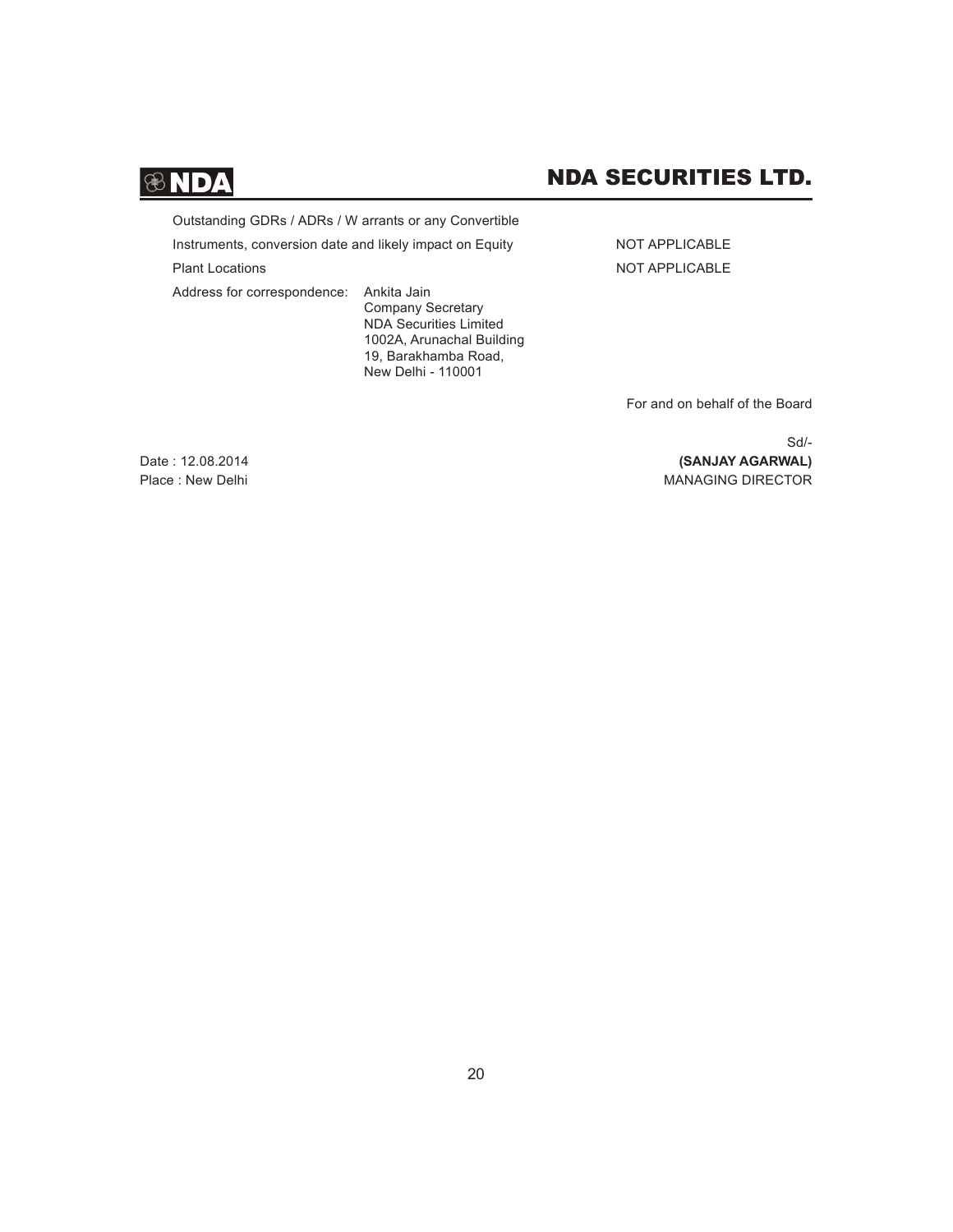| | |
|---|---|
| Outstanding GDRs / ADRs / Warrants or any Convertible Instruments, conversion date and likely impact on Equity | NOT APPLICABLE |
| Plant Locations | NOT APPLICABLE |
| Address for correspondence: | Ankita Jain<br>Company Secretary<br>NDA Securities Limited<br>1002A, Arunachal Building<br>19, Barakhamba Road,<br>New Delhi - 110001 |

For and on behalf of the Board

Sd/-

**(SANJAY AGARWAL)**
MANAGING DIRECTOR

Date : 12.08.2014
Place : New Delhi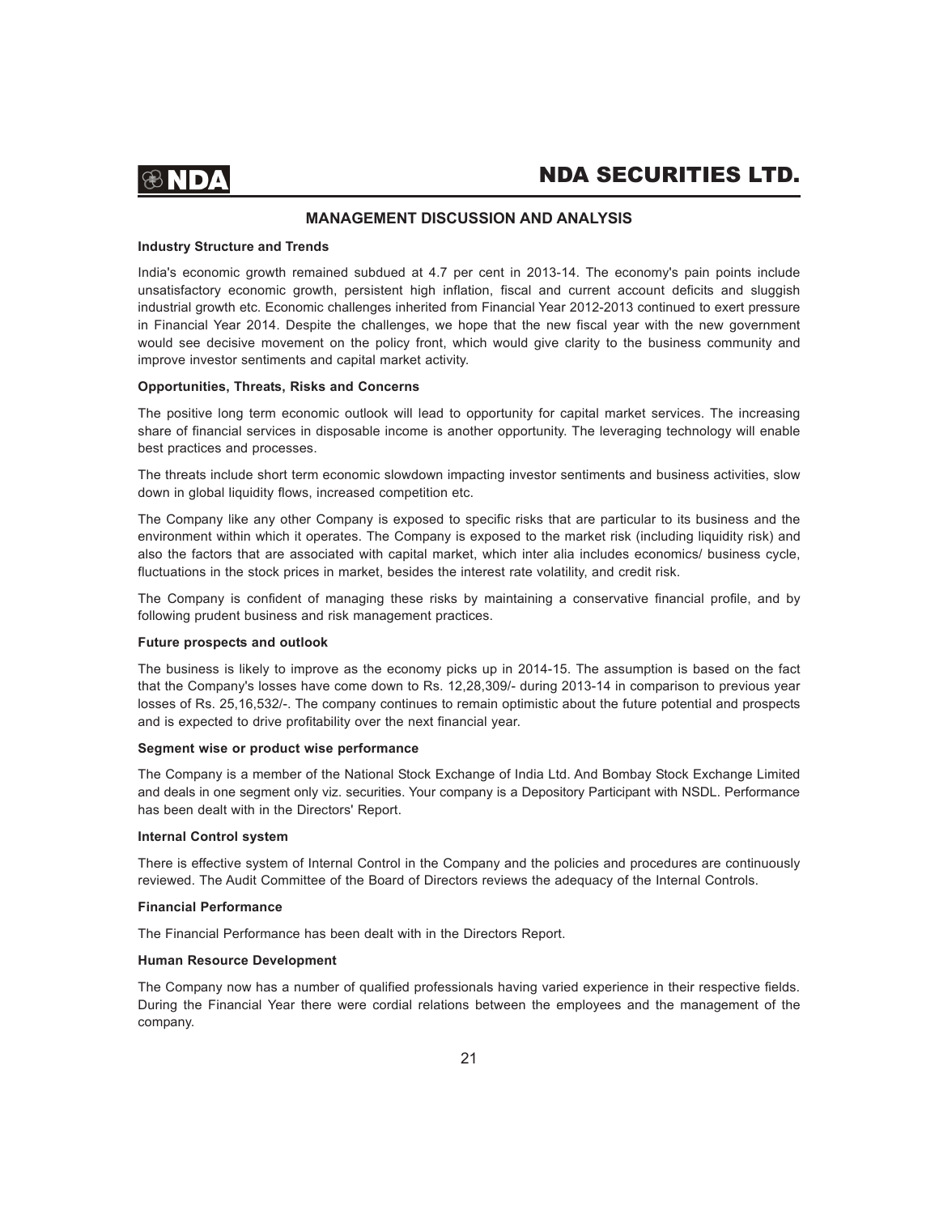## MANAGEMENT DISCUSSION AND ANALYSIS

### Industry Structure and Trends

India's economic growth remained subdued at 4.7 per cent in 2013-14. The economy's pain points include unsatisfactory economic growth, persistent high inflation, fiscal and current account deficits and sluggish industrial growth etc. Economic challenges inherited from Financial Year 2012-2013 continued to exert pressure in Financial Year 2014. Despite the challenges, we hope that the new fiscal year with the new government would see decisive movement on the policy front, which would give clarity to the business community and improve investor sentiments and capital market activity.

### Opportunities, Threats, Risks and Concerns

The positive long term economic outlook will lead to opportunity for capital market services. The increasing share of financial services in disposable income is another opportunity. The leveraging technology will enable best practices and processes.

The threats include short term economic slowdown impacting investor sentiments and business activities, slow down in global liquidity flows, increased competition etc.

The Company like any other Company is exposed to specific risks that are particular to its business and the environment within which it operates. The Company is exposed to the market risk (including liquidity risk) and also the factors that are associated with capital market, which inter alia includes economics/ business cycle, fluctuations in the stock prices in market, besides the interest rate volatility, and credit risk.

The Company is confident of managing these risks by maintaining a conservative financial profile, and by following prudent business and risk management practices.

### Future prospects and outlook

The business is likely to improve as the economy picks up in 2014-15. The assumption is based on the fact that the Company's losses have come down to Rs. 12,28,309/- during 2013-14 in comparison to previous year losses of Rs. 25,16,532/-. The company continues to remain optimistic about the future potential and prospects and is expected to drive profitability over the next financial year.

### Segment wise or product wise performance

The Company is a member of the National Stock Exchange of India Ltd. And Bombay Stock Exchange Limited and deals in one segment only viz. securities. Your company is a Depository Participant with NSDL. Performance has been dealt with in the Directors' Report.

### Internal Control system

There is effective system of Internal Control in the Company and the policies and procedures are continuously reviewed. The Audit Committee of the Board of Directors reviews the adequacy of the Internal Controls.

### Financial Performance

The Financial Performance has been dealt with in the Directors Report.

### Human Resource Development

The Company now has a number of qualified professionals having varied experience in their respective fields. During the Financial Year there were cordial relations between the employees and the management of the company.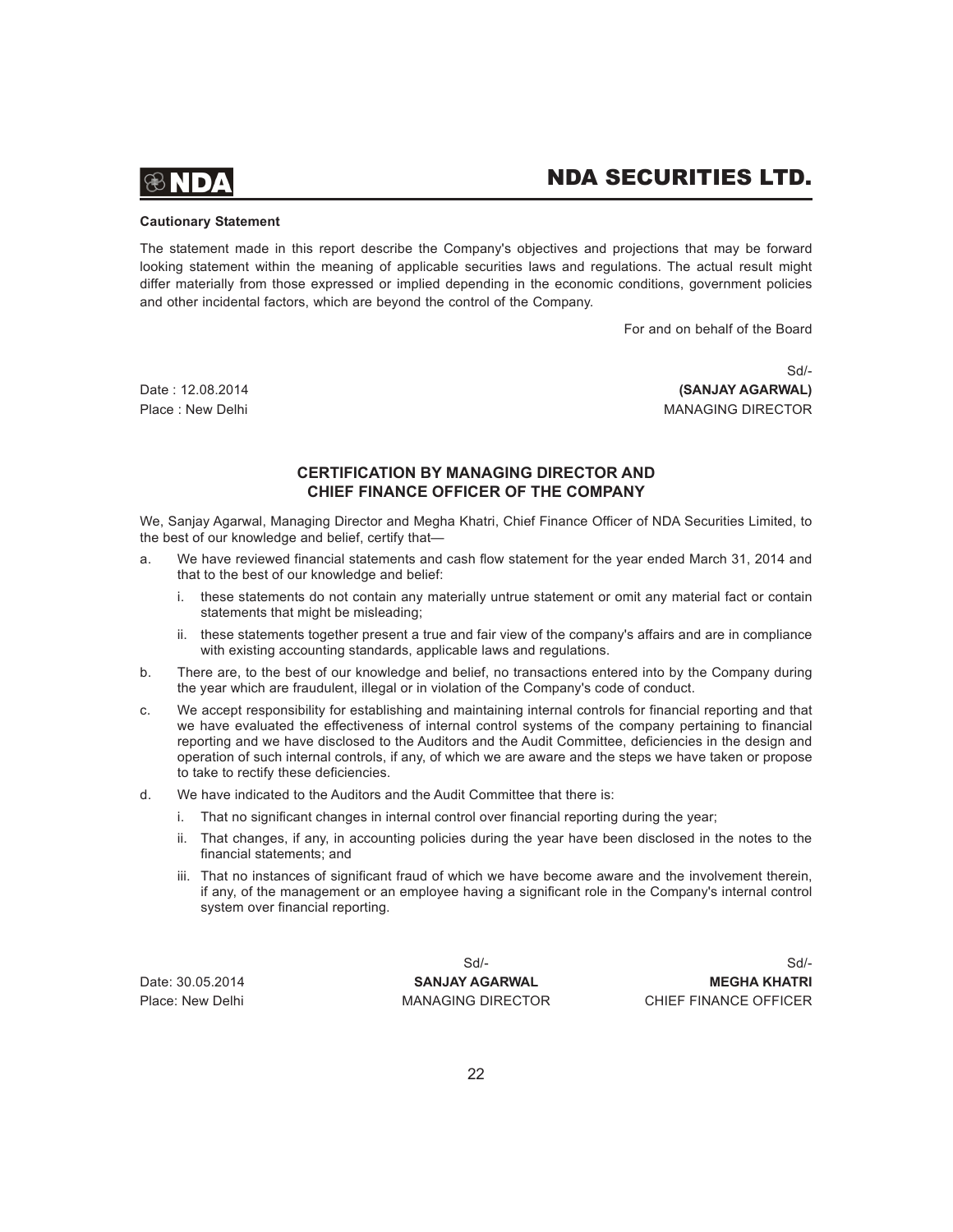**Cautionary Statement**

The statement made in this report describe the Company's objectives and projections that may be forward looking statement within the meaning of applicable securities laws and regulations. The actual result might differ materially from those expressed or implied depending in the economic conditions, government policies and other incidental factors, which are beyond the control of the Company.

For and on behalf of the Board

Sd/-

Date : 12.08.2014 **(SANJAY AGARWAL)**

Place : New Delhi MANAGING DIRECTOR

## CERTIFICATION BY MANAGING DIRECTOR AND CHIEF FINANCE OFFICER OF THE COMPANY

We, Sanjay Agarwal, Managing Director and Megha Khatri, Chief Finance Officer of NDA Securities Limited, to the best of our knowledge and belief, certify that—

a. We have reviewed financial statements and cash flow statement for the year ended March 31, 2014 and that to the best of our knowledge and belief:

   i. these statements do not contain any materially untrue statement or omit any material fact or contain statements that might be misleading;

   ii. these statements together present a true and fair view of the company's affairs and are in compliance with existing accounting standards, applicable laws and regulations.

b. There are, to the best of our knowledge and belief, no transactions entered into by the Company during the year which are fraudulent, illegal or in violation of the Company's code of conduct.

c. We accept responsibility for establishing and maintaining internal controls for financial reporting and that we have evaluated the effectiveness of internal control systems of the company pertaining to financial reporting and we have disclosed to the Auditors and the Audit Committee, deficiencies in the design and operation of such internal controls, if any, of which we are aware and the steps we have taken or propose to take to rectify these deficiencies.

d. We have indicated to the Auditors and the Audit Committee that there is:

   i. That no significant changes in internal control over financial reporting during the year;

   ii. That changes, if any, in accounting policies during the year have been disclosed in the notes to the financial statements; and

   iii. That no instances of significant fraud of which we have become aware and the involvement therein, if any, of the management or an employee having a significant role in the Company's internal control system over financial reporting.

| | Sd/- | Sd/- |
|---|---|---|
| Date: 30.05.2014 | **SANJAY AGARWAL** | **MEGHA KHATRI** |
| Place: New Delhi | MANAGING DIRECTOR | CHIEF FINANCE OFFICER |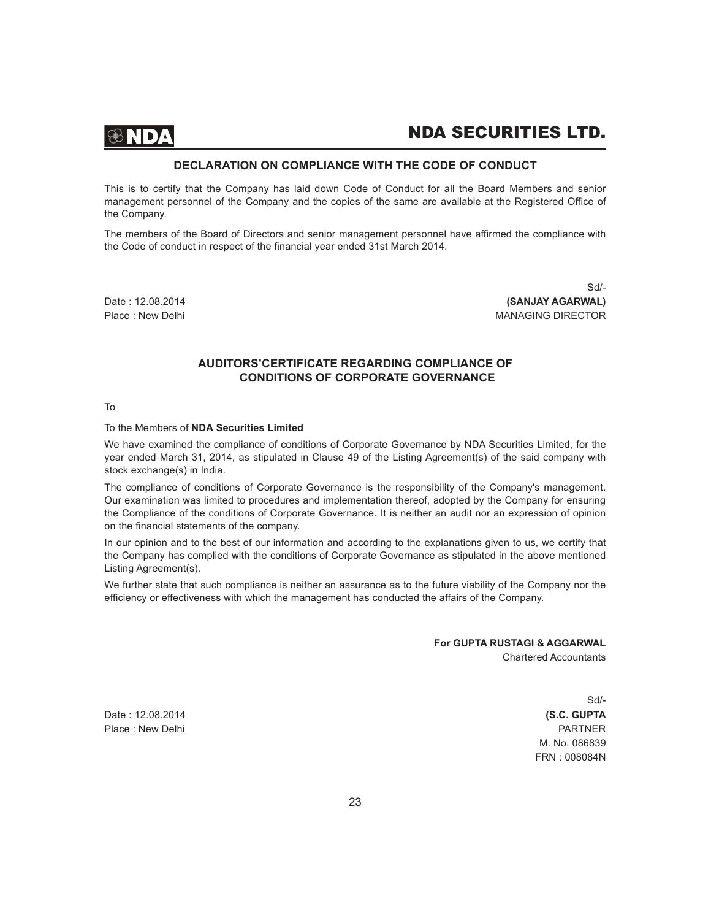## DECLARATION ON COMPLIANCE WITH THE CODE OF CONDUCT

This is to certify that the Company has laid down Code of Conduct for all the Board Members and senior management personnel of the Company and the copies of the same are available at the Registered Office of the Company.

The members of the Board of Directors and senior management personnel have affirmed the compliance with the Code of conduct in respect of the financial year ended 31st March 2014.

Sd/-
**(SANJAY AGARWAL)**
MANAGING DIRECTOR

Date : 12.08.2014
Place : New Delhi

## AUDITORS'CERTIFICATE REGARDING COMPLIANCE OF CONDITIONS OF CORPORATE GOVERNANCE

To

To the Members of **NDA Securities Limited**

We have examined the compliance of conditions of Corporate Governance by NDA Securities Limited, for the year ended March 31, 2014, as stipulated in Clause 49 of the Listing Agreement(s) of the said company with stock exchange(s) in India.

The compliance of conditions of Corporate Governance is the responsibility of the Company's management. Our examination was limited to procedures and implementation thereof, adopted by the Company for ensuring the Compliance of the conditions of Corporate Governance. It is neither an audit nor an expression of opinion on the financial statements of the company.

In our opinion and to the best of our information and according to the explanations given to us, we certify that the Company has complied with the conditions of Corporate Governance as stipulated in the above mentioned Listing Agreement(s).

We further state that such compliance is neither an assurance as to the future viability of the Company nor the efficiency or effectiveness with which the management has conducted the affairs of the Company.

**For GUPTA RUSTAGI & AGGARWAL**
Chartered Accountants

Sd/-
**(S.C. GUPTA**
PARTNER
M. No. 086839
FRN : 008084N

Date : 12.08.2014
Place : New Delhi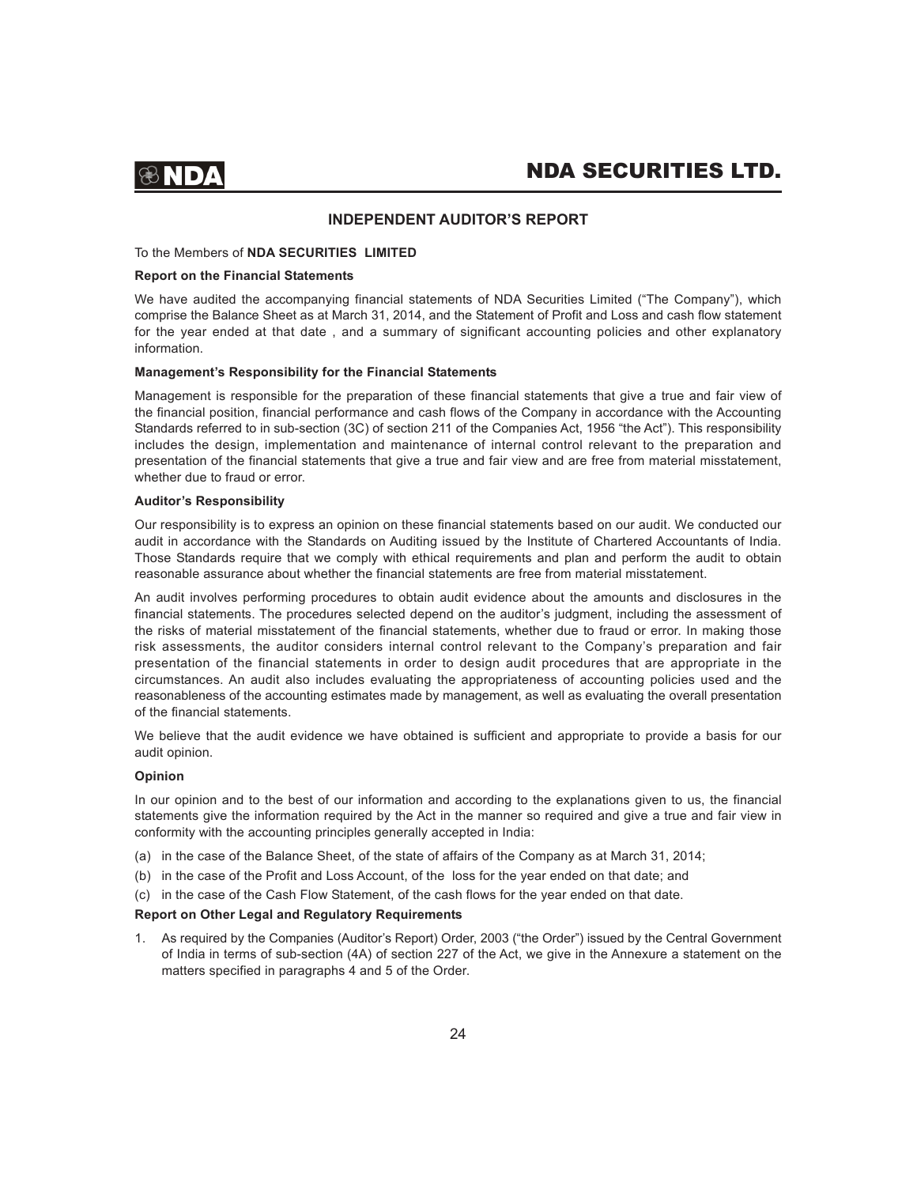## INDEPENDENT AUDITOR'S REPORT

To the Members of **NDA SECURITIES LIMITED**

**Report on the Financial Statements**

We have audited the accompanying financial statements of NDA Securities Limited ("The Company"), which comprise the Balance Sheet as at March 31, 2014, and the Statement of Profit and Loss and cash flow statement for the year ended at that date , and a summary of significant accounting policies and other explanatory information.

**Management's Responsibility for the Financial Statements**

Management is responsible for the preparation of these financial statements that give a true and fair view of the financial position, financial performance and cash flows of the Company in accordance with the Accounting Standards referred to in sub-section (3C) of section 211 of the Companies Act, 1956 "the Act"). This responsibility includes the design, implementation and maintenance of internal control relevant to the preparation and presentation of the financial statements that give a true and fair view and are free from material misstatement, whether due to fraud or error.

**Auditor's Responsibility**

Our responsibility is to express an opinion on these financial statements based on our audit. We conducted our audit in accordance with the Standards on Auditing issued by the Institute of Chartered Accountants of India. Those Standards require that we comply with ethical requirements and plan and perform the audit to obtain reasonable assurance about whether the financial statements are free from material misstatement.

An audit involves performing procedures to obtain audit evidence about the amounts and disclosures in the financial statements. The procedures selected depend on the auditor's judgment, including the assessment of the risks of material misstatement of the financial statements, whether due to fraud or error. In making those risk assessments, the auditor considers internal control relevant to the Company's preparation and fair presentation of the financial statements in order to design audit procedures that are appropriate in the circumstances. An audit also includes evaluating the appropriateness of accounting policies used and the reasonableness of the accounting estimates made by management, as well as evaluating the overall presentation of the financial statements.

We believe that the audit evidence we have obtained is sufficient and appropriate to provide a basis for our audit opinion.

**Opinion**

In our opinion and to the best of our information and according to the explanations given to us, the financial statements give the information required by the Act in the manner so required and give a true and fair view in conformity with the accounting principles generally accepted in India:

(a) in the case of the Balance Sheet, of the state of affairs of the Company as at March 31, 2014;

(b) in the case of the Profit and Loss Account, of the loss for the year ended on that date; and

(c) in the case of the Cash Flow Statement, of the cash flows for the year ended on that date.

**Report on Other Legal and Regulatory Requirements**

1. As required by the Companies (Auditor's Report) Order, 2003 ("the Order") issued by the Central Government of India in terms of sub-section (4A) of section 227 of the Act, we give in the Annexure a statement on the matters specified in paragraphs 4 and 5 of the Order.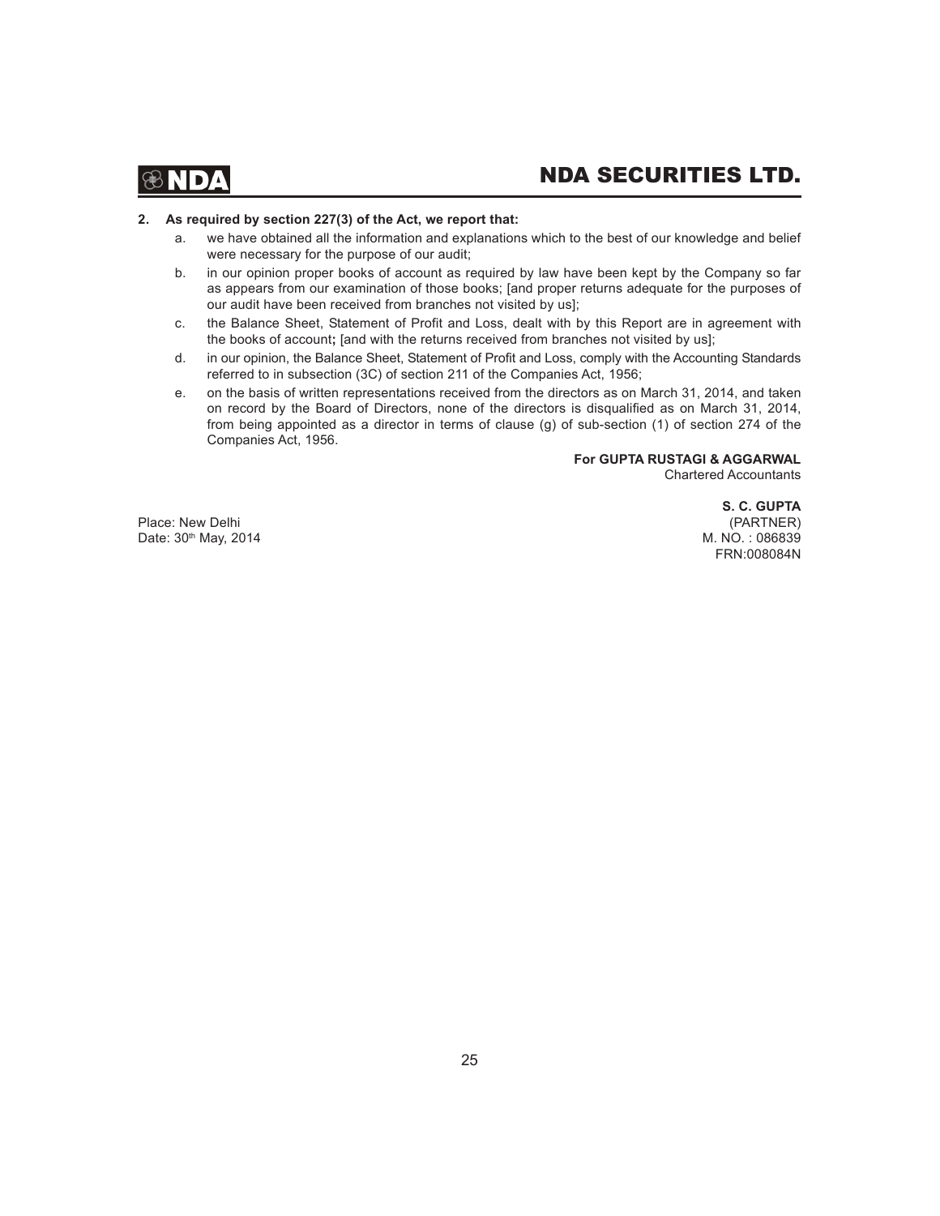**2. As required by section 227(3) of the Act, we report that:**

a. we have obtained all the information and explanations which to the best of our knowledge and belief were necessary for the purpose of our audit;

b. in our opinion proper books of account as required by law have been kept by the Company so far as appears from our examination of those books; [and proper returns adequate for the purposes of our audit have been received from branches not visited by us];

c. the Balance Sheet, Statement of Profit and Loss, dealt with by this Report are in agreement with the books of account**;** [and with the returns received from branches not visited by us];

d. in our opinion, the Balance Sheet, Statement of Profit and Loss, comply with the Accounting Standards referred to in subsection (3C) of section 211 of the Companies Act, 1956;

e. on the basis of written representations received from the directors as on March 31, 2014, and taken on record by the Board of Directors, none of the directors is disqualified as on March 31, 2014, from being appointed as a director in terms of clause (g) of sub-section (1) of section 274 of the Companies Act, 1956.

**For GUPTA RUSTAGI & AGGARWAL**
Chartered Accountants

**S. C. GUPTA**
(PARTNER)
M. NO. : 086839
FRN:008084N

Place: New Delhi
Date: 30th May, 2014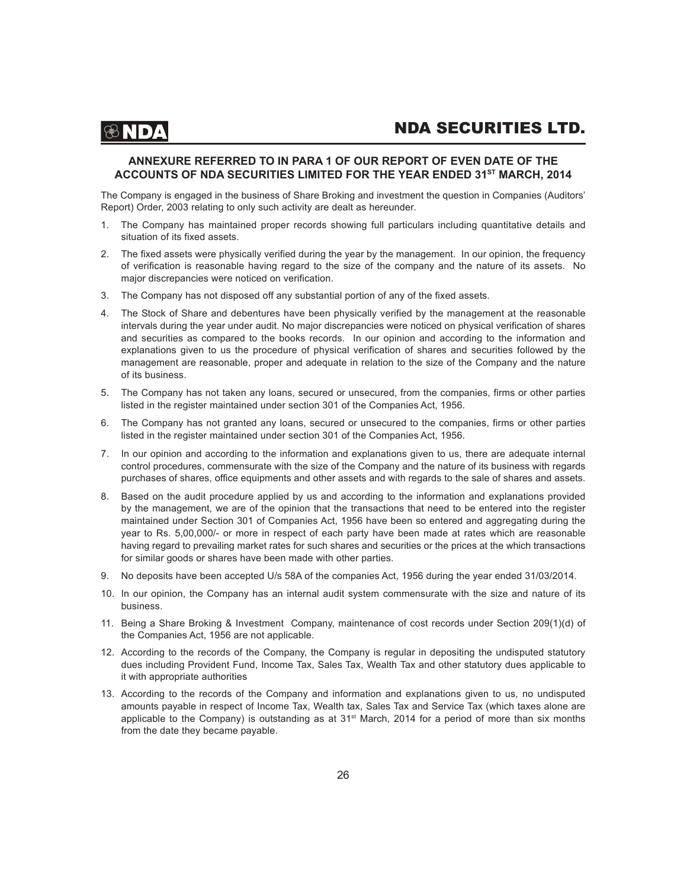## ANNEXURE REFERRED TO IN PARA 1 OF OUR REPORT OF EVEN DATE OF THE ACCOUNTS OF NDA SECURITIES LIMITED FOR THE YEAR ENDED 31ST MARCH, 2014

The Company is engaged in the business of Share Broking and investment the question in Companies (Auditors' Report) Order, 2003 relating to only such activity are dealt as hereunder.

1. The Company has maintained proper records showing full particulars including quantitative details and situation of its fixed assets.
2. The fixed assets were physically verified during the year by the management. In our opinion, the frequency of verification is reasonable having regard to the size of the company and the nature of its assets. No major discrepancies were noticed on verification.
3. The Company has not disposed off any substantial portion of any of the fixed assets.
4. The Stock of Share and debentures have been physically verified by the management at the reasonable intervals during the year under audit. No major discrepancies were noticed on physical verification of shares and securities as compared to the books records. In our opinion and according to the information and explanations given to us the procedure of physical verification of shares and securities followed by the management are reasonable, proper and adequate in relation to the size of the Company and the nature of its business.
5. The Company has not taken any loans, secured or unsecured, from the companies, firms or other parties listed in the register maintained under section 301 of the Companies Act, 1956.
6. The Company has not granted any loans, secured or unsecured to the companies, firms or other parties listed in the register maintained under section 301 of the Companies Act, 1956.
7. In our opinion and according to the information and explanations given to us, there are adequate internal control procedures, commensurate with the size of the Company and the nature of its business with regards purchases of shares, office equipments and other assets and with regards to the sale of shares and assets.
8. Based on the audit procedure applied by us and according to the information and explanations provided by the management, we are of the opinion that the transactions that need to be entered into the register maintained under Section 301 of Companies Act, 1956 have been so entered and aggregating during the year to Rs. 5,00,000/- or more in respect of each party have been made at rates which are reasonable having regard to prevailing market rates for such shares and securities or the prices at the which transactions for similar goods or shares have been made with other parties.
9. No deposits have been accepted U/s 58A of the companies Act, 1956 during the year ended 31/03/2014.
10. In our opinion, the Company has an internal audit system commensurate with the size and nature of its business.
11. Being a Share Broking & Investment Company, maintenance of cost records under Section 209(1)(d) of the Companies Act, 1956 are not applicable.
12. According to the records of the Company, the Company is regular in depositing the undisputed statutory dues including Provident Fund, Income Tax, Sales Tax, Wealth Tax and other statutory dues applicable to it with appropriate authorities
13. According to the records of the Company and information and explanations given to us, no undisputed amounts payable in respect of Income Tax, Wealth tax, Sales Tax and Service Tax (which taxes alone are applicable to the Company) is outstanding as at 31st March, 2014 for a period of more than six months from the date they became payable.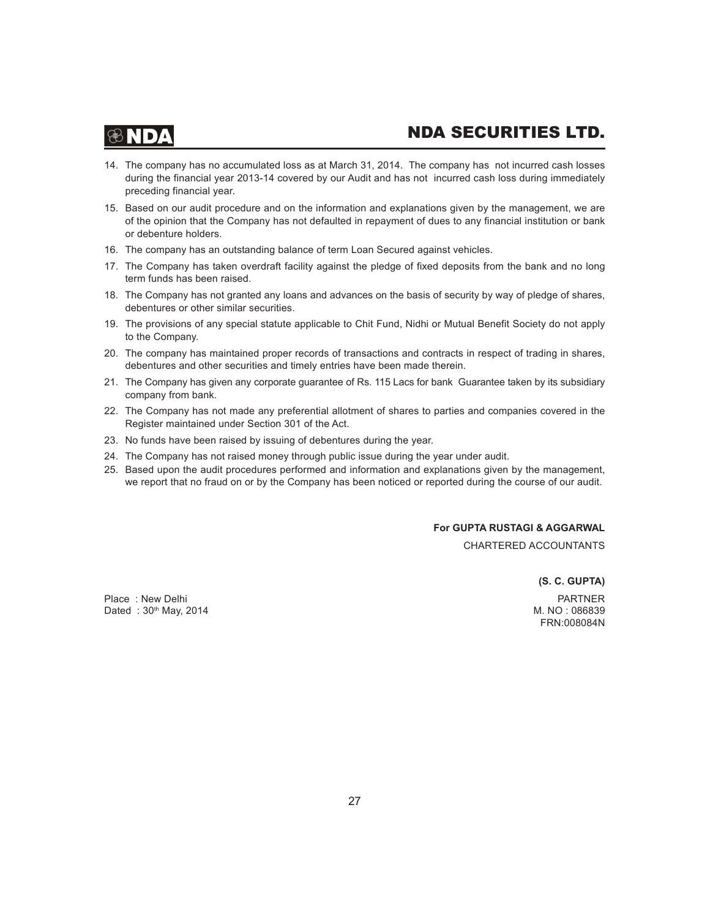14. The company has no accumulated loss as at March 31, 2014. The company has not incurred cash losses during the financial year 2013-14 covered by our Audit and has not incurred cash loss during immediately preceding financial year.
15. Based on our audit procedure and on the information and explanations given by the management, we are of the opinion that the Company has not defaulted in repayment of dues to any financial institution or bank or debenture holders.
16. The company has an outstanding balance of term Loan Secured against vehicles.
17. The Company has taken overdraft facility against the pledge of fixed deposits from the bank and no long term funds has been raised.
18. The Company has not granted any loans and advances on the basis of security by way of pledge of shares, debentures or other similar securities.
19. The provisions of any special statute applicable to Chit Fund, Nidhi or Mutual Benefit Society do not apply to the Company.
20. The company has maintained proper records of transactions and contracts in respect of trading in shares, debentures and other securities and timely entries have been made therein.
21. The Company has given any corporate guarantee of Rs. 115 Lacs for bank Guarantee taken by its subsidiary company from bank.
22. The Company has not made any preferential allotment of shares to parties and companies covered in the Register maintained under Section 301 of the Act.
23. No funds have been raised by issuing of debentures during the year.
24. The Company has not raised money through public issue during the year under audit.
25. Based upon the audit procedures performed and information and explanations given by the management, we report that no fraud on or by the Company has been noticed or reported during the course of our audit.

**For GUPTA RUSTAGI & AGGARWAL**
CHARTERED ACCOUNTANTS

**(S. C. GUPTA)**
PARTNER
M. NO : 086839
FRN:008084N

Place : New Delhi
Dated : 30th May, 2014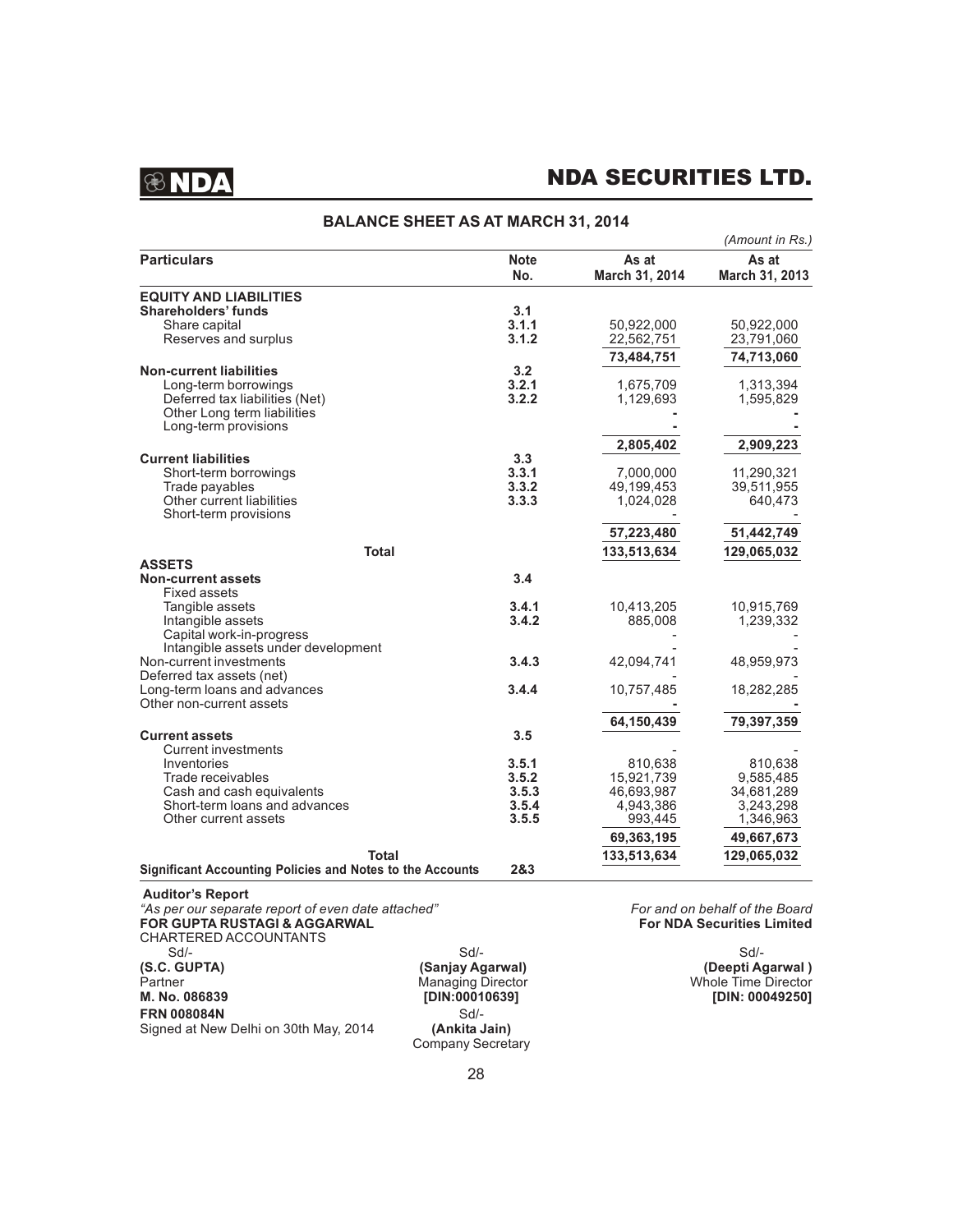## BALANCE SHEET AS AT MARCH 31, 2014

*(Amount in Rs.)*

| Particulars | Note No. | As at March 31, 2014 | As at March 31, 2013 |
|---|---|---|---|
| **EQUITY AND LIABILITIES** | | | |
| **Shareholders' funds** | **3.1** | | |
| Share capital | **3.1.1** | 50,922,000 | 50,922,000 |
| Reserves and surplus | **3.1.2** | 22,562,751 | 23,791,060 |
| | | **73,484,751** | **74,713,060** |
| **Non-current liabilities** | **3.2** | | |
| Long-term borrowings | **3.2.1** | 1,675,709 | 1,313,394 |
| Deferred tax liabilities (Net) | **3.2.2** | 1,129,693 | 1,595,829 |
| Other Long term liabilities | | - | - |
| Long-term provisions | | - | - |
| | | **2,805,402** | **2,909,223** |
| **Current liabilities** | **3.3** | | |
| Short-term borrowings | **3.3.1** | 7,000,000 | 11,290,321 |
| Trade payables | **3.3.2** | 49,199,453 | 39,511,955 |
| Other current liabilities | **3.3.3** | 1,024,028 | 640,473 |
| Short-term provisions | | - | - |
| | | **57,223,480** | **51,442,749** |
| **Total** | | **133,513,634** | **129,065,032** |
| **ASSETS** | | | |
| **Non-current assets** | **3.4** | | |
| Fixed assets | | | |
| Tangible assets | **3.4.1** | 10,413,205 | 10,915,769 |
| Intangible assets | **3.4.2** | 885,008 | 1,239,332 |
| Capital work-in-progress | | - | - |
| Intangible assets under development | | - | - |
| Non-current investments | **3.4.3** | 42,094,741 | 48,959,973 |
| Deferred tax assets (net) | | - | - |
| Long-term loans and advances | **3.4.4** | 10,757,485 | 18,282,285 |
| Other non-current assets | | - | - |
| | | **64,150,439** | **79,397,359** |
| **Current assets** | **3.5** | | |
| Current investments | | - | - |
| Inventories | **3.5.1** | 810,638 | 810,638 |
| Trade receivables | **3.5.2** | 15,921,739 | 9,585,485 |
| Cash and cash equivalents | **3.5.3** | 46,693,987 | 34,681,289 |
| Short-term loans and advances | **3.5.4** | 4,943,386 | 3,243,298 |
| Other current assets | **3.5.5** | 993,445 | 1,346,963 |
| | | **69,363,195** | **49,667,673** |
| **Total** | | **133,513,634** | **129,065,032** |
| **Significant Accounting Policies and Notes to the Accounts** | **2&3** | | |

**Auditor's Report**

*"As per our separate report of even date attached"*
**FOR GUPTA RUSTAGI & AGGARWAL**
CHARTERED ACCOUNTANTS

Sd/-
**(S.C. GUPTA)**
Partner
**M. No. 086839**
**FRN 008084N**
Signed at New Delhi on 30th May, 2014

*For and on behalf of the Board*
**For NDA Securities Limited**

Sd/-
**(Sanjay Agarwal)**
Managing Director
**[DIN:00010639]**

Sd/-
**(Deepti Agarwal )**
Whole Time Director
**[DIN: 00049250]**

Sd/-
**(Ankita Jain)**
Company Secretary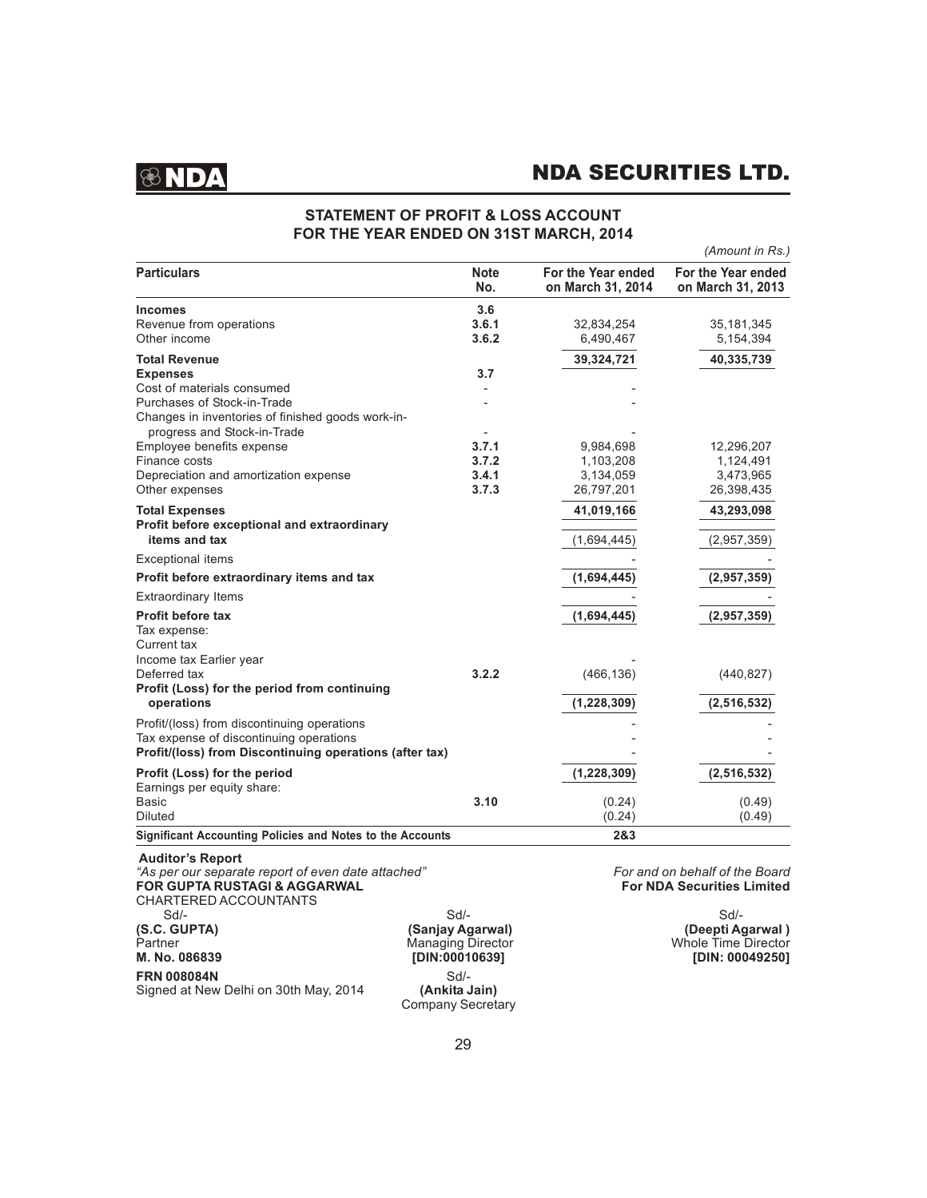## STATEMENT OF PROFIT & LOSS ACCOUNT FOR THE YEAR ENDED ON 31ST MARCH, 2014

*(Amount in Rs.)*

| Particulars | Note No. | For the Year ended on March 31, 2014 | For the Year ended on March 31, 2013 |
|---|---|---|---|
| **Incomes** | **3.6** | | |
| Revenue from operations | **3.6.1** | 32,834,254 | 35,181,345 |
| Other income | **3.6.2** | 6,490,467 | 5,154,394 |
| **Total Revenue** | | **39,324,721** | **40,335,739** |
| **Expenses** | **3.7** | | |
| Cost of materials consumed | - | - | |
| Purchases of Stock-in-Trade | - | - | |
| Changes in inventories of finished goods work-in-progress and Stock-in-Trade | - | - | |
| Employee benefits expense | **3.7.1** | 9,984,698 | 12,296,207 |
| Finance costs | **3.7.2** | 1,103,208 | 1,124,491 |
| Depreciation and amortization expense | **3.4.1** | 3,134,059 | 3,473,965 |
| Other expenses | **3.7.3** | 26,797,201 | 26,398,435 |
| **Total Expenses** | | **41,019,166** | **43,293,098** |
| **Profit before exceptional and extraordinary items and tax** | | (1,694,445) | (2,957,359) |
| Exceptional items | | - | - |
| **Profit before extraordinary items and tax** | | **(1,694,445)** | **(2,957,359)** |
| Extraordinary Items | | - | - |
| **Profit before tax** | | **(1,694,445)** | **(2,957,359)** |
| Tax expense: | | | |
| Current tax | | | |
| Income tax Earlier year | | - | |
| Deferred tax | **3.2.2** | (466,136) | (440,827) |
| **Profit (Loss) for the period from continuing operations** | | **(1,228,309)** | **(2,516,532)** |
| Profit/(loss) from discontinuing operations | | - | - |
| Tax expense of discontinuing operations | | - | - |
| **Profit/(loss) from Discontinuing operations (after tax)** | | - | - |
| **Profit (Loss) for the period** | | **(1,228,309)** | **(2,516,532)** |
| Earnings per equity share: | | | |
| Basic | **3.10** | (0.24) | (0.49) |
| Diluted | | (0.24) | (0.49) |
| **Significant Accounting Policies and Notes to the Accounts** | | **2&3** | |

**Auditor's Report**

*"As per our separate report of even date attached"*

**FOR GUPTA RUSTAGI & AGGARWAL**
CHARTERED ACCOUNTANTS

Sd/-
**(S.C. GUPTA)**
Partner
**M. No. 086839**
**FRN 008084N**
Signed at New Delhi on 30th May, 2014

*For and on behalf of the Board*
**For NDA Securities Limited**

Sd/-
**(Sanjay Agarwal)**
Managing Director
**[DIN:00010639]**

Sd/-
**(Deepti Agarwal )**
Whole Time Director
**[DIN: 00049250]**

Sd/-
**(Ankita Jain)**
Company Secretary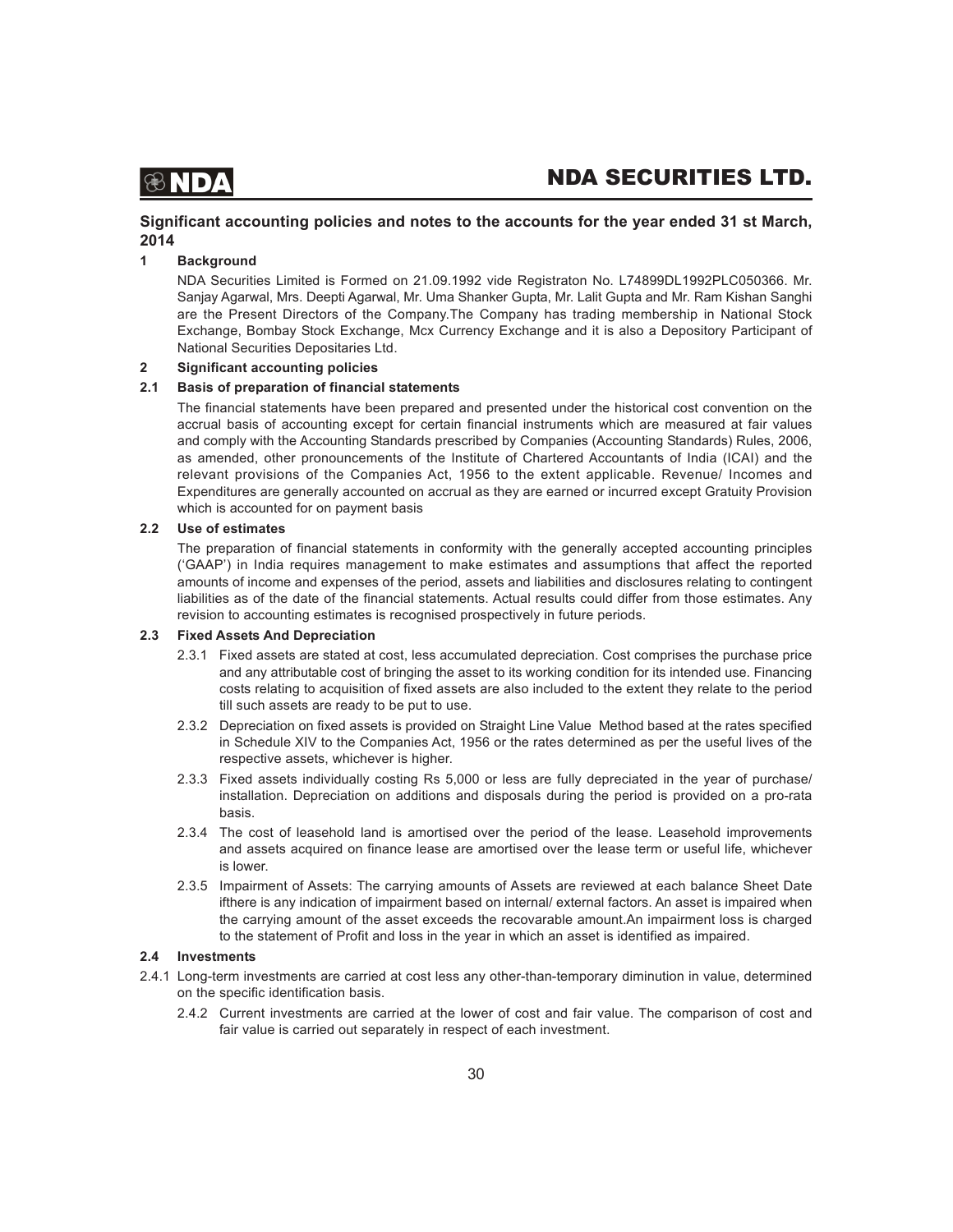## Significant accounting policies and notes to the accounts for the year ended 31 st March, 2014

### 1 Background

NDA Securities Limited is Formed on 21.09.1992 vide Registraton No. L74899DL1992PLC050366. Mr. Sanjay Agarwal, Mrs. Deepti Agarwal, Mr. Uma Shanker Gupta, Mr. Lalit Gupta and Mr. Ram Kishan Sanghi are the Present Directors of the Company.The Company has trading membership in National Stock Exchange, Bombay Stock Exchange, Mcx Currency Exchange and it is also a Depository Participant of National Securities Depositaries Ltd.

### 2 Significant accounting policies

#### 2.1 Basis of preparation of financial statements

The financial statements have been prepared and presented under the historical cost convention on the accrual basis of accounting except for certain financial instruments which are measured at fair values and comply with the Accounting Standards prescribed by Companies (Accounting Standards) Rules, 2006, as amended, other pronouncements of the Institute of Chartered Accountants of India (ICAI) and the relevant provisions of the Companies Act, 1956 to the extent applicable. Revenue/ Incomes and Expenditures are generally accounted on accrual as they are earned or incurred except Gratuity Provision which is accounted for on payment basis

#### 2.2 Use of estimates

The preparation of financial statements in conformity with the generally accepted accounting principles ('GAAP') in India requires management to make estimates and assumptions that affect the reported amounts of income and expenses of the period, assets and liabilities and disclosures relating to contingent liabilities as of the date of the financial statements. Actual results could differ from those estimates. Any revision to accounting estimates is recognised prospectively in future periods.

#### 2.3 Fixed Assets And Depreciation

2.3.1 Fixed assets are stated at cost, less accumulated depreciation. Cost comprises the purchase price and any attributable cost of bringing the asset to its working condition for its intended use. Financing costs relating to acquisition of fixed assets are also included to the extent they relate to the period till such assets are ready to be put to use.

2.3.2 Depreciation on fixed assets is provided on Straight Line Value Method based at the rates specified in Schedule XIV to the Companies Act, 1956 or the rates determined as per the useful lives of the respective assets, whichever is higher.

2.3.3 Fixed assets individually costing Rs 5,000 or less are fully depreciated in the year of purchase/ installation. Depreciation on additions and disposals during the period is provided on a pro-rata basis.

2.3.4 The cost of leasehold land is amortised over the period of the lease. Leasehold improvements and assets acquired on finance lease are amortised over the lease term or useful life, whichever is lower.

2.3.5 Impairment of Assets: The carrying amounts of Assets are reviewed at each balance Sheet Date ifthere is any indication of impairment based on internal/ external factors. An asset is impaired when the carrying amount of the asset exceeds the recovarable amount.An impairment loss is charged to the statement of Profit and loss in the year in which an asset is identified as impaired.

#### 2.4 Investments

2.4.1 Long-term investments are carried at cost less any other-than-temporary diminution in value, determined on the specific identification basis.

2.4.2 Current investments are carried at the lower of cost and fair value. The comparison of cost and fair value is carried out separately in respect of each investment.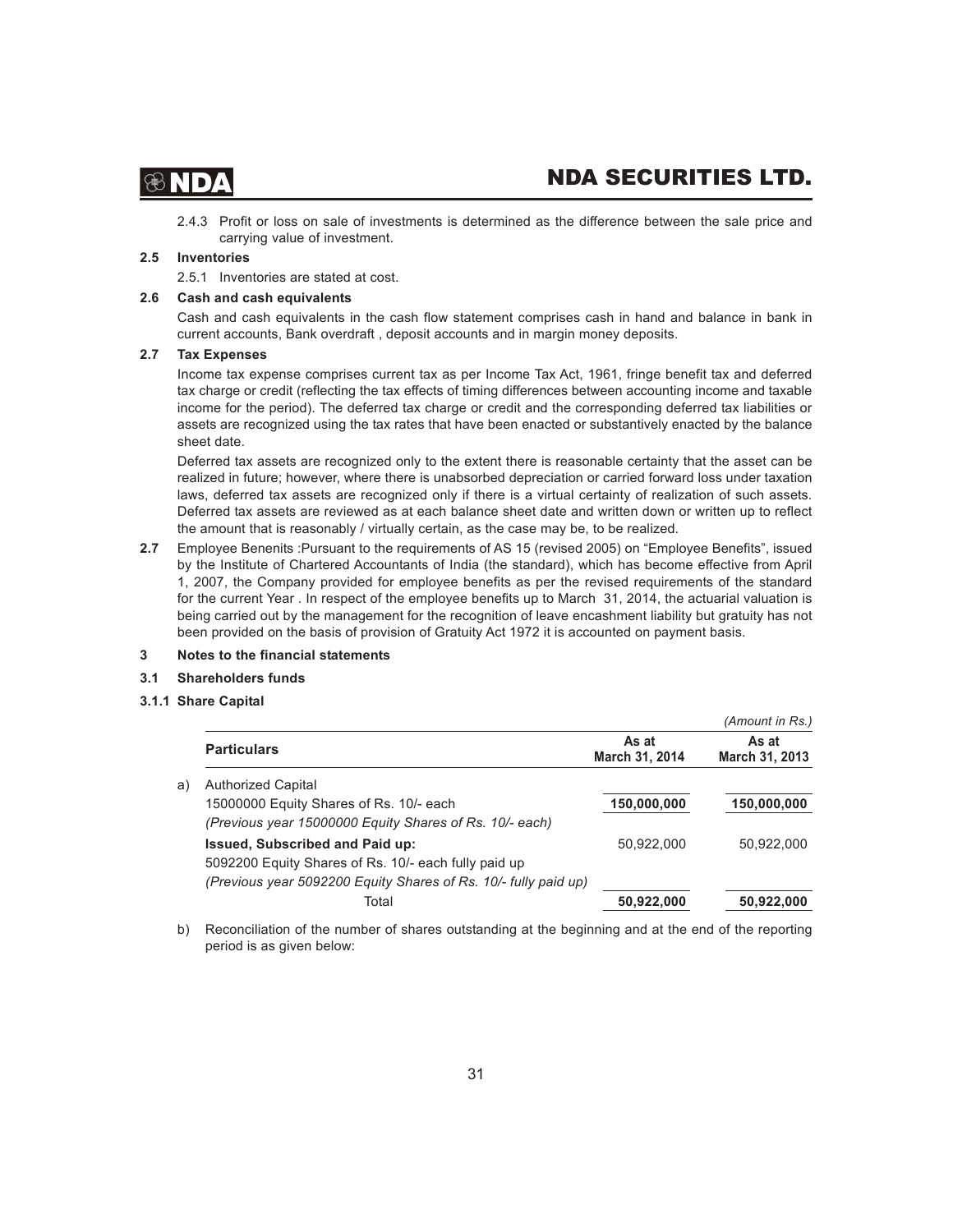2.4.3 Profit or loss on sale of investments is determined as the difference between the sale price and carrying value of investment.

**2.5 Inventories**

2.5.1 Inventories are stated at cost.

**2.6 Cash and cash equivalents**

Cash and cash equivalents in the cash flow statement comprises cash in hand and balance in bank in current accounts, Bank overdraft , deposit accounts and in margin money deposits.

**2.7 Tax Expenses**

Income tax expense comprises current tax as per Income Tax Act, 1961, fringe benefit tax and deferred tax charge or credit (reflecting the tax effects of timing differences between accounting income and taxable income for the period). The deferred tax charge or credit and the corresponding deferred tax liabilities or assets are recognized using the tax rates that have been enacted or substantively enacted by the balance sheet date.

Deferred tax assets are recognized only to the extent there is reasonable certainty that the asset can be realized in future; however, where there is unabsorbed depreciation or carried forward loss under taxation laws, deferred tax assets are recognized only if there is a virtual certainty of realization of such assets. Deferred tax assets are reviewed as at each balance sheet date and written down or written up to reflect the amount that is reasonably / virtually certain, as the case may be, to be realized.

**2.7** Employee Benenits :Pursuant to the requirements of AS 15 (revised 2005) on "Employee Benefits", issued by the Institute of Chartered Accountants of India (the standard), which has become effective from April 1, 2007, the Company provided for employee benefits as per the revised requirements of the standard for the current Year . In respect of the employee benefits up to March 31, 2014, the actuarial valuation is being carried out by the management for the recognition of leave encashment liability but gratuity has not been provided on the basis of provision of Gratuity Act 1972 it is accounted on payment basis.

**3 Notes to the financial statements**

**3.1 Shareholders funds**

**3.1.1 Share Capital**

*(Amount in Rs.)*

| | Particulars | As at March 31, 2014 | As at March 31, 2013 |
|---|---|---|---|
| a) | Authorized Capital | | |
| | 15000000 Equity Shares of Rs. 10/- each | **150,000,000** | **150,000,000** |
| | *(Previous year 15000000 Equity Shares of Rs. 10/- each)* | | |
| | **Issued, Subscribed and Paid up:** | 50,922,000 | 50,922,000 |
| | 5092200 Equity Shares of Rs. 10/- each fully paid up | | |
| | *(Previous year 5092200 Equity Shares of Rs. 10/- fully paid up)* | | |
| | Total | **50,922,000** | **50,922,000** |

b) Reconciliation of the number of shares outstanding at the beginning and at the end of the reporting period is as given below: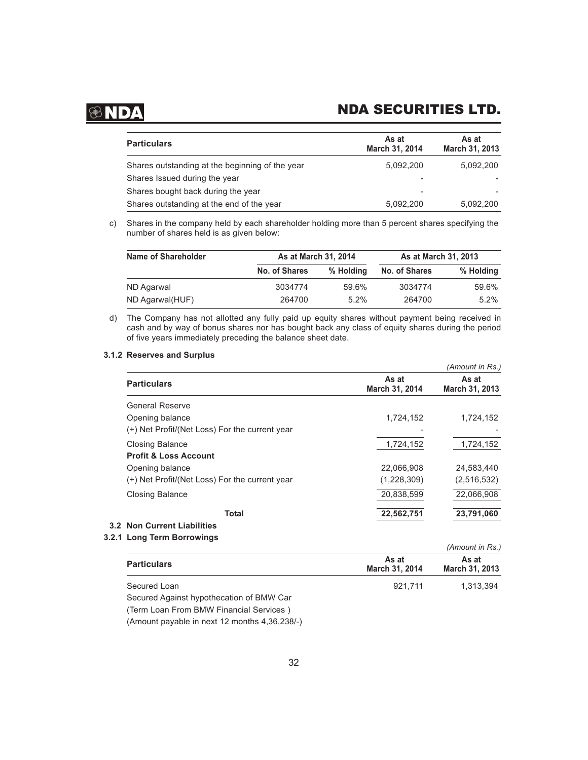| Particulars | As at March 31, 2014 | As at March 31, 2013 |
|---|---|---|
| Shares outstanding at the beginning of the year | 5,092,200 | 5,092,200 |
| Shares Issued during the year | - | - |
| Shares bought back during the year | - | - |
| Shares outstanding at the end of the year | 5,092,200 | 5,092,200 |

c) Shares in the company held by each shareholder holding more than 5 percent shares specifying the number of shares held is as given below:

| Name of Shareholder | As at March 31, 2014 | | As at March 31, 2013 | |
|---|---|---|---|---|
| | No. of Shares | % Holding | No. of Shares | % Holding |
| ND Agarwal | 3034774 | 59.6% | 3034774 | 59.6% |
| ND Agarwal(HUF) | 264700 | 5.2% | 264700 | 5.2% |

d) The Company has not allotted any fully paid up equity shares without payment being received in cash and by way of bonus shares nor has bought back any class of equity shares during the period of five years immediately preceding the balance sheet date.

### 3.1.2 Reserves and Surplus

*(Amount in Rs.)*

| Particulars | As at March 31, 2014 | As at March 31, 2013 |
|---|---|---|
| General Reserve | | |
| Opening balance | 1,724,152 | 1,724,152 |
| (+) Net Profit/(Net Loss) For the current year | - | - |
| Closing Balance | 1,724,152 | 1,724,152 |
| **Profit & Loss Account** | | |
| Opening balance | 22,066,908 | 24,583,440 |
| (+) Net Profit/(Net Loss) For the current year | (1,228,309) | (2,516,532) |
| Closing Balance | 20,838,599 | 22,066,908 |
| **Total** | **22,562,751** | **23,791,060** |

### 3.2 Non Current Liabilities

### 3.2.1 Long Term Borrowings

*(Amount in Rs.)*

| Particulars | As at March 31, 2014 | As at March 31, 2013 |
|---|---|---|
| Secured Loan | 921,711 | 1,313,394 |
| Secured Against hypothecation of BMW Car | | |
| (Term Loan From BMW Financial Services ) | | |
| (Amount payable in next 12 months 4,36,238/-) | | |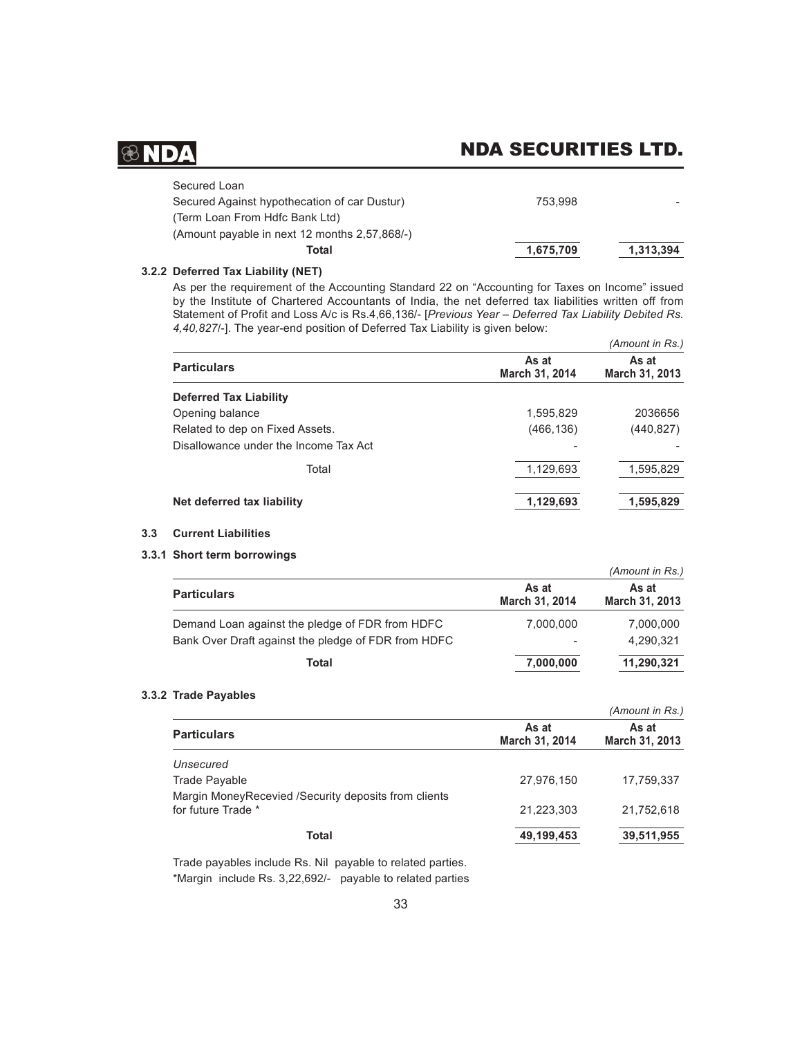| | | |
|---|---|---|
| Secured Loan | | |
| Secured Against hypothecation of car Dustur) | 753,998 | - |
| (Term Loan From Hdfc Bank Ltd) | | |
| (Amount payable in next 12 months 2,57,868/-) | | |
| **Total** | **1,675,709** | **1,313,394** |

### 3.2.2 Deferred Tax Liability (NET)

As per the requirement of the Accounting Standard 22 on "Accounting for Taxes on Income" issued by the Institute of Chartered Accountants of India, the net deferred tax liabilities written off from Statement of Profit and Loss A/c is Rs.4,66,136/- [*Previous Year – Deferred Tax Liability Debited Rs. 4,40,827*/-]. The year-end position of Deferred Tax Liability is given below:

*(Amount in Rs.)*

| Particulars | As at March 31, 2014 | As at March 31, 2013 |
|---|---|---|
| **Deferred Tax Liability** | | |
| Opening balance | 1,595,829 | 2036656 |
| Related to dep on Fixed Assets. | (466,136) | (440,827) |
| Disallowance under the Income Tax Act | - | - |
| Total | 1,129,693 | 1,595,829 |
| **Net deferred tax liability** | **1,129,693** | **1,595,829** |

## 3.3 Current Liabilities

### 3.3.1 Short term borrowings

*(Amount in Rs.)*

| Particulars | As at March 31, 2014 | As at March 31, 2013 |
|---|---|---|
| Demand Loan against the pledge of FDR from HDFC | 7,000,000 | 7,000,000 |
| Bank Over Draft against the pledge of FDR from HDFC | - | 4,290,321 |
| **Total** | **7,000,000** | **11,290,321** |

### 3.3.2 Trade Payables

*(Amount in Rs.)*

| Particulars | As at March 31, 2014 | As at March 31, 2013 |
|---|---|---|
| *Unsecured* | | |
| Trade Payable | 27,976,150 | 17,759,337 |
| Margin MoneyRecevied /Security deposits from clients for future Trade * | 21,223,303 | 21,752,618 |
| **Total** | **49,199,453** | **39,511,955** |

Trade payables include Rs. Nil payable to related parties.

*Margin include Rs. 3,22,692/- payable to related parties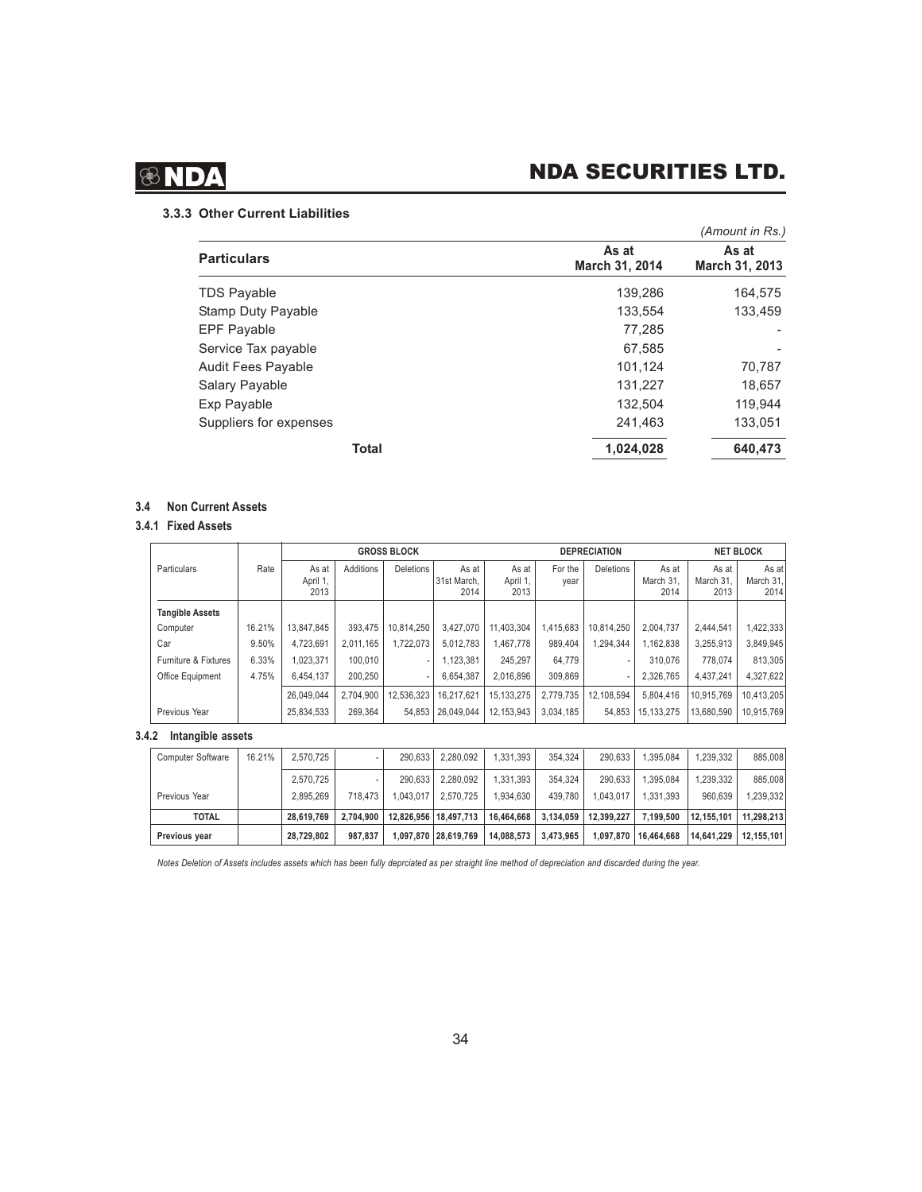### 3.3.3 Other Current Liabilities

*(Amount in Rs.)*

| Particulars | As at March 31, 2014 | As at March 31, 2013 |
|---|---|---|
| TDS Payable | 139,286 | 164,575 |
| Stamp Duty Payable | 133,554 | 133,459 |
| EPF Payable | 77,285 | - |
| Service Tax payable | 67,585 | - |
| Audit Fees Payable | 101,124 | 70,787 |
| Salary Payable | 131,227 | 18,657 |
| Exp Payable | 132,504 | 119,944 |
| Suppliers for expenses | 241,463 | 133,051 |
| **Total** | **1,024,028** | **640,473** |

### 3.4 Non Current Assets

#### 3.4.1 Fixed Assets

| Particulars | Rate | GROSS BLOCK | | | | DEPRECIATION | | | | NET BLOCK | |
|---|---|---|---|---|---|---|---|---|---|---|---|
| | | As at April 1, 2013 | Additions | Deletions | As at 31st March, 2014 | As at April 1, 2013 | For the year | Deletions | As at March 31, 2014 | As at March 31, 2013 | As at March 31, 2014 |
| **Tangible Assets** | | | | | | | | | | | |
| Computer | 16.21% | 13,847,845 | 393,475 | 10,814,250 | 3,427,070 | 11,403,304 | 1,415,683 | 10,814,250 | 2,004,737 | 2,444,541 | 1,422,333 |
| Car | 9.50% | 4,723,691 | 2,011,165 | 1,722,073 | 5,012,783 | 1,467,778 | 989,404 | 1,294,344 | 1,162,838 | 3,255,913 | 3,849,945 |
| Furniture & Fixtures | 6.33% | 1,023,371 | 100,010 | - | 1,123,381 | 245,297 | 64,779 | - | 310,076 | 778,074 | 813,305 |
| Office Equipment | 4.75% | 6,454,137 | 200,250 | - | 6,654,387 | 2,016,896 | 309,869 | - | 2,326,765 | 4,437,241 | 4,327,622 |
| | | 26,049,044 | 2,704,900 | 12,536,323 | 16,217,621 | 15,133,275 | 2,779,735 | 12,108,594 | 5,804,416 | 10,915,769 | 10,413,205 |
| Previous Year | | 25,834,533 | 269,364 | 54,853 | 26,049,044 | 12,153,943 | 3,034,185 | 54,853 | 15,133,275 | 13,680,590 | 10,915,769 |

#### 3.4.2 Intangible assets

| Particulars | Rate | As at April 1, 2013 | Additions | Deletions | As at 31st March, 2014 | As at April 1, 2013 | For the year | Deletions | As at March 31, 2014 | As at March 31, 2013 | As at March 31, 2014 |
|---|---|---|---|---|---|---|---|---|---|---|---|
| Computer Software | 16.21% | 2,570,725 | - | 290,633 | 2,280,092 | 1,331,393 | 354,324 | 290,633 | 1,395,084 | 1,239,332 | 885,008 |
| | | 2,570,725 | - | 290,633 | 2,280,092 | 1,331,393 | 354,324 | 290,633 | 1,395,084 | 1,239,332 | 885,008 |
| Previous Year | | 2,895,269 | 718,473 | 1,043,017 | 2,570,725 | 1,934,630 | 439,780 | 1,043,017 | 1,331,393 | 960,639 | 1,239,332 |
| **TOTAL** | | **28,619,769** | **2,704,900** | **12,826,956** | **18,497,713** | **16,464,668** | **3,134,059** | **12,399,227** | **7,199,500** | **12,155,101** | **11,298,213** |
| **Previous year** | | **28,729,802** | **987,837** | **1,097,870** | **28,619,769** | **14,088,573** | **3,473,965** | **1,097,870** | **16,464,668** | **14,641,229** | **12,155,101** |

*Notes Deletion of Assets includes assets which has been fully deprciated as per straight line method of depreciation and discarded during the year.*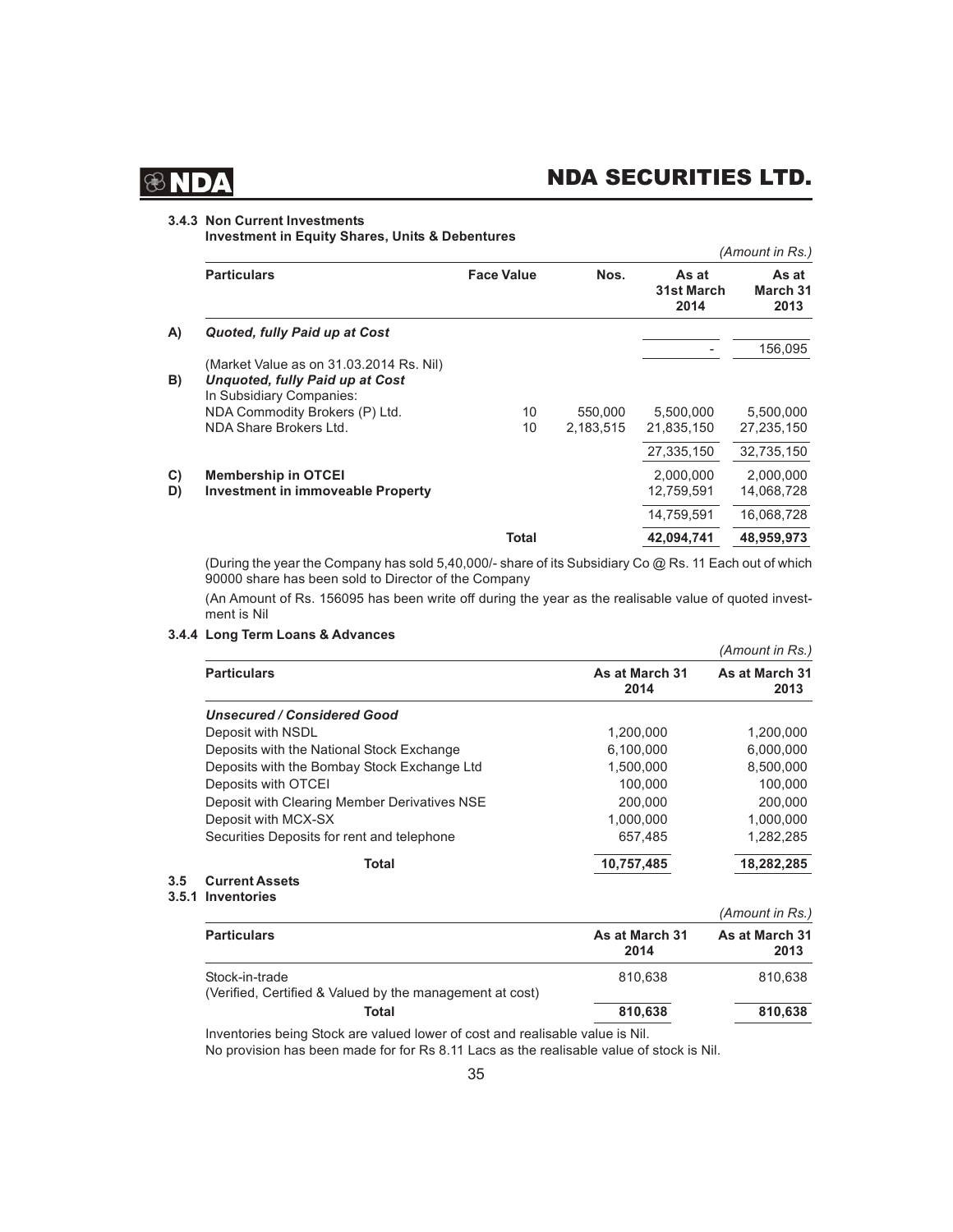### 3.4.3 Non Current Investments

**Investment in Equity Shares, Units & Debentures**

*(Amount in Rs.)*

| | Particulars | Face Value | Nos. | As at 31st March 2014 | As at March 31 2013 |
|---|---|---|---|---|---|
| **A)** | ***Quoted, fully Paid up at Cost*** | | | | |
| | | | | - | 156,095 |
| | (Market Value as on 31.03.2014 Rs. Nil) | | | | |
| **B)** | ***Unquoted, fully Paid up at Cost*** | | | | |
| | In Subsidiary Companies: | | | | |
| | NDA Commodity Brokers (P) Ltd. | 10 | 550,000 | 5,500,000 | 5,500,000 |
| | NDA Share Brokers Ltd. | 10 | 2,183,515 | 21,835,150 | 27,235,150 |
| | | | | 27,335,150 | 32,735,150 |
| **C)** | **Membership in OTCEI** | | | 2,000,000 | 2,000,000 |
| **D)** | **Investment in immoveable Property** | | | 12,759,591 | 14,068,728 |
| | | | | 14,759,591 | 16,068,728 |
| | | **Total** | | **42,094,741** | **48,959,973** |

(During the year the Company has sold 5,40,000/- share of its Subsidiary Co @ Rs. 11 Each out of which 90000 share has been sold to Director of the Company

(An Amount of Rs. 156095 has been write off during the year as the realisable value of quoted investment is Nil

### 3.4.4 Long Term Loans & Advances

*(Amount in Rs.)*

| Particulars | As at March 31 2014 | As at March 31 2013 |
|---|---|---|
| ***Unsecured / Considered Good*** | | |
| Deposit with NSDL | 1,200,000 | 1,200,000 |
| Deposits with the National Stock Exchange | 6,100,000 | 6,000,000 |
| Deposits with the Bombay Stock Exchange Ltd | 1,500,000 | 8,500,000 |
| Deposits with OTCEI | 100,000 | 100,000 |
| Deposit with Clearing Member Derivatives NSE | 200,000 | 200,000 |
| Deposit with MCX-SX | 1,000,000 | 1,000,000 |
| Securities Deposits for rent and telephone | 657,485 | 1,282,285 |
| **Total** | **10,757,485** | **18,282,285** |

## 3.5 Current Assets

### 3.5.1 Inventories

*(Amount in Rs.)*

| Particulars | As at March 31 2014 | As at March 31 2013 |
|---|---|---|
| Stock-in-trade (Verified, Certified & Valued by the management at cost) | 810,638 | 810,638 |
| **Total** | **810,638** | **810,638** |

Inventories being Stock are valued lower of cost and realisable value is Nil.

No provision has been made for for Rs 8.11 Lacs as the realisable value of stock is Nil.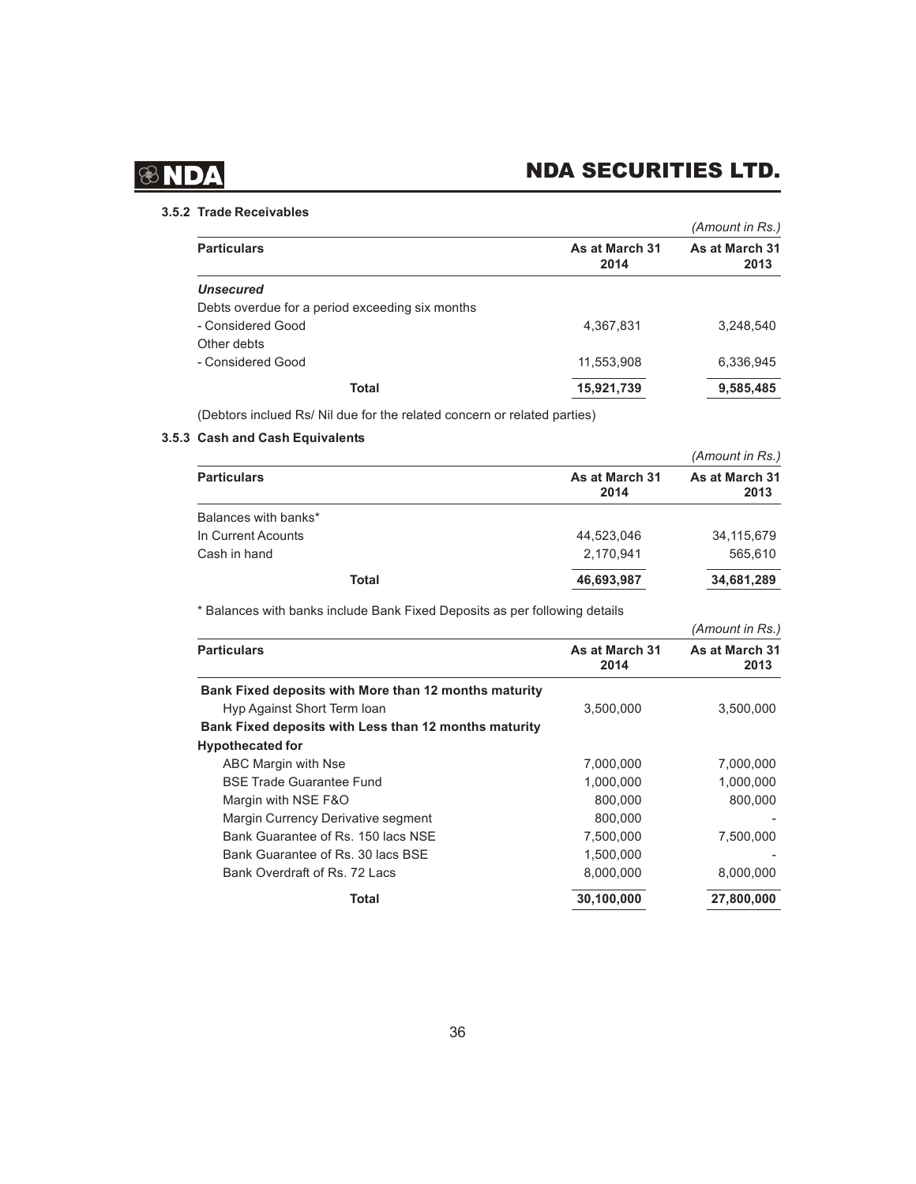#### 3.5.2 Trade Receivables

*(Amount in Rs.)*

| Particulars | As at March 31 2014 | As at March 31 2013 |
|---|---|---|
| ***Unsecured*** | | |
| Debts overdue for a period exceeding six months | | |
| - Considered Good | 4,367,831 | 3,248,540 |
| Other debts | | |
| - Considered Good | 11,553,908 | 6,336,945 |
| **Total** | **15,921,739** | **9,585,485** |

(Debtors inclued Rs/ Nil due for the related concern or related parties)

#### 3.5.3 Cash and Cash Equivalents

*(Amount in Rs.)*

| Particulars | As at March 31 2014 | As at March 31 2013 |
|---|---|---|
| Balances with banks* | | |
| In Current Acounts | 44,523,046 | 34,115,679 |
| Cash in hand | 2,170,941 | 565,610 |
| **Total** | **46,693,987** | **34,681,289** |

* Balances with banks include Bank Fixed Deposits as per following details

*(Amount in Rs.)*

| Particulars | As at March 31 2014 | As at March 31 2013 |
|---|---|---|
| **Bank Fixed deposits with More than 12 months maturity** | | |
| Hyp Against Short Term loan | 3,500,000 | 3,500,000 |
| **Bank Fixed deposits with Less than 12 months maturity** | | |
| **Hypothecated for** | | |
| ABC Margin with Nse | 7,000,000 | 7,000,000 |
| BSE Trade Guarantee Fund | 1,000,000 | 1,000,000 |
| Margin with NSE F&O | 800,000 | 800,000 |
| Margin Currency Derivative segment | 800,000 | - |
| Bank Guarantee of Rs. 150 lacs NSE | 7,500,000 | 7,500,000 |
| Bank Guarantee of Rs. 30 lacs BSE | 1,500,000 | - |
| Bank Overdraft of Rs. 72 Lacs | 8,000,000 | 8,000,000 |
| **Total** | **30,100,000** | **27,800,000** |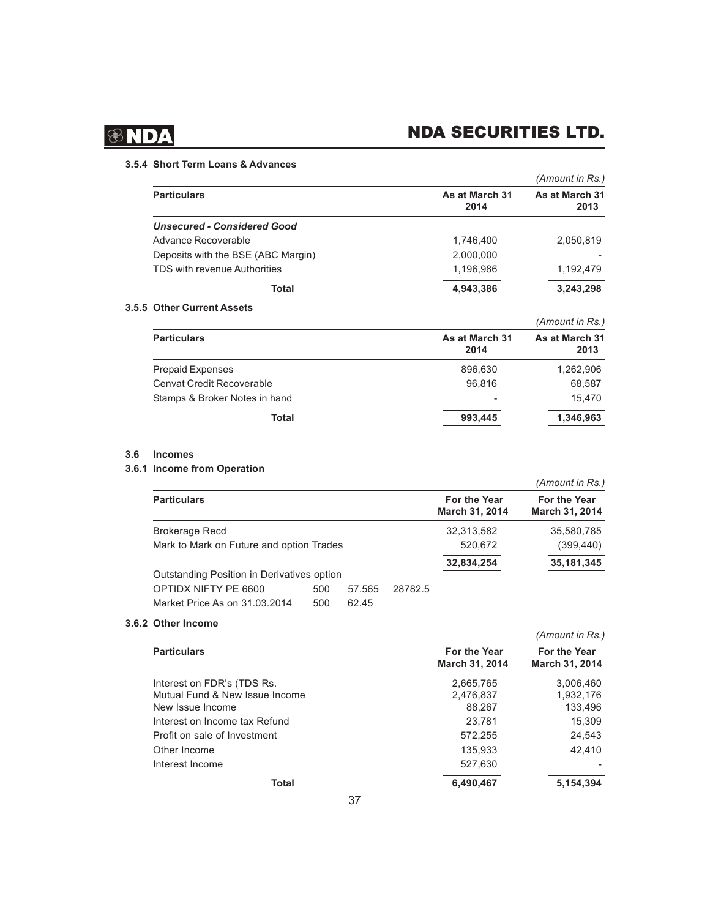### 3.5.4 Short Term Loans & Advances

*(Amount in Rs.)*

| Particulars | As at March 31 2014 | As at March 31 2013 |
|---|---|---|
| ***Unsecured - Considered Good*** | | |
| Advance Recoverable | 1,746,400 | 2,050,819 |
| Deposits with the BSE (ABC Margin) | 2,000,000 | - |
| TDS with revenue Authorities | 1,196,986 | 1,192,479 |
| **Total** | **4,943,386** | **3,243,298** |

### 3.5.5 Other Current Assets

*(Amount in Rs.)*

| Particulars | As at March 31 2014 | As at March 31 2013 |
|---|---|---|
| Prepaid Expenses | 896,630 | 1,262,906 |
| Cenvat Credit Recoverable | 96,816 | 68,587 |
| Stamps & Broker Notes in hand | - | 15,470 |
| **Total** | **993,445** | **1,346,963** |

## 3.6 Incomes

### 3.6.1 Income from Operation

*(Amount in Rs.)*

| Particulars | | | | For the Year March 31, 2014 | For the Year March 31, 2014 |
|---|---|---|---|---|---|
| Brokerage Recd | | | | 32,313,582 | 35,580,785 |
| Mark to Mark on Future and option Trades | | | | 520,672 | (399,440) |
| | | | | **32,834,254** | **35,181,345** |
| Outstanding Position in Derivatives option | | | | | |
| OPTIDX NIFTY PE 6600 | 500 | 57.565 | 28782.5 | | |
| Market Price As on 31.03.2014 | 500 | 62.45 | | | |

### 3.6.2 Other Income

*(Amount in Rs.)*

| Particulars | For the Year March 31, 2014 | For the Year March 31, 2014 |
|---|---|---|
| Interest on FDR's (TDS Rs. | 2,665,765 | 3,006,460 |
| Mutual Fund & New Issue Income | 2,476,837 | 1,932,176 |
| New Issue Income | 88,267 | 133,496 |
| Interest on Income tax Refund | 23,781 | 15,309 |
| Profit on sale of Investment | 572,255 | 24,543 |
| Other Income | 135,933 | 42,410 |
| Interest Income | 527,630 | - |
| **Total** | **6,490,467** | **5,154,394** |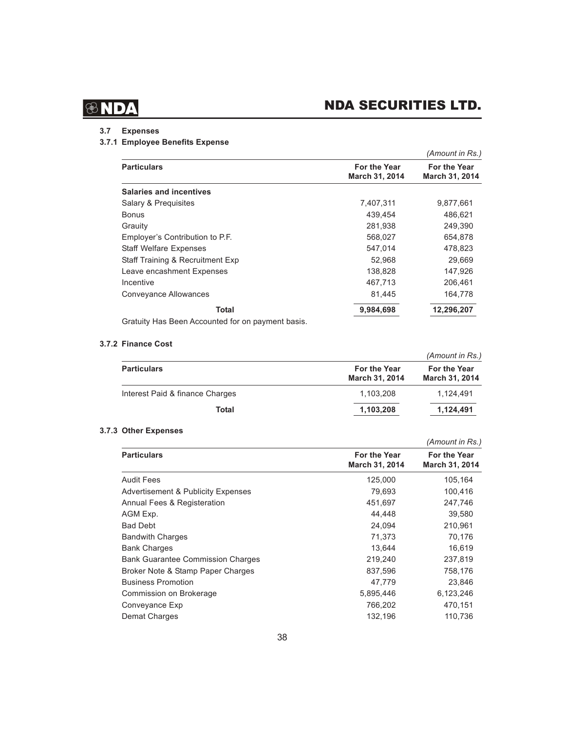### 3.7 Expenses

### 3.7.1 Employee Benefits Expense

*(Amount in Rs.)*

| Particulars | For the Year March 31, 2014 | For the Year March 31, 2014 |
|---|---|---|
| **Salaries and incentives** | | |
| Salary & Prequisites | 7,407,311 | 9,877,661 |
| Bonus | 439,454 | 486,621 |
| Grauity | 281,938 | 249,390 |
| Employer's Contribution to P.F. | 568,027 | 654,878 |
| Staff Welfare Expenses | 547,014 | 478,823 |
| Staff Training & Recruitment Exp | 52,968 | 29,669 |
| Leave encashment Expenses | 138,828 | 147,926 |
| Incentive | 467,713 | 206,461 |
| Conveyance Allowances | 81,445 | 164,778 |
| **Total** | **9,984,698** | **12,296,207** |

Gratuity Has Been Accounted for on payment basis.

### 3.7.2 Finance Cost

*(Amount in Rs.)*

| Particulars | For the Year March 31, 2014 | For the Year March 31, 2014 |
|---|---|---|
| Interest Paid & finance Charges | 1,103,208 | 1,124,491 |
| **Total** | **1,103,208** | **1,124,491** |

### 3.7.3 Other Expenses

*(Amount in Rs.)*

| Particulars | For the Year March 31, 2014 | For the Year March 31, 2014 |
|---|---|---|
| Audit Fees | 125,000 | 105,164 |
| Advertisement & Publicity Expenses | 79,693 | 100,416 |
| Annual Fees & Registeration | 451,697 | 247,746 |
| AGM Exp. | 44,448 | 39,580 |
| Bad Debt | 24,094 | 210,961 |
| Bandwith Charges | 71,373 | 70,176 |
| Bank Charges | 13,644 | 16,619 |
| Bank Guarantee Commission Charges | 219,240 | 237,819 |
| Broker Note & Stamp Paper Charges | 837,596 | 758,176 |
| Business Promotion | 47,779 | 23,846 |
| Commission on Brokerage | 5,895,446 | 6,123,246 |
| Conveyance Exp | 766,202 | 470,151 |
| Demat Charges | 132,196 | 110,736 |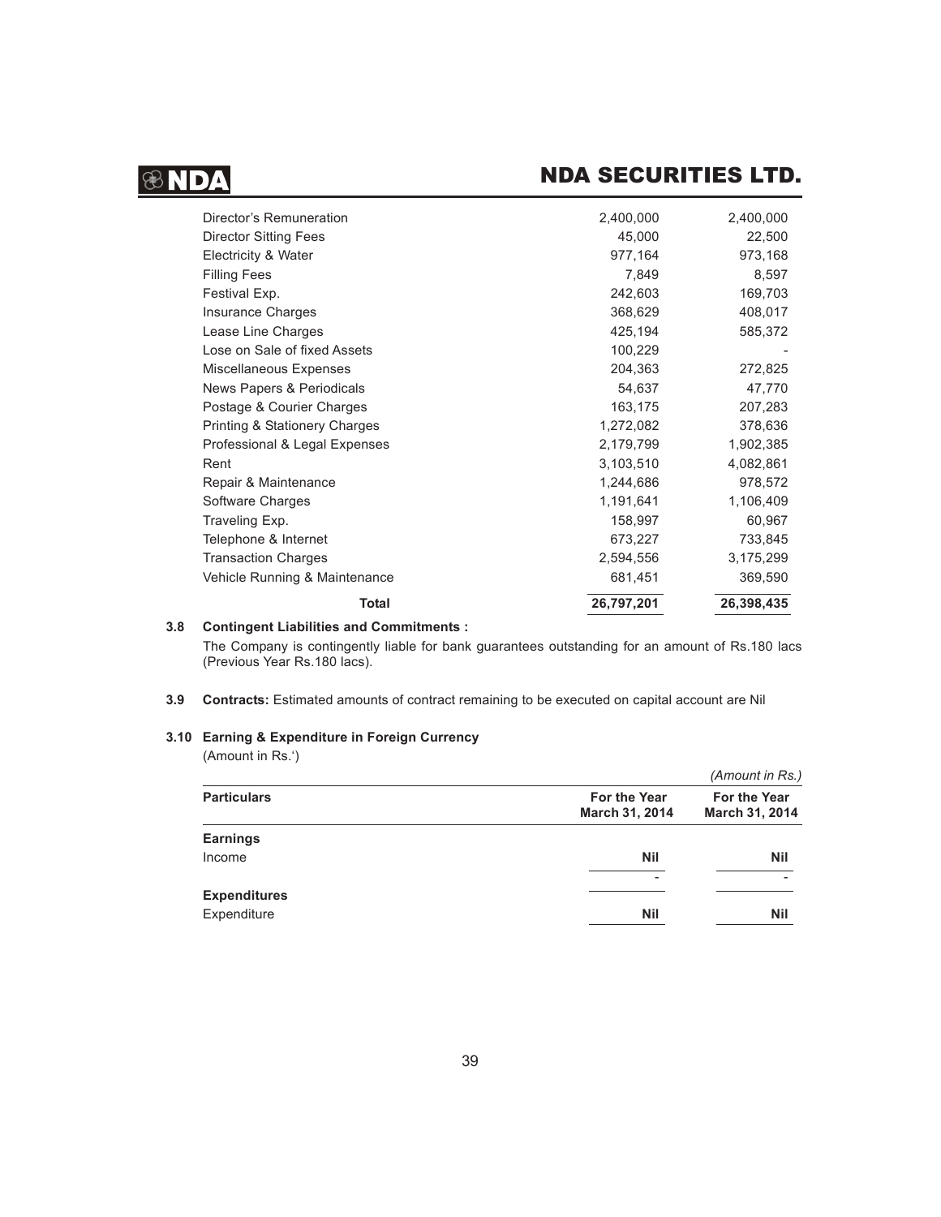| | | |
|---|---|---|
| Director's Remuneration | 2,400,000 | 2,400,000 |
| Director Sitting Fees | 45,000 | 22,500 |
| Electricity & Water | 977,164 | 973,168 |
| Filling Fees | 7,849 | 8,597 |
| Festival Exp. | 242,603 | 169,703 |
| Insurance Charges | 368,629 | 408,017 |
| Lease Line Charges | 425,194 | 585,372 |
| Lose on Sale of fixed Assets | 100,229 | - |
| Miscellaneous Expenses | 204,363 | 272,825 |
| News Papers & Periodicals | 54,637 | 47,770 |
| Postage & Courier Charges | 163,175 | 207,283 |
| Printing & Stationery Charges | 1,272,082 | 378,636 |
| Professional & Legal Expenses | 2,179,799 | 1,902,385 |
| Rent | 3,103,510 | 4,082,861 |
| Repair & Maintenance | 1,244,686 | 978,572 |
| Software Charges | 1,191,641 | 1,106,409 |
| Traveling Exp. | 158,997 | 60,967 |
| Telephone & Internet | 673,227 | 733,845 |
| Transaction Charges | 2,594,556 | 3,175,299 |
| Vehicle Running & Maintenance | 681,451 | 369,590 |
| **Total** | **26,797,201** | **26,398,435** |

**3.8 Contingent Liabilities and Commitments :**

The Company is contingently liable for bank guarantees outstanding for an amount of Rs.180 lacs (Previous Year Rs.180 lacs).

**3.9 Contracts:** Estimated amounts of contract remaining to be executed on capital account are Nil

**3.10 Earning & Expenditure in Foreign Currency**

(Amount in Rs.')

*(Amount in Rs.)*

| **Particulars** | **For the Year March 31, 2014** | **For the Year March 31, 2014** |
|---|---|---|
| **Earnings** | | |
| Income | **Nil** | **Nil** |
| | - | - |
| **Expenditures** | | |
| Expenditure | **Nil** | **Nil** |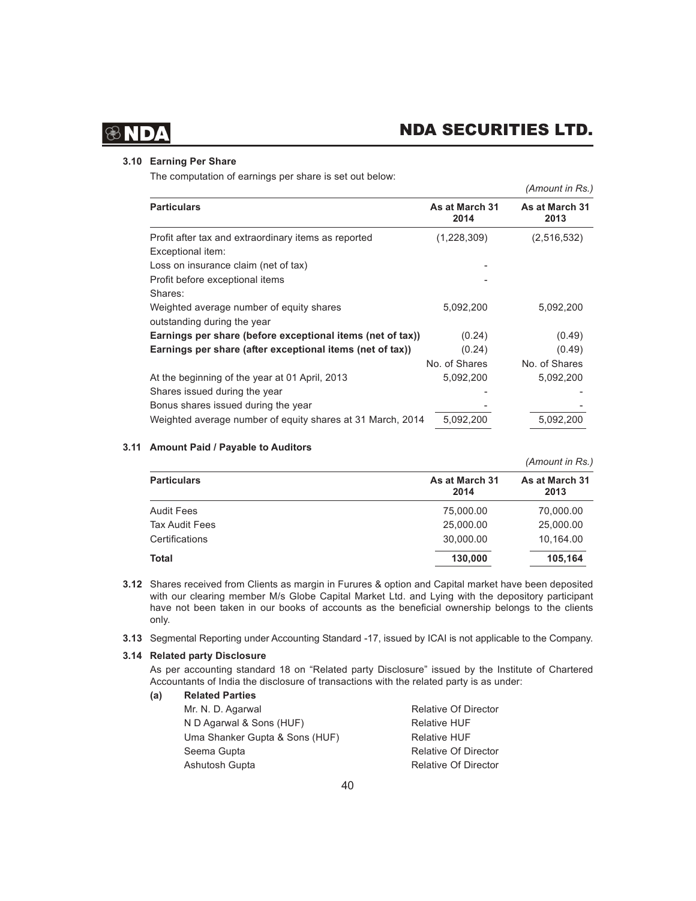### 3.10 Earning Per Share

The computation of earnings per share is set out below:

*(Amount in Rs.)*

| Particulars | As at March 31 2014 | As at March 31 2013 |
|---|---|---|
| Profit after tax and extraordinary items as reported | (1,228,309) | (2,516,532) |
| Exceptional item: | | |
| Loss on insurance claim (net of tax) | - | |
| Profit before exceptional items | - | |
| Shares: | | |
| Weighted average number of equity shares outstanding during the year | 5,092,200 | 5,092,200 |
| **Earnings per share (before exceptional items (net of tax))** | (0.24) | (0.49) |
| **Earnings per share (after exceptional items (net of tax))** | (0.24) | (0.49) |
| | No. of Shares | No. of Shares |
| At the beginning of the year at 01 April, 2013 | 5,092,200 | 5,092,200 |
| Shares issued during the year | - | - |
| Bonus shares issued during the year | - | - |
| Weighted average number of equity shares at 31 March, 2014 | 5,092,200 | 5,092,200 |

### 3.11 Amount Paid / Payable to Auditors

*(Amount in Rs.)*

| Particulars | As at March 31 2014 | As at March 31 2013 |
|---|---|---|
| Audit Fees | 75,000.00 | 70,000.00 |
| Tax Audit Fees | 25,000.00 | 25,000.00 |
| Certifications | 30,000.00 | 10,164.00 |
| **Total** | **130,000** | **105,164** |

**3.12** Shares received from Clients as margin in Furures & option and Capital market have been deposited with our clearing member M/s Globe Capital Market Ltd. and Lying with the depository participant have not been taken in our books of accounts as the beneficial ownership belongs to the clients only.

**3.13** Segmental Reporting under Accounting Standard -17, issued by ICAI is not applicable to the Company.

### 3.14 Related party Disclosure

As per accounting standard 18 on "Related party Disclosure" issued by the Institute of Chartered Accountants of India the disclosure of transactions with the related party is as under:

**(a) Related Parties**

| | |
|---|---|
| Mr. N. D. Agarwal | Relative Of Director |
| N D Agarwal & Sons (HUF) | Relative HUF |
| Uma Shanker Gupta & Sons (HUF) | Relative HUF |
| Seema Gupta | Relative Of Director |
| Ashutosh Gupta | Relative Of Director |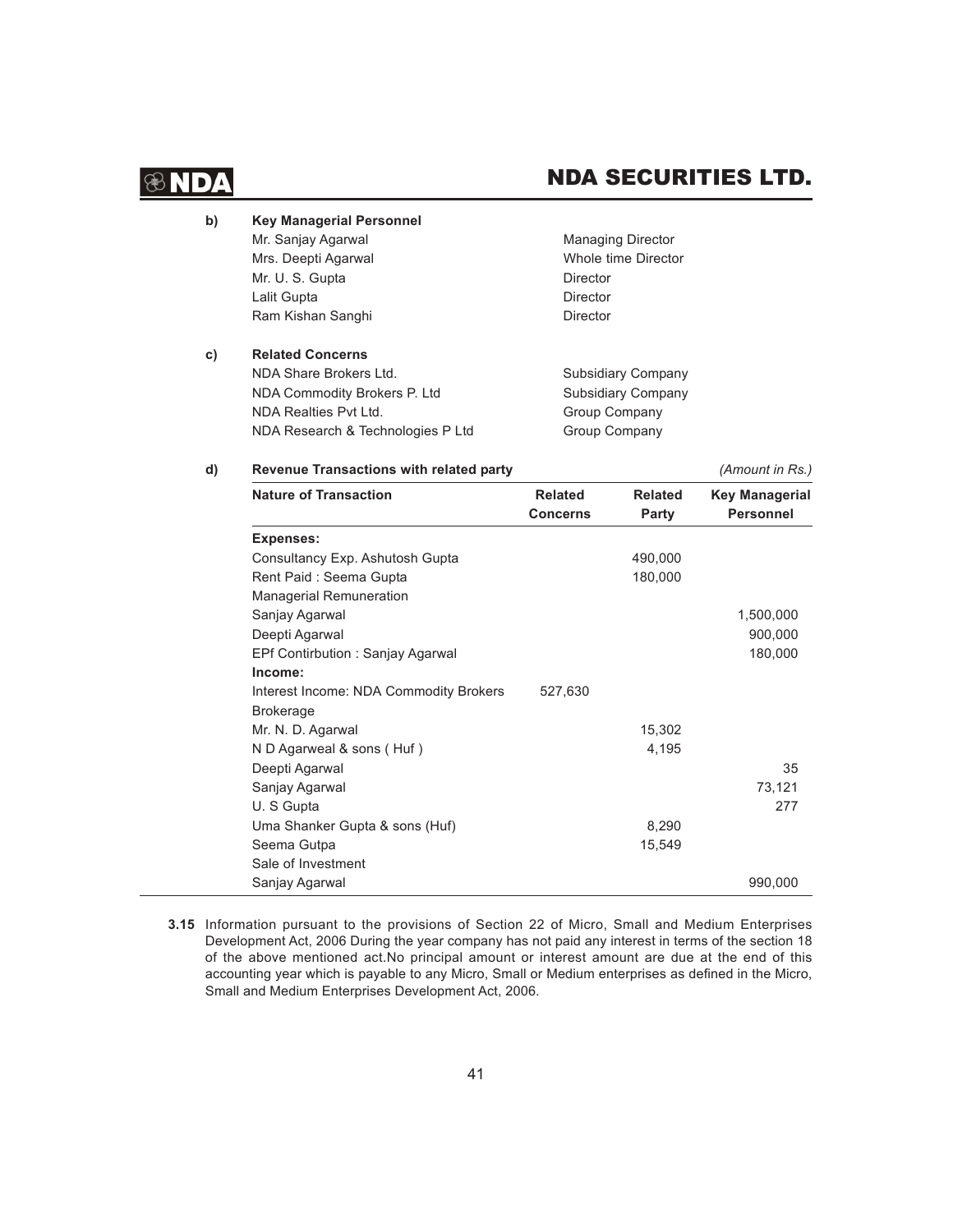**b) Key Managerial Personnel**

| | |
|---|---|
| Mr. Sanjay Agarwal | Managing Director |
| Mrs. Deepti Agarwal | Whole time Director |
| Mr. U. S. Gupta | Director |
| Lalit Gupta | Director |
| Ram Kishan Sanghi | Director |

**c) Related Concerns**

| | |
|---|---|
| NDA Share Brokers Ltd. | Subsidiary Company |
| NDA Commodity Brokers P. Ltd | Subsidiary Company |
| NDA Realties Pvt Ltd. | Group Company |
| NDA Research & Technologies P Ltd | Group Company |

**d) Revenue Transactions with related party** *(Amount in Rs.)*

| Nature of Transaction | Related Concerns | Related Party | Key Managerial Personnel |
|---|---|---|---|
| **Expenses:** | | | |
| Consultancy Exp. Ashutosh Gupta | | 490,000 | |
| Rent Paid : Seema Gupta | | 180,000 | |
| Managerial Remuneration | | | |
| Sanjay Agarwal | | | 1,500,000 |
| Deepti Agarwal | | | 900,000 |
| EPf Contirbution : Sanjay Agarwal | | | 180,000 |
| **Income:** | | | |
| Interest Income: NDA Commodity Brokers | 527,630 | | |
| Brokerage | | | |
| Mr. N. D. Agarwal | | 15,302 | |
| N D Agarweal & sons ( Huf ) | | 4,195 | |
| Deepti Agarwal | | | 35 |
| Sanjay Agarwal | | | 73,121 |
| U. S Gupta | | | 277 |
| Uma Shanker Gupta & sons (Huf) | | 8,290 | |
| Seema Gutpa | | 15,549 | |
| Sale of Investment | | | |
| Sanjay Agarwal | | | 990,000 |

**3.15** Information pursuant to the provisions of Section 22 of Micro, Small and Medium Enterprises Development Act, 2006 During the year company has not paid any interest in terms of the section 18 of the above mentioned act.No principal amount or interest amount are due at the end of this accounting year which is payable to any Micro, Small or Medium enterprises as defined in the Micro, Small and Medium Enterprises Development Act, 2006.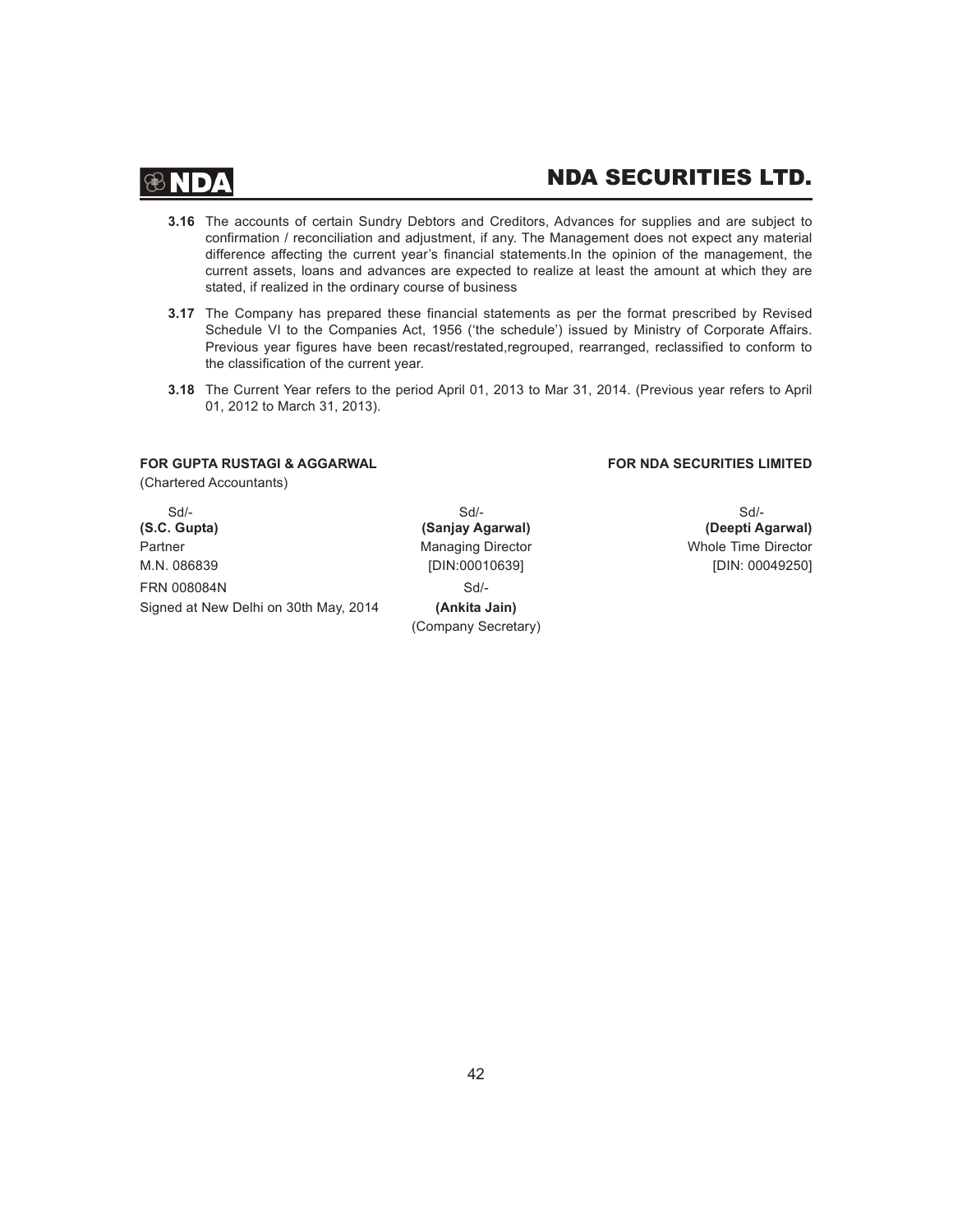**3.16** The accounts of certain Sundry Debtors and Creditors, Advances for supplies and are subject to confirmation / reconciliation and adjustment, if any. The Management does not expect any material difference affecting the current year's financial statements.In the opinion of the management, the current assets, loans and advances are expected to realize at least the amount at which they are stated, if realized in the ordinary course of business

**3.17** The Company has prepared these financial statements as per the format prescribed by Revised Schedule VI to the Companies Act, 1956 ('the schedule') issued by Ministry of Corporate Affairs. Previous year figures have been recast/restated,regrouped, rearranged, reclassified to conform to the classification of the current year.

**3.18** The Current Year refers to the period April 01, 2013 to Mar 31, 2014. (Previous year refers to April 01, 2012 to March 31, 2013).

**FOR GUPTA RUSTAGI & AGGARWAL**
(Chartered Accountants)

Sd/-
**(S.C. Gupta)**
Partner
M.N. 086839
FRN 008084N
Signed at New Delhi on 30th May, 2014

**FOR NDA SECURITIES LIMITED**

Sd/-
**(Sanjay Agarwal)**
Managing Director
[DIN:00010639]

Sd/-
**(Deepti Agarwal)**
Whole Time Director
[DIN: 00049250]

Sd/-
**(Ankita Jain)**
(Company Secretary)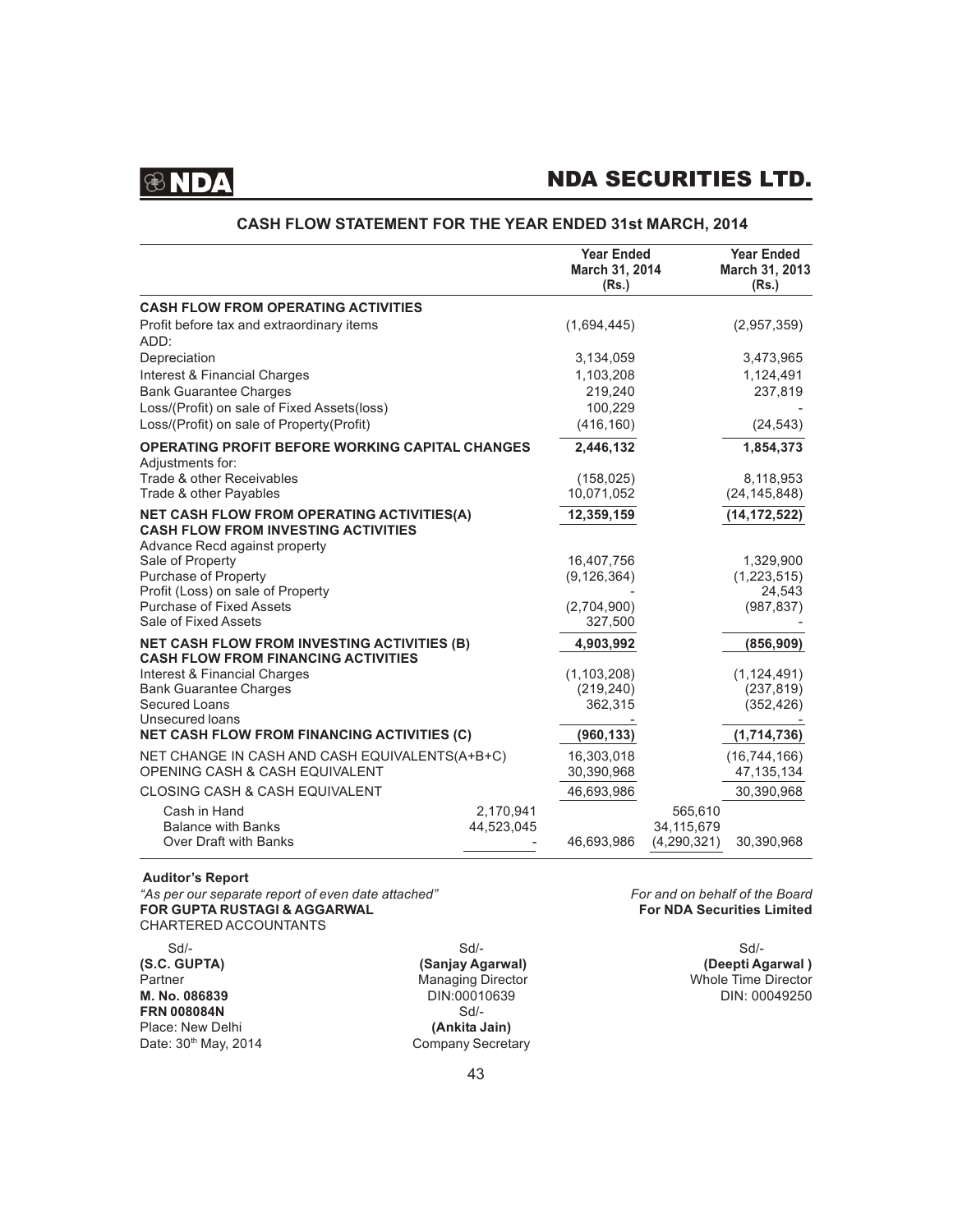## CASH FLOW STATEMENT FOR THE YEAR ENDED 31st MARCH, 2014

| | | Year Ended March 31, 2014 (Rs.) | | Year Ended March 31, 2013 (Rs.) |
|---|---|---|---|---|
| **CASH FLOW FROM OPERATING ACTIVITIES** | | | | |
| Profit before tax and extraordinary items | | (1,694,445) | | (2,957,359) |
| ADD: | | | | |
| Depreciation | | 3,134,059 | | 3,473,965 |
| Interest & Financial Charges | | 1,103,208 | | 1,124,491 |
| Bank Guarantee Charges | | 219,240 | | 237,819 |
| Loss/(Profit) on sale of Fixed Assets(loss) | | 100,229 | | - |
| Loss/(Profit) on sale of Property(Profit) | | (416,160) | | (24,543) |
| **OPERATING PROFIT BEFORE WORKING CAPITAL CHANGES** | | **2,446,132** | | **1,854,373** |
| Adjustments for: | | | | |
| Trade & other Receivables | | (158,025) | | 8,118,953 |
| Trade & other Payables | | 10,071,052 | | (24,145,848) |
| **NET CASH FLOW FROM OPERATING ACTIVITIES(A)** | | **12,359,159** | | **(14,172,522)** |
| **CASH FLOW FROM INVESTING ACTIVITIES** | | | | |
| Advance Recd against property | | | | |
| Sale of Property | | 16,407,756 | | 1,329,900 |
| Purchase of Property | | (9,126,364) | | (1,223,515) |
| Profit (Loss) on sale of Property | | - | | 24,543 |
| Purchase of Fixed Assets | | (2,704,900) | | (987,837) |
| Sale of Fixed Assets | | 327,500 | | - |
| **NET CASH FLOW FROM INVESTING ACTIVITIES (B)** | | **4,903,992** | | **(856,909)** |
| **CASH FLOW FROM FINANCING ACTIVITIES** | | | | |
| Interest & Financial Charges | | (1,103,208) | | (1,124,491) |
| Bank Guarantee Charges | | (219,240) | | (237,819) |
| Secured Loans | | 362,315 | | (352,426) |
| Unsecured loans | | - | | - |
| **NET CASH FLOW FROM FINANCING ACTIVITIES (C)** | | **(960,133)** | | **(1,714,736)** |
| NET CHANGE IN CASH AND CASH EQUIVALENTS(A+B+C) | | 16,303,018 | | (16,744,166) |
| OPENING CASH & CASH EQUIVALENT | | 30,390,968 | | 47,135,134 |
| CLOSING CASH & CASH EQUIVALENT | | 46,693,986 | | 30,390,968 |
| Cash in Hand | 2,170,941 | | 565,610 | |
| Balance with Banks | 44,523,045 | | 34,115,679 | |
| Over Draft with Banks | - | 46,693,986 | (4,290,321) | 30,390,968 |

**Auditor's Report**

*"As per our separate report of even date attached"*
**FOR GUPTA RUSTAGI & AGGARWAL**
CHARTERED ACCOUNTANTS

*For and on behalf of the Board*
**For NDA Securities Limited**

Sd/-
**(S.C. GUPTA)**
Partner
**M. No. 086839**
**FRN 008084N**
Place: New Delhi
Date: 30th May, 2014

Sd/-
**(Sanjay Agarwal)**
Managing Director
DIN:00010639

Sd/-
**(Ankita Jain)**
Company Secretary

Sd/-
**(Deepti Agarwal )**
Whole Time Director
DIN: 00049250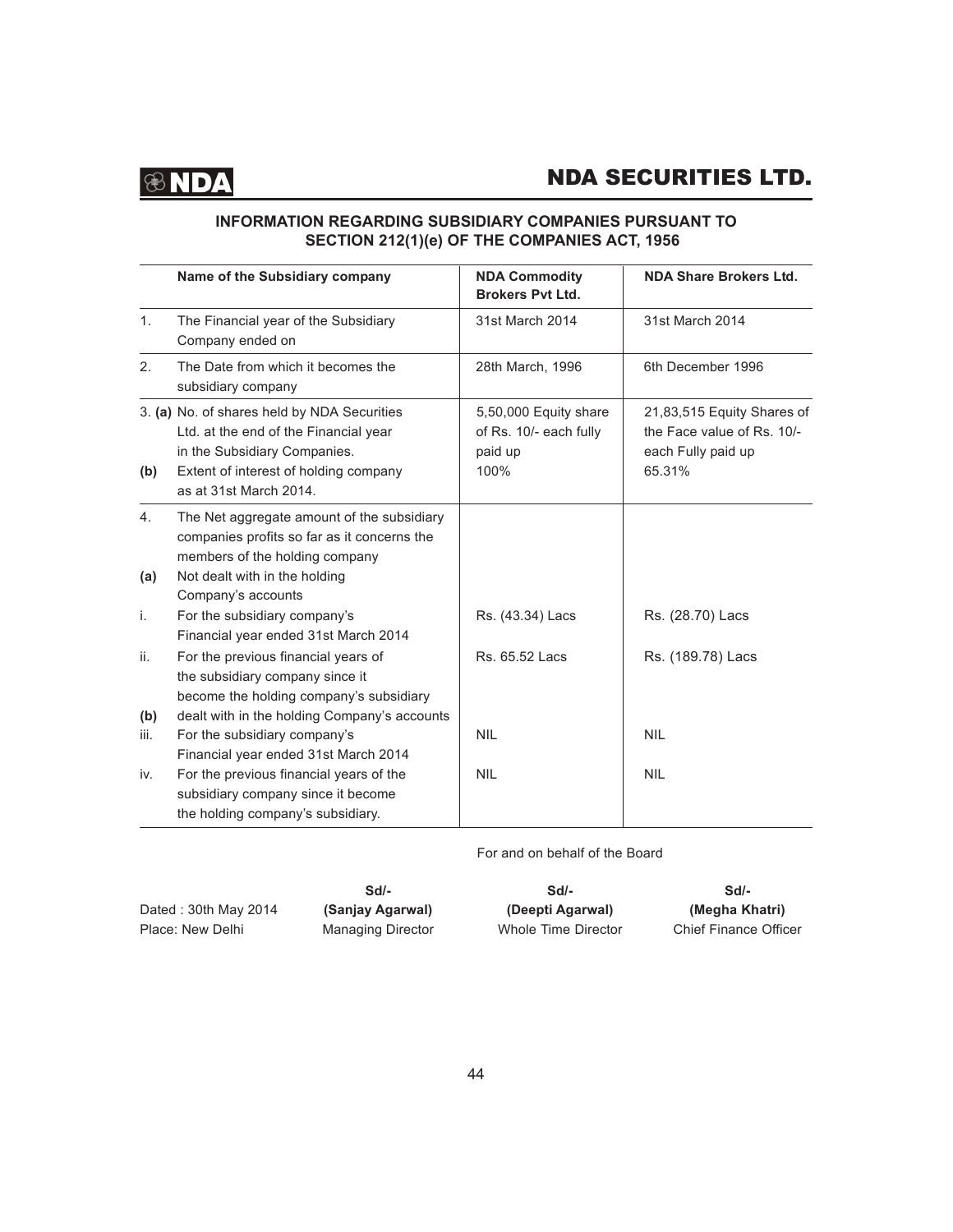## INFORMATION REGARDING SUBSIDIARY COMPANIES PURSUANT TO SECTION 212(1)(e) OF THE COMPANIES ACT, 1956

| | Name of the Subsidiary company | NDA Commodity Brokers Pvt Ltd. | NDA Share Brokers Ltd. |
|---|---|---|---|
| 1. | The Financial year of the Subsidiary Company ended on | 31st March 2014 | 31st March 2014 |
| 2. | The Date from which it becomes the subsidiary company | 28th March, 1996 | 6th December 1996 |
| 3. (a) | No. of shares held by NDA Securities Ltd. at the end of the Financial year in the Subsidiary Companies. | 5,50,000 Equity share of Rs. 10/- each fully paid up | 21,83,515 Equity Shares of the Face value of Rs. 10/- each Fully paid up |
| (b) | Extent of interest of holding company as at 31st March 2014. | 100% | 65.31% |
| 4. | The Net aggregate amount of the subsidiary companies profits so far as it concerns the members of the holding company | | |
| (a) | Not dealt with in the holding Company's accounts | | |
| i. | For the subsidiary company's Financial year ended 31st March 2014 | Rs. (43.34) Lacs | Rs. (28.70) Lacs |
| ii. | For the previous financial years of the subsidiary company since it become the holding company's subsidiary | Rs. 65.52 Lacs | Rs. (189.78) Lacs |
| (b) | dealt with in the holding Company's accounts | | |
| iii. | For the subsidiary company's Financial year ended 31st March 2014 | NIL | NIL |
| iv. | For the previous financial years of the subsidiary company since it become the holding company's subsidiary. | NIL | NIL |

For and on behalf of the Board

| | Sd/- | Sd/- | Sd/- |
|---|---|---|---|
| Dated : 30th May 2014 | **(Sanjay Agarwal)** | **(Deepti Agarwal)** | **(Megha Khatri)** |
| Place: New Delhi | Managing Director | Whole Time Director | Chief Finance Officer |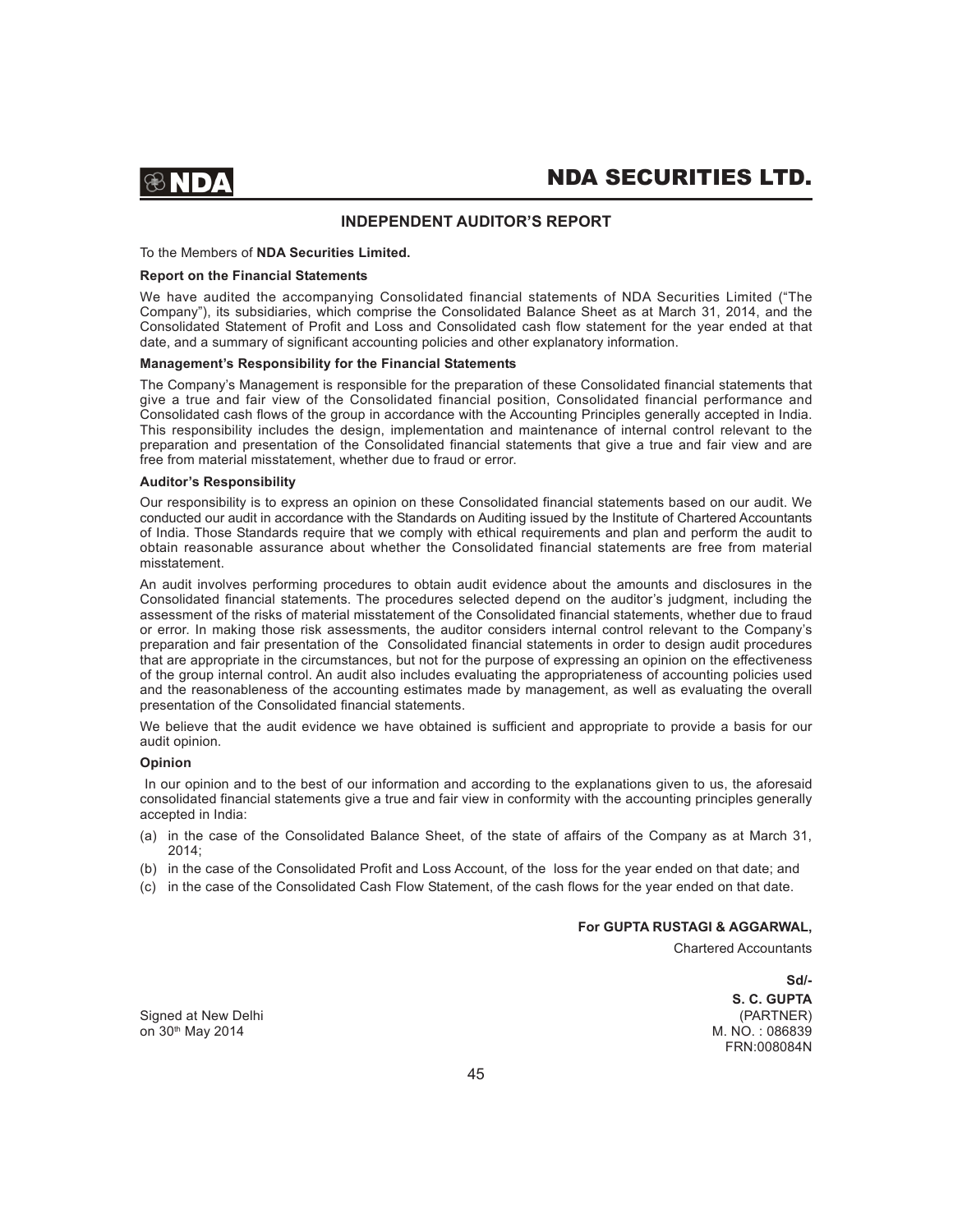## INDEPENDENT AUDITOR'S REPORT

To the Members of **NDA Securities Limited.**

**Report on the Financial Statements**

We have audited the accompanying Consolidated financial statements of NDA Securities Limited ("The Company"), its subsidiaries, which comprise the Consolidated Balance Sheet as at March 31, 2014, and the Consolidated Statement of Profit and Loss and Consolidated cash flow statement for the year ended at that date, and a summary of significant accounting policies and other explanatory information.

**Management's Responsibility for the Financial Statements**

The Company's Management is responsible for the preparation of these Consolidated financial statements that give a true and fair view of the Consolidated financial position, Consolidated financial performance and Consolidated cash flows of the group in accordance with the Accounting Principles generally accepted in India. This responsibility includes the design, implementation and maintenance of internal control relevant to the preparation and presentation of the Consolidated financial statements that give a true and fair view and are free from material misstatement, whether due to fraud or error.

**Auditor's Responsibility**

Our responsibility is to express an opinion on these Consolidated financial statements based on our audit. We conducted our audit in accordance with the Standards on Auditing issued by the Institute of Chartered Accountants of India. Those Standards require that we comply with ethical requirements and plan and perform the audit to obtain reasonable assurance about whether the Consolidated financial statements are free from material misstatement.

An audit involves performing procedures to obtain audit evidence about the amounts and disclosures in the Consolidated financial statements. The procedures selected depend on the auditor's judgment, including the assessment of the risks of material misstatement of the Consolidated financial statements, whether due to fraud or error. In making those risk assessments, the auditor considers internal control relevant to the Company's preparation and fair presentation of the Consolidated financial statements in order to design audit procedures that are appropriate in the circumstances, but not for the purpose of expressing an opinion on the effectiveness of the group internal control. An audit also includes evaluating the appropriateness of accounting policies used and the reasonableness of the accounting estimates made by management, as well as evaluating the overall presentation of the Consolidated financial statements.

We believe that the audit evidence we have obtained is sufficient and appropriate to provide a basis for our audit opinion.

**Opinion**

In our opinion and to the best of our information and according to the explanations given to us, the aforesaid consolidated financial statements give a true and fair view in conformity with the accounting principles generally accepted in India:

(a) in the case of the Consolidated Balance Sheet, of the state of affairs of the Company as at March 31, 2014;

(b) in the case of the Consolidated Profit and Loss Account, of the loss for the year ended on that date; and

(c) in the case of the Consolidated Cash Flow Statement, of the cash flows for the year ended on that date.

**For GUPTA RUSTAGI & AGGARWAL,**
Chartered Accountants

**Sd/-**
**S. C. GUPTA**
(PARTNER)
M. NO. : 086839
FRN:008084N

Signed at New Delhi
on 30th May 2014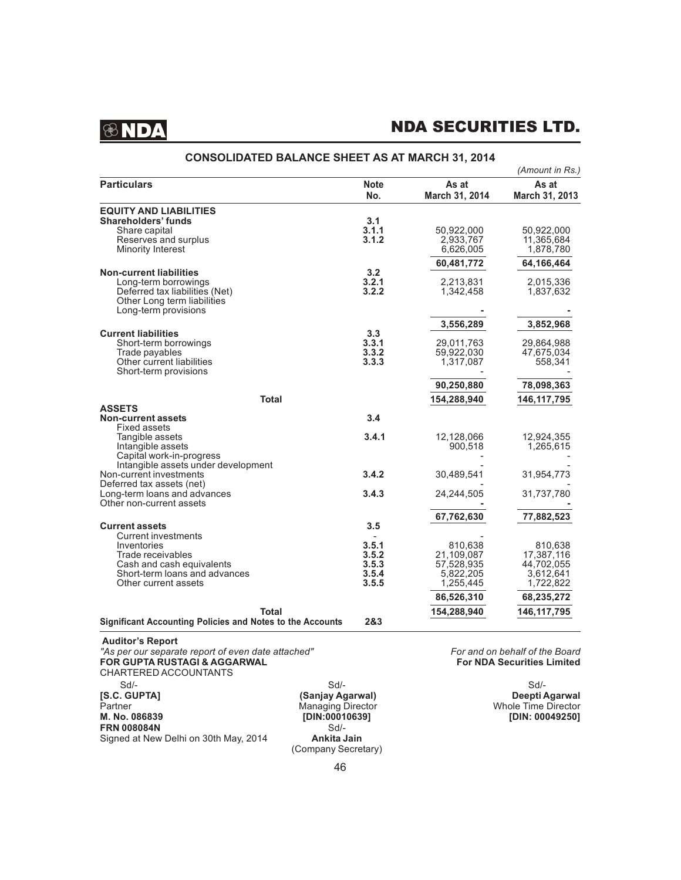# NDA SECURITIES LTD.

## CONSOLIDATED BALANCE SHEET AS AT MARCH 31, 2014

*(Amount in Rs.)*

| Particulars | Note No. | As at March 31, 2014 | As at March 31, 2013 |
|---|---|---|---|
| **EQUITY AND LIABILITIES** | | | |
| **Shareholders' funds** | **3.1** | | |
| Share capital | **3.1.1** | 50,922,000 | 50,922,000 |
| Reserves and surplus | **3.1.2** | 2,933,767 | 11,365,684 |
| Minority Interest | | 6,626,005 | 1,878,780 |
| | | **60,481,772** | **64,166,464** |
| **Non-current liabilities** | **3.2** | | |
| Long-term borrowings | **3.2.1** | 2,213,831 | 2,015,336 |
| Deferred tax liabilities (Net) | **3.2.2** | 1,342,458 | 1,837,632 |
| Other Long term liabilities | | | |
| Long-term provisions | | - | - |
| | | **3,556,289** | **3,852,968** |
| **Current liabilities** | **3.3** | | |
| Short-term borrowings | **3.3.1** | 29,011,763 | 29,864,988 |
| Trade payables | **3.3.2** | 59,922,030 | 47,675,034 |
| Other current liabilities | **3.3.3** | 1,317,087 | 558,341 |
| Short-term provisions | | - | - |
| | | **90,250,880** | **78,098,363** |
| **Total** | | **154,288,940** | **146,117,795** |
| **ASSETS** | | | |
| **Non-current assets** | **3.4** | | |
| Fixed assets | | | |
| Tangible assets | **3.4.1** | 12,128,066 | 12,924,355 |
| Intangible assets | | 900,518 | 1,265,615 |
| Capital work-in-progress | | - | - |
| Intangible assets under development | | - | - |
| Non-current investments | **3.4.2** | 30,489,541 | 31,954,773 |
| Deferred tax assets (net) | | - | - |
| Long-term loans and advances | **3.4.3** | 24,244,505 | 31,737,780 |
| Other non-current assets | | - | - |
| | | **67,762,630** | **77,882,523** |
| **Current assets** | **3.5** | | |
| Current investments | - | - | - |
| Inventories | **3.5.1** | 810,638 | 810,638 |
| Trade receivables | **3.5.2** | 21,109,087 | 17,387,116 |
| Cash and cash equivalents | **3.5.3** | 57,528,935 | 44,702,055 |
| Short-term loans and advances | **3.5.4** | 5,822,205 | 3,612,641 |
| Other current assets | **3.5.5** | 1,255,445 | 1,722,822 |
| | | **86,526,310** | **68,235,272** |
| **Total** | | **154,288,940** | **146,117,795** |
| **Significant Accounting Policies and Notes to the Accounts** | **2&3** | | |

**Auditor's Report**

*"As per our separate report of even date attached"*
**FOR GUPTA RUSTAGI & AGGARWAL**
CHARTERED ACCOUNTANTS

Sd/-
**[S.C. GUPTA]**
Partner
**M. No. 086839**
**FRN 008084N**
Signed at New Delhi on 30th May, 2014

*For and on behalf of the Board*
**For NDA Securities Limited**

Sd/-
**(Sanjay Agarwal)**
Managing Director
**[DIN:00010639]**

Sd/-
**Deepti Agarwal**
Whole Time Director
**[DIN: 00049250]**

Sd/-
**Ankita Jain**
(Company Secretary)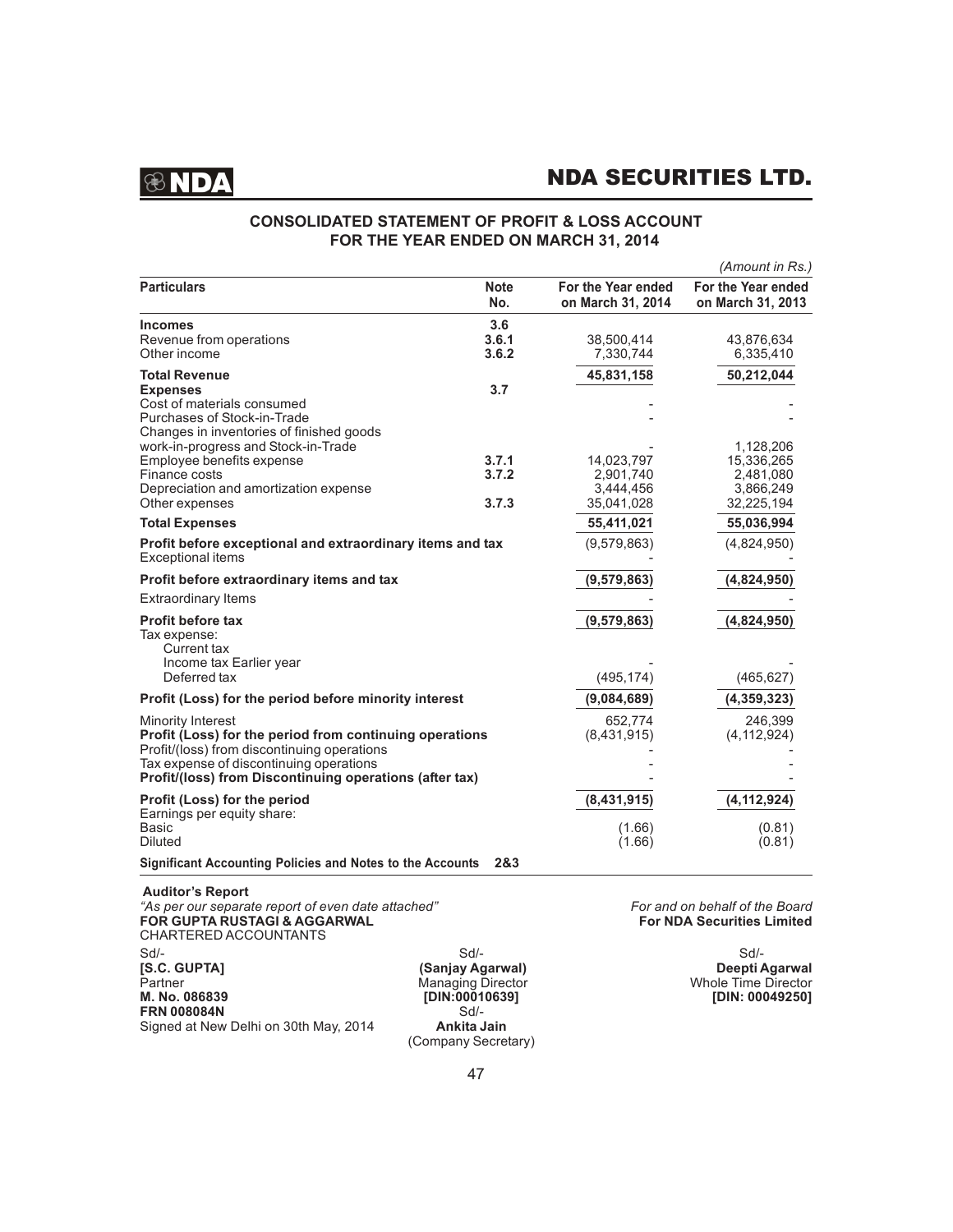# CONSOLIDATED STATEMENT OF PROFIT & LOSS ACCOUNT FOR THE YEAR ENDED ON MARCH 31, 2014

*(Amount in Rs.)*

| Particulars | Note No. | For the Year ended on March 31, 2014 | For the Year ended on March 31, 2013 |
|---|---|---|---|
| **Incomes** | **3.6** | | |
| Revenue from operations | **3.6.1** | 38,500,414 | 43,876,634 |
| Other income | **3.6.2** | 7,330,744 | 6,335,410 |
| **Total Revenue** | | **45,831,158** | **50,212,044** |
| **Expenses** | **3.7** | | |
| Cost of materials consumed | | - | - |
| Purchases of Stock-in-Trade | | - | - |
| Changes in inventories of finished goods work-in-progress and Stock-in-Trade | | - | 1,128,206 |
| Employee benefits expense | **3.7.1** | 14,023,797 | 15,336,265 |
| Finance costs | **3.7.2** | 2,901,740 | 2,481,080 |
| Depreciation and amortization expense | | 3,444,456 | 3,866,249 |
| Other expenses | **3.7.3** | 35,041,028 | 32,225,194 |
| **Total Expenses** | | **55,411,021** | **55,036,994** |
| **Profit before exceptional and extraordinary items and tax** | | (9,579,863) | (4,824,950) |
| Exceptional items | | - | - |
| **Profit before extraordinary items and tax** | | **(9,579,863)** | **(4,824,950)** |
| Extraordinary Items | | - | - |
| **Profit before tax** | | **(9,579,863)** | **(4,824,950)** |
| Tax expense: | | | |
| Current tax | | | |
| Income tax Earlier year | | - | - |
| Deferred tax | | (495,174) | (465,627) |
| **Profit (Loss) for the period before minority interest** | | **(9,084,689)** | **(4,359,323)** |
| Minority Interest | | 652,774 | 246,399 |
| **Profit (Loss) for the period from continuing operations** | | (8,431,915) | (4,112,924) |
| Profit/(loss) from discontinuing operations | | - | - |
| Tax expense of discontinuing operations | | - | - |
| **Profit/(loss) from Discontinuing operations (after tax)** | | - | - |
| **Profit (Loss) for the period** | | **(8,431,915)** | **(4,112,924)** |
| Earnings per equity share: | | | |
| Basic | | (1.66) | (0.81) |
| Diluted | | (1.66) | (0.81) |
| **Significant Accounting Policies and Notes to the Accounts** | **2&3** | | |

**Auditor's Report**

*"As per our separate report of even date attached"*
**FOR GUPTA RUSTAGI & AGGARWAL**
CHARTERED ACCOUNTANTS

Sd/-
**[S.C. GUPTA]**
Partner
**M. No. 086839**
**FRN 008084N**
Signed at New Delhi on 30th May, 2014

*For and on behalf of the Board*
**For NDA Securities Limited**

Sd/-
**(Sanjay Agarwal)**
Managing Director
**[DIN:00010639]**

Sd/-
**Deepti Agarwal**
Whole Time Director
**[DIN: 00049250]**

Sd/-
**Ankita Jain**
(Company Secretary)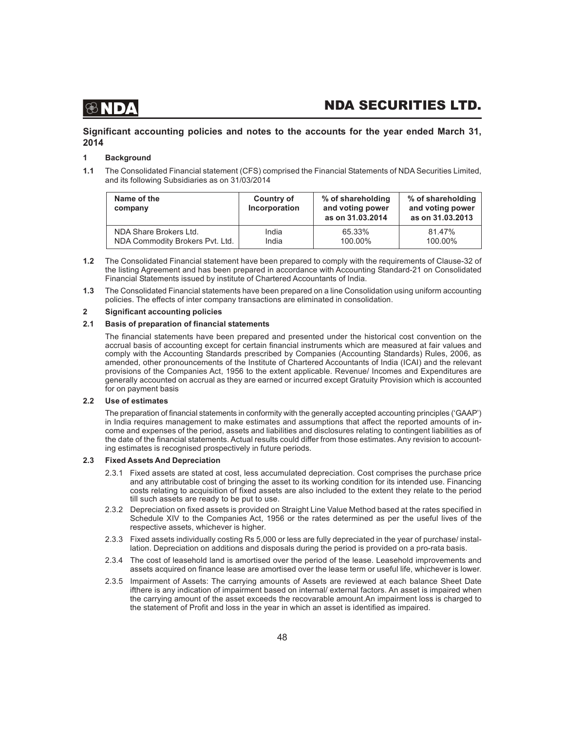## Significant accounting policies and notes to the accounts for the year ended March 31, 2014

### 1 Background

**1.1** The Consolidated Financial statement (CFS) comprised the Financial Statements of NDA Securities Limited, and its following Subsidiaries as on 31/03/2014

| Name of the company | Country of Incorporation | % of shareholding and voting power as on 31.03.2014 | % of shareholding and voting power as on 31.03.2013 |
|---|---|---|---|
| NDA Share Brokers Ltd. | India | 65.33% | 81.47% |
| NDA Commodity Brokers Pvt. Ltd. | India | 100.00% | 100.00% |

**1.2** The Consolidated Financial statement have been prepared to comply with the requirements of Clause-32 of the listing Agreement and has been prepared in accordance with Accounting Standard-21 on Consolidated Financial Statements issued by institute of Chartered Accountants of India.

**1.3** The Consolidated Financial statements have been prepared on a line Consolidation using uniform accounting policies. The effects of inter company transactions are eliminated in consolidation.

### 2 Significant accounting policies

#### 2.1 Basis of preparation of financial statements

The financial statements have been prepared and presented under the historical cost convention on the accrual basis of accounting except for certain financial instruments which are measured at fair values and comply with the Accounting Standards prescribed by Companies (Accounting Standards) Rules, 2006, as amended, other pronouncements of the Institute of Chartered Accountants of India (ICAI) and the relevant provisions of the Companies Act, 1956 to the extent applicable. Revenue/ Incomes and Expenditures are generally accounted on accrual as they are earned or incurred except Gratuity Provision which is accounted for on payment basis

#### 2.2 Use of estimates

The preparation of financial statements in conformity with the generally accepted accounting principles ('GAAP') in India requires management to make estimates and assumptions that affect the reported amounts of income and expenses of the period, assets and liabilities and disclosures relating to contingent liabilities as of the date of the financial statements. Actual results could differ from those estimates. Any revision to accounting estimates is recognised prospectively in future periods.

#### 2.3 Fixed Assets And Depreciation

2.3.1 Fixed assets are stated at cost, less accumulated depreciation. Cost comprises the purchase price and any attributable cost of bringing the asset to its working condition for its intended use. Financing costs relating to acquisition of fixed assets are also included to the extent they relate to the period till such assets are ready to be put to use.

2.3.2 Depreciation on fixed assets is provided on Straight Line Value Method based at the rates specified in Schedule XIV to the Companies Act, 1956 or the rates determined as per the useful lives of the respective assets, whichever is higher.

2.3.3 Fixed assets individually costing Rs 5,000 or less are fully depreciated in the year of purchase/ installation. Depreciation on additions and disposals during the period is provided on a pro-rata basis.

2.3.4 The cost of leasehold land is amortised over the period of the lease. Leasehold improvements and assets acquired on finance lease are amortised over the lease term or useful life, whichever is lower.

2.3.5 Impairment of Assets: The carrying amounts of Assets are reviewed at each balance Sheet Date ifthere is any indication of impairment based on internal/ external factors. An asset is impaired when the carrying amount of the asset exceeds the recovarable amount.An impairment loss is charged to the statement of Profit and loss in the year in which an asset is identified as impaired.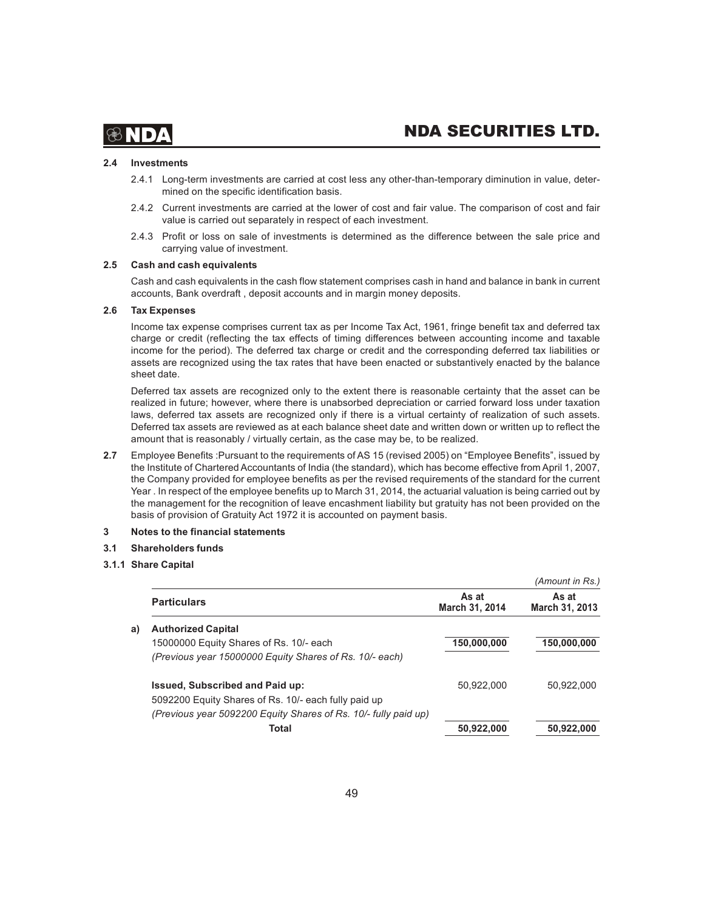### 2.4 Investments

2.4.1 Long-term investments are carried at cost less any other-than-temporary diminution in value, determined on the specific identification basis.

2.4.2 Current investments are carried at the lower of cost and fair value. The comparison of cost and fair value is carried out separately in respect of each investment.

2.4.3 Profit or loss on sale of investments is determined as the difference between the sale price and carrying value of investment.

### 2.5 Cash and cash equivalents

Cash and cash equivalents in the cash flow statement comprises cash in hand and balance in bank in current accounts, Bank overdraft , deposit accounts and in margin money deposits.

### 2.6 Tax Expenses

Income tax expense comprises current tax as per Income Tax Act, 1961, fringe benefit tax and deferred tax charge or credit (reflecting the tax effects of timing differences between accounting income and taxable income for the period). The deferred tax charge or credit and the corresponding deferred tax liabilities or assets are recognized using the tax rates that have been enacted or substantively enacted by the balance sheet date.

Deferred tax assets are recognized only to the extent there is reasonable certainty that the asset can be realized in future; however, where there is unabsorbed depreciation or carried forward loss under taxation laws, deferred tax assets are recognized only if there is a virtual certainty of realization of such assets. Deferred tax assets are reviewed as at each balance sheet date and written down or written up to reflect the amount that is reasonably / virtually certain, as the case may be, to be realized.

**2.7** Employee Benefits :Pursuant to the requirements of AS 15 (revised 2005) on "Employee Benefits", issued by the Institute of Chartered Accountants of India (the standard), which has become effective from April 1, 2007, the Company provided for employee benefits as per the revised requirements of the standard for the current Year . In respect of the employee benefits up to March 31, 2014, the actuarial valuation is being carried out by the management for the recognition of leave encashment liability but gratuity has not been provided on the basis of provision of Gratuity Act 1972 it is accounted on payment basis.

## 3 Notes to the financial statements

### 3.1 Shareholders funds

### 3.1.1 Share Capital

*(Amount in Rs.)*

| | Particulars | As at March 31, 2014 | As at March 31, 2013 |
|---|---|---|---|
| a) | **Authorized Capital** | | |
| | 15000000 Equity Shares of Rs. 10/- each | **150,000,000** | **150,000,000** |
| | *(Previous year 15000000 Equity Shares of Rs. 10/- each)* | | |
| | **Issued, Subscribed and Paid up:** | 50,922,000 | 50,922,000 |
| | 5092200 Equity Shares of Rs. 10/- each fully paid up | | |
| | *(Previous year 5092200 Equity Shares of Rs. 10/- fully paid up)* | | |
| | **Total** | **50,922,000** | **50,922,000** |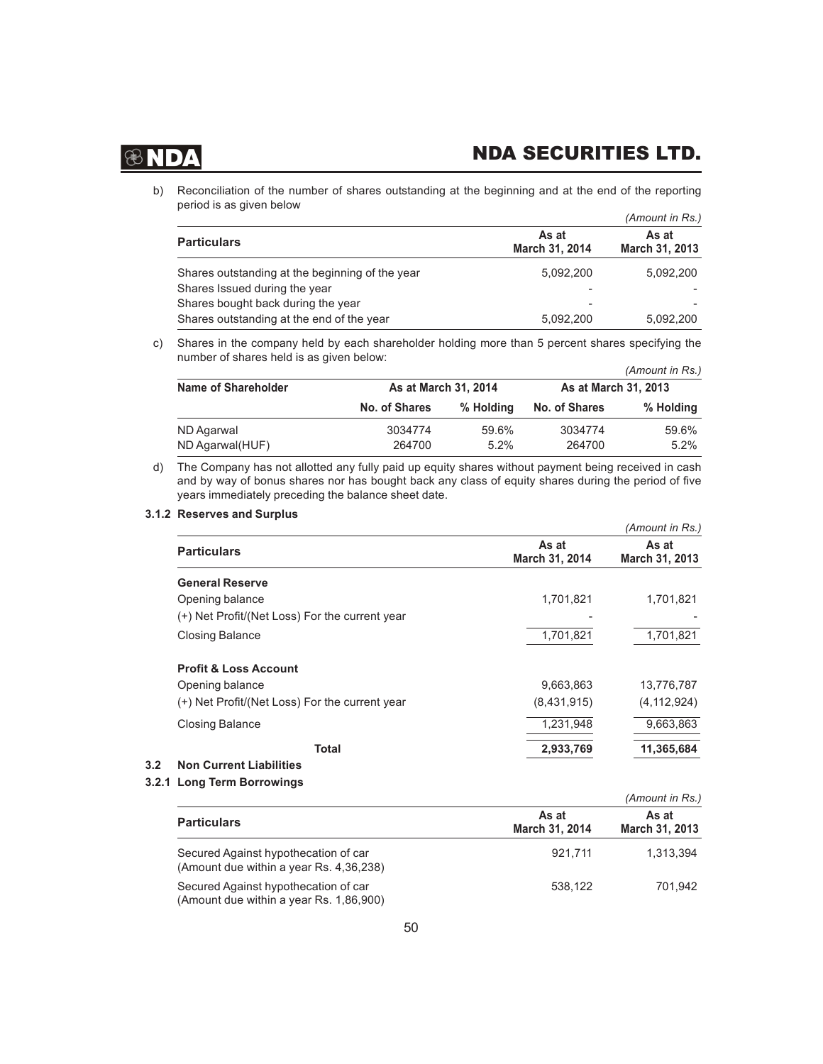b) Reconciliation of the number of shares outstanding at the beginning and at the end of the reporting period is as given below

*(Amount in Rs.)*

| Particulars | As at March 31, 2014 | As at March 31, 2013 |
|---|---|---|
| Shares outstanding at the beginning of the year | 5,092,200 | 5,092,200 |
| Shares Issued during the year | - | - |
| Shares bought back during the year | - | - |
| Shares outstanding at the end of the year | 5,092,200 | 5,092,200 |

c) Shares in the company held by each shareholder holding more than 5 percent shares specifying the number of shares held is as given below:

*(Amount in Rs.)*

| Name of Shareholder | As at March 31, 2014 | | As at March 31, 2013 | |
|---|---|---|---|---|
| | No. of Shares | % Holding | No. of Shares | % Holding |
| ND Agarwal | 3034774 | 59.6% | 3034774 | 59.6% |
| ND Agarwal(HUF) | 264700 | 5.2% | 264700 | 5.2% |

d) The Company has not allotted any fully paid up equity shares without payment being received in cash and by way of bonus shares nor has bought back any class of equity shares during the period of five years immediately preceding the balance sheet date.

### 3.1.2 Reserves and Surplus

*(Amount in Rs.)*

| Particulars | As at March 31, 2014 | As at March 31, 2013 |
|---|---|---|
| **General Reserve** | | |
| Opening balance | 1,701,821 | 1,701,821 |
| (+) Net Profit/(Net Loss) For the current year | - | - |
| Closing Balance | 1,701,821 | 1,701,821 |
| **Profit & Loss Account** | | |
| Opening balance | 9,663,863 | 13,776,787 |
| (+) Net Profit/(Net Loss) For the current year | (8,431,915) | (4,112,924) |
| Closing Balance | 1,231,948 | 9,663,863 |
| **Total** | **2,933,769** | **11,365,684** |

## 3.2 Non Current Liabilities

### 3.2.1 Long Term Borrowings

*(Amount in Rs.)*

| Particulars | As at March 31, 2014 | As at March 31, 2013 |
|---|---|---|
| Secured Against hypothecation of car (Amount due within a year Rs. 4,36,238) | 921,711 | 1,313,394 |
| Secured Against hypothecation of car (Amount due within a year Rs. 1,86,900) | 538,122 | 701,942 |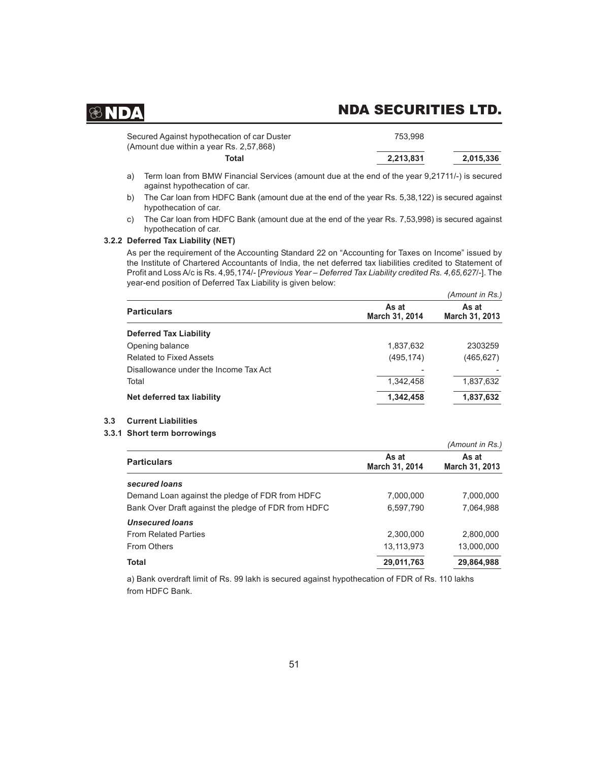| | | |
|---|---|---|
| Secured Against hypothecation of car Duster (Amount due within a year Rs. 2,57,868) | 753,998 | |
| **Total** | **2,213,831** | **2,015,336** |

a) Term loan from BMW Financial Services (amount due at the end of the year 9,21711/-) is secured against hypothecation of car.

b) The Car loan from HDFC Bank (amount due at the end of the year Rs. 5,38,122) is secured against hypothecation of car.

c) The Car loan from HDFC Bank (amount due at the end of the year Rs. 7,53,998) is secured against hypothecation of car.

### 3.2.2 Deferred Tax Liability (NET)

As per the requirement of the Accounting Standard 22 on "Accounting for Taxes on Income" issued by the Institute of Chartered Accountants of India, the net deferred tax liabilities credited to Statement of Profit and Loss A/c is Rs. 4,95,174/- [*Previous Year – Deferred Tax Liability credited Rs. 4,65,627/-*]. The year-end position of Deferred Tax Liability is given below:

*(Amount in Rs.)*

| Particulars | As at March 31, 2014 | As at March 31, 2013 |
|---|---|---|
| **Deferred Tax Liability** | | |
| Opening balance | 1,837,632 | 2303259 |
| Related to Fixed Assets | (495,174) | (465,627) |
| Disallowance under the Income Tax Act | - | - |
| Total | 1,342,458 | 1,837,632 |
| **Net deferred tax liability** | **1,342,458** | **1,837,632** |

## 3.3 Current Liabilities

### 3.3.1 Short term borrowings

*(Amount in Rs.)*

| Particulars | As at March 31, 2014 | As at March 31, 2013 |
|---|---|---|
| ***secured loans*** | | |
| Demand Loan against the pledge of FDR from HDFC | 7,000,000 | 7,000,000 |
| Bank Over Draft against the pledge of FDR from HDFC | 6,597,790 | 7,064,988 |
| ***Unsecured loans*** | | |
| From Related Parties | 2,300,000 | 2,800,000 |
| From Others | 13,113,973 | 13,000,000 |
| **Total** | **29,011,763** | **29,864,988** |

a) Bank overdraft limit of Rs. 99 lakh is secured against hypothecation of FDR of Rs. 110 lakhs from HDFC Bank.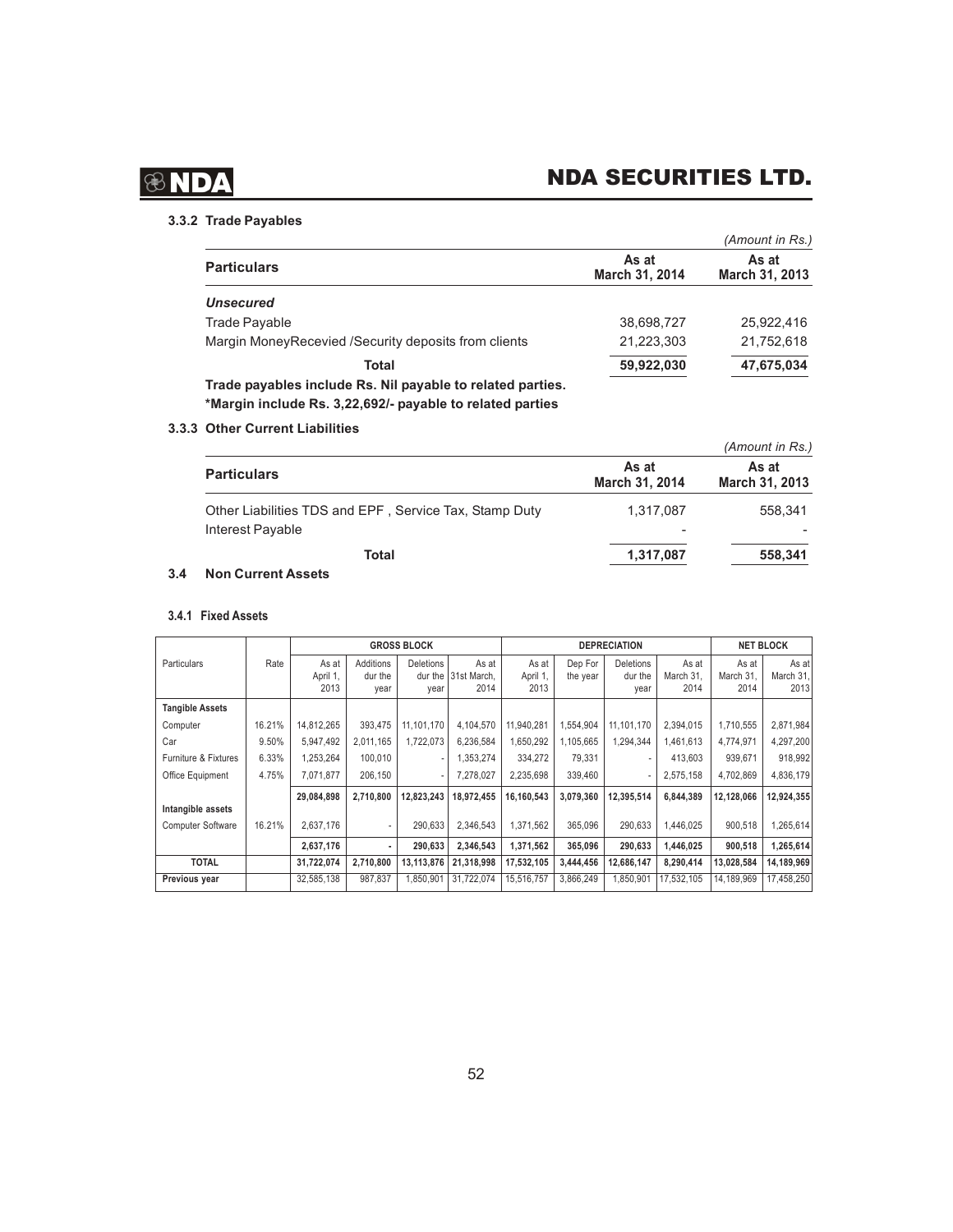### 3.3.2 Trade Payables

*(Amount in Rs.)*

| Particulars | As at March 31, 2014 | As at March 31, 2013 |
|---|---|---|
| ***Unsecured*** | | |
| Trade Payable | 38,698,727 | 25,922,416 |
| Margin MoneyRecevied /Security deposits from clients | 21,223,303 | 21,752,618 |
| **Total** | **59,922,030** | **47,675,034** |

**Trade payables include Rs. Nil payable to related parties.**

**\*Margin include Rs. 3,22,692/- payable to related parties**

### 3.3.3 Other Current Liabilities

*(Amount in Rs.)*

| Particulars | As at March 31, 2014 | As at March 31, 2013 |
|---|---|---|
| Other Liabilities TDS and EPF , Service Tax, Stamp Duty | 1,317,087 | 558,341 |
| Interest Payable | - | - |
| **Total** | **1,317,087** | **558,341** |

### 3.4 Non Current Assets

#### 3.4.1 Fixed Assets

| Particulars | Rate | GROSS BLOCK | | | | DEPRECIATION | | | | NET BLOCK | |
|---|---|---|---|---|---|---|---|---|---|---|---|
| | | As at April 1, 2013 | Additions dur the year | Deletions dur the year | As at 31st March, 2014 | As at April 1, 2013 | Dep For the year | Deletions dur the year | As at March 31, 2014 | As at March 31, 2014 | As at March 31, 2013 |
| **Tangible Assets** | | | | | | | | | | | |
| Computer | 16.21% | 14,812,265 | 393,475 | 11,101,170 | 4,104,570 | 11,940,281 | 1,554,904 | 11,101,170 | 2,394,015 | 1,710,555 | 2,871,984 |
| Car | 9.50% | 5,947,492 | 2,011,165 | 1,722,073 | 6,236,584 | 1,650,292 | 1,105,665 | 1,294,344 | 1,461,613 | 4,774,971 | 4,297,200 |
| Furniture & Fixtures | 6.33% | 1,253,264 | 100,010 | - | 1,353,274 | 334,272 | 79,331 | - | 413,603 | 939,671 | 918,992 |
| Office Equipment | 4.75% | 7,071,877 | 206,150 | - | 7,278,027 | 2,235,698 | 339,460 | - | 2,575,158 | 4,702,869 | 4,836,179 |
| | | **29,084,898** | **2,710,800** | **12,823,243** | **18,972,455** | **16,160,543** | **3,079,360** | **12,395,514** | **6,844,389** | **12,128,066** | **12,924,355** |
| **Intangible assets** | | | | | | | | | | | |
| Computer Software | 16.21% | 2,637,176 | - | 290,633 | 2,346,543 | 1,371,562 | 365,096 | 290,633 | 1,446,025 | 900,518 | 1,265,614 |
| | | **2,637,176** | **-** | **290,633** | **2,346,543** | **1,371,562** | **365,096** | **290,633** | **1,446,025** | **900,518** | **1,265,614** |
| **TOTAL** | | 31,722,074 | 2,710,800 | 13,113,876 | 21,318,998 | 17,532,105 | 3,444,456 | 12,686,147 | 8,290,414 | 13,028,584 | 14,189,969 |
| **Previous year** | | 32,585,138 | 987,837 | 1,850,901 | 31,722,074 | 15,516,757 | 3,866,249 | 1,850,901 | 17,532,105 | 14,189,969 | 17,458,250 |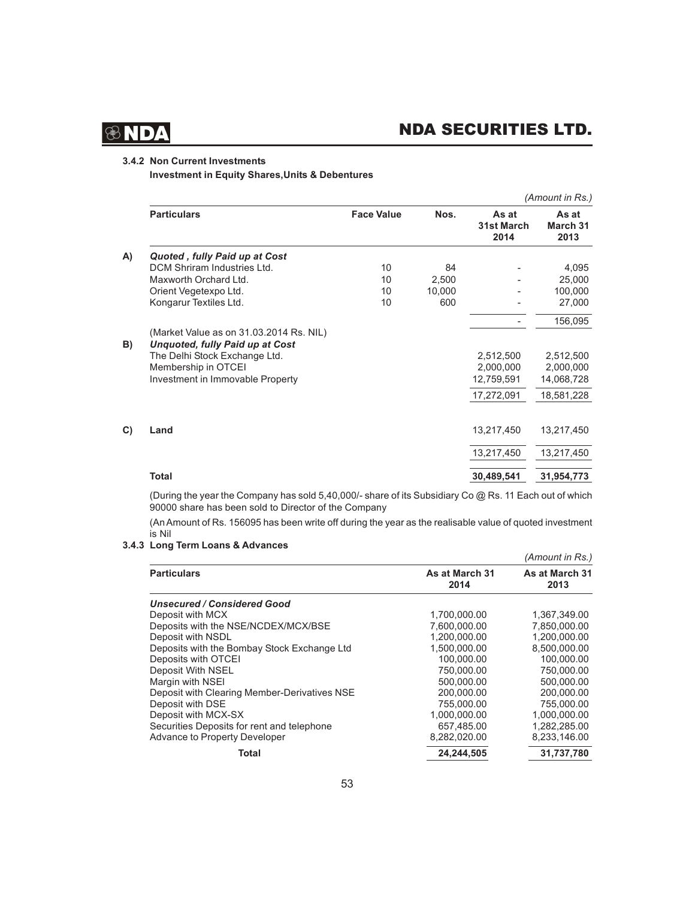### 3.4.2 Non Current Investments

**Investment in Equity Shares,Units & Debentures**

*(Amount in Rs.)*

| | Particulars | Face Value | Nos. | As at 31st March 2014 | As at March 31 2013 |
|---|---|---|---|---|---|
| A) | ***Quoted , fully Paid up at Cost*** | | | | |
| | DCM Shriram Industries Ltd. | 10 | 84 | - | 4,095 |
| | Maxworth Orchard Ltd. | 10 | 2,500 | - | 25,000 |
| | Orient Vegetexpo Ltd. | 10 | 10,000 | - | 100,000 |
| | Kongarur Textiles Ltd. | 10 | 600 | - | 27,000 |
| | | | | - | 156,095 |
| | (Market Value as on 31.03.2014 Rs. NIL) | | | | |
| B) | ***Unquoted, fully Paid up at Cost*** | | | | |
| | The Delhi Stock Exchange Ltd. | | | 2,512,500 | 2,512,500 |
| | Membership in OTCEI | | | 2,000,000 | 2,000,000 |
| | Investment in Immovable Property | | | 12,759,591 | 14,068,728 |
| | | | | 17,272,091 | 18,581,228 |
| C) | **Land** | | | 13,217,450 | 13,217,450 |
| | | | | 13,217,450 | 13,217,450 |
| | **Total** | | | **30,489,541** | **31,954,773** |

(During the year the Company has sold 5,40,000/- share of its Subsidiary Co @ Rs. 11 Each out of which 90000 share has been sold to Director of the Company

(An Amount of Rs. 156095 has been write off during the year as the realisable value of quoted investment is Nil

### 3.4.3 Long Term Loans & Advances

*(Amount in Rs.)*

| Particulars | As at March 31 2014 | As at March 31 2013 |
|---|---|---|
| ***Unsecured / Considered Good*** | | |
| Deposit with MCX | 1,700,000.00 | 1,367,349.00 |
| Deposits with the NSE/NCDEX/MCX/BSE | 7,600,000.00 | 7,850,000.00 |
| Deposit with NSDL | 1,200,000.00 | 1,200,000.00 |
| Deposits with the Bombay Stock Exchange Ltd | 1,500,000.00 | 8,500,000.00 |
| Deposits with OTCEI | 100,000.00 | 100,000.00 |
| Deposit With NSEL | 750,000.00 | 750,000.00 |
| Margin with NSEl | 500,000.00 | 500,000.00 |
| Deposit with Clearing Member-Derivatives NSE | 200,000.00 | 200,000.00 |
| Deposit with DSE | 755,000.00 | 755,000.00 |
| Deposit with MCX-SX | 1,000,000.00 | 1,000,000.00 |
| Securities Deposits for rent and telephone | 657,485.00 | 1,282,285.00 |
| Advance to Property Developer | 8,282,020.00 | 8,233,146.00 |
| **Total** | **24,244,505** | **31,737,780** |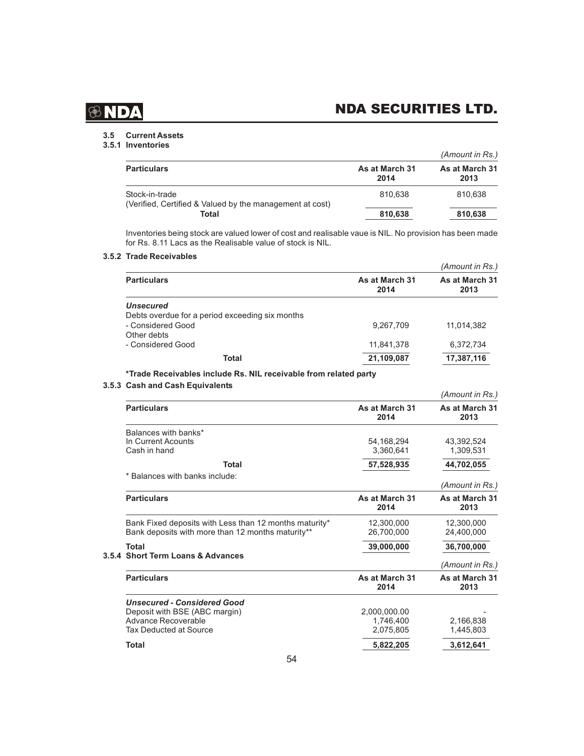## 3.5 Current Assets

### 3.5.1 Inventories

*(Amount in Rs.)*

| Particulars | As at March 31 2014 | As at March 31 2013 |
|---|---|---|
| Stock-in-trade (Verified, Certified & Valued by the management at cost) | 810,638 | 810,638 |
| **Total** | **810,638** | **810,638** |

Inventories being stock are valued lower of cost and realisable vaue is NIL. No provision has been made for Rs. 8.11 Lacs as the Realisable value of stock is NIL.

### 3.5.2 Trade Receivables

*(Amount in Rs.)*

| Particulars | As at March 31 2014 | As at March 31 2013 |
|---|---|---|
| ***Unsecured*** | | |
| Debts overdue for a period exceeding six months | | |
| - Considered Good | 9,267,709 | 11,014,382 |
| Other debts | | |
| - Considered Good | 11,841,378 | 6,372,734 |
| **Total** | **21,109,087** | **17,387,116** |

**\*Trade Receivables include Rs. NIL receivable from related party**

### 3.5.3 Cash and Cash Equivalents

*(Amount in Rs.)*

| Particulars | As at March 31 2014 | As at March 31 2013 |
|---|---|---|
| Balances with banks* | | |
| In Current Acounts | 54,168,294 | 43,392,524 |
| Cash in hand | 3,360,641 | 1,309,531 |
| **Total** | **57,528,935** | **44,702,055** |

\* Balances with banks include:

*(Amount in Rs.)*

| Particulars | As at March 31 2014 | As at March 31 2013 |
|---|---|---|
| Bank Fixed deposits with Less than 12 months maturity* | 12,300,000 | 12,300,000 |
| Bank deposits with more than 12 months maturity** | 26,700,000 | 24,400,000 |
| **Total** | **39,000,000** | **36,700,000** |

### 3.5.4 Short Term Loans & Advances

*(Amount in Rs.)*

| Particulars | As at March 31 2014 | As at March 31 2013 |
|---|---|---|
| ***Unsecured - Considered Good*** | | |
| Deposit with BSE (ABC margin) | 2,000,000.00 | - |
| Advance Recoverable | 1,746,400 | 2,166,838 |
| Tax Deducted at Source | 2,075,805 | 1,445,803 |
| **Total** | **5,822,205** | **3,612,641** |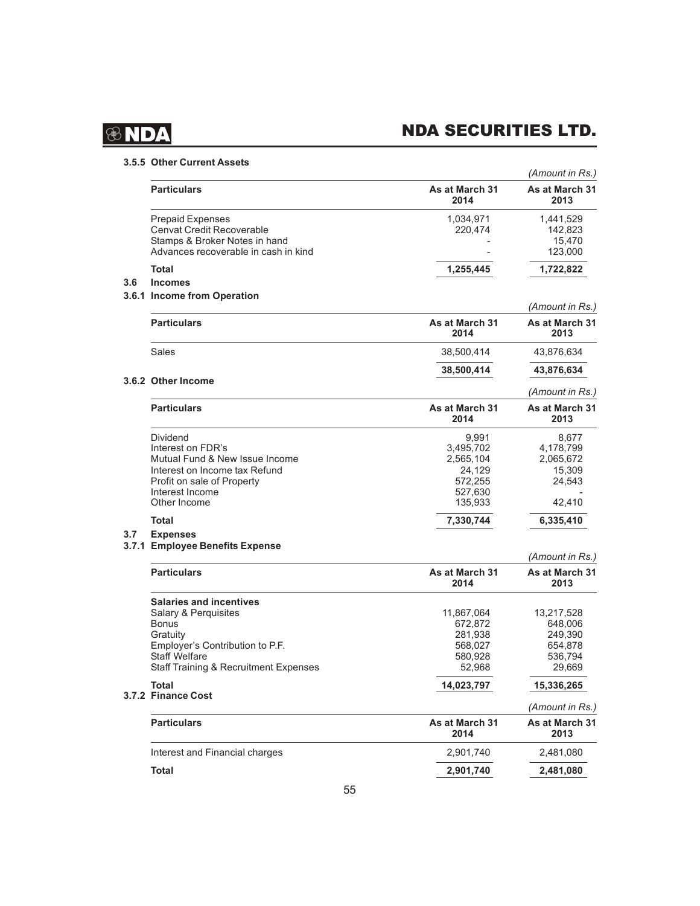#### 3.5.5 Other Current Assets

*(Amount in Rs.)*

| Particulars | As at March 31 2014 | As at March 31 2013 |
|---|---|---|
| Prepaid Expenses | 1,034,971 | 1,441,529 |
| Cenvat Credit Recoverable | 220,474 | 142,823 |
| Stamps & Broker Notes in hand | - | 15,470 |
| Advances recoverable in cash in kind | - | 123,000 |
| **Total** | **1,255,445** | **1,722,822** |

### 3.6 Incomes

#### 3.6.1 Income from Operation

*(Amount in Rs.)*

| Particulars | As at March 31 2014 | As at March 31 2013 |
|---|---|---|
| Sales | 38,500,414 | 43,876,634 |
| | **38,500,414** | **43,876,634** |

#### 3.6.2 Other Income

*(Amount in Rs.)*

| Particulars | As at March 31 2014 | As at March 31 2013 |
|---|---|---|
| Dividend | 9,991 | 8,677 |
| Interest on FDR's | 3,495,702 | 4,178,799 |
| Mutual Fund & New Issue Income | 2,565,104 | 2,065,672 |
| Interest on Income tax Refund | 24,129 | 15,309 |
| Profit on sale of Property | 572,255 | 24,543 |
| Interest Income | 527,630 | - |
| Other Income | 135,933 | 42,410 |
| **Total** | **7,330,744** | **6,335,410** |

### 3.7 Expenses

#### 3.7.1 Employee Benefits Expense

*(Amount in Rs.)*

| Particulars | As at March 31 2014 | As at March 31 2013 |
|---|---|---|
| **Salaries and incentives** | | |
| Salary & Perquisites | 11,867,064 | 13,217,528 |
| Bonus | 672,872 | 648,006 |
| Gratuity | 281,938 | 249,390 |
| Employer's Contribution to P.F. | 568,027 | 654,878 |
| Staff Welfare | 580,928 | 536,794 |
| Staff Training & Recruitment Expenses | 52,968 | 29,669 |
| **Total** | **14,023,797** | **15,336,265** |

#### 3.7.2 Finance Cost

*(Amount in Rs.)*

| Particulars | As at March 31 2014 | As at March 31 2013 |
|---|---|---|
| Interest and Financial charges | 2,901,740 | 2,481,080 |
| **Total** | **2,901,740** | **2,481,080** |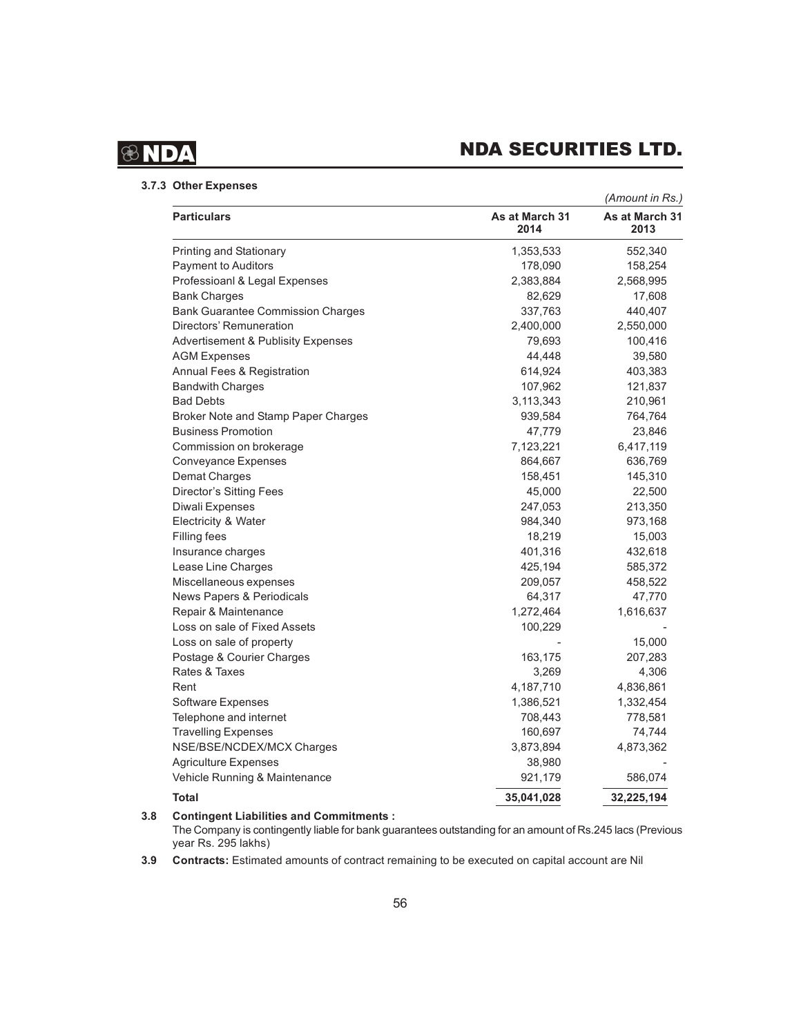#### 3.7.3 Other Expenses

*(Amount in Rs.)*

| Particulars | As at March 31 2014 | As at March 31 2013 |
|---|---|---|
| Printing and Stationary | 1,353,533 | 552,340 |
| Payment to Auditors | 178,090 | 158,254 |
| Professioanl & Legal Expenses | 2,383,884 | 2,568,995 |
| Bank Charges | 82,629 | 17,608 |
| Bank Guarantee Commission Charges | 337,763 | 440,407 |
| Directors' Remuneration | 2,400,000 | 2,550,000 |
| Advertisement & Publisity Expenses | 79,693 | 100,416 |
| AGM Expenses | 44,448 | 39,580 |
| Annual Fees & Registration | 614,924 | 403,383 |
| Bandwith Charges | 107,962 | 121,837 |
| Bad Debts | 3,113,343 | 210,961 |
| Broker Note and Stamp Paper Charges | 939,584 | 764,764 |
| Business Promotion | 47,779 | 23,846 |
| Commission on brokerage | 7,123,221 | 6,417,119 |
| Conveyance Expenses | 864,667 | 636,769 |
| Demat Charges | 158,451 | 145,310 |
| Director's Sitting Fees | 45,000 | 22,500 |
| Diwali Expenses | 247,053 | 213,350 |
| Electricity & Water | 984,340 | 973,168 |
| Filling fees | 18,219 | 15,003 |
| Insurance charges | 401,316 | 432,618 |
| Lease Line Charges | 425,194 | 585,372 |
| Miscellaneous expenses | 209,057 | 458,522 |
| News Papers & Periodicals | 64,317 | 47,770 |
| Repair & Maintenance | 1,272,464 | 1,616,637 |
| Loss on sale of Fixed Assets | 100,229 | - |
| Loss on sale of property | - | 15,000 |
| Postage & Courier Charges | 163,175 | 207,283 |
| Rates & Taxes | 3,269 | 4,306 |
| Rent | 4,187,710 | 4,836,861 |
| Software Expenses | 1,386,521 | 1,332,454 |
| Telephone and internet | 708,443 | 778,581 |
| Travelling Expenses | 160,697 | 74,744 |
| NSE/BSE/NCDEX/MCX Charges | 3,873,894 | 4,873,362 |
| Agriculture Expenses | 38,980 | - |
| Vehicle Running & Maintenance | 921,179 | 586,074 |
| **Total** | **35,041,028** | **32,225,194** |

**3.8 Contingent Liabilities and Commitments :**

The Company is contingently liable for bank guarantees outstanding for an amount of Rs.245 lacs (Previous year Rs. 295 lakhs)

**3.9 Contracts:** Estimated amounts of contract remaining to be executed on capital account are Nil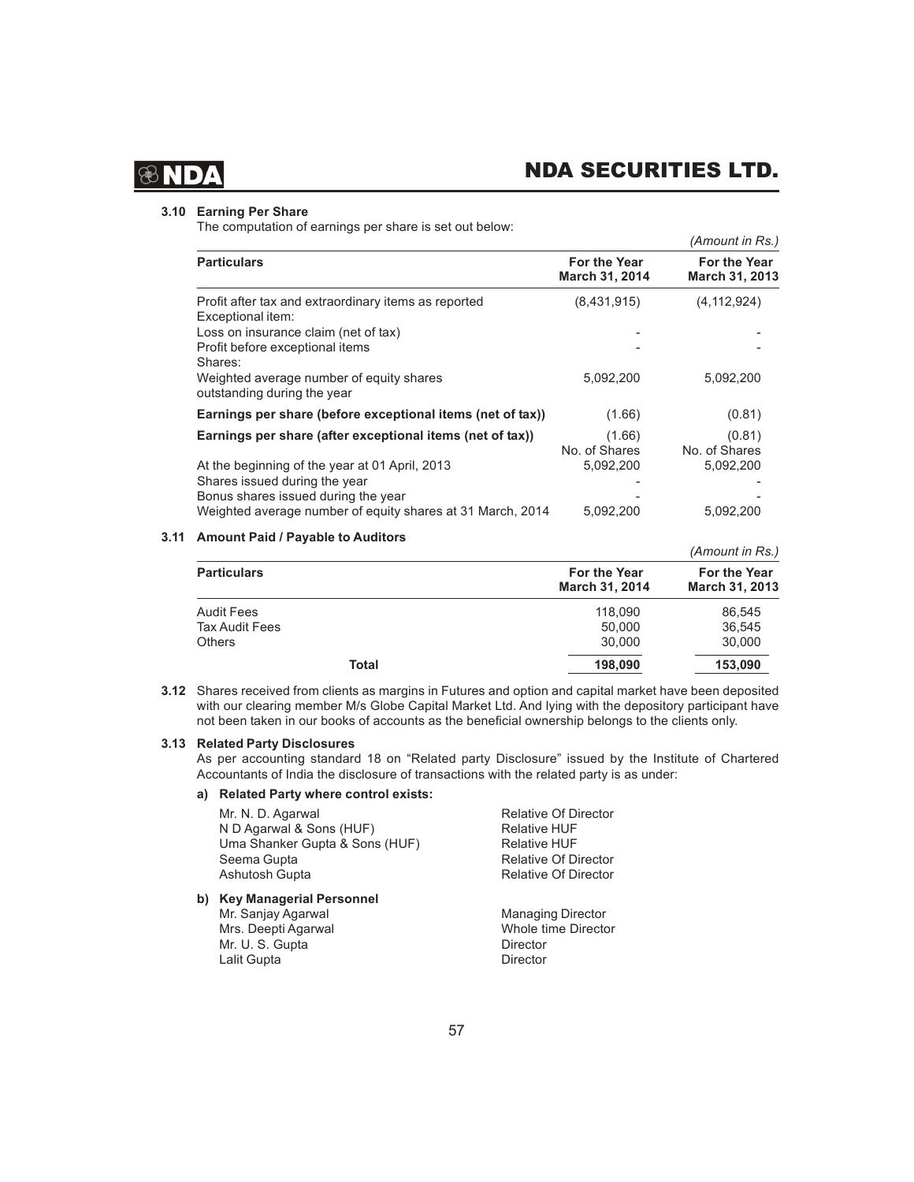### 3.10 Earning Per Share

The computation of earnings per share is set out below:

*(Amount in Rs.)*

| Particulars | For the Year March 31, 2014 | For the Year March 31, 2013 |
|---|---|---|
| Profit after tax and extraordinary items as reported | (8,431,915) | (4,112,924) |
| Exceptional item: | | |
| Loss on insurance claim (net of tax) | - | - |
| Profit before exceptional items | - | - |
| Shares: | | |
| Weighted average number of equity shares outstanding during the year | 5,092,200 | 5,092,200 |
| **Earnings per share (before exceptional items (net of tax))** | (1.66) | (0.81) |
| **Earnings per share (after exceptional items (net of tax))** | (1.66) | (0.81) |
| | No. of Shares | No. of Shares |
| At the beginning of the year at 01 April, 2013 | 5,092,200 | 5,092,200 |
| Shares issued during the year | - | - |
| Bonus shares issued during the year | - | - |
| Weighted average number of equity shares at 31 March, 2014 | 5,092,200 | 5,092,200 |

### 3.11 Amount Paid / Payable to Auditors

*(Amount in Rs.)*

| Particulars | For the Year March 31, 2014 | For the Year March 31, 2013 |
|---|---|---|
| Audit Fees | 118,090 | 86,545 |
| Tax Audit Fees | 50,000 | 36,545 |
| Others | 30,000 | 30,000 |
| **Total** | **198,090** | **153,090** |

**3.12** Shares received from clients as margins in Futures and option and capital market have been deposited with our clearing member M/s Globe Capital Market Ltd. And lying with the depository participant have not been taken in our books of accounts as the beneficial ownership belongs to the clients only.

### 3.13 Related Party Disclosures

As per accounting standard 18 on "Related party Disclosure" issued by the Institute of Chartered Accountants of India the disclosure of transactions with the related party is as under:

**a) Related Party where control exists:**

| | |
|---|---|
| Mr. N. D. Agarwal | Relative Of Director |
| N D Agarwal & Sons (HUF) | Relative HUF |
| Uma Shanker Gupta & Sons (HUF) | Relative HUF |
| Seema Gupta | Relative Of Director |
| Ashutosh Gupta | Relative Of Director |

**b) Key Managerial Personnel**

| | |
|---|---|
| Mr. Sanjay Agarwal | Managing Director |
| Mrs. Deepti Agarwal | Whole time Director |
| Mr. U. S. Gupta | Director |
| Lalit Gupta | Director |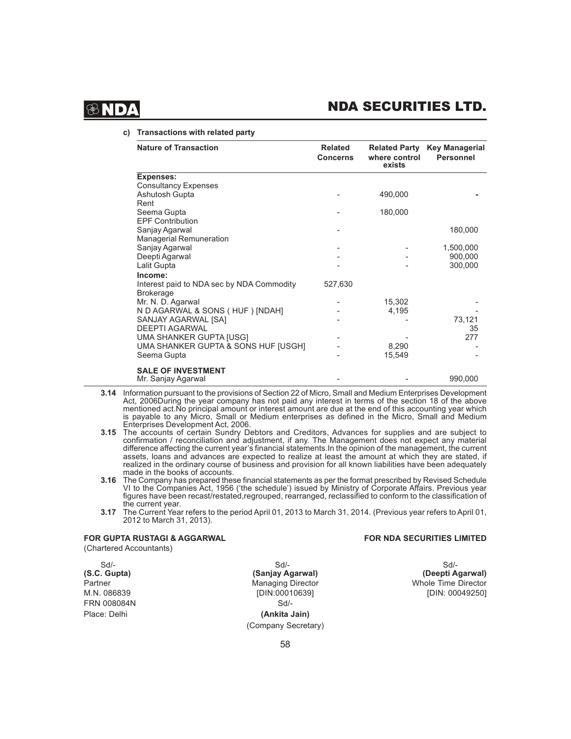**c) Transactions with related party**

| Nature of Transaction | Related Concerns | Related Party where control exists | Key Managerial Personnel |
|---|---|---|---|
| **Expenses:** | | | |
| Consultancy Expenses | | | |
| Ashutosh Gupta | - | 490,000 | - |
| Rent | | | |
| Seema Gupta | - | 180,000 | |
| EPF Contribution | | | |
| Sanjay Agarwal | - | | 180,000 |
| Managerial Remuneration | | | |
| Sanjay Agarwal | - | - | 1,500,000 |
| Deepti Agarwal | - | - | 900,000 |
| Lalit Gupta | - | - | 300,000 |
| **Income:** | | | |
| Interest paid to NDA sec by NDA Commodity | 527,630 | | |
| Brokerage | | | |
| Mr. N. D. Agarwal | - | 15,302 | - |
| N D AGARWAL & SONS ( HUF ) [NDAH] | - | 4,195 | - |
| SANJAY AGARWAL [SA] | - | - | 73,121 |
| DEEPTI AGARWAL | | | 35 |
| UMA SHANKER GUPTA [USG] | - | - | 277 |
| UMA SHANKER GUPTA & SONS HUF [USGH] | - | 8,290 | - |
| Seema Gupta | - | 15,549 | - |
| **SALE OF INVESTMENT** | | | |
| Mr. Sanjay Agarwal | - | - | 990,000 |

**3.14** Information pursuant to the provisions of Section 22 of Micro, Small and Medium Enterprises Development Act, 2006During the year company has not paid any interest in terms of the section 18 of the above mentioned act.No principal amount or interest amount are due at the end of this accounting year which is payable to any Micro, Small or Medium enterprises as defined in the Micro, Small and Medium Enterprises Development Act, 2006.

**3.15** The accounts of certain Sundry Debtors and Creditors, Advances for supplies and are subject to confirmation / reconciliation and adjustment, if any. The Management does not expect any material difference affecting the current year's financial statements.In the opinion of the management, the current assets, loans and advances are expected to realize at least the amount at which they are stated, if realized in the ordinary course of business and provision for all known liabilities have been adequately made in the books of accounts.

**3.16** The Company has prepared these financial statements as per the format prescribed by Revised Schedule VI to the Companies Act, 1956 ('the schedule') issued by Ministry of Corporate Affairs. Previous year figures have been recast/restated,regrouped, rearranged, reclassified to conform to the classification of the current year.

**3.17** The Current Year refers to the period April 01, 2013 to March 31, 2014. (Previous year refers to April 01, 2012 to March 31, 2013).

**FOR GUPTA RUSTAGI & AGGARWAL**
(Chartered Accountants)

**FOR NDA SECURITIES LIMITED**

Sd/-
**(S.C. Gupta)**
Partner
M.N. 086839
FRN 008084N
Place: Delhi

Sd/-
**(Sanjay Agarwal)**
Managing Director
[DIN:00010639]

Sd/-
**(Deepti Agarwal)**
Whole Time Director
[DIN: 00049250]

Sd/-
**(Ankita Jain)**
(Company Secretary)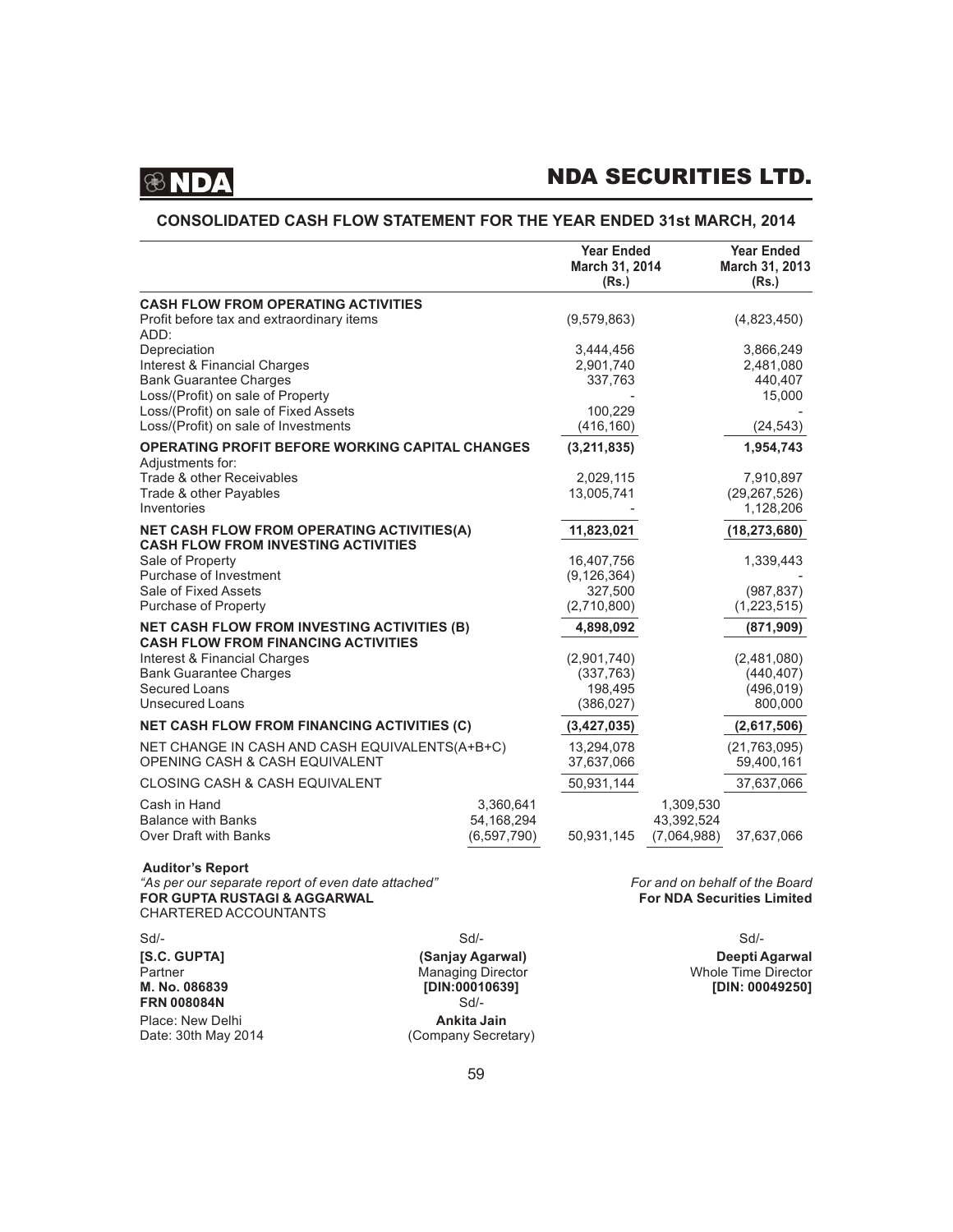## CONSOLIDATED CASH FLOW STATEMENT FOR THE YEAR ENDED 31st MARCH, 2014

| | | Year Ended March 31, 2014 (Rs.) | | Year Ended March 31, 2013 (Rs.) |
|---|---|---|---|---|
| **CASH FLOW FROM OPERATING ACTIVITIES** | | | | |
| Profit before tax and extraordinary items | | (9,579,863) | | (4,823,450) |
| ADD: | | | | |
| Depreciation | | 3,444,456 | | 3,866,249 |
| Interest & Financial Charges | | 2,901,740 | | 2,481,080 |
| Bank Guarantee Charges | | 337,763 | | 440,407 |
| Loss/(Profit) on sale of Property | | - | | 15,000 |
| Loss/(Profit) on sale of Fixed Assets | | 100,229 | | - |
| Loss/(Profit) on sale of Investments | | (416,160) | | (24,543) |
| **OPERATING PROFIT BEFORE WORKING CAPITAL CHANGES** | | **(3,211,835)** | | **1,954,743** |
| Adjustments for: | | | | |
| Trade & other Receivables | | 2,029,115 | | 7,910,897 |
| Trade & other Payables | | 13,005,741 | | (29,267,526) |
| Inventories | | - | | 1,128,206 |
| **NET CASH FLOW FROM OPERATING ACTIVITIES(A)** | | **11,823,021** | | **(18,273,680)** |
| **CASH FLOW FROM INVESTING ACTIVITIES** | | | | |
| Sale of Property | | 16,407,756 | | 1,339,443 |
| Purchase of Investment | | (9,126,364) | | - |
| Sale of Fixed Assets | | 327,500 | | (987,837) |
| Purchase of Property | | (2,710,800) | | (1,223,515) |
| **NET CASH FLOW FROM INVESTING ACTIVITIES (B)** | | **4,898,092** | | **(871,909)** |
| **CASH FLOW FROM FINANCING ACTIVITIES** | | | | |
| Interest & Financial Charges | | (2,901,740) | | (2,481,080) |
| Bank Guarantee Charges | | (337,763) | | (440,407) |
| Secured Loans | | 198,495 | | (496,019) |
| Unsecured Loans | | (386,027) | | 800,000 |
| **NET CASH FLOW FROM FINANCING ACTIVITIES (C)** | | **(3,427,035)** | | **(2,617,506)** |
| NET CHANGE IN CASH AND CASH EQUIVALENTS(A+B+C) | | 13,294,078 | | (21,763,095) |
| OPENING CASH & CASH EQUIVALENT | | 37,637,066 | | 59,400,161 |
| CLOSING CASH & CASH EQUIVALENT | | 50,931,144 | | 37,637,066 |
| Cash in Hand | 3,360,641 | | 1,309,530 | |
| Balance with Banks | 54,168,294 | | 43,392,524 | |
| Over Draft with Banks | (6,597,790) | 50,931,145 | (7,064,988) | 37,637,066 |

**Auditor's Report**
*"As per our separate report of even date attached"*
**FOR GUPTA RUSTAGI & AGGARWAL**
CHARTERED ACCOUNTANTS

*For and on behalf of the Board*
**For NDA Securities Limited**

Sd/-
**[S.C. GUPTA]**
Partner
**M. No. 086839**
**FRN 008084N**

Place: New Delhi
Date: 30th May 2014

Sd/-
**(Sanjay Agarwal)**
Managing Director
**[DIN:00010639]**

Sd/-
**Ankita Jain**
(Company Secretary)

Sd/-
**Deepti Agarwal**
Whole Time Director
**[DIN: 00049250]**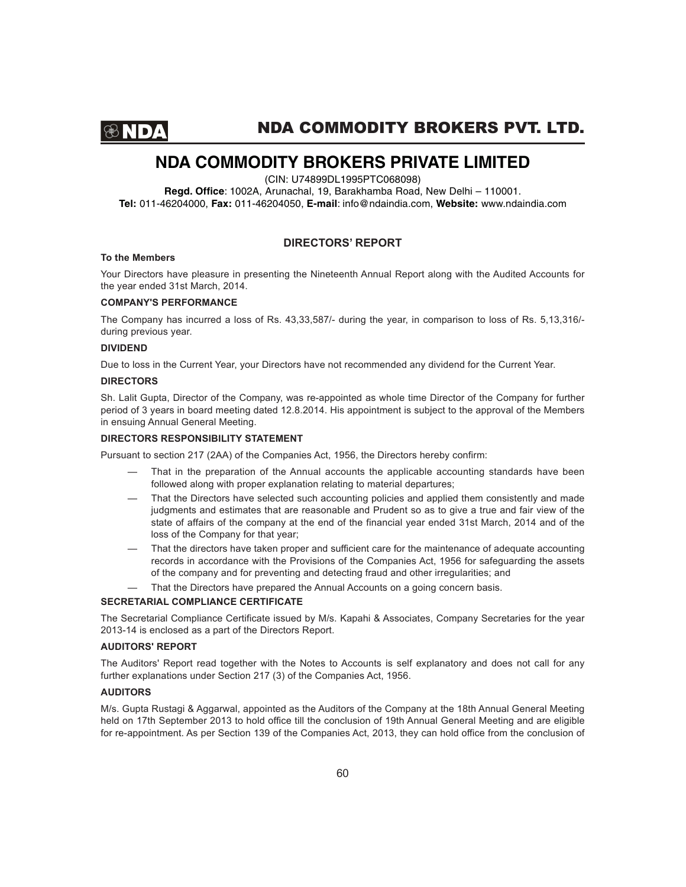# NDA COMMODITY BROKERS PRIVATE LIMITED

(CIN: U74899DL1995PTC068098)

**Regd. Office**: 1002A, Arunachal, 19, Barakhamba Road, New Delhi – 110001.
**Tel:** 011-46204000, **Fax:** 011-46204050, **E-mail**: info@ndaindia.com, **Website:** www.ndaindia.com

## DIRECTORS' REPORT

**To the Members**

Your Directors have pleasure in presenting the Nineteenth Annual Report along with the Audited Accounts for the year ended 31st March, 2014.

**COMPANY'S PERFORMANCE**

The Company has incurred a loss of Rs. 43,33,587/- during the year, in comparison to loss of Rs. 5,13,316/- during previous year.

**DIVIDEND**

Due to loss in the Current Year, your Directors have not recommended any dividend for the Current Year.

**DIRECTORS**

Sh. Lalit Gupta, Director of the Company, was re-appointed as whole time Director of the Company for further period of 3 years in board meeting dated 12.8.2014. His appointment is subject to the approval of the Members in ensuing Annual General Meeting.

**DIRECTORS RESPONSIBILITY STATEMENT**

Pursuant to section 217 (2AA) of the Companies Act, 1956, the Directors hereby confirm:

- That in the preparation of the Annual accounts the applicable accounting standards have been followed along with proper explanation relating to material departures;
- That the Directors have selected such accounting policies and applied them consistently and made judgments and estimates that are reasonable and Prudent so as to give a true and fair view of the state of affairs of the company at the end of the financial year ended 31st March, 2014 and of the loss of the Company for that year;
- That the directors have taken proper and sufficient care for the maintenance of adequate accounting records in accordance with the Provisions of the Companies Act, 1956 for safeguarding the assets of the company and for preventing and detecting fraud and other irregularities; and
- That the Directors have prepared the Annual Accounts on a going concern basis.

**SECRETARIAL COMPLIANCE CERTIFICATE**

The Secretarial Compliance Certificate issued by M/s. Kapahi & Associates, Company Secretaries for the year 2013-14 is enclosed as a part of the Directors Report.

**AUDITORS' REPORT**

The Auditors' Report read together with the Notes to Accounts is self explanatory and does not call for any further explanations under Section 217 (3) of the Companies Act, 1956.

**AUDITORS**

M/s. Gupta Rustagi & Aggarwal, appointed as the Auditors of the Company at the 18th Annual General Meeting held on 17th September 2013 to hold office till the conclusion of 19th Annual General Meeting and are eligible for re-appointment. As per Section 139 of the Companies Act, 2013, they can hold office from the conclusion of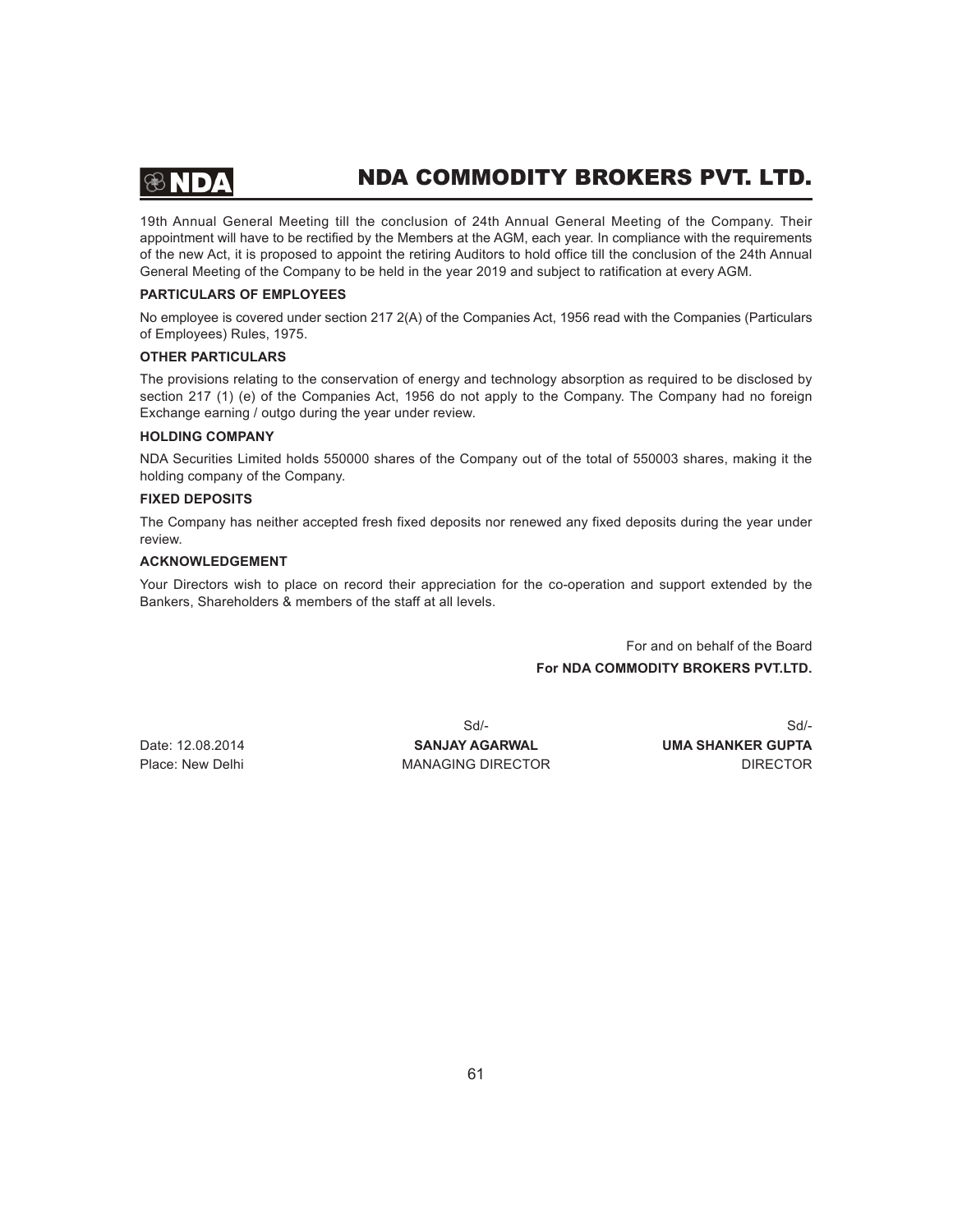19th Annual General Meeting till the conclusion of 24th Annual General Meeting of the Company. Their appointment will have to be rectified by the Members at the AGM, each year. In compliance with the requirements of the new Act, it is proposed to appoint the retiring Auditors to hold office till the conclusion of the 24th Annual General Meeting of the Company to be held in the year 2019 and subject to ratification at every AGM.

**PARTICULARS OF EMPLOYEES**

No employee is covered under section 217 2(A) of the Companies Act, 1956 read with the Companies (Particulars of Employees) Rules, 1975.

**OTHER PARTICULARS**

The provisions relating to the conservation of energy and technology absorption as required to be disclosed by section 217 (1) (e) of the Companies Act, 1956 do not apply to the Company. The Company had no foreign Exchange earning / outgo during the year under review.

**HOLDING COMPANY**

NDA Securities Limited holds 550000 shares of the Company out of the total of 550003 shares, making it the holding company of the Company.

**FIXED DEPOSITS**

The Company has neither accepted fresh fixed deposits nor renewed any fixed deposits during the year under review.

**ACKNOWLEDGEMENT**

Your Directors wish to place on record their appreciation for the co-operation and support extended by the Bankers, Shareholders & members of the staff at all levels.

For and on behalf of the Board

**For NDA COMMODITY BROKERS PVT.LTD.**

| | Sd/- | Sd/- |
|---|---|---|
| Date: 12.08.2014 | **SANJAY AGARWAL** | **UMA SHANKER GUPTA** |
| Place: New Delhi | MANAGING DIRECTOR | DIRECTOR |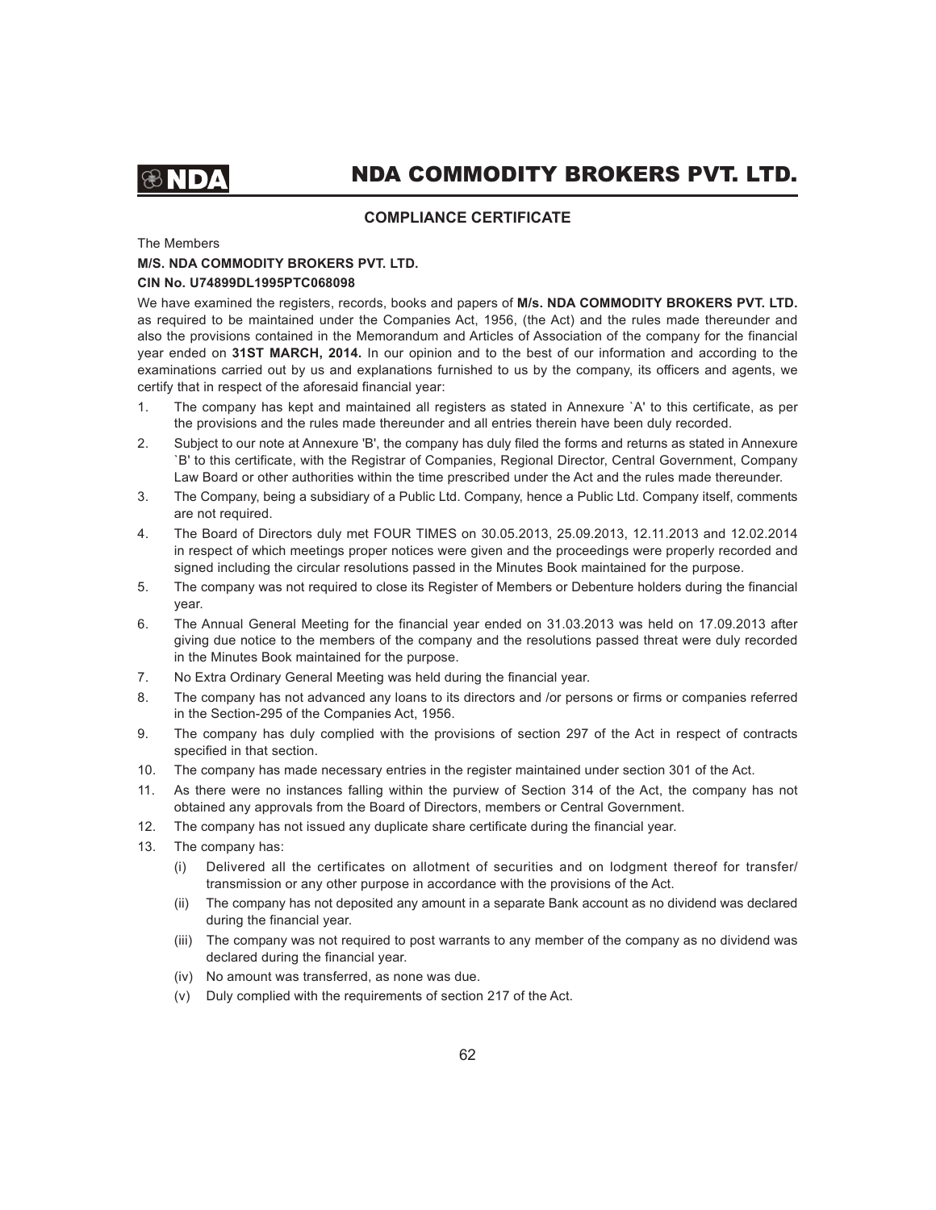# NDA COMMODITY BROKERS PVT. LTD.

## COMPLIANCE CERTIFICATE

The Members

**M/S. NDA COMMODITY BROKERS PVT. LTD.**

**CIN No. U74899DL1995PTC068098**

We have examined the registers, records, books and papers of **M/s. NDA COMMODITY BROKERS PVT. LTD.** as required to be maintained under the Companies Act, 1956, (the Act) and the rules made thereunder and also the provisions contained in the Memorandum and Articles of Association of the company for the financial year ended on **31ST MARCH, 2014.** In our opinion and to the best of our information and according to the examinations carried out by us and explanations furnished to us by the company, its officers and agents, we certify that in respect of the aforesaid financial year:

1. The company has kept and maintained all registers as stated in Annexure `A' to this certificate, as per the provisions and the rules made thereunder and all entries therein have been duly recorded.
2. Subject to our note at Annexure 'B', the company has duly filed the forms and returns as stated in Annexure `B' to this certificate, with the Registrar of Companies, Regional Director, Central Government, Company Law Board or other authorities within the time prescribed under the Act and the rules made thereunder.
3. The Company, being a subsidiary of a Public Ltd. Company, hence a Public Ltd. Company itself, comments are not required.
4. The Board of Directors duly met FOUR TIMES on 30.05.2013, 25.09.2013, 12.11.2013 and 12.02.2014 in respect of which meetings proper notices were given and the proceedings were properly recorded and signed including the circular resolutions passed in the Minutes Book maintained for the purpose.
5. The company was not required to close its Register of Members or Debenture holders during the financial year.
6. The Annual General Meeting for the financial year ended on 31.03.2013 was held on 17.09.2013 after giving due notice to the members of the company and the resolutions passed threat were duly recorded in the Minutes Book maintained for the purpose.
7. No Extra Ordinary General Meeting was held during the financial year.
8. The company has not advanced any loans to its directors and /or persons or firms or companies referred in the Section-295 of the Companies Act, 1956.
9. The company has duly complied with the provisions of section 297 of the Act in respect of contracts specified in that section.
10. The company has made necessary entries in the register maintained under section 301 of the Act.
11. As there were no instances falling within the purview of Section 314 of the Act, the company has not obtained any approvals from the Board of Directors, members or Central Government.
12. The company has not issued any duplicate share certificate during the financial year.
13. The company has:
    (i) Delivered all the certificates on allotment of securities and on lodgment thereof for transfer/ transmission or any other purpose in accordance with the provisions of the Act.
    (ii) The company has not deposited any amount in a separate Bank account as no dividend was declared during the financial year.
    (iii) The company was not required to post warrants to any member of the company as no dividend was declared during the financial year.
    (iv) No amount was transferred, as none was due.
    (v) Duly complied with the requirements of section 217 of the Act.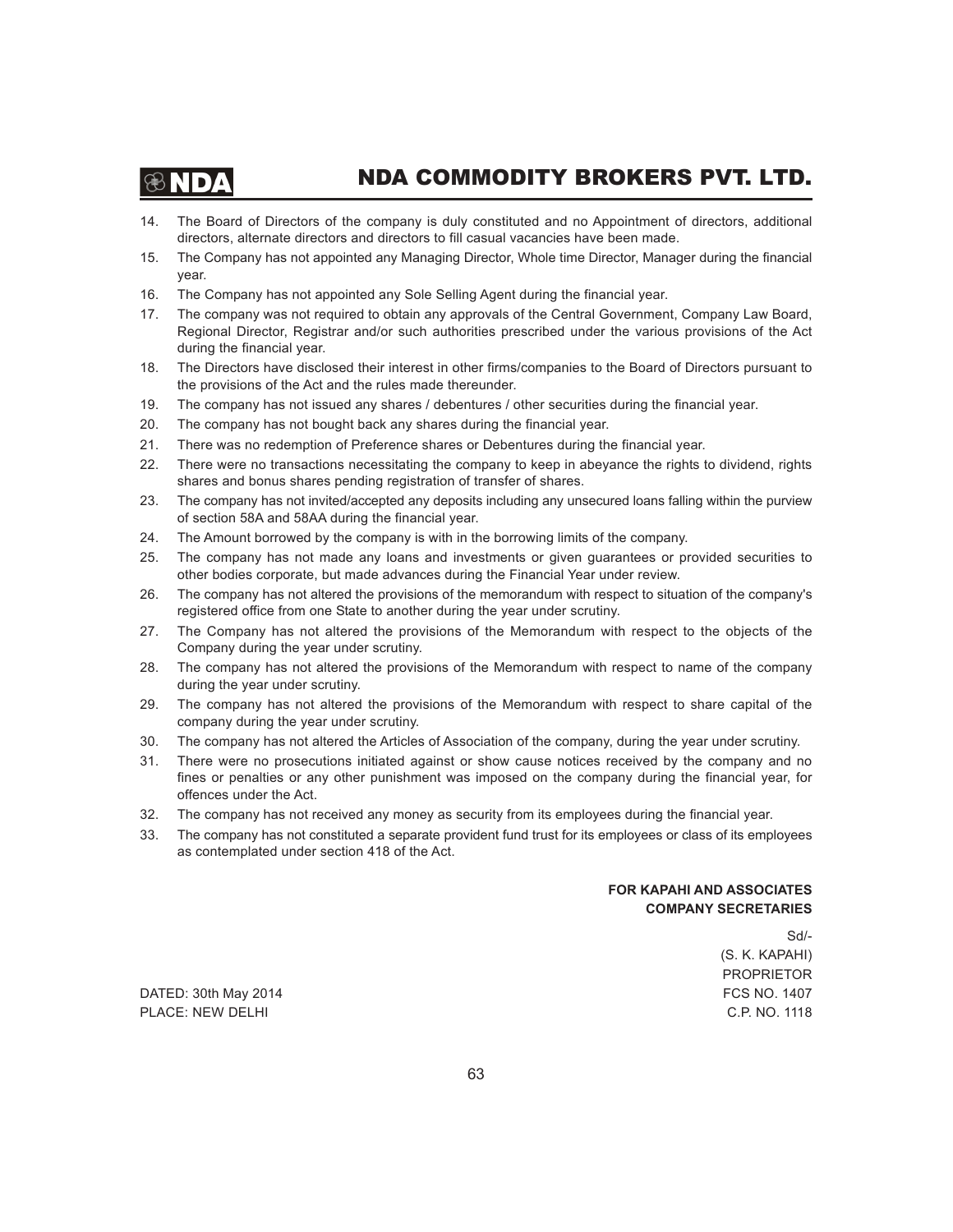14. The Board of Directors of the company is duly constituted and no Appointment of directors, additional directors, alternate directors and directors to fill casual vacancies have been made.
15. The Company has not appointed any Managing Director, Whole time Director, Manager during the financial year.
16. The Company has not appointed any Sole Selling Agent during the financial year.
17. The company was not required to obtain any approvals of the Central Government, Company Law Board, Regional Director, Registrar and/or such authorities prescribed under the various provisions of the Act during the financial year.
18. The Directors have disclosed their interest in other firms/companies to the Board of Directors pursuant to the provisions of the Act and the rules made thereunder.
19. The company has not issued any shares / debentures / other securities during the financial year.
20. The company has not bought back any shares during the financial year.
21. There was no redemption of Preference shares or Debentures during the financial year.
22. There were no transactions necessitating the company to keep in abeyance the rights to dividend, rights shares and bonus shares pending registration of transfer of shares.
23. The company has not invited/accepted any deposits including any unsecured loans falling within the purview of section 58A and 58AA during the financial year.
24. The Amount borrowed by the company is with in the borrowing limits of the company.
25. The company has not made any loans and investments or given guarantees or provided securities to other bodies corporate, but made advances during the Financial Year under review.
26. The company has not altered the provisions of the memorandum with respect to situation of the company's registered office from one State to another during the year under scrutiny.
27. The Company has not altered the provisions of the Memorandum with respect to the objects of the Company during the year under scrutiny.
28. The company has not altered the provisions of the Memorandum with respect to name of the company during the year under scrutiny.
29. The company has not altered the provisions of the Memorandum with respect to share capital of the company during the year under scrutiny.
30. The company has not altered the Articles of Association of the company, during the year under scrutiny.
31. There were no prosecutions initiated against or show cause notices received by the company and no fines or penalties or any other punishment was imposed on the company during the financial year, for offences under the Act.
32. The company has not received any money as security from its employees during the financial year.
33. The company has not constituted a separate provident fund trust for its employees or class of its employees as contemplated under section 418 of the Act.

**FOR KAPAHI AND ASSOCIATES**
**COMPANY SECRETARIES**

Sd/-
(S. K. KAPAHI)
PROPRIETOR
FCS NO. 1407
C.P. NO. 1118

DATED: 30th May 2014
PLACE: NEW DELHI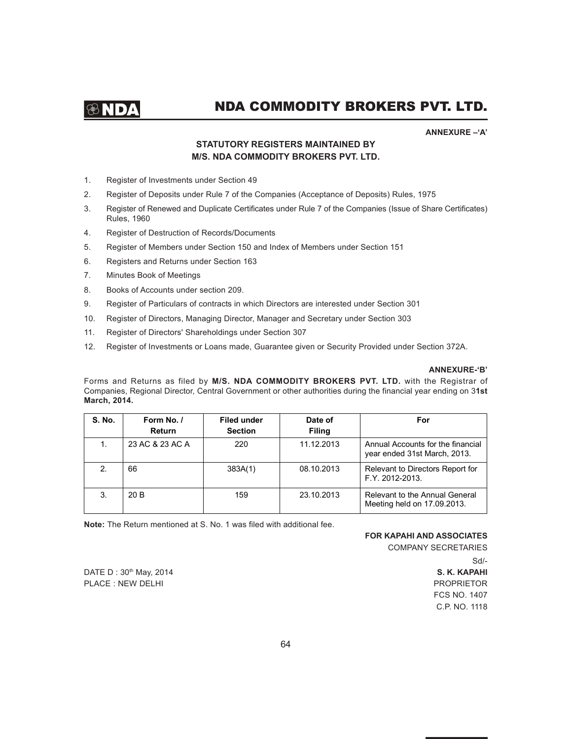**ANNEXURE –'A'**

## STATUTORY REGISTERS MAINTAINED BY M/S. NDA COMMODITY BROKERS PVT. LTD.

1. Register of Investments under Section 49
2. Register of Deposits under Rule 7 of the Companies (Acceptance of Deposits) Rules, 1975
3. Register of Renewed and Duplicate Certificates under Rule 7 of the Companies (Issue of Share Certificates) Rules, 1960
4. Register of Destruction of Records/Documents
5. Register of Members under Section 150 and Index of Members under Section 151
6. Registers and Returns under Section 163
7. Minutes Book of Meetings
8. Books of Accounts under section 209.
9. Register of Particulars of contracts in which Directors are interested under Section 301
10. Register of Directors, Managing Director, Manager and Secretary under Section 303
11. Register of Directors' Shareholdings under Section 307
12. Register of Investments or Loans made, Guarantee given or Security Provided under Section 372A.

**ANNEXURE-'B'**

Forms and Returns as filed by **M/S. NDA COMMODITY BROKERS PVT. LTD.** with the Registrar of Companies, Regional Director, Central Government or other authorities during the financial year ending on 3**1st March, 2014.**

| S. No. | Form No. / Return | Filed under Section | Date of Filing | For |
|---|---|---|---|---|
| 1. | 23 AC & 23 AC A | 220 | 11.12.2013 | Annual Accounts for the financial year ended 31st March, 2013. |
| 2. | 66 | 383A(1) | 08.10.2013 | Relevant to Directors Report for F.Y. 2012-2013. |
| 3. | 20 B | 159 | 23.10.2013 | Relevant to the Annual General Meeting held on 17.09.2013. |

**Note:** The Return mentioned at S. No. 1 was filed with additional fee.

**FOR KAPAHI AND ASSOCIATES**
COMPANY SECRETARIES

Sd/-

DATE D : 30th May, 2014
PLACE : NEW DELHI

**S. K. KAPAHI**
PROPRIETOR
FCS NO. 1407
C.P. NO. 1118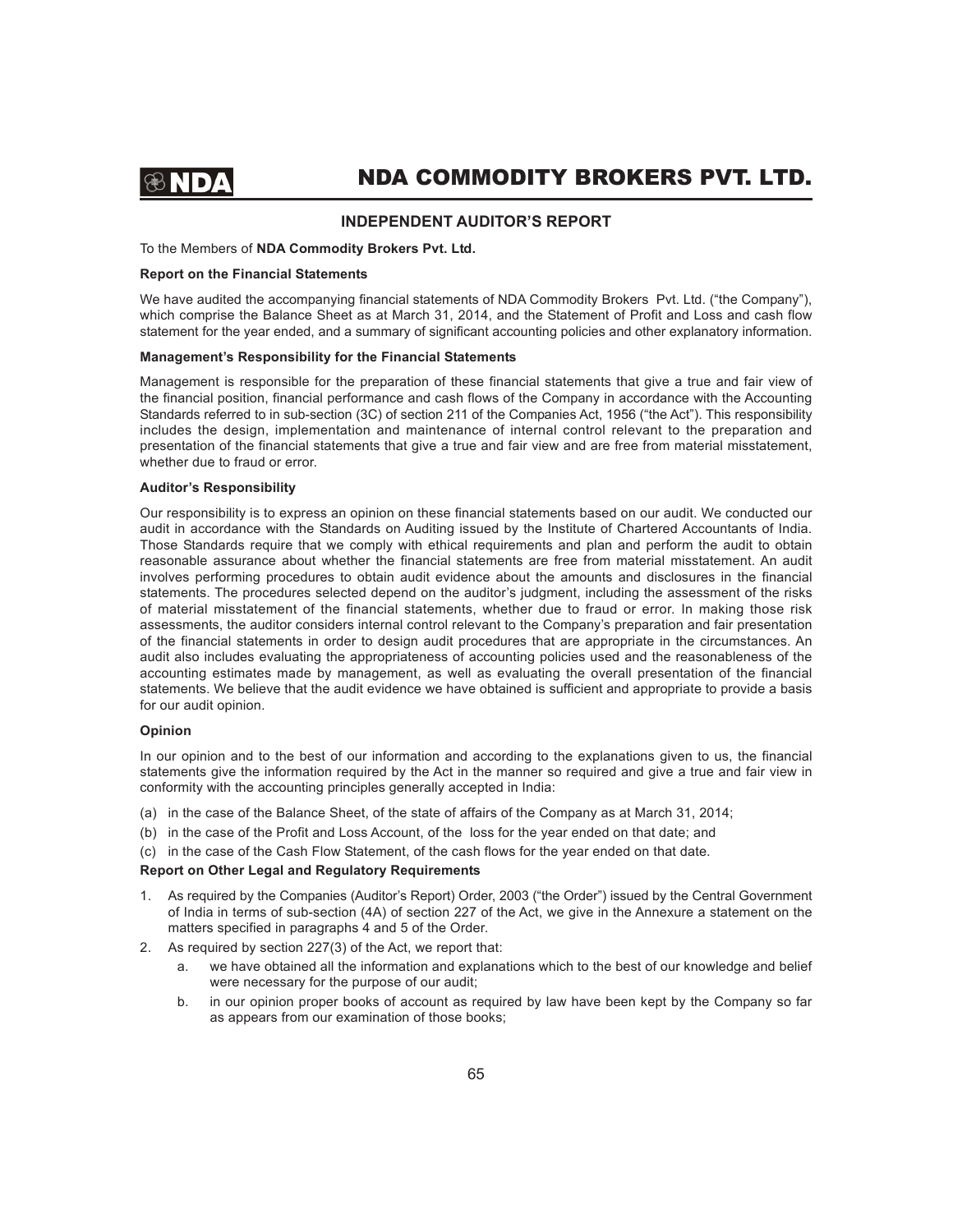# INDEPENDENT AUDITOR'S REPORT

To the Members of **NDA Commodity Brokers Pvt. Ltd.**

**Report on the Financial Statements**

We have audited the accompanying financial statements of NDA Commodity Brokers Pvt. Ltd. ("the Company"), which comprise the Balance Sheet as at March 31, 2014, and the Statement of Profit and Loss and cash flow statement for the year ended, and a summary of significant accounting policies and other explanatory information.

**Management's Responsibility for the Financial Statements**

Management is responsible for the preparation of these financial statements that give a true and fair view of the financial position, financial performance and cash flows of the Company in accordance with the Accounting Standards referred to in sub-section (3C) of section 211 of the Companies Act, 1956 ("the Act"). This responsibility includes the design, implementation and maintenance of internal control relevant to the preparation and presentation of the financial statements that give a true and fair view and are free from material misstatement, whether due to fraud or error.

**Auditor's Responsibility**

Our responsibility is to express an opinion on these financial statements based on our audit. We conducted our audit in accordance with the Standards on Auditing issued by the Institute of Chartered Accountants of India. Those Standards require that we comply with ethical requirements and plan and perform the audit to obtain reasonable assurance about whether the financial statements are free from material misstatement. An audit involves performing procedures to obtain audit evidence about the amounts and disclosures in the financial statements. The procedures selected depend on the auditor's judgment, including the assessment of the risks of material misstatement of the financial statements, whether due to fraud or error. In making those risk assessments, the auditor considers internal control relevant to the Company's preparation and fair presentation of the financial statements in order to design audit procedures that are appropriate in the circumstances. An audit also includes evaluating the appropriateness of accounting policies used and the reasonableness of the accounting estimates made by management, as well as evaluating the overall presentation of the financial statements. We believe that the audit evidence we have obtained is sufficient and appropriate to provide a basis for our audit opinion.

**Opinion**

In our opinion and to the best of our information and according to the explanations given to us, the financial statements give the information required by the Act in the manner so required and give a true and fair view in conformity with the accounting principles generally accepted in India:

(a) in the case of the Balance Sheet, of the state of affairs of the Company as at March 31, 2014;

(b) in the case of the Profit and Loss Account, of the loss for the year ended on that date; and

(c) in the case of the Cash Flow Statement, of the cash flows for the year ended on that date.

**Report on Other Legal and Regulatory Requirements**

1. As required by the Companies (Auditor's Report) Order, 2003 ("the Order") issued by the Central Government of India in terms of sub-section (4A) of section 227 of the Act, we give in the Annexure a statement on the matters specified in paragraphs 4 and 5 of the Order.
2. As required by section 227(3) of the Act, we report that:
   a. we have obtained all the information and explanations which to the best of our knowledge and belief were necessary for the purpose of our audit;
   b. in our opinion proper books of account as required by law have been kept by the Company so far as appears from our examination of those books;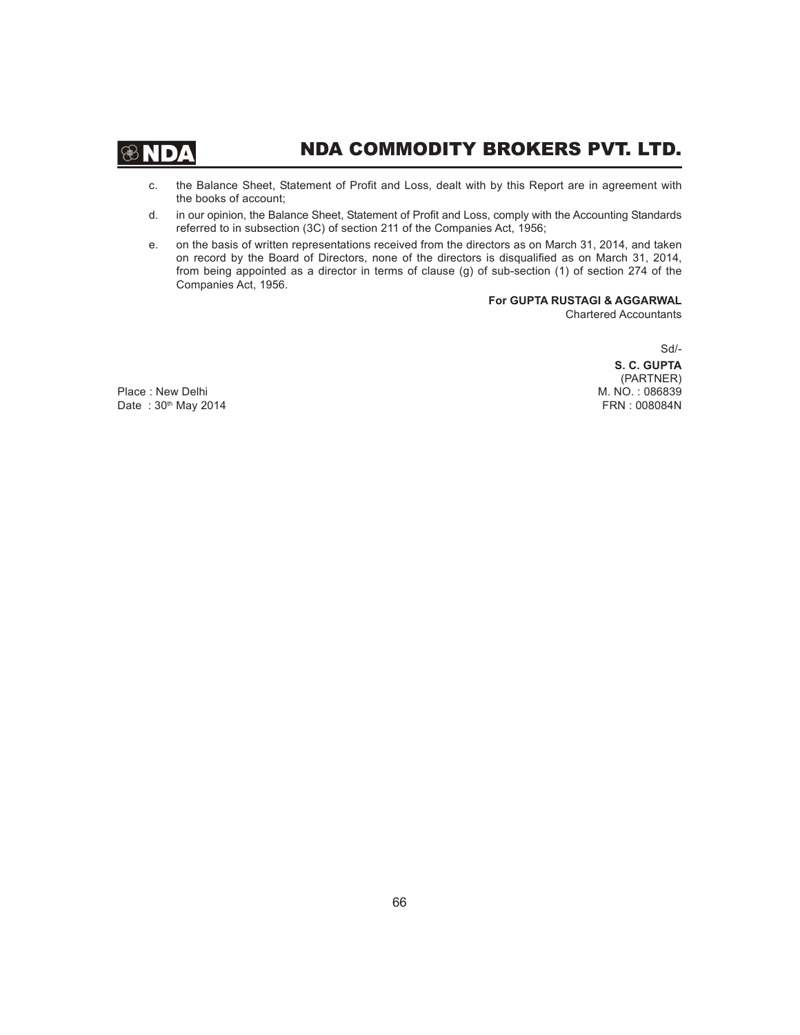c. the Balance Sheet, Statement of Profit and Loss, dealt with by this Report are in agreement with the books of account;

d. in our opinion, the Balance Sheet, Statement of Profit and Loss, comply with the Accounting Standards referred to in subsection (3C) of section 211 of the Companies Act, 1956;

e. on the basis of written representations received from the directors as on March 31, 2014, and taken on record by the Board of Directors, none of the directors is disqualified as on March 31, 2014, from being appointed as a director in terms of clause (g) of sub-section (1) of section 274 of the Companies Act, 1956.

**For GUPTA RUSTAGI & AGGARWAL**
Chartered Accountants

Sd/-

**S. C. GUPTA**
(PARTNER)
M. NO. : 086839
FRN : 008084N

Place : New Delhi
Date : 30th May 2014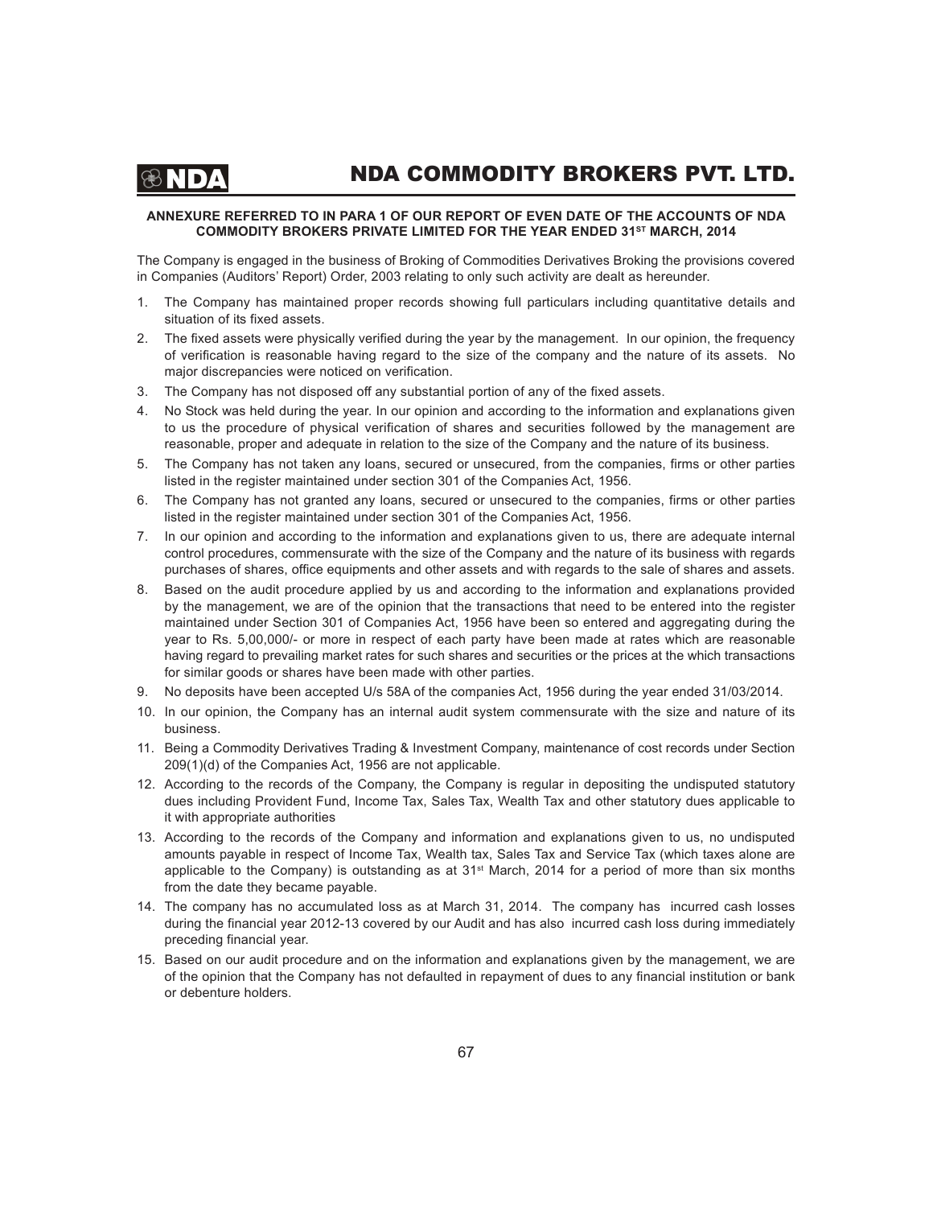**ANNEXURE REFERRED TO IN PARA 1 OF OUR REPORT OF EVEN DATE OF THE ACCOUNTS OF NDA COMMODITY BROKERS PRIVATE LIMITED FOR THE YEAR ENDED 31ST MARCH, 2014**

The Company is engaged in the business of Broking of Commodities Derivatives Broking the provisions covered in Companies (Auditors' Report) Order, 2003 relating to only such activity are dealt as hereunder.

1. The Company has maintained proper records showing full particulars including quantitative details and situation of its fixed assets.
2. The fixed assets were physically verified during the year by the management. In our opinion, the frequency of verification is reasonable having regard to the size of the company and the nature of its assets. No major discrepancies were noticed on verification.
3. The Company has not disposed off any substantial portion of any of the fixed assets.
4. No Stock was held during the year. In our opinion and according to the information and explanations given to us the procedure of physical verification of shares and securities followed by the management are reasonable, proper and adequate in relation to the size of the Company and the nature of its business.
5. The Company has not taken any loans, secured or unsecured, from the companies, firms or other parties listed in the register maintained under section 301 of the Companies Act, 1956.
6. The Company has not granted any loans, secured or unsecured to the companies, firms or other parties listed in the register maintained under section 301 of the Companies Act, 1956.
7. In our opinion and according to the information and explanations given to us, there are adequate internal control procedures, commensurate with the size of the Company and the nature of its business with regards purchases of shares, office equipments and other assets and with regards to the sale of shares and assets.
8. Based on the audit procedure applied by us and according to the information and explanations provided by the management, we are of the opinion that the transactions that need to be entered into the register maintained under Section 301 of Companies Act, 1956 have been so entered and aggregating during the year to Rs. 5,00,000/- or more in respect of each party have been made at rates which are reasonable having regard to prevailing market rates for such shares and securities or the prices at the which transactions for similar goods or shares have been made with other parties.
9. No deposits have been accepted U/s 58A of the companies Act, 1956 during the year ended 31/03/2014.
10. In our opinion, the Company has an internal audit system commensurate with the size and nature of its business.
11. Being a Commodity Derivatives Trading & Investment Company, maintenance of cost records under Section 209(1)(d) of the Companies Act, 1956 are not applicable.
12. According to the records of the Company, the Company is regular in depositing the undisputed statutory dues including Provident Fund, Income Tax, Sales Tax, Wealth Tax and other statutory dues applicable to it with appropriate authorities
13. According to the records of the Company and information and explanations given to us, no undisputed amounts payable in respect of Income Tax, Wealth tax, Sales Tax and Service Tax (which taxes alone are applicable to the Company) is outstanding as at 31st March, 2014 for a period of more than six months from the date they became payable.
14. The company has no accumulated loss as at March 31, 2014. The company has incurred cash losses during the financial year 2012-13 covered by our Audit and has also incurred cash loss during immediately preceding financial year.
15. Based on our audit procedure and on the information and explanations given by the management, we are of the opinion that the Company has not defaulted in repayment of dues to any financial institution or bank or debenture holders.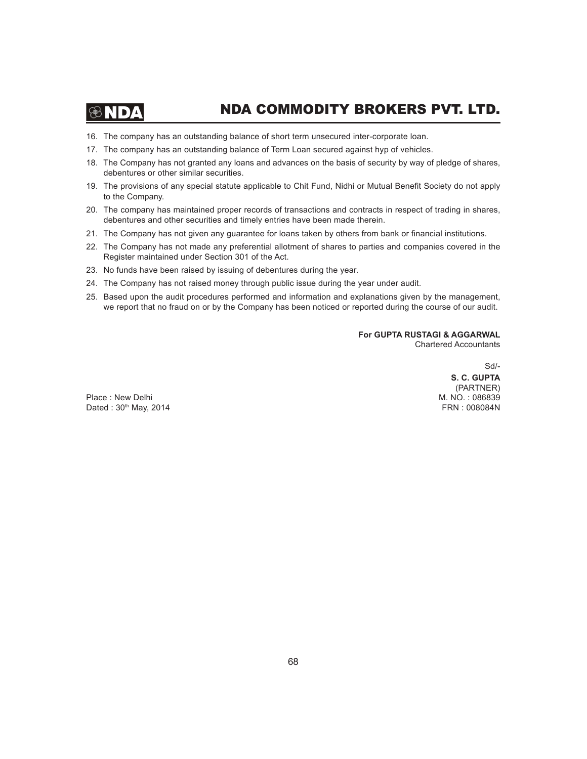16. The company has an outstanding balance of short term unsecured inter-corporate loan.
17. The company has an outstanding balance of Term Loan secured against hyp of vehicles.
18. The Company has not granted any loans and advances on the basis of security by way of pledge of shares, debentures or other similar securities.
19. The provisions of any special statute applicable to Chit Fund, Nidhi or Mutual Benefit Society do not apply to the Company.
20. The company has maintained proper records of transactions and contracts in respect of trading in shares, debentures and other securities and timely entries have been made therein.
21. The Company has not given any guarantee for loans taken by others from bank or financial institutions.
22. The Company has not made any preferential allotment of shares to parties and companies covered in the Register maintained under Section 301 of the Act.
23. No funds have been raised by issuing of debentures during the year.
24. The Company has not raised money through public issue during the year under audit.
25. Based upon the audit procedures performed and information and explanations given by the management, we report that no fraud on or by the Company has been noticed or reported during the course of our audit.

**For GUPTA RUSTAGI & AGGARWAL**
Chartered Accountants

Sd/-
**S. C. GUPTA**
(PARTNER)
M. NO. : 086839
FRN : 008084N

Place : New Delhi
Dated : 30th May, 2014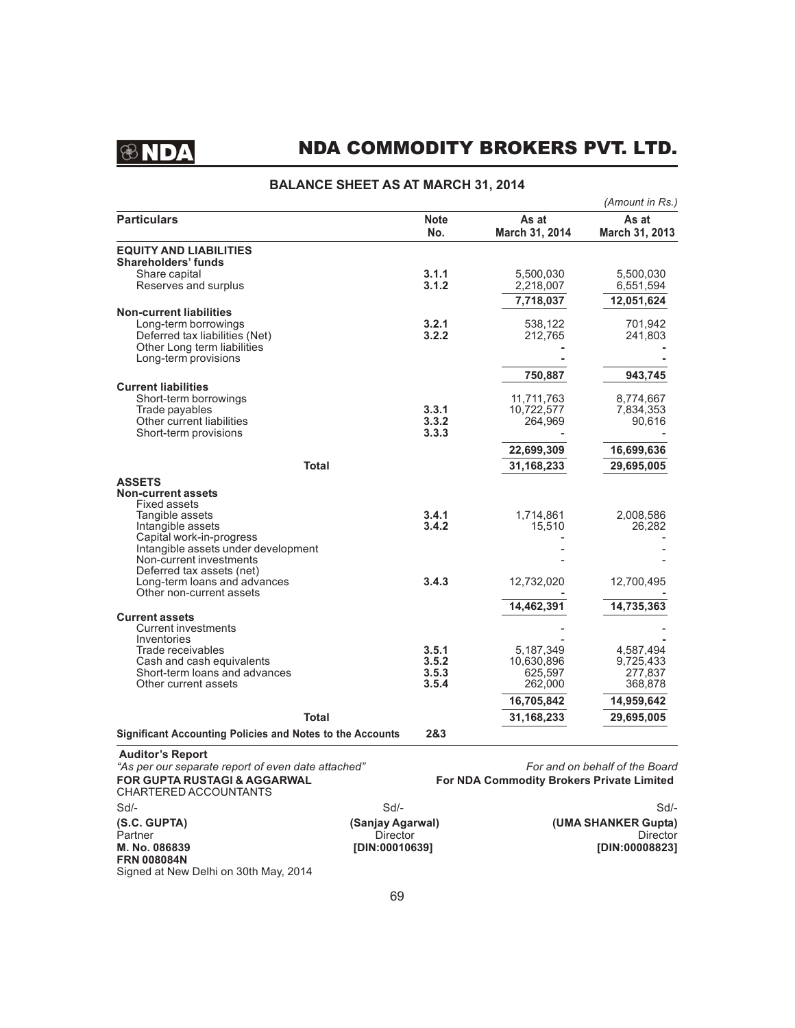# NDA COMMODITY BROKERS PVT. LTD.

## BALANCE SHEET AS AT MARCH 31, 2014

*(Amount in Rs.)*

| Particulars | Note No. | As at March 31, 2014 | As at March 31, 2013 |
|---|---|---|---|
| **EQUITY AND LIABILITIES** | | | |
| **Shareholders' funds** | | | |
| Share capital | **3.1.1** | 5,500,030 | 5,500,030 |
| Reserves and surplus | **3.1.2** | 2,218,007 | 6,551,594 |
| | | **7,718,037** | **12,051,624** |
| **Non-current liabilities** | | | |
| Long-term borrowings | **3.2.1** | 538,122 | 701,942 |
| Deferred tax liabilities (Net) | **3.2.2** | 212,765 | 241,803 |
| Other Long term liabilities | | - | - |
| Long-term provisions | | - | - |
| | | **750,887** | **943,745** |
| **Current liabilities** | | | |
| Short-term borrowings | | 11,711,763 | 8,774,667 |
| Trade payables | **3.3.1** | 10,722,577 | 7,834,353 |
| Other current liabilities | **3.3.2** | 264,969 | 90,616 |
| Short-term provisions | **3.3.3** | - | - |
| | | **22,699,309** | **16,699,636** |
| **Total** | | **31,168,233** | **29,695,005** |
| **ASSETS** | | | |
| **Non-current assets** | | | |
| Fixed assets | | | |
| Tangible assets | **3.4.1** | 1,714,861 | 2,008,586 |
| Intangible assets | **3.4.2** | 15,510 | 26,282 |
| Capital work-in-progress | | - | - |
| Intangible assets under development | | - | - |
| Non-current investments | | - | - |
| Deferred tax assets (net) | | | |
| Long-term loans and advances | **3.4.3** | 12,732,020 | 12,700,495 |
| Other non-current assets | | - | - |
| | | **14,462,391** | **14,735,363** |
| **Current assets** | | | |
| Current investments | | - | - |
| Inventories | | - | - |
| Trade receivables | **3.5.1** | 5,187,349 | 4,587,494 |
| Cash and cash equivalents | **3.5.2** | 10,630,896 | 9,725,433 |
| Short-term loans and advances | **3.5.3** | 625,597 | 277,837 |
| Other current assets | **3.5.4** | 262,000 | 368,878 |
| | | **16,705,842** | **14,959,642** |
| **Total** | | **31,168,233** | **29,695,005** |
| **Significant Accounting Policies and Notes to the Accounts** | **2&3** | | |

**Auditor's Report**

*"As per our separate report of even date attached"*
**FOR GUPTA RUSTAGI & AGGARWAL**
CHARTERED ACCOUNTANTS

*For and on behalf of the Board*
**For NDA Commodity Brokers Private Limited**

Sd/-
**(S.C. GUPTA)**
Partner
**M. No. 086839**
**FRN 008084N**
Signed at New Delhi on 30th May, 2014

Sd/-
**(Sanjay Agarwal)**
Director
**[DIN:00010639]**

Sd/-
**(UMA SHANKER Gupta)**
Director
**[DIN:00008823]**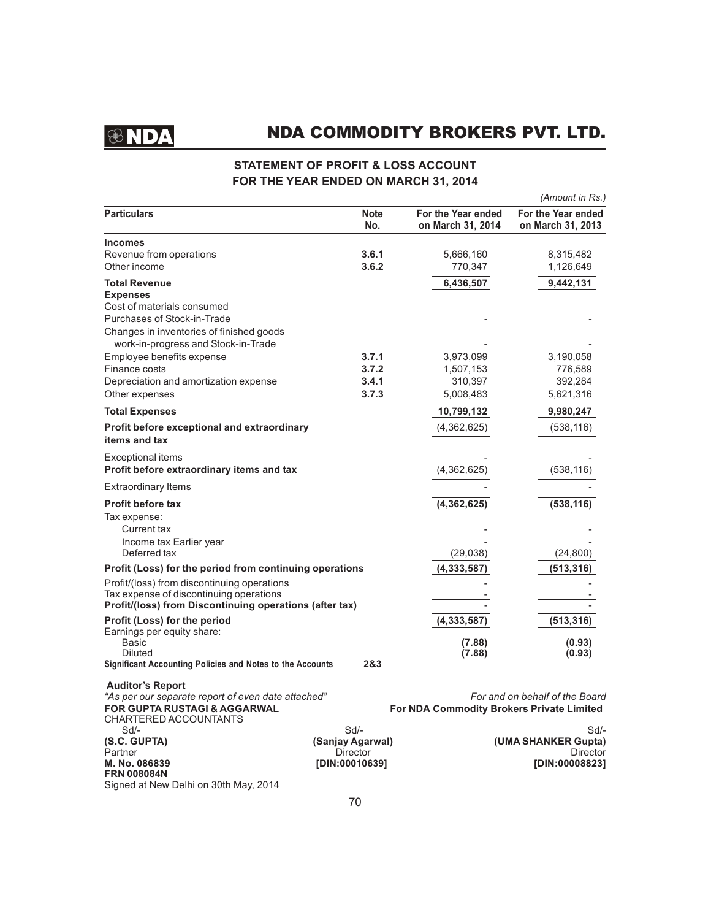# NDA COMMODITY BROKERS PVT. LTD.

## STATEMENT OF PROFIT & LOSS ACCOUNT FOR THE YEAR ENDED ON MARCH 31, 2014

*(Amount in Rs.)*

| Particulars | Note No. | For the Year ended on March 31, 2014 | For the Year ended on March 31, 2013 |
|---|---|---|---|
| **Incomes** | | | |
| Revenue from operations | **3.6.1** | 5,666,160 | 8,315,482 |
| Other income | **3.6.2** | 770,347 | 1,126,649 |
| **Total Revenue** | | **6,436,507** | **9,442,131** |
| **Expenses** | | | |
| Cost of materials consumed | | | |
| Purchases of Stock-in-Trade | | - | - |
| Changes in inventories of finished goods work-in-progress and Stock-in-Trade | | - | - |
| Employee benefits expense | **3.7.1** | 3,973,099 | 3,190,058 |
| Finance costs | **3.7.2** | 1,507,153 | 776,589 |
| Depreciation and amortization expense | **3.4.1** | 310,397 | 392,284 |
| Other expenses | **3.7.3** | 5,008,483 | 5,621,316 |
| **Total Expenses** | | **10,799,132** | **9,980,247** |
| **Profit before exceptional and extraordinary items and tax** | | (4,362,625) | (538,116) |
| Exceptional items | | - | - |
| **Profit before extraordinary items and tax** | | (4,362,625) | (538,116) |
| Extraordinary Items | | - | - |
| **Profit before tax** | | **(4,362,625)** | **(538,116)** |
| Tax expense: | | | |
| Current tax | | - | - |
| Income tax Earlier year | | - | - |
| Deferred tax | | (29,038) | (24,800) |
| **Profit (Loss) for the period from continuing operations** | | **(4,333,587)** | **(513,316)** |
| Profit/(loss) from discontinuing operations | | - | - |
| Tax expense of discontinuing operations | | - | - |
| **Profit/(loss) from Discontinuing operations (after tax)** | | - | - |
| **Profit (Loss) for the period** | | **(4,333,587)** | **(513,316)** |
| Earnings per equity share: | | | |
| Basic | | **(7.88)** | **(0.93)** |
| Diluted | | **(7.88)** | **(0.93)** |
| **Significant Accounting Policies and Notes to the Accounts** | **2&3** | | |

**Auditor's Report**

*"As per our separate report of even date attached"*

**FOR GUPTA RUSTAGI & AGGARWAL**
CHARTERED ACCOUNTANTS

Sd/-
**(S.C. GUPTA)**
Partner
**M. No. 086839**
**FRN 008084N**
Signed at New Delhi on 30th May, 2014

*For and on behalf of the Board*
**For NDA Commodity Brokers Private Limited**

Sd/-
**(Sanjay Agarwal)**
Director
**[DIN:00010639]**

Sd/-
**(UMA SHANKER Gupta)**
Director
**[DIN:00008823]**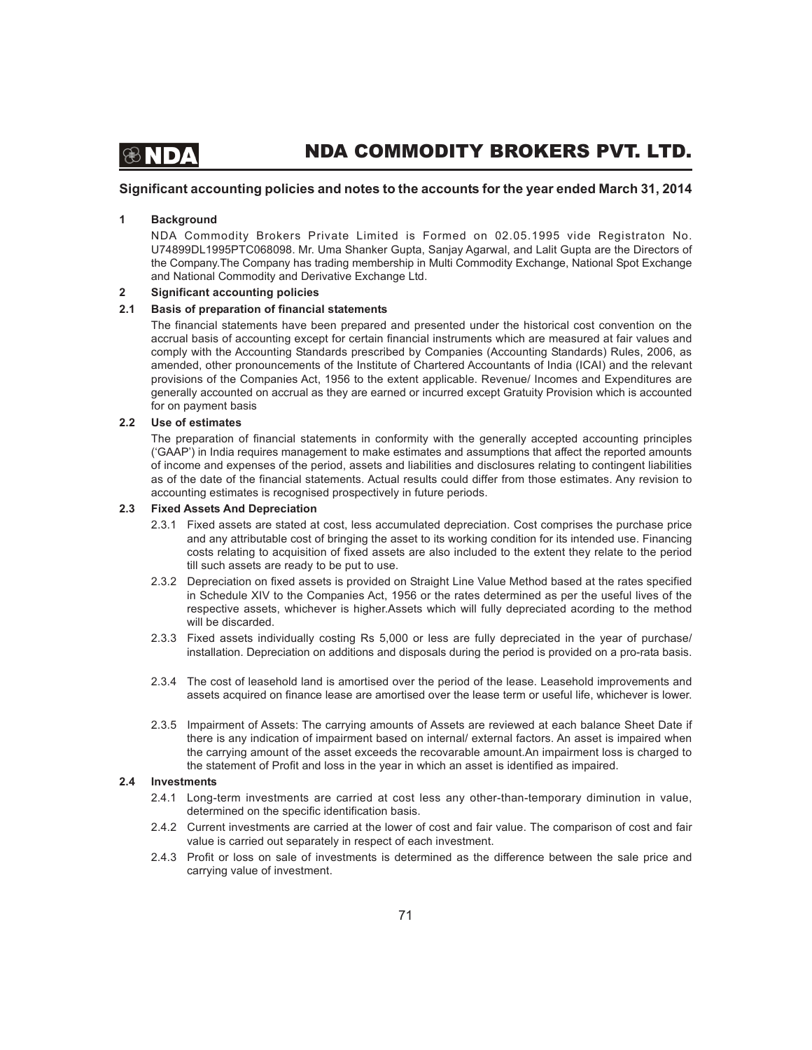## Significant accounting policies and notes to the accounts for the year ended March 31, 2014

**1 Background**

NDA Commodity Brokers Private Limited is Formed on 02.05.1995 vide Registraton No. U74899DL1995PTC068098. Mr. Uma Shanker Gupta, Sanjay Agarwal, and Lalit Gupta are the Directors of the Company.The Company has trading membership in Multi Commodity Exchange, National Spot Exchange and National Commodity and Derivative Exchange Ltd.

**2 Significant accounting policies**

**2.1 Basis of preparation of financial statements**

The financial statements have been prepared and presented under the historical cost convention on the accrual basis of accounting except for certain financial instruments which are measured at fair values and comply with the Accounting Standards prescribed by Companies (Accounting Standards) Rules, 2006, as amended, other pronouncements of the Institute of Chartered Accountants of India (ICAI) and the relevant provisions of the Companies Act, 1956 to the extent applicable. Revenue/ Incomes and Expenditures are generally accounted on accrual as they are earned or incurred except Gratuity Provision which is accounted for on payment basis

**2.2 Use of estimates**

The preparation of financial statements in conformity with the generally accepted accounting principles ('GAAP') in India requires management to make estimates and assumptions that affect the reported amounts of income and expenses of the period, assets and liabilities and disclosures relating to contingent liabilities as of the date of the financial statements. Actual results could differ from those estimates. Any revision to accounting estimates is recognised prospectively in future periods.

**2.3 Fixed Assets And Depreciation**

2.3.1 Fixed assets are stated at cost, less accumulated depreciation. Cost comprises the purchase price and any attributable cost of bringing the asset to its working condition for its intended use. Financing costs relating to acquisition of fixed assets are also included to the extent they relate to the period till such assets are ready to be put to use.

2.3.2 Depreciation on fixed assets is provided on Straight Line Value Method based at the rates specified in Schedule XIV to the Companies Act, 1956 or the rates determined as per the useful lives of the respective assets, whichever is higher.Assets which will fully depreciated acording to the method will be discarded.

2.3.3 Fixed assets individually costing Rs 5,000 or less are fully depreciated in the year of purchase/ installation. Depreciation on additions and disposals during the period is provided on a pro-rata basis.

2.3.4 The cost of leasehold land is amortised over the period of the lease. Leasehold improvements and assets acquired on finance lease are amortised over the lease term or useful life, whichever is lower.

2.3.5 Impairment of Assets: The carrying amounts of Assets are reviewed at each balance Sheet Date if there is any indication of impairment based on internal/ external factors. An asset is impaired when the carrying amount of the asset exceeds the recovarable amount.An impairment loss is charged to the statement of Profit and loss in the year in which an asset is identified as impaired.

**2.4 Investments**

2.4.1 Long-term investments are carried at cost less any other-than-temporary diminution in value, determined on the specific identification basis.

2.4.2 Current investments are carried at the lower of cost and fair value. The comparison of cost and fair value is carried out separately in respect of each investment.

2.4.3 Profit or loss on sale of investments is determined as the difference between the sale price and carrying value of investment.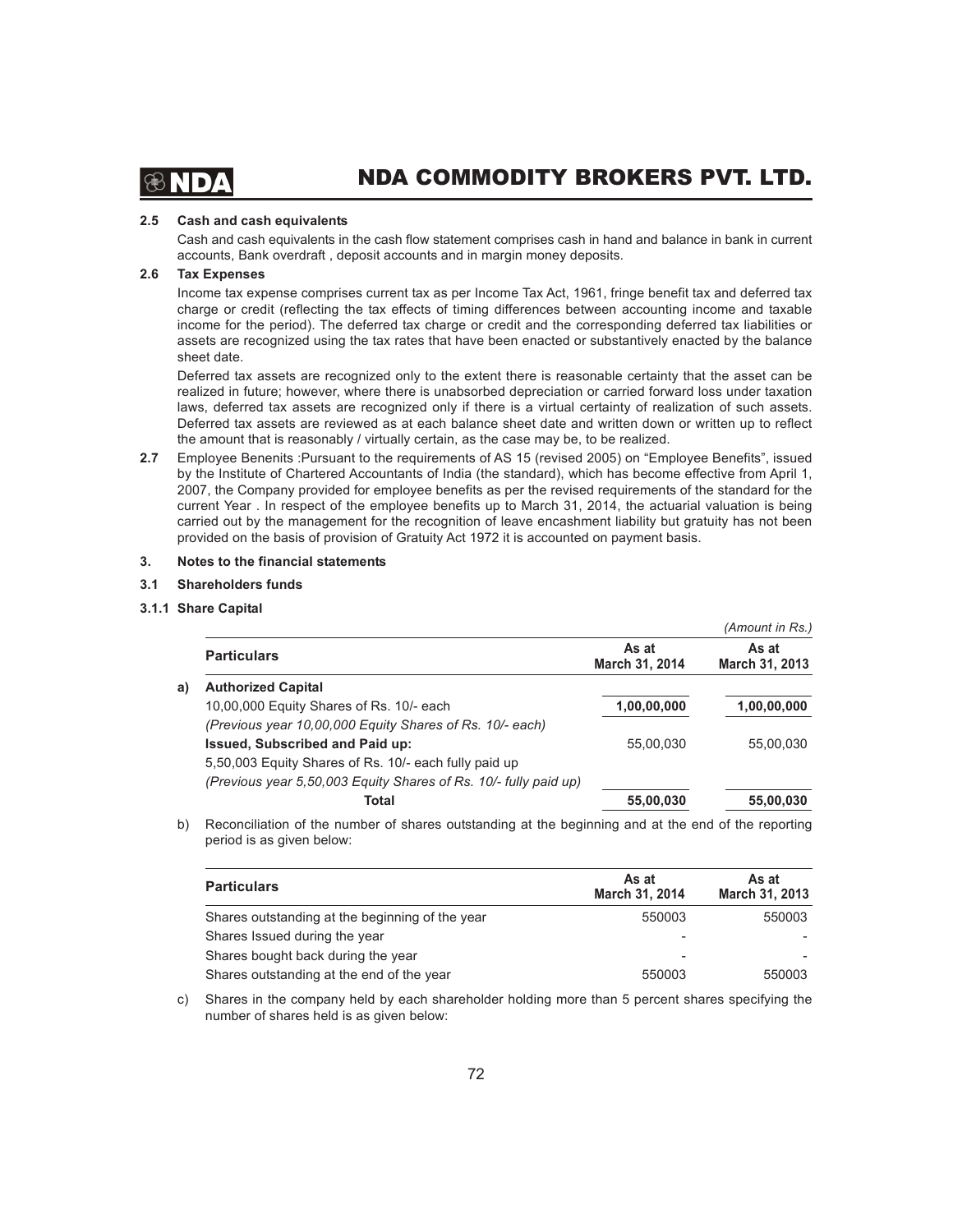**2.5 Cash and cash equivalents**

Cash and cash equivalents in the cash flow statement comprises cash in hand and balance in bank in current accounts, Bank overdraft , deposit accounts and in margin money deposits.

**2.6 Tax Expenses**

Income tax expense comprises current tax as per Income Tax Act, 1961, fringe benefit tax and deferred tax charge or credit (reflecting the tax effects of timing differences between accounting income and taxable income for the period). The deferred tax charge or credit and the corresponding deferred tax liabilities or assets are recognized using the tax rates that have been enacted or substantively enacted by the balance sheet date.

Deferred tax assets are recognized only to the extent there is reasonable certainty that the asset can be realized in future; however, where there is unabsorbed depreciation or carried forward loss under taxation laws, deferred tax assets are recognized only if there is a virtual certainty of realization of such assets. Deferred tax assets are reviewed as at each balance sheet date and written down or written up to reflect the amount that is reasonably / virtually certain, as the case may be, to be realized.

**2.7** Employee Benenits :Pursuant to the requirements of AS 15 (revised 2005) on "Employee Benefits", issued by the Institute of Chartered Accountants of India (the standard), which has become effective from April 1, 2007, the Company provided for employee benefits as per the revised requirements of the standard for the current Year . In respect of the employee benefits up to March 31, 2014, the actuarial valuation is being carried out by the management for the recognition of leave encashment liability but gratuity has not been provided on the basis of provision of Gratuity Act 1972 it is accounted on payment basis.

**3. Notes to the financial statements**

**3.1 Shareholders funds**

**3.1.1 Share Capital**

*(Amount in Rs.)*

| | Particulars | As at March 31, 2014 | As at March 31, 2013 |
|---|---|---|---|
| a) | **Authorized Capital** | | |
| | 10,00,000 Equity Shares of Rs. 10/- each | **1,00,00,000** | **1,00,00,000** |
| | *(Previous year 10,00,000 Equity Shares of Rs. 10/- each)* | | |
| | **Issued, Subscribed and Paid up:** | 55,00,030 | 55,00,030 |
| | 5,50,003 Equity Shares of Rs. 10/- each fully paid up | | |
| | *(Previous year 5,50,003 Equity Shares of Rs. 10/- fully paid up)* | | |
| | **Total** | **55,00,030** | **55,00,030** |

b) Reconciliation of the number of shares outstanding at the beginning and at the end of the reporting period is as given below:

| Particulars | As at March 31, 2014 | As at March 31, 2013 |
|---|---|---|
| Shares outstanding at the beginning of the year | 550003 | 550003 |
| Shares Issued during the year | - | - |
| Shares bought back during the year | - | - |
| Shares outstanding at the end of the year | 550003 | 550003 |

c) Shares in the company held by each shareholder holding more than 5 percent shares specifying the number of shares held is as given below: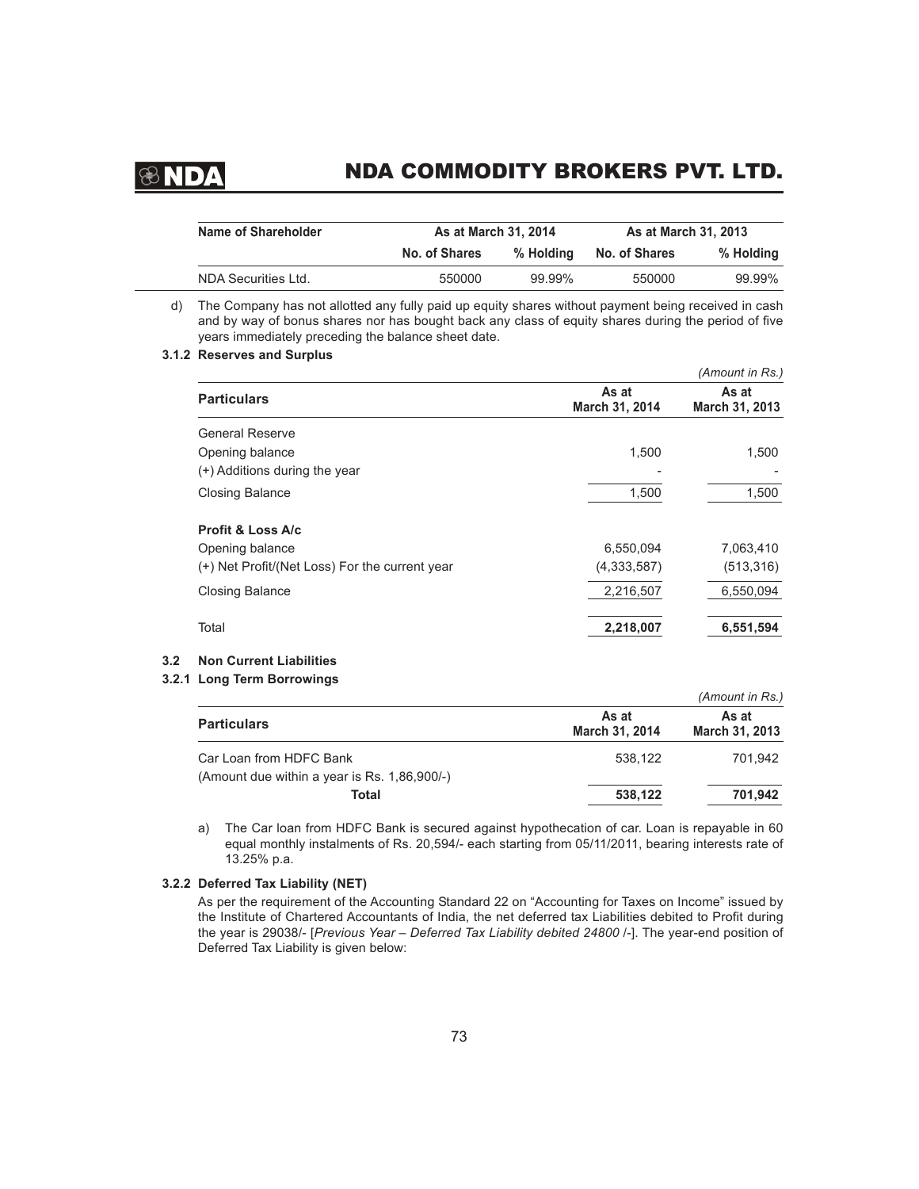| Name of Shareholder | As at March 31, 2014 | | As at March 31, 2013 | |
|---|---|---|---|---|
| | No. of Shares | % Holding | No. of Shares | % Holding |
| NDA Securities Ltd. | 550000 | 99.99% | 550000 | 99.99% |

d) The Company has not allotted any fully paid up equity shares without payment being received in cash and by way of bonus shares nor has bought back any class of equity shares during the period of five years immediately preceding the balance sheet date.

### 3.1.2 Reserves and Surplus

*(Amount in Rs.)*

| Particulars | As at March 31, 2014 | As at March 31, 2013 |
|---|---|---|
| General Reserve | | |
| Opening balance | 1,500 | 1,500 |
| (+) Additions during the year | - | - |
| Closing Balance | 1,500 | 1,500 |
| **Profit & Loss A/c** | | |
| Opening balance | 6,550,094 | 7,063,410 |
| (+) Net Profit/(Net Loss) For the current year | (4,333,587) | (513,316) |
| Closing Balance | 2,216,507 | 6,550,094 |
| Total | **2,218,007** | **6,551,594** |

## 3.2 Non Current Liabilities

### 3.2.1 Long Term Borrowings

*(Amount in Rs.)*

| Particulars | As at March 31, 2014 | As at March 31, 2013 |
|---|---|---|
| Car Loan from HDFC Bank | 538,122 | 701,942 |
| (Amount due within a year is Rs. 1,86,900/-) | | |
| **Total** | **538,122** | **701,942** |

a) The Car loan from HDFC Bank is secured against hypothecation of car. Loan is repayable in 60 equal monthly instalments of Rs. 20,594/- each starting from 05/11/2011, bearing interests rate of 13.25% p.a.

### 3.2.2 Deferred Tax Liability (NET)

As per the requirement of the Accounting Standard 22 on "Accounting for Taxes on Income" issued by the Institute of Chartered Accountants of India, the net deferred tax Liabilities debited to Profit during the year is 29038/- [*Previous Year – Deferred Tax Liability debited 24800* /-]. The year-end position of Deferred Tax Liability is given below: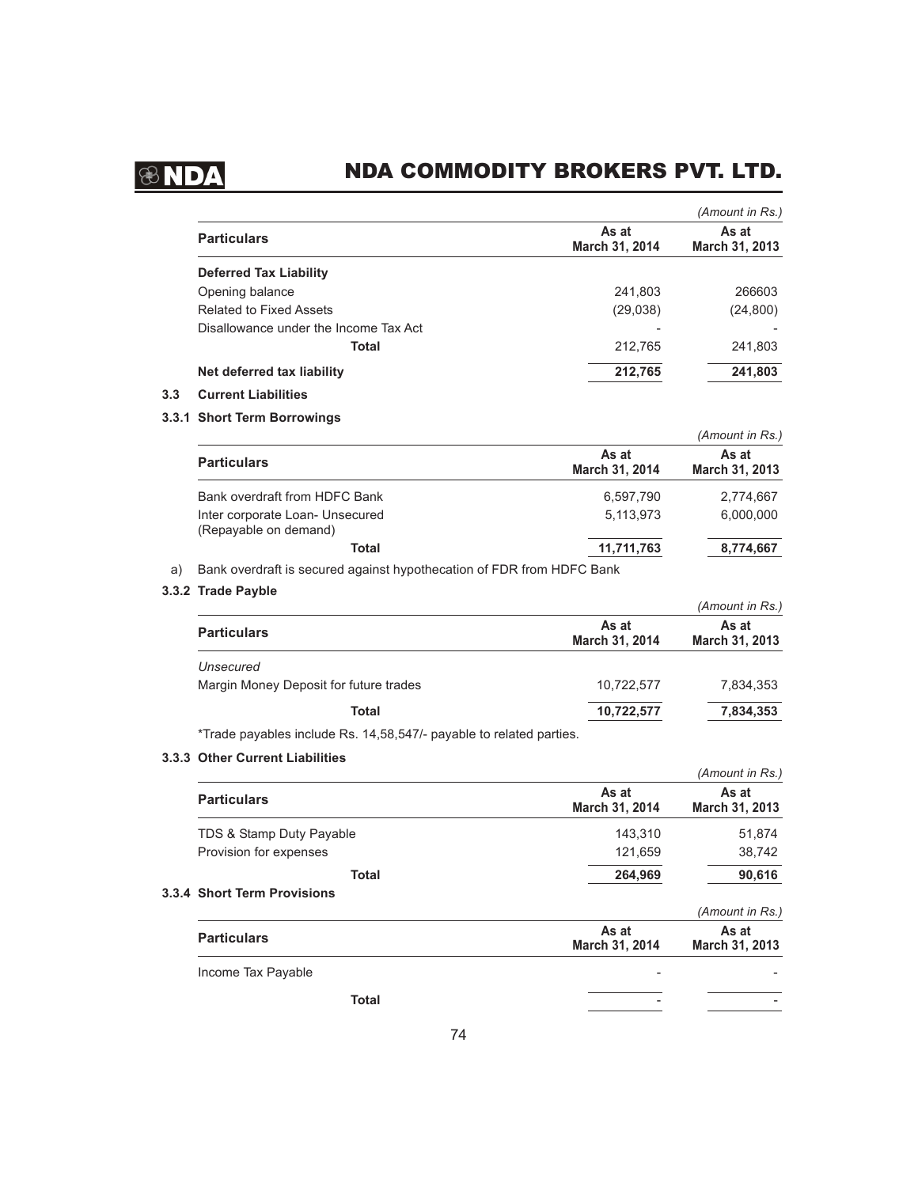*(Amount in Rs.)*

| Particulars | As at March 31, 2014 | As at March 31, 2013 |
|---|---|---|
| **Deferred Tax Liability** | | |
| Opening balance | 241,803 | 266603 |
| Related to Fixed Assets | (29,038) | (24,800) |
| Disallowance under the Income Tax Act | - | - |
| **Total** | 212,765 | 241,803 |
| **Net deferred tax liability** | **212,765** | **241,803** |

## 3.3 Current Liabilities

### 3.3.1 Short Term Borrowings

*(Amount in Rs.)*

| Particulars | As at March 31, 2014 | As at March 31, 2013 |
|---|---|---|
| Bank overdraft from HDFC Bank | 6,597,790 | 2,774,667 |
| Inter corporate Loan- Unsecured (Repayable on demand) | 5,113,973 | 6,000,000 |
| **Total** | **11,711,763** | **8,774,667** |

a) Bank overdraft is secured against hypothecation of FDR from HDFC Bank

### 3.3.2 Trade Payble

*(Amount in Rs.)*

| Particulars | As at March 31, 2014 | As at March 31, 2013 |
|---|---|---|
| *Unsecured* | | |
| Margin Money Deposit for future trades | 10,722,577 | 7,834,353 |
| **Total** | **10,722,577** | **7,834,353** |

*Trade payables include Rs. 14,58,547/- payable to related parties.

### 3.3.3 Other Current Liabilities

*(Amount in Rs.)*

| Particulars | As at March 31, 2014 | As at March 31, 2013 |
|---|---|---|
| TDS & Stamp Duty Payable | 143,310 | 51,874 |
| Provision for expenses | 121,659 | 38,742 |
| **Total** | **264,969** | **90,616** |

### 3.3.4 Short Term Provisions

*(Amount in Rs.)*

| Particulars | As at March 31, 2014 | As at March 31, 2013 |
|---|---|---|
| Income Tax Payable | - | - |
| **Total** | - | - |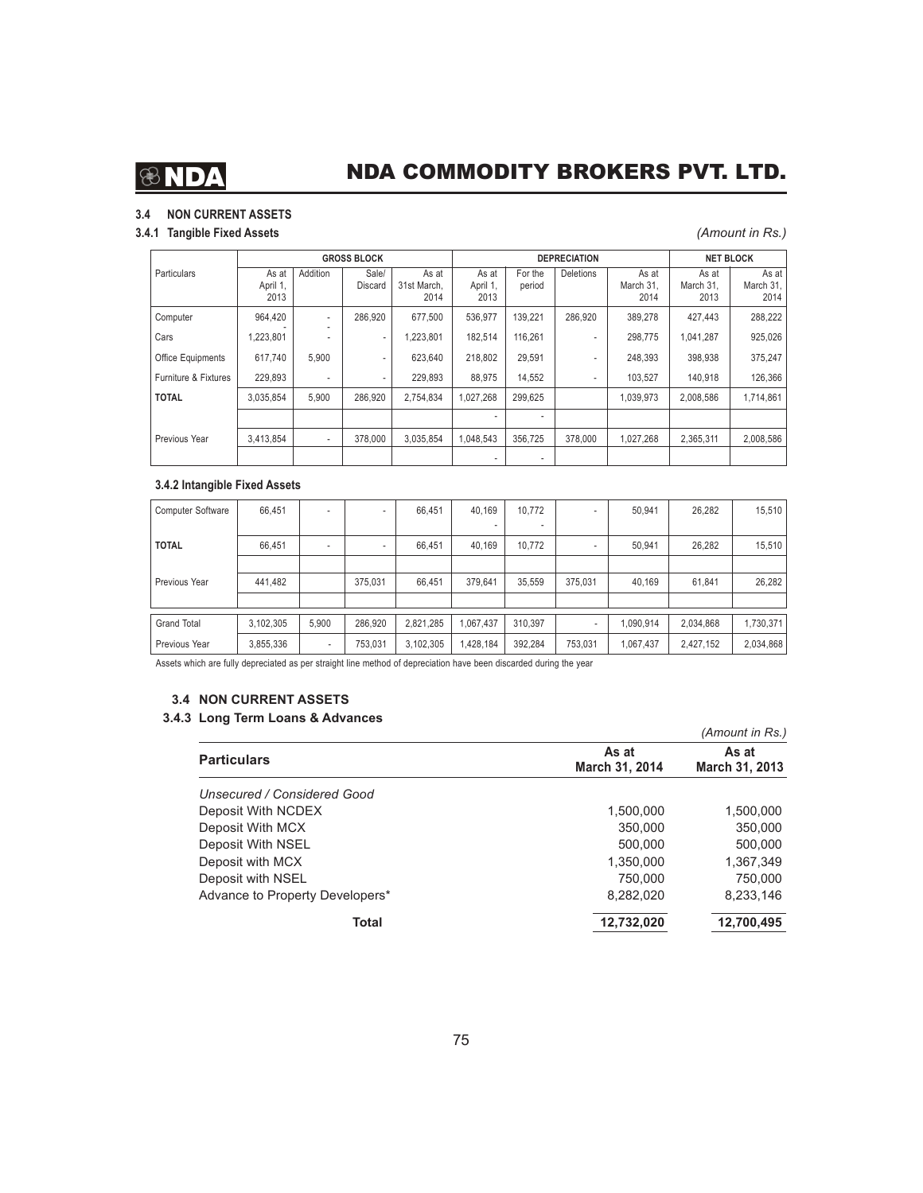### 3.4 NON CURRENT ASSETS

#### 3.4.1 Tangible Fixed Assets

*(Amount in Rs.)*

| Particulars | GROSS BLOCK | | | | DEPRECIATION | | | | NET BLOCK | |
|---|---|---|---|---|---|---|---|---|---|---|
| | As at April 1, 2013 | Addition | Sale/ Discard | As at 31st March, 2014 | As at April 1, 2013 | For the period | Deletions | As at March 31, 2014 | As at March 31, 2013 | As at March 31, 2014 |
| Computer | 964,420 | - | 286,920 | 677,500 | 536,977 | 139,221 | 286,920 | 389,278 | 427,443 | 288,222 |
| Cars | 1,223,801 | - | - | 1,223,801 | 182,514 | 116,261 | - | 298,775 | 1,041,287 | 925,026 |
| Office Equipments | 617,740 | 5,900 | - | 623,640 | 218,802 | 29,591 | - | 248,393 | 398,938 | 375,247 |
| Furniture & Fixtures | 229,893 | - | - | 229,893 | 88,975 | 14,552 | - | 103,527 | 140,918 | 126,366 |
| **TOTAL** | 3,035,854 | 5,900 | 286,920 | 2,754,834 | 1,027,268 | 299,625 | | 1,039,973 | 2,008,586 | 1,714,861 |
| | | | | | - | - | | | | |
| Previous Year | 3,413,854 | - | 378,000 | 3,035,854 | 1,048,543 | 356,725 | 378,000 | 1,027,268 | 2,365,311 | 2,008,586 |
| | | | | | - | - | | | | |

#### 3.4.2 Intangible Fixed Assets

| Particulars | As at April 1, 2013 | Addition | Sale/ Discard | As at 31st March, 2014 | As at April 1, 2013 | For the period | Deletions | As at March 31, 2014 | As at March 31, 2013 | As at March 31, 2014 |
|---|---|---|---|---|---|---|---|---|---|---|
| Computer Software | 66,451 | - | - | 66,451 | 40,169 | 10,772 | - | 50,941 | 26,282 | 15,510 |
| **TOTAL** | 66,451 | - | - | 66,451 | 40,169 | 10,772 | - | 50,941 | 26,282 | 15,510 |
| | | | | | | | | | | |
| Previous Year | 441,482 | | 375,031 | 66,451 | 379,641 | 35,559 | 375,031 | 40,169 | 61,841 | 26,282 |
| | | | | | | | | | | |
| Grand Total | 3,102,305 | 5,900 | 286,920 | 2,821,285 | 1,067,437 | 310,397 | - | 1,090,914 | 2,034,868 | 1,730,371 |
| Previous Year | 3,855,336 | - | 753,031 | 3,102,305 | 1,428,184 | 392,284 | 753,031 | 1,067,437 | 2,427,152 | 2,034,868 |

Assets which are fully depreciated as per straight line method of depreciation have been discarded during the year

### 3.4 NON CURRENT ASSETS

#### 3.4.3 Long Term Loans & Advances

*(Amount in Rs.)*

| Particulars | As at March 31, 2014 | As at March 31, 2013 |
|---|---|---|
| *Unsecured / Considered Good* | | |
| Deposit With NCDEX | 1,500,000 | 1,500,000 |
| Deposit With MCX | 350,000 | 350,000 |
| Deposit With NSEL | 500,000 | 500,000 |
| Deposit with MCX | 1,350,000 | 1,367,349 |
| Deposit with NSEL | 750,000 | 750,000 |
| Advance to Property Developers* | 8,282,020 | 8,233,146 |
| **Total** | **12,732,020** | **12,700,495** |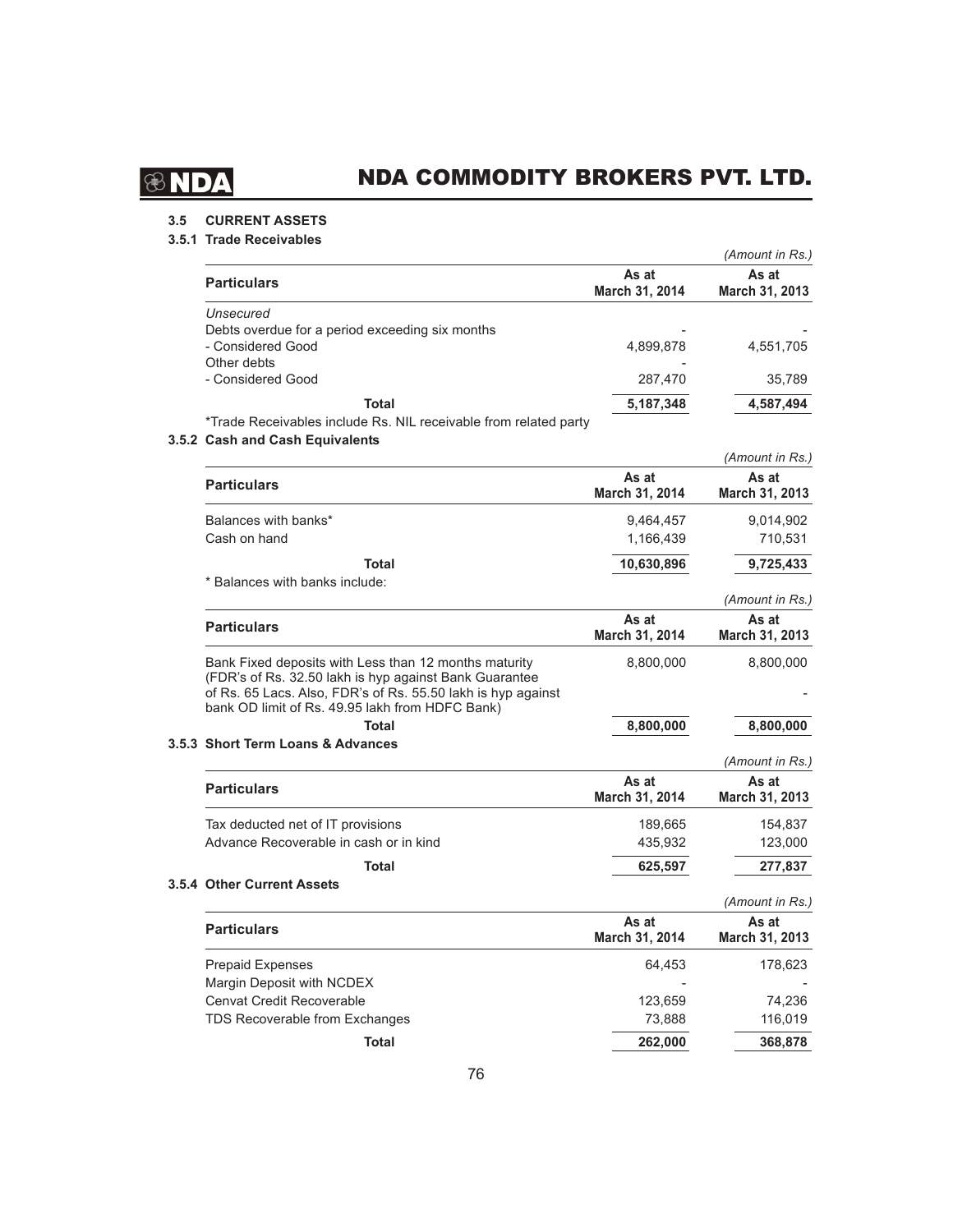### 3.5 CURRENT ASSETS

#### 3.5.1 Trade Receivables

*(Amount in Rs.)*

| Particulars | As at March 31, 2014 | As at March 31, 2013 |
|---|---|---|
| *Unsecured* | | |
| Debts overdue for a period exceeding six months | - | - |
| - Considered Good | 4,899,878 | 4,551,705 |
| Other debts | - | |
| - Considered Good | 287,470 | 35,789 |
| **Total** | **5,187,348** | **4,587,494** |

*Trade Receivables include Rs. NIL receivable from related party

#### 3.5.2 Cash and Cash Equivalents

*(Amount in Rs.)*

| Particulars | As at March 31, 2014 | As at March 31, 2013 |
|---|---|---|
| Balances with banks* | 9,464,457 | 9,014,902 |
| Cash on hand | 1,166,439 | 710,531 |
| **Total** | **10,630,896** | **9,725,433** |

* Balances with banks include:

*(Amount in Rs.)*

| Particulars | As at March 31, 2014 | As at March 31, 2013 |
|---|---|---|
| Bank Fixed deposits with Less than 12 months maturity (FDR's of Rs. 32.50 lakh is hyp against Bank Guarantee of Rs. 65 Lacs. Also, FDR's of Rs. 55.50 lakh is hyp against bank OD limit of Rs. 49.95 lakh from HDFC Bank) | 8,800,000 | 8,800,000<br>- |
| **Total** | **8,800,000** | **8,800,000** |

#### 3.5.3 Short Term Loans & Advances

*(Amount in Rs.)*

| Particulars | As at March 31, 2014 | As at March 31, 2013 |
|---|---|---|
| Tax deducted net of IT provisions | 189,665 | 154,837 |
| Advance Recoverable in cash or in kind | 435,932 | 123,000 |
| **Total** | **625,597** | **277,837** |

#### 3.5.4 Other Current Assets

*(Amount in Rs.)*

| Particulars | As at March 31, 2014 | As at March 31, 2013 |
|---|---|---|
| Prepaid Expenses | 64,453 | 178,623 |
| Margin Deposit with NCDEX | - | - |
| Cenvat Credit Recoverable | 123,659 | 74,236 |
| TDS Recoverable from Exchanges | 73,888 | 116,019 |
| **Total** | **262,000** | **368,878** |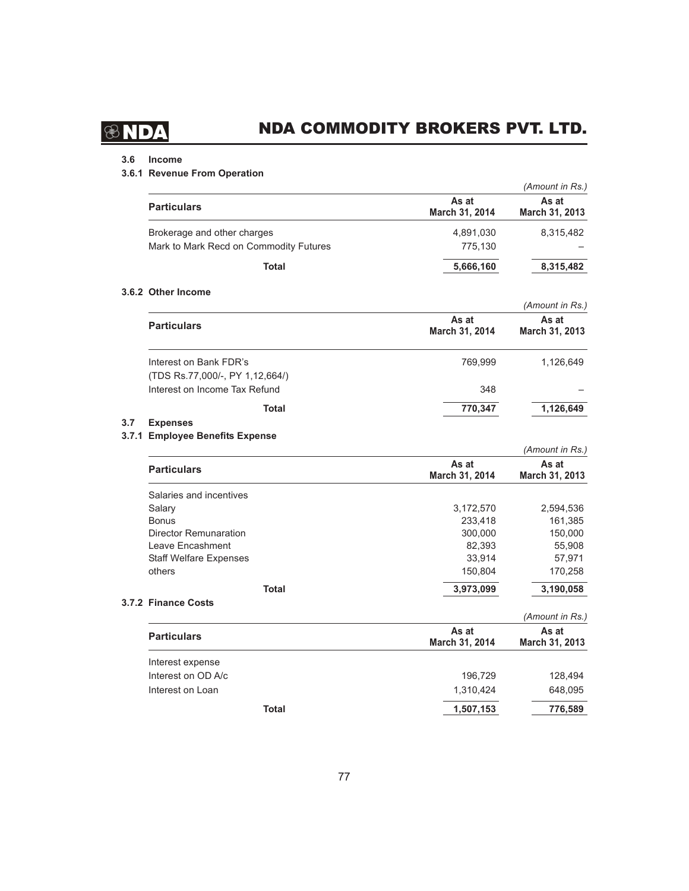### 3.6 Income

#### 3.6.1 Revenue From Operation

*(Amount in Rs.)*

| Particulars | As at March 31, 2014 | As at March 31, 2013 |
|---|---|---|
| Brokerage and other charges | 4,891,030 | 8,315,482 |
| Mark to Mark Recd on Commodity Futures | 775,130 | – |
| **Total** | **5,666,160** | **8,315,482** |

#### 3.6.2 Other Income

*(Amount in Rs.)*

| Particulars | As at March 31, 2014 | As at March 31, 2013 |
|---|---|---|
| Interest on Bank FDR's (TDS Rs.77,000/-, PY 1,12,664/) | 769,999 | 1,126,649 |
| Interest on Income Tax Refund | 348 | – |
| **Total** | **770,347** | **1,126,649** |

### 3.7 Expenses

#### 3.7.1 Employee Benefits Expense

*(Amount in Rs.)*

| Particulars | As at March 31, 2014 | As at March 31, 2013 |
|---|---|---|
| Salaries and incentives | | |
| Salary | 3,172,570 | 2,594,536 |
| Bonus | 233,418 | 161,385 |
| Director Remunaration | 300,000 | 150,000 |
| Leave Encashment | 82,393 | 55,908 |
| Staff Welfare Expenses | 33,914 | 57,971 |
| others | 150,804 | 170,258 |
| **Total** | **3,973,099** | **3,190,058** |

#### 3.7.2 Finance Costs

*(Amount in Rs.)*

| Particulars | As at March 31, 2014 | As at March 31, 2013 |
|---|---|---|
| Interest expense | | |
| Interest on OD A/c | 196,729 | 128,494 |
| Interest on Loan | 1,310,424 | 648,095 |
| **Total** | **1,507,153** | **776,589** |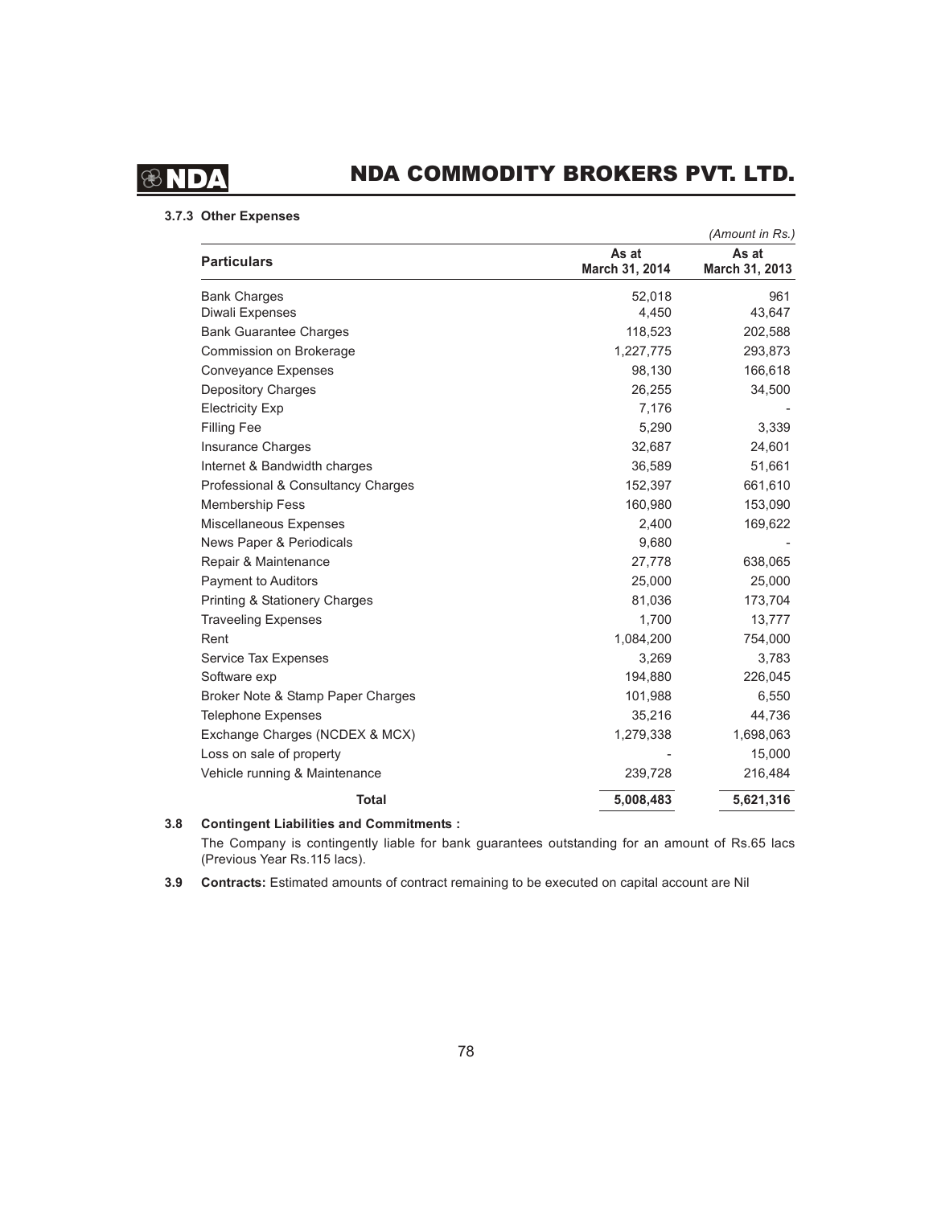### 3.7.3 Other Expenses

*(Amount in Rs.)*

| Particulars | As at March 31, 2014 | As at March 31, 2013 |
|---|---|---|
| Bank Charges | 52,018 | 961 |
| Diwali Expenses | 4,450 | 43,647 |
| Bank Guarantee Charges | 118,523 | 202,588 |
| Commission on Brokerage | 1,227,775 | 293,873 |
| Conveyance Expenses | 98,130 | 166,618 |
| Depository Charges | 26,255 | 34,500 |
| Electricity Exp | 7,176 | - |
| Filling Fee | 5,290 | 3,339 |
| Insurance Charges | 32,687 | 24,601 |
| Internet & Bandwidth charges | 36,589 | 51,661 |
| Professional & Consultancy Charges | 152,397 | 661,610 |
| Membership Fess | 160,980 | 153,090 |
| Miscellaneous Expenses | 2,400 | 169,622 |
| News Paper & Periodicals | 9,680 | - |
| Repair & Maintenance | 27,778 | 638,065 |
| Payment to Auditors | 25,000 | 25,000 |
| Printing & Stationery Charges | 81,036 | 173,704 |
| Traveeling Expenses | 1,700 | 13,777 |
| Rent | 1,084,200 | 754,000 |
| Service Tax Expenses | 3,269 | 3,783 |
| Software exp | 194,880 | 226,045 |
| Broker Note & Stamp Paper Charges | 101,988 | 6,550 |
| Telephone Expenses | 35,216 | 44,736 |
| Exchange Charges (NCDEX & MCX) | 1,279,338 | 1,698,063 |
| Loss on sale of property | - | 15,000 |
| Vehicle running & Maintenance | 239,728 | 216,484 |
| **Total** | **5,008,483** | **5,621,316** |

**3.8 Contingent Liabilities and Commitments :**

The Company is contingently liable for bank guarantees outstanding for an amount of Rs.65 lacs (Previous Year Rs.115 lacs).

**3.9 Contracts:** Estimated amounts of contract remaining to be executed on capital account are Nil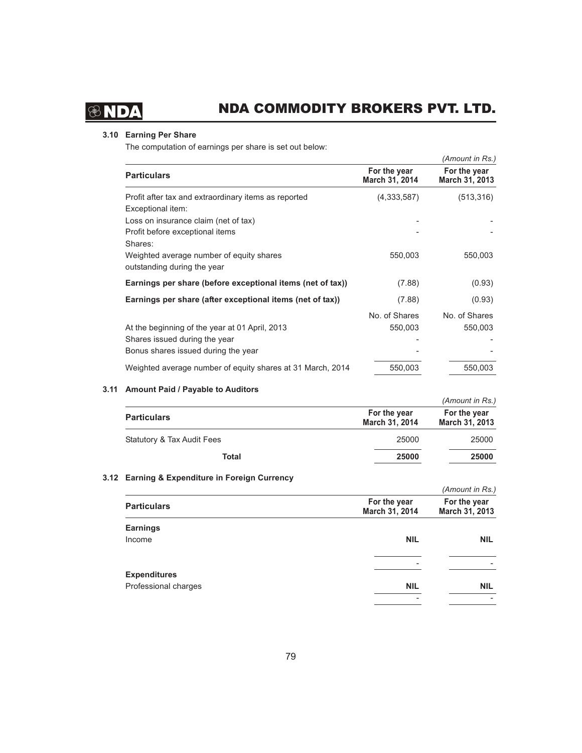### 3.10 Earning Per Share

The computation of earnings per share is set out below:

*(Amount in Rs.)*

| Particulars | For the year March 31, 2014 | For the year March 31, 2013 |
|---|---|---|
| Profit after tax and extraordinary items as reported | (4,333,587) | (513,316) |
| Exceptional item: | | |
| Loss on insurance claim (net of tax) | - | - |
| Profit before exceptional items | - | - |
| Shares: | | |
| Weighted average number of equity shares outstanding during the year | 550,003 | 550,003 |
| **Earnings per share (before exceptional items (net of tax))** | (7.88) | (0.93) |
| **Earnings per share (after exceptional items (net of tax))** | (7.88) | (0.93) |
| | No. of Shares | No. of Shares |
| At the beginning of the year at 01 April, 2013 | 550,003 | 550,003 |
| Shares issued during the year | - | - |
| Bonus shares issued during the year | - | - |
| Weighted average number of equity shares at 31 March, 2014 | 550,003 | 550,003 |

### 3.11 Amount Paid / Payable to Auditors

*(Amount in Rs.)*

| Particulars | For the year March 31, 2014 | For the year March 31, 2013 |
|---|---|---|
| Statutory & Tax Audit Fees | 25000 | 25000 |
| **Total** | **25000** | **25000** |

### 3.12 Earning & Expenditure in Foreign Currency

*(Amount in Rs.)*

| Particulars | For the year March 31, 2014 | For the year March 31, 2013 |
|---|---|---|
| **Earnings** | | |
| Income | **NIL** | **NIL** |
| | - | - |
| **Expenditures** | | |
| Professional charges | **NIL** | **NIL** |
| | - | - |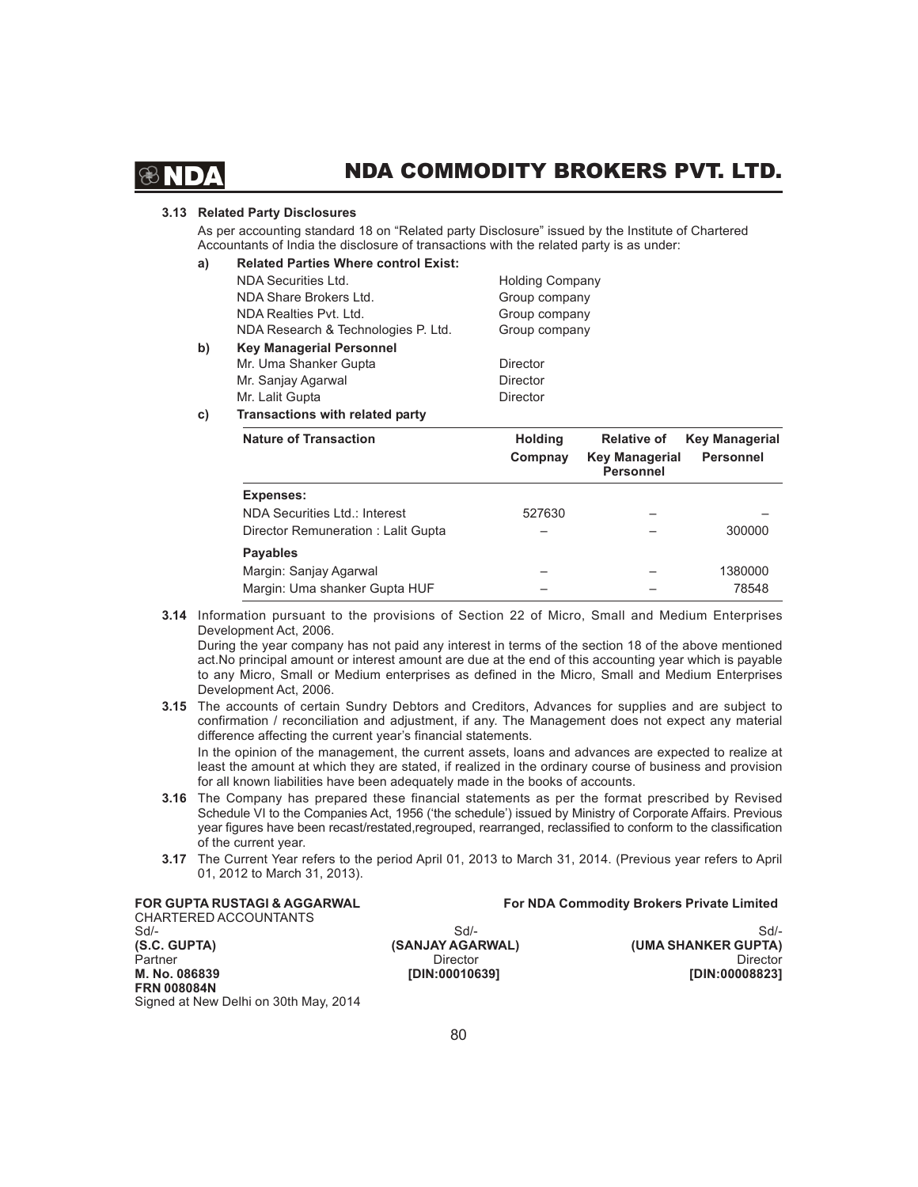### 3.13 Related Party Disclosures

As per accounting standard 18 on "Related party Disclosure" issued by the Institute of Chartered Accountants of India the disclosure of transactions with the related party is as under:

**a) Related Parties Where control Exist:**

| | |
|---|---|
| NDA Securities Ltd. | Holding Company |
| NDA Share Brokers Ltd. | Group company |
| NDA Realties Pvt. Ltd. | Group company |
| NDA Research & Technologies P. Ltd. | Group company |

**b) Key Managerial Personnel**

| | |
|---|---|
| Mr. Uma Shanker Gupta | Director |
| Mr. Sanjay Agarwal | Director |
| Mr. Lalit Gupta | Director |

**c) Transactions with related party**

| Nature of Transaction | Holding Compnay | Relative of Key Managerial Personnel | Key Managerial Personnel |
|---|---|---|---|
| **Expenses:** | | | |
| NDA Securities Ltd.: Interest | 527630 | – | – |
| Director Remuneration : Lalit Gupta | – | – | 300000 |
| **Payables** | | | |
| Margin: Sanjay Agarwal | – | – | 1380000 |
| Margin: Uma shanker Gupta HUF | – | – | 78548 |

**3.14** Information pursuant to the provisions of Section 22 of Micro, Small and Medium Enterprises Development Act, 2006.

During the year company has not paid any interest in terms of the section 18 of the above mentioned act.No principal amount or interest amount are due at the end of this accounting year which is payable to any Micro, Small or Medium enterprises as defined in the Micro, Small and Medium Enterprises Development Act, 2006.

**3.15** The accounts of certain Sundry Debtors and Creditors, Advances for supplies and are subject to confirmation / reconciliation and adjustment, if any. The Management does not expect any material difference affecting the current year's financial statements.

In the opinion of the management, the current assets, loans and advances are expected to realize at least the amount at which they are stated, if realized in the ordinary course of business and provision for all known liabilities have been adequately made in the books of accounts.

**3.16** The Company has prepared these financial statements as per the format prescribed by Revised Schedule VI to the Companies Act, 1956 ('the schedule') issued by Ministry of Corporate Affairs. Previous year figures have been recast/restated,regrouped, rearranged, reclassified to conform to the classification of the current year.

**3.17** The Current Year refers to the period April 01, 2013 to March 31, 2014. (Previous year refers to April 01, 2012 to March 31, 2013).

**FOR GUPTA RUSTAGI & AGGARWAL**
CHARTERED ACCOUNTANTS
Sd/-
**(S.C. GUPTA)**
Partner
**M. No. 086839**
**FRN 008084N**
Signed at New Delhi on 30th May, 2014

**For NDA Commodity Brokers Private Limited**

Sd/-
**(SANJAY AGARWAL)**
Director
**[DIN:00010639]**

Sd/-
**(UMA SHANKER GUPTA)**
Director
**[DIN:00008823]**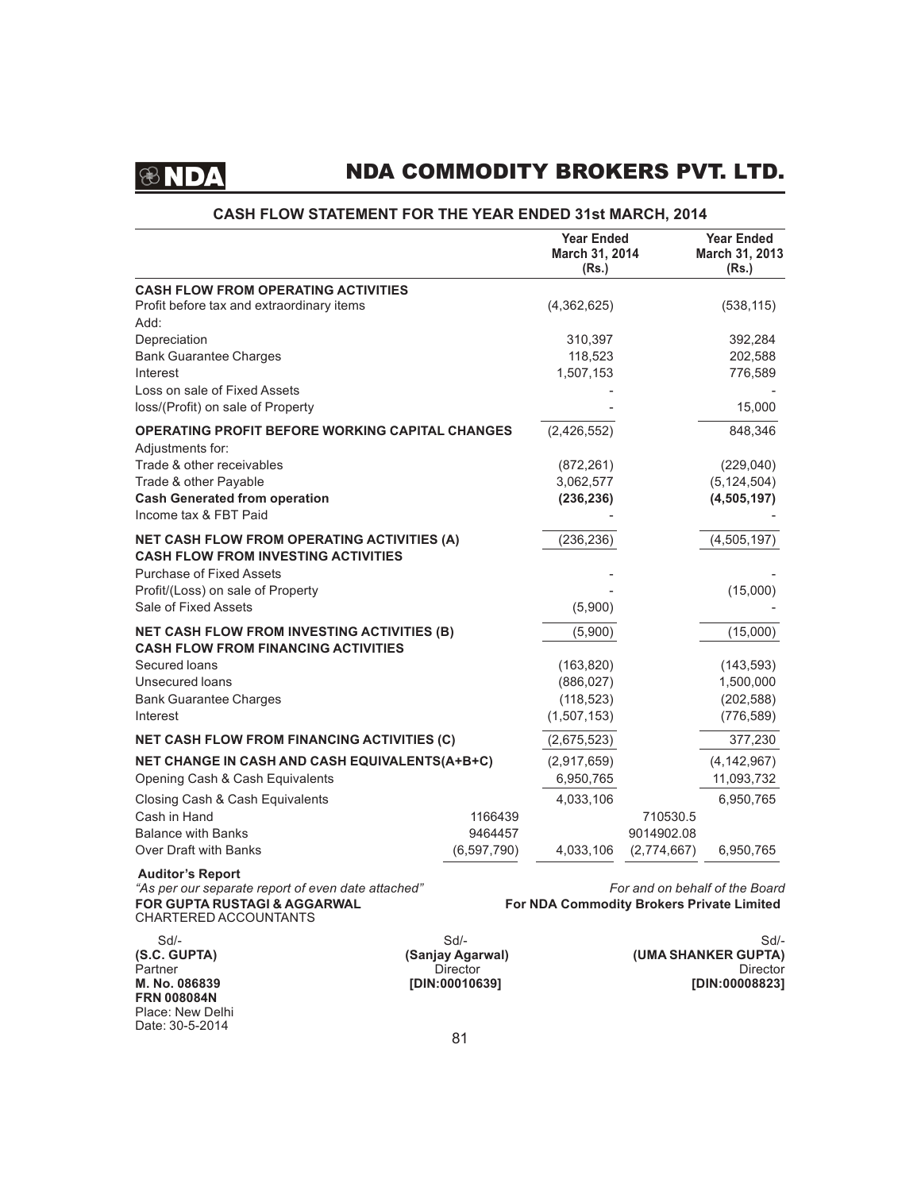# NDA COMMODITY BROKERS PVT. LTD.

## CASH FLOW STATEMENT FOR THE YEAR ENDED 31st MARCH, 2014

| | | Year Ended March 31, 2014 (Rs.) | | Year Ended March 31, 2013 (Rs.) |
|---|---|---|---|---|
| **CASH FLOW FROM OPERATING ACTIVITIES** | | | | |
| Profit before tax and extraordinary items | | (4,362,625) | | (538,115) |
| Add: | | | | |
| Depreciation | | 310,397 | | 392,284 |
| Bank Guarantee Charges | | 118,523 | | 202,588 |
| Interest | | 1,507,153 | | 776,589 |
| Loss on sale of Fixed Assets | | - | | - |
| loss/(Profit) on sale of Property | | - | | 15,000 |
| **OPERATING PROFIT BEFORE WORKING CAPITAL CHANGES** | | (2,426,552) | | 848,346 |
| Adjustments for: | | | | |
| Trade & other receivables | | (872,261) | | (229,040) |
| Trade & other Payable | | 3,062,577 | | (5,124,504) |
| **Cash Generated from operation** | | **(236,236)** | | **(4,505,197)** |
| Income tax & FBT Paid | | - | | - |
| **NET CASH FLOW FROM OPERATING ACTIVITIES (A)** | | (236,236) | | (4,505,197) |
| **CASH FLOW FROM INVESTING ACTIVITIES** | | | | |
| Purchase of Fixed Assets | | - | | - |
| Profit/(Loss) on sale of Property | | - | | (15,000) |
| Sale of Fixed Assets | | (5,900) | | - |
| **NET CASH FLOW FROM INVESTING ACTIVITIES (B)** | | (5,900) | | (15,000) |
| **CASH FLOW FROM FINANCING ACTIVITIES** | | | | |
| Secured loans | | (163,820) | | (143,593) |
| Unsecured loans | | (886,027) | | 1,500,000 |
| Bank Guarantee Charges | | (118,523) | | (202,588) |
| Interest | | (1,507,153) | | (776,589) |
| **NET CASH FLOW FROM FINANCING ACTIVITIES (C)** | | (2,675,523) | | 377,230 |
| **NET CHANGE IN CASH AND CASH EQUIVALENTS(A+B+C)** | | (2,917,659) | | (4,142,967) |
| Opening Cash & Cash Equivalents | | 6,950,765 | | 11,093,732 |
| Closing Cash & Cash Equivalents | | 4,033,106 | | 6,950,765 |
| Cash in Hand | 1166439 | | 710530.5 | |
| Balance with Banks | 9464457 | | 9014902.08 | |
| Over Draft with Banks | (6,597,790) | 4,033,106 | (2,774,667) | 6,950,765 |

**Auditor's Report**

*"As per our separate report of even date attached"*

**FOR GUPTA RUSTAGI & AGGARWAL**
CHARTERED ACCOUNTANTS

*For and on behalf of the Board*
**For NDA Commodity Brokers Private Limited**

Sd/-
**(S.C. GUPTA)**
Partner
**M. No. 086839**
**FRN 008084N**
Place: New Delhi
Date: 30-5-2014

Sd/-
**(Sanjay Agarwal)**
Director
**[DIN:00010639]**

Sd/-
**(UMA SHANKER GUPTA)**
Director
**[DIN:00008823]**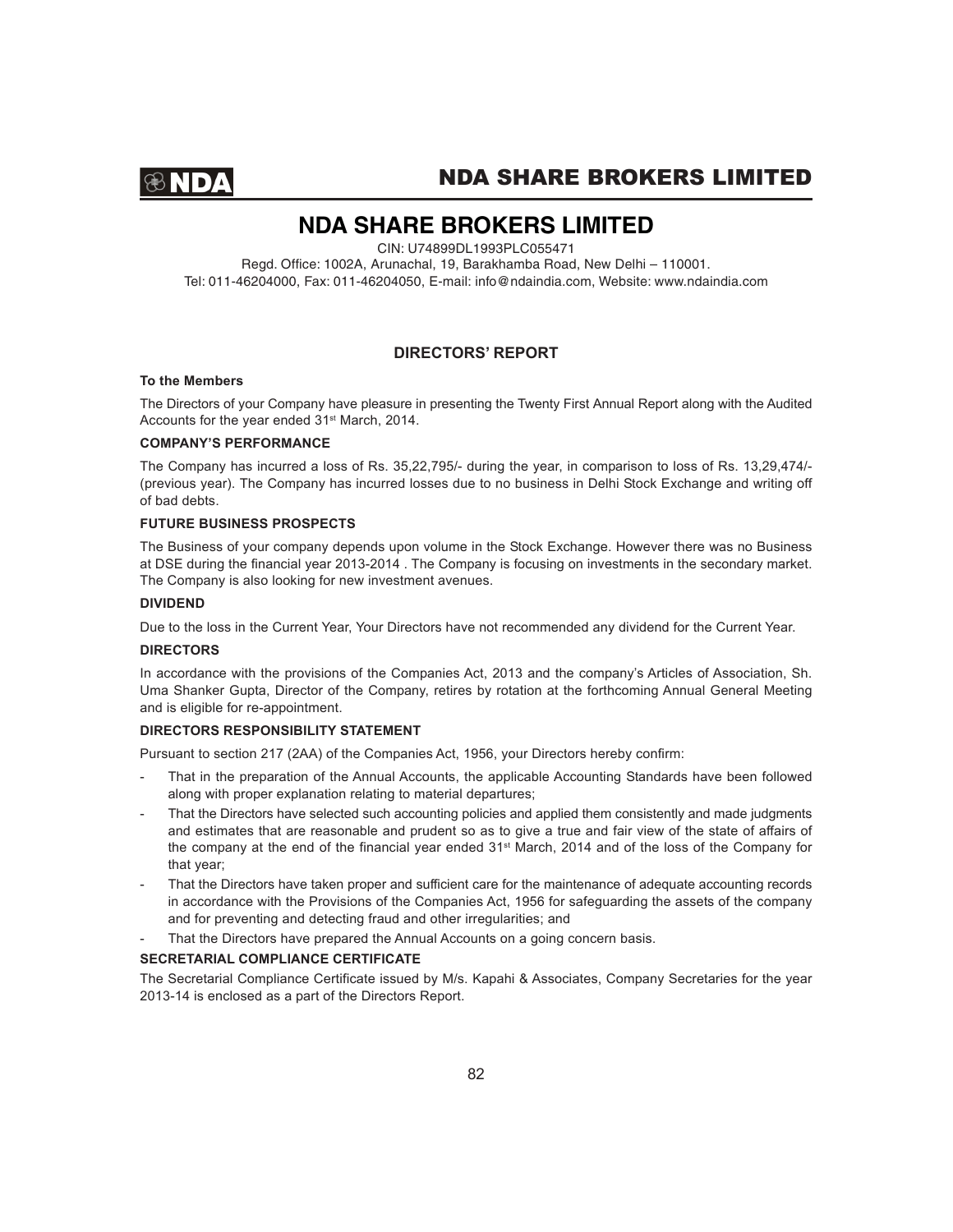# NDA SHARE BROKERS LIMITED

CIN: U74899DL1993PLC055471

Regd. Office: 1002A, Arunachal, 19, Barakhamba Road, New Delhi – 110001.

Tel: 011-46204000, Fax: 011-46204050, E-mail: info@ndaindia.com, Website: www.ndaindia.com

## DIRECTORS' REPORT

**To the Members**

The Directors of your Company have pleasure in presenting the Twenty First Annual Report along with the Audited Accounts for the year ended 31st March, 2014.

**COMPANY'S PERFORMANCE**

The Company has incurred a loss of Rs. 35,22,795/- during the year, in comparison to loss of Rs. 13,29,474/- (previous year). The Company has incurred losses due to no business in Delhi Stock Exchange and writing off of bad debts.

**FUTURE BUSINESS PROSPECTS**

The Business of your company depends upon volume in the Stock Exchange. However there was no Business at DSE during the financial year 2013-2014 . The Company is focusing on investments in the secondary market. The Company is also looking for new investment avenues.

**DIVIDEND**

Due to the loss in the Current Year, Your Directors have not recommended any dividend for the Current Year.

**DIRECTORS**

In accordance with the provisions of the Companies Act, 2013 and the company's Articles of Association, Sh. Uma Shanker Gupta, Director of the Company, retires by rotation at the forthcoming Annual General Meeting and is eligible for re-appointment.

**DIRECTORS RESPONSIBILITY STATEMENT**

Pursuant to section 217 (2AA) of the Companies Act, 1956, your Directors hereby confirm:

- That in the preparation of the Annual Accounts, the applicable Accounting Standards have been followed along with proper explanation relating to material departures;
- That the Directors have selected such accounting policies and applied them consistently and made judgments and estimates that are reasonable and prudent so as to give a true and fair view of the state of affairs of the company at the end of the financial year ended 31st March, 2014 and of the loss of the Company for that year;
- That the Directors have taken proper and sufficient care for the maintenance of adequate accounting records in accordance with the Provisions of the Companies Act, 1956 for safeguarding the assets of the company and for preventing and detecting fraud and other irregularities; and
- That the Directors have prepared the Annual Accounts on a going concern basis.

**SECRETARIAL COMPLIANCE CERTIFICATE**

The Secretarial Compliance Certificate issued by M/s. Kapahi & Associates, Company Secretaries for the year 2013-14 is enclosed as a part of the Directors Report.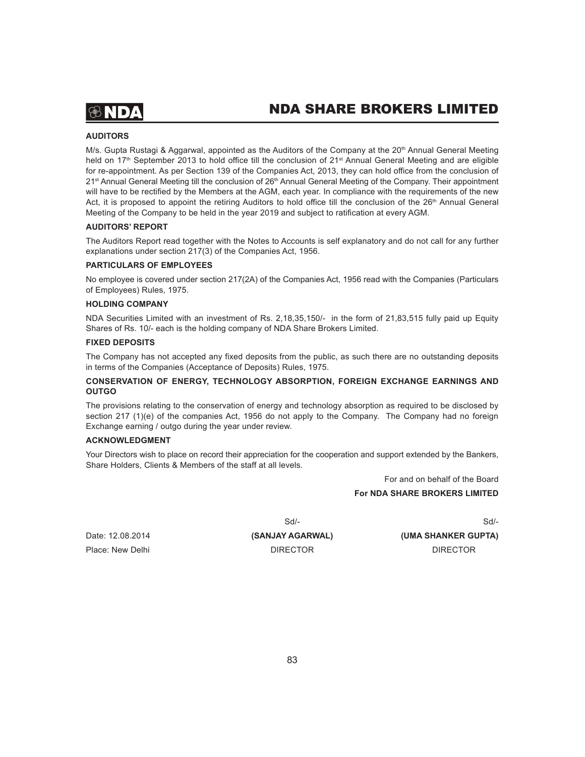## AUDITORS

M/s. Gupta Rustagi & Aggarwal, appointed as the Auditors of the Company at the 20th Annual General Meeting held on 17th September 2013 to hold office till the conclusion of 21st Annual General Meeting and are eligible for re-appointment. As per Section 139 of the Companies Act, 2013, they can hold office from the conclusion of 21st Annual General Meeting till the conclusion of 26th Annual General Meeting of the Company. Their appointment will have to be rectified by the Members at the AGM, each year. In compliance with the requirements of the new Act, it is proposed to appoint the retiring Auditors to hold office till the conclusion of the 26th Annual General Meeting of the Company to be held in the year 2019 and subject to ratification at every AGM.

## AUDITORS' REPORT

The Auditors Report read together with the Notes to Accounts is self explanatory and do not call for any further explanations under section 217(3) of the Companies Act, 1956.

## PARTICULARS OF EMPLOYEES

No employee is covered under section 217(2A) of the Companies Act, 1956 read with the Companies (Particulars of Employees) Rules, 1975.

## HOLDING COMPANY

NDA Securities Limited with an investment of Rs. 2,18,35,150/- in the form of 21,83,515 fully paid up Equity Shares of Rs. 10/- each is the holding company of NDA Share Brokers Limited.

## FIXED DEPOSITS

The Company has not accepted any fixed deposits from the public, as such there are no outstanding deposits in terms of the Companies (Acceptance of Deposits) Rules, 1975.

## CONSERVATION OF ENERGY, TECHNOLOGY ABSORPTION, FOREIGN EXCHANGE EARNINGS AND OUTGO

The provisions relating to the conservation of energy and technology absorption as required to be disclosed by section 217 (1)(e) of the companies Act, 1956 do not apply to the Company. The Company had no foreign Exchange earning / outgo during the year under review.

## ACKNOWLEDGMENT

Your Directors wish to place on record their appreciation for the cooperation and support extended by the Bankers, Share Holders, Clients & Members of the staff at all levels.

For and on behalf of the Board

**For NDA SHARE BROKERS LIMITED**

| | Sd/- | Sd/- |
|---|---|---|
| Date: 12.08.2014 | **(SANJAY AGARWAL)** | **(UMA SHANKER GUPTA)** |
| Place: New Delhi | DIRECTOR | DIRECTOR |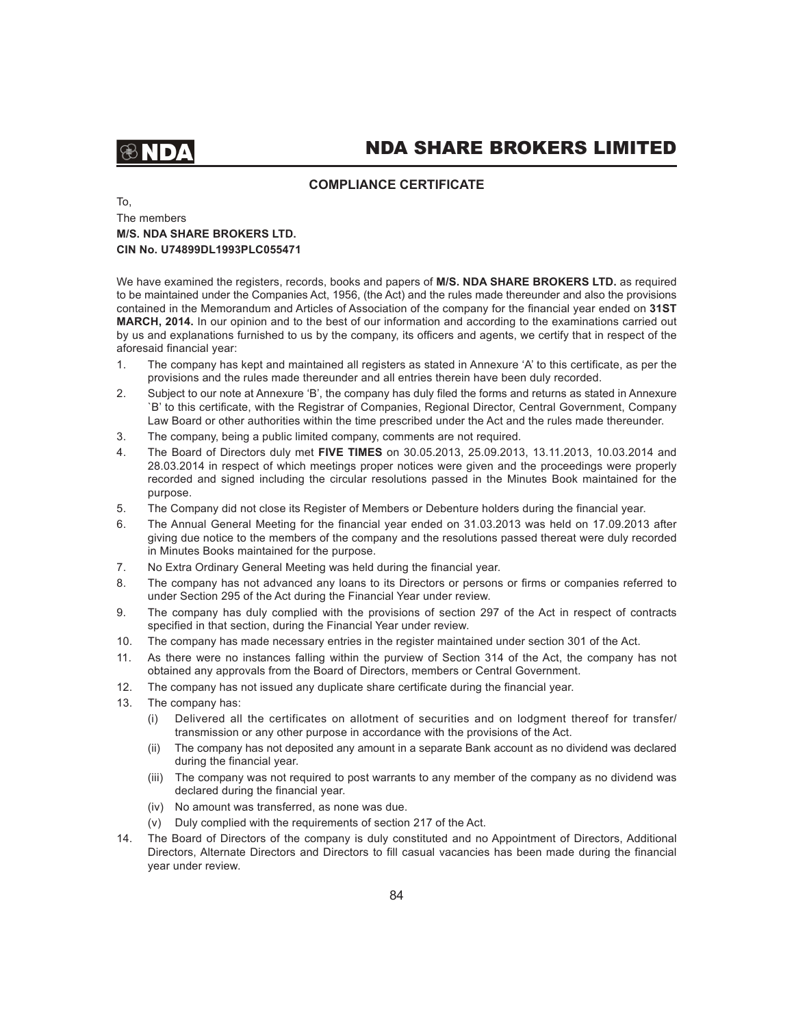## COMPLIANCE CERTIFICATE

To,

The members

**M/S. NDA SHARE BROKERS LTD.**

**CIN No. U74899DL1993PLC055471**

We have examined the registers, records, books and papers of **M/S. NDA SHARE BROKERS LTD.** as required to be maintained under the Companies Act, 1956, (the Act) and the rules made thereunder and also the provisions contained in the Memorandum and Articles of Association of the company for the financial year ended on **31ST MARCH, 2014.** In our opinion and to the best of our information and according to the examinations carried out by us and explanations furnished to us by the company, its officers and agents, we certify that in respect of the aforesaid financial year:

1. The company has kept and maintained all registers as stated in Annexure 'A' to this certificate, as per the provisions and the rules made thereunder and all entries therein have been duly recorded.
2. Subject to our note at Annexure 'B', the company has duly filed the forms and returns as stated in Annexure `B' to this certificate, with the Registrar of Companies, Regional Director, Central Government, Company Law Board or other authorities within the time prescribed under the Act and the rules made thereunder.
3. The company, being a public limited company, comments are not required.
4. The Board of Directors duly met **FIVE TIMES** on 30.05.2013, 25.09.2013, 13.11.2013, 10.03.2014 and 28.03.2014 in respect of which meetings proper notices were given and the proceedings were properly recorded and signed including the circular resolutions passed in the Minutes Book maintained for the purpose.
5. The Company did not close its Register of Members or Debenture holders during the financial year.
6. The Annual General Meeting for the financial year ended on 31.03.2013 was held on 17.09.2013 after giving due notice to the members of the company and the resolutions passed thereat were duly recorded in Minutes Books maintained for the purpose.
7. No Extra Ordinary General Meeting was held during the financial year.
8. The company has not advanced any loans to its Directors or persons or firms or companies referred to under Section 295 of the Act during the Financial Year under review.
9. The company has duly complied with the provisions of section 297 of the Act in respect of contracts specified in that section, during the Financial Year under review.
10. The company has made necessary entries in the register maintained under section 301 of the Act.
11. As there were no instances falling within the purview of Section 314 of the Act, the company has not obtained any approvals from the Board of Directors, members or Central Government.
12. The company has not issued any duplicate share certificate during the financial year.
13. The company has:
    - (i) Delivered all the certificates on allotment of securities and on lodgment thereof for transfer/ transmission or any other purpose in accordance with the provisions of the Act.
    - (ii) The company has not deposited any amount in a separate Bank account as no dividend was declared during the financial year.
    - (iii) The company was not required to post warrants to any member of the company as no dividend was declared during the financial year.
    - (iv) No amount was transferred, as none was due.
    - (v) Duly complied with the requirements of section 217 of the Act.
14. The Board of Directors of the company is duly constituted and no Appointment of Directors, Additional Directors, Alternate Directors and Directors to fill casual vacancies has been made during the financial year under review.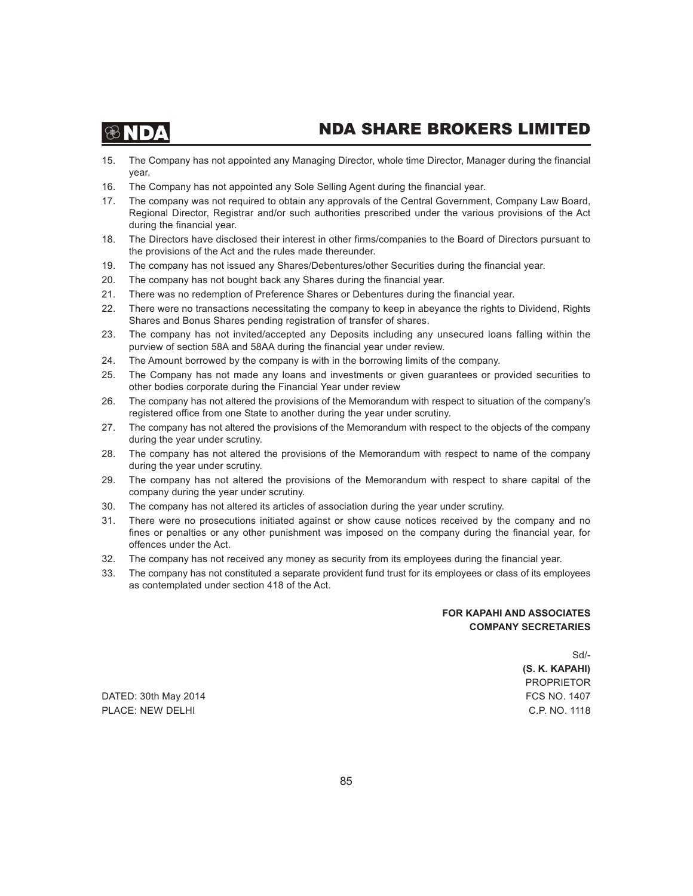15. The Company has not appointed any Managing Director, whole time Director, Manager during the financial year.
16. The Company has not appointed any Sole Selling Agent during the financial year.
17. The company was not required to obtain any approvals of the Central Government, Company Law Board, Regional Director, Registrar and/or such authorities prescribed under the various provisions of the Act during the financial year.
18. The Directors have disclosed their interest in other firms/companies to the Board of Directors pursuant to the provisions of the Act and the rules made thereunder.
19. The company has not issued any Shares/Debentures/other Securities during the financial year.
20. The company has not bought back any Shares during the financial year.
21. There was no redemption of Preference Shares or Debentures during the financial year.
22. There were no transactions necessitating the company to keep in abeyance the rights to Dividend, Rights Shares and Bonus Shares pending registration of transfer of shares.
23. The company has not invited/accepted any Deposits including any unsecured loans falling within the purview of section 58A and 58AA during the financial year under review.
24. The Amount borrowed by the company is with in the borrowing limits of the company.
25. The Company has not made any loans and investments or given guarantees or provided securities to other bodies corporate during the Financial Year under review
26. The company has not altered the provisions of the Memorandum with respect to situation of the company's registered office from one State to another during the year under scrutiny.
27. The company has not altered the provisions of the Memorandum with respect to the objects of the company during the year under scrutiny.
28. The company has not altered the provisions of the Memorandum with respect to name of the company during the year under scrutiny.
29. The company has not altered the provisions of the Memorandum with respect to share capital of the company during the year under scrutiny.
30. The company has not altered its articles of association during the year under scrutiny.
31. There were no prosecutions initiated against or show cause notices received by the company and no fines or penalties or any other punishment was imposed on the company during the financial year, for offences under the Act.
32. The company has not received any money as security from its employees during the financial year.
33. The company has not constituted a separate provident fund trust for its employees or class of its employees as contemplated under section 418 of the Act.

**FOR KAPAHI AND ASSOCIATES**
**COMPANY SECRETARIES**

Sd/-
**(S. K. KAPAHI)**
PROPRIETOR
FCS NO. 1407
C.P. NO. 1118

DATED: 30th May 2014
PLACE: NEW DELHI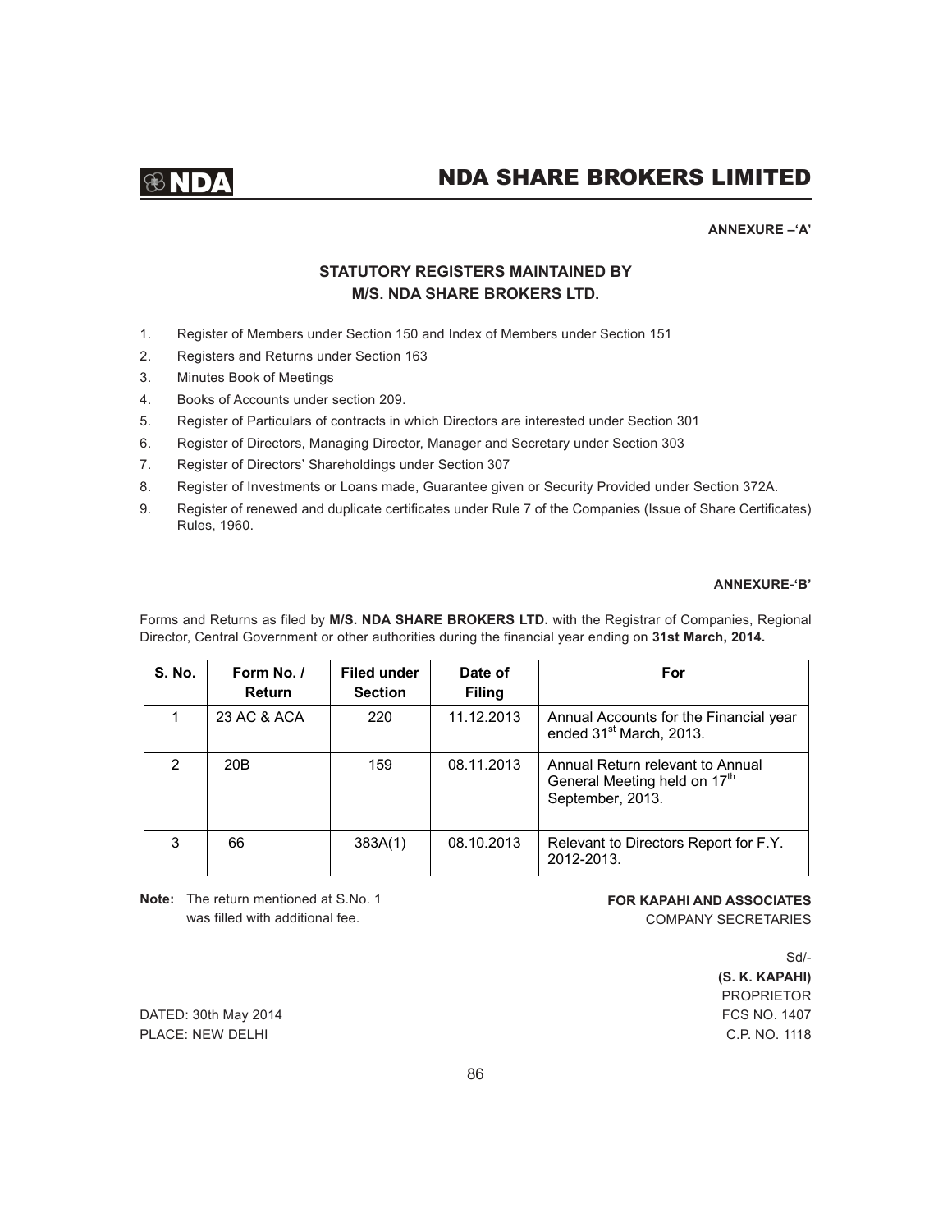**ANNEXURE –'A'**

## STATUTORY REGISTERS MAINTAINED BY M/S. NDA SHARE BROKERS LTD.

1. Register of Members under Section 150 and Index of Members under Section 151
2. Registers and Returns under Section 163
3. Minutes Book of Meetings
4. Books of Accounts under section 209.
5. Register of Particulars of contracts in which Directors are interested under Section 301
6. Register of Directors, Managing Director, Manager and Secretary under Section 303
7. Register of Directors' Shareholdings under Section 307
8. Register of Investments or Loans made, Guarantee given or Security Provided under Section 372A.
9. Register of renewed and duplicate certificates under Rule 7 of the Companies (Issue of Share Certificates) Rules, 1960.

**ANNEXURE-'B'**

Forms and Returns as filed by **M/S. NDA SHARE BROKERS LTD.** with the Registrar of Companies, Regional Director, Central Government or other authorities during the financial year ending on **31st March, 2014.**

| S. No. | Form No. / Return | Filed under Section | Date of Filing | For |
|---|---|---|---|---|
| 1 | 23 AC & ACA | 220 | 11.12.2013 | Annual Accounts for the Financial year ended 31st March, 2013. |
| 2 | 20B | 159 | 08.11.2013 | Annual Return relevant to Annual General Meeting held on 17th September, 2013. |
| 3 | 66 | 383A(1) | 08.10.2013 | Relevant to Directors Report for F.Y. 2012-2013. |

**Note:** The return mentioned at S.No. 1 was filled with additional fee.

**FOR KAPAHI AND ASSOCIATES**
COMPANY SECRETARIES

Sd/-
**(S. K. KAPAHI)**
PROPRIETOR
FCS NO. 1407
C.P. NO. 1118

DATED: 30th May 2014
PLACE: NEW DELHI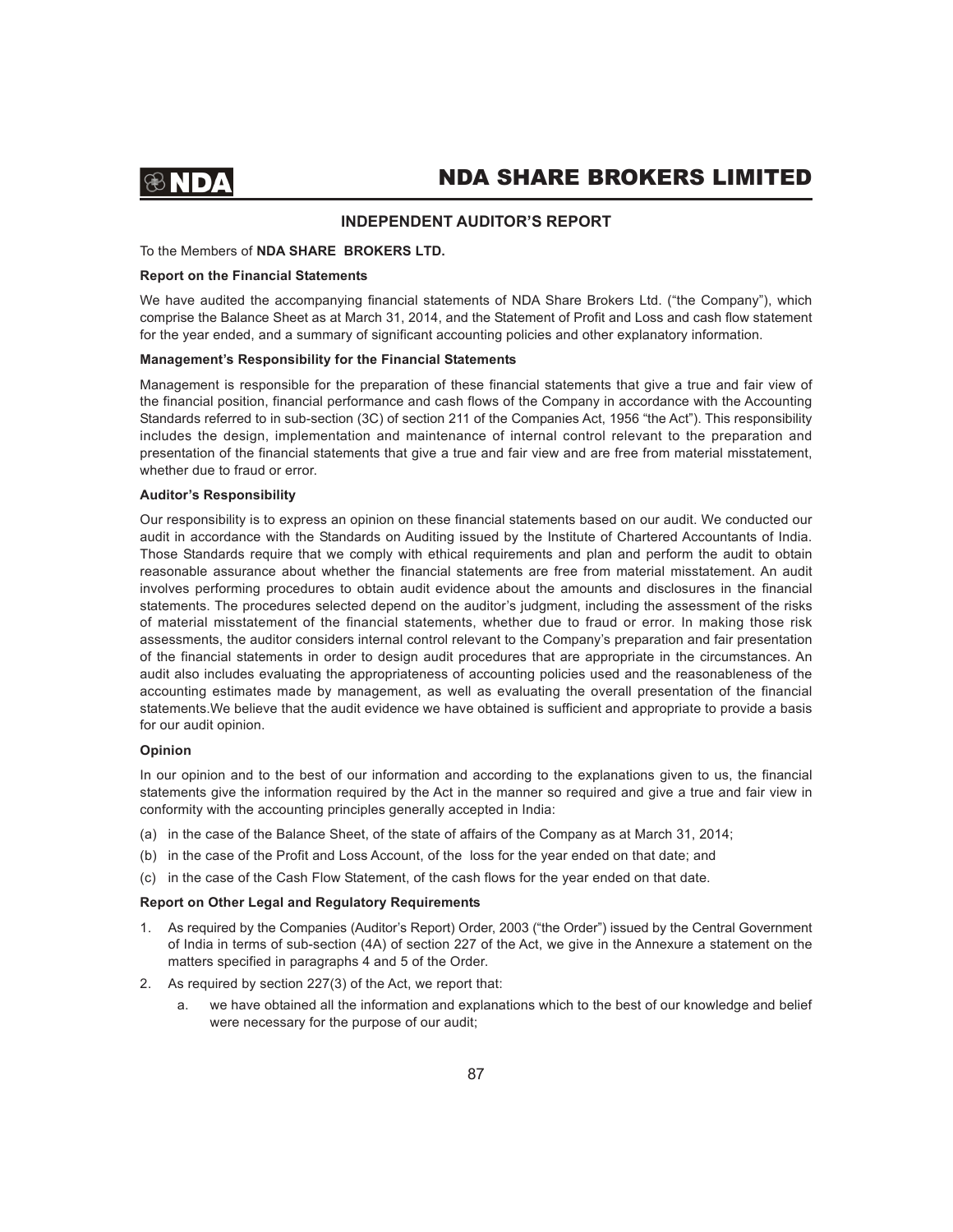## INDEPENDENT AUDITOR'S REPORT

To the Members of **NDA SHARE BROKERS LTD.**

**Report on the Financial Statements**

We have audited the accompanying financial statements of NDA Share Brokers Ltd. ("the Company"), which comprise the Balance Sheet as at March 31, 2014, and the Statement of Profit and Loss and cash flow statement for the year ended, and a summary of significant accounting policies and other explanatory information.

**Management's Responsibility for the Financial Statements**

Management is responsible for the preparation of these financial statements that give a true and fair view of the financial position, financial performance and cash flows of the Company in accordance with the Accounting Standards referred to in sub-section (3C) of section 211 of the Companies Act, 1956 "the Act"). This responsibility includes the design, implementation and maintenance of internal control relevant to the preparation and presentation of the financial statements that give a true and fair view and are free from material misstatement, whether due to fraud or error.

**Auditor's Responsibility**

Our responsibility is to express an opinion on these financial statements based on our audit. We conducted our audit in accordance with the Standards on Auditing issued by the Institute of Chartered Accountants of India. Those Standards require that we comply with ethical requirements and plan and perform the audit to obtain reasonable assurance about whether the financial statements are free from material misstatement. An audit involves performing procedures to obtain audit evidence about the amounts and disclosures in the financial statements. The procedures selected depend on the auditor's judgment, including the assessment of the risks of material misstatement of the financial statements, whether due to fraud or error. In making those risk assessments, the auditor considers internal control relevant to the Company's preparation and fair presentation of the financial statements in order to design audit procedures that are appropriate in the circumstances. An audit also includes evaluating the appropriateness of accounting policies used and the reasonableness of the accounting estimates made by management, as well as evaluating the overall presentation of the financial statements.We believe that the audit evidence we have obtained is sufficient and appropriate to provide a basis for our audit opinion.

**Opinion**

In our opinion and to the best of our information and according to the explanations given to us, the financial statements give the information required by the Act in the manner so required and give a true and fair view in conformity with the accounting principles generally accepted in India:

(a) in the case of the Balance Sheet, of the state of affairs of the Company as at March 31, 2014;

(b) in the case of the Profit and Loss Account, of the loss for the year ended on that date; and

(c) in the case of the Cash Flow Statement, of the cash flows for the year ended on that date.

**Report on Other Legal and Regulatory Requirements**

1. As required by the Companies (Auditor's Report) Order, 2003 ("the Order") issued by the Central Government of India in terms of sub-section (4A) of section 227 of the Act, we give in the Annexure a statement on the matters specified in paragraphs 4 and 5 of the Order.
2. As required by section 227(3) of the Act, we report that:
   a. we have obtained all the information and explanations which to the best of our knowledge and belief were necessary for the purpose of our audit;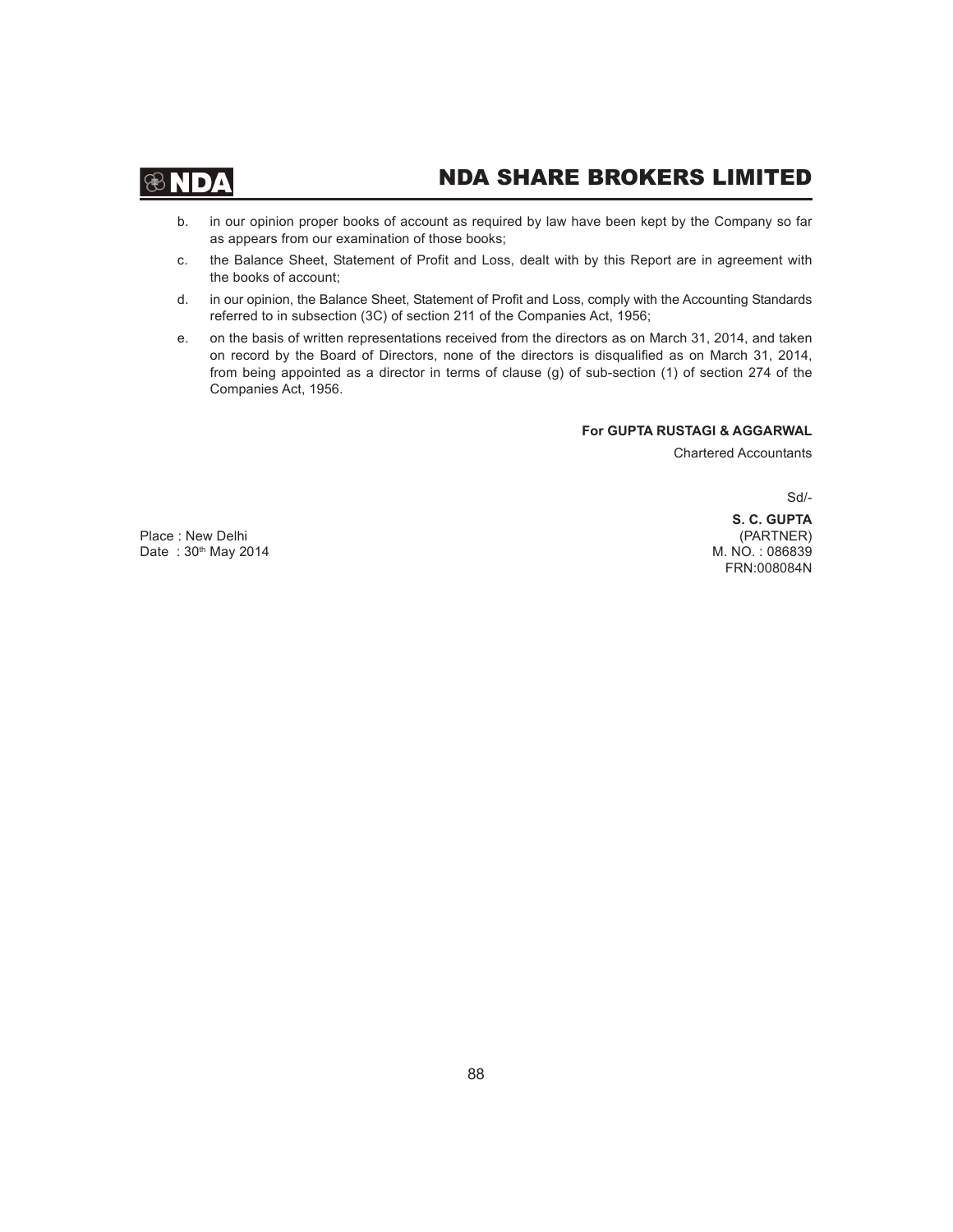b. in our opinion proper books of account as required by law have been kept by the Company so far as appears from our examination of those books;

c. the Balance Sheet, Statement of Profit and Loss, dealt with by this Report are in agreement with the books of account;

d. in our opinion, the Balance Sheet, Statement of Profit and Loss, comply with the Accounting Standards referred to in subsection (3C) of section 211 of the Companies Act, 1956;

e. on the basis of written representations received from the directors as on March 31, 2014, and taken on record by the Board of Directors, none of the directors is disqualified as on March 31, 2014, from being appointed as a director in terms of clause (g) of sub-section (1) of section 274 of the Companies Act, 1956.

**For GUPTA RUSTAGI & AGGARWAL**

Chartered Accountants

Sd/-

**S. C. GUPTA**

(PARTNER)

M. NO. : 086839

FRN:008084N

Place : New Delhi

Date : 30th May 2014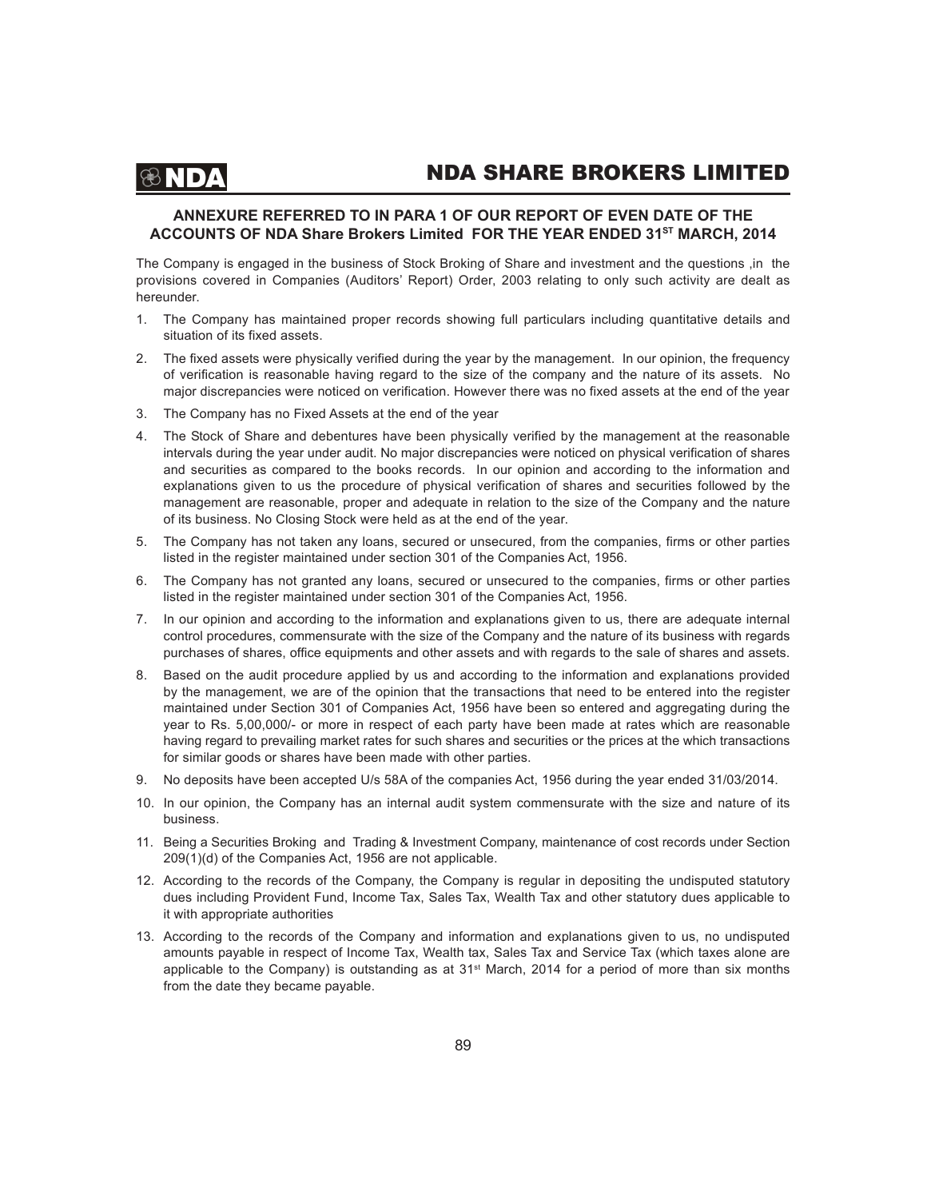## ANNEXURE REFERRED TO IN PARA 1 OF OUR REPORT OF EVEN DATE OF THE ACCOUNTS OF NDA Share Brokers Limited FOR THE YEAR ENDED 31ST MARCH, 2014

The Company is engaged in the business of Stock Broking of Share and investment and the questions ,in the provisions covered in Companies (Auditors' Report) Order, 2003 relating to only such activity are dealt as hereunder.

1. The Company has maintained proper records showing full particulars including quantitative details and situation of its fixed assets.
2. The fixed assets were physically verified during the year by the management. In our opinion, the frequency of verification is reasonable having regard to the size of the company and the nature of its assets. No major discrepancies were noticed on verification. However there was no fixed assets at the end of the year
3. The Company has no Fixed Assets at the end of the year
4. The Stock of Share and debentures have been physically verified by the management at the reasonable intervals during the year under audit. No major discrepancies were noticed on physical verification of shares and securities as compared to the books records. In our opinion and according to the information and explanations given to us the procedure of physical verification of shares and securities followed by the management are reasonable, proper and adequate in relation to the size of the Company and the nature of its business. No Closing Stock were held as at the end of the year.
5. The Company has not taken any loans, secured or unsecured, from the companies, firms or other parties listed in the register maintained under section 301 of the Companies Act, 1956.
6. The Company has not granted any loans, secured or unsecured to the companies, firms or other parties listed in the register maintained under section 301 of the Companies Act, 1956.
7. In our opinion and according to the information and explanations given to us, there are adequate internal control procedures, commensurate with the size of the Company and the nature of its business with regards purchases of shares, office equipments and other assets and with regards to the sale of shares and assets.
8. Based on the audit procedure applied by us and according to the information and explanations provided by the management, we are of the opinion that the transactions that need to be entered into the register maintained under Section 301 of Companies Act, 1956 have been so entered and aggregating during the year to Rs. 5,00,000/- or more in respect of each party have been made at rates which are reasonable having regard to prevailing market rates for such shares and securities or the prices at the which transactions for similar goods or shares have been made with other parties.
9. No deposits have been accepted U/s 58A of the companies Act, 1956 during the year ended 31/03/2014.
10. In our opinion, the Company has an internal audit system commensurate with the size and nature of its business.
11. Being a Securities Broking and Trading & Investment Company, maintenance of cost records under Section 209(1)(d) of the Companies Act, 1956 are not applicable.
12. According to the records of the Company, the Company is regular in depositing the undisputed statutory dues including Provident Fund, Income Tax, Sales Tax, Wealth Tax and other statutory dues applicable to it with appropriate authorities
13. According to the records of the Company and information and explanations given to us, no undisputed amounts payable in respect of Income Tax, Wealth tax, Sales Tax and Service Tax (which taxes alone are applicable to the Company) is outstanding as at 31st March, 2014 for a period of more than six months from the date they became payable.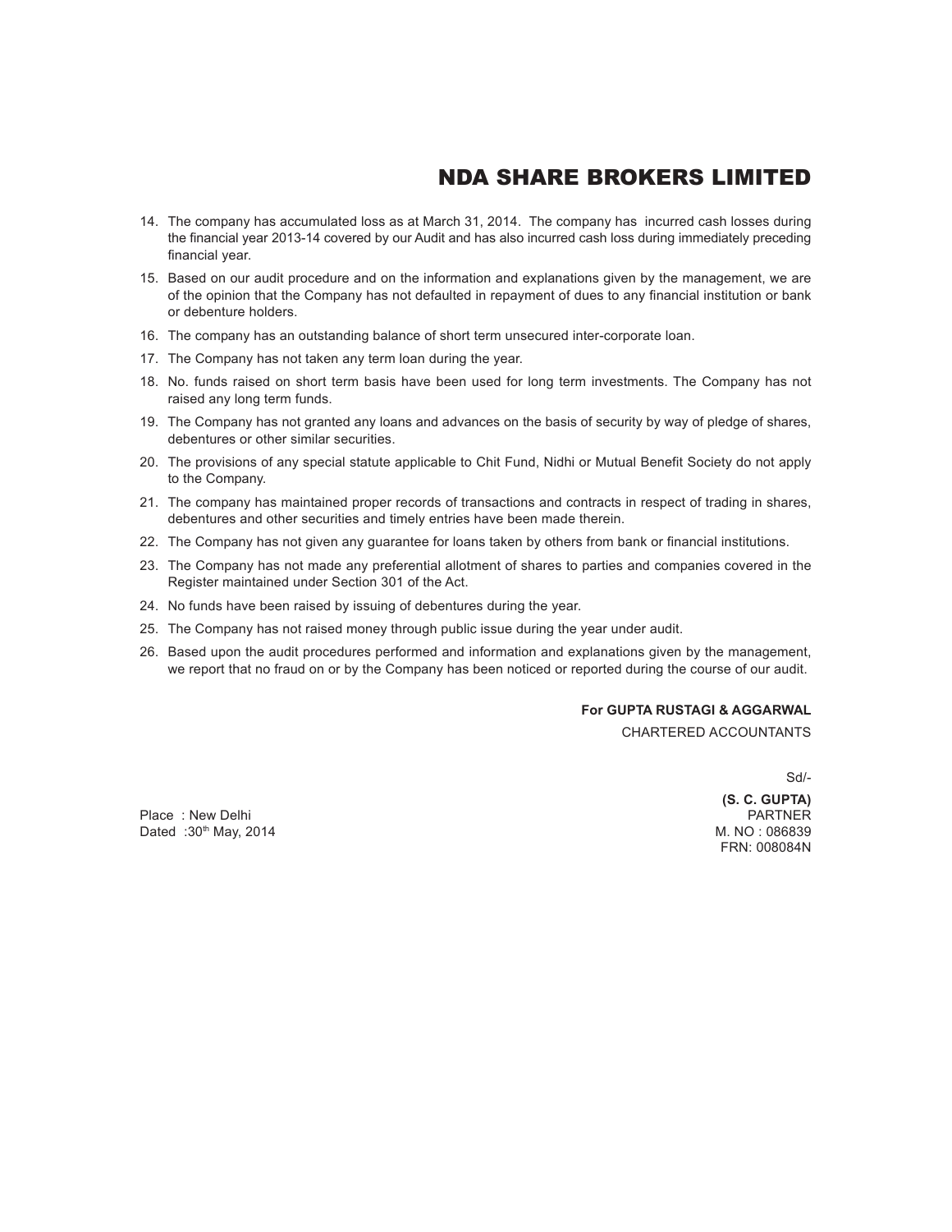14. The company has accumulated loss as at March 31, 2014. The company has incurred cash losses during the financial year 2013-14 covered by our Audit and has also incurred cash loss during immediately preceding financial year.
15. Based on our audit procedure and on the information and explanations given by the management, we are of the opinion that the Company has not defaulted in repayment of dues to any financial institution or bank or debenture holders.
16. The company has an outstanding balance of short term unsecured inter-corporate loan.
17. The Company has not taken any term loan during the year.
18. No. funds raised on short term basis have been used for long term investments. The Company has not raised any long term funds.
19. The Company has not granted any loans and advances on the basis of security by way of pledge of shares, debentures or other similar securities.
20. The provisions of any special statute applicable to Chit Fund, Nidhi or Mutual Benefit Society do not apply to the Company.
21. The company has maintained proper records of transactions and contracts in respect of trading in shares, debentures and other securities and timely entries have been made therein.
22. The Company has not given any guarantee for loans taken by others from bank or financial institutions.
23. The Company has not made any preferential allotment of shares to parties and companies covered in the Register maintained under Section 301 of the Act.
24. No funds have been raised by issuing of debentures during the year.
25. The Company has not raised money through public issue during the year under audit.
26. Based upon the audit procedures performed and information and explanations given by the management, we report that no fraud on or by the Company has been noticed or reported during the course of our audit.

**For GUPTA RUSTAGI & AGGARWAL**
CHARTERED ACCOUNTANTS

Sd/-

**(S. C. GUPTA)**
PARTNER
M. NO : 086839
FRN: 008084N

Place : New Delhi
Dated : 30th May, 2014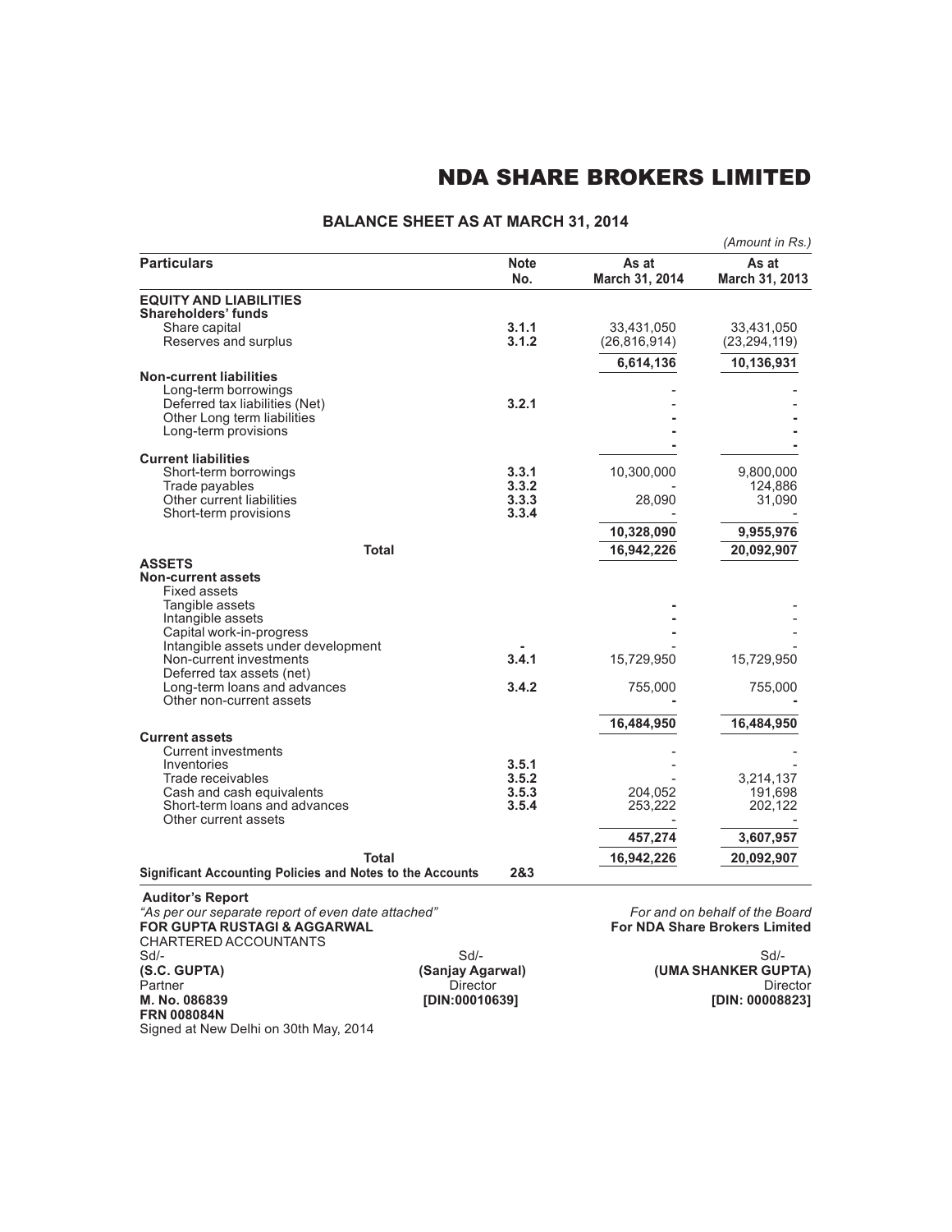# NDA SHARE BROKERS LIMITED

## BALANCE SHEET AS AT MARCH 31, 2014

*(Amount in Rs.)*

| Particulars | Note No. | As at March 31, 2014 | As at March 31, 2013 |
|---|---|---|---|
| **EQUITY AND LIABILITIES** | | | |
| **Shareholders' funds** | | | |
| Share capital | **3.1.1** | 33,431,050 | 33,431,050 |
| Reserves and surplus | **3.1.2** | (26,816,914) | (23,294,119) |
| | | **6,614,136** | **10,136,931** |
| **Non-current liabilities** | | | |
| Long-term borrowings | | - | - |
| Deferred tax liabilities (Net) | **3.2.1** | - | - |
| Other Long term liabilities | | - | - |
| Long-term provisions | | - | - |
| | | - | - |
| **Current liabilities** | | | |
| Short-term borrowings | **3.3.1** | 10,300,000 | 9,800,000 |
| Trade payables | **3.3.2** | - | 124,886 |
| Other current liabilities | **3.3.3** | 28,090 | 31,090 |
| Short-term provisions | **3.3.4** | - | - |
| | | **10,328,090** | **9,955,976** |
| **Total** | | **16,942,226** | **20,092,907** |
| **ASSETS** | | | |
| **Non-current assets** | | | |
| Fixed assets | | | |
| Tangible assets | | - | - |
| Intangible assets | | - | - |
| Capital work-in-progress | | - | - |
| Intangible assets under development | - | - | - |
| Non-current investments | **3.4.1** | 15,729,950 | 15,729,950 |
| Deferred tax assets (net) | | | |
| Long-term loans and advances | **3.4.2** | 755,000 | 755,000 |
| Other non-current assets | | - | - |
| | | **16,484,950** | **16,484,950** |
| **Current assets** | | | |
| Current investments | | - | - |
| Inventories | **3.5.1** | - | - |
| Trade receivables | **3.5.2** | - | 3,214,137 |
| Cash and cash equivalents | **3.5.3** | 204,052 | 191,698 |
| Short-term loans and advances | **3.5.4** | 253,222 | 202,122 |
| Other current assets | | - | - |
| | | **457,274** | **3,607,957** |
| **Total** | | **16,942,226** | **20,092,907** |
| **Significant Accounting Policies and Notes to the Accounts** | **2&3** | | |

**Auditor's Report**

*"As per our separate report of even date attached"*
**FOR GUPTA RUSTAGI & AGGARWAL**
CHARTERED ACCOUNTANTS
Sd/-
**(S.C. GUPTA)**
Partner
**M. No. 086839**
**FRN 008084N**
Signed at New Delhi on 30th May, 2014

*For and on behalf of the Board*
**For NDA Share Brokers Limited**

Sd/-
**(Sanjay Agarwal)**
Director
**[DIN:00010639]**

Sd/-
**(UMA SHANKER GUPTA)**
Director
**[DIN: 00008823]**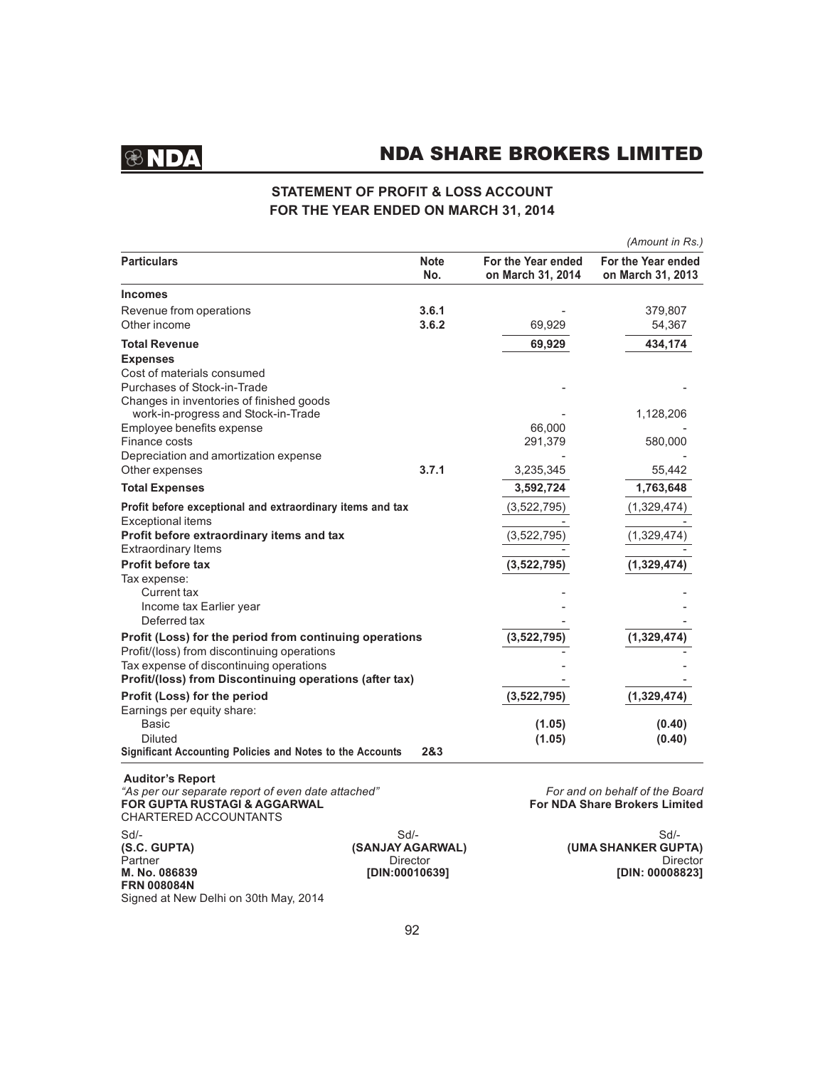# NDA SHARE BROKERS LIMITED

## STATEMENT OF PROFIT & LOSS ACCOUNT FOR THE YEAR ENDED ON MARCH 31, 2014

*(Amount in Rs.)*

| Particulars | Note No. | For the Year ended on March 31, 2014 | For the Year ended on March 31, 2013 |
|---|---|---|---|
| **Incomes** | | | |
| Revenue from operations | **3.6.1** | - | 379,807 |
| Other income | **3.6.2** | 69,929 | 54,367 |
| **Total Revenue** | | **69,929** | **434,174** |
| **Expenses** | | | |
| Cost of materials consumed | | | |
| Purchases of Stock-in-Trade | | - | - |
| Changes in inventories of finished goods work-in-progress and Stock-in-Trade | | - | 1,128,206 |
| Employee benefits expense | | 66,000 | - |
| Finance costs | | 291,379 | 580,000 |
| Depreciation and amortization expense | | - | - |
| Other expenses | **3.7.1** | 3,235,345 | 55,442 |
| **Total Expenses** | | **3,592,724** | **1,763,648** |
| **Profit before exceptional and extraordinary items and tax** | | (3,522,795) | (1,329,474) |
| Exceptional items | | - | - |
| **Profit before extraordinary items and tax** | | (3,522,795) | (1,329,474) |
| Extraordinary Items | | - | - |
| **Profit before tax** | | **(3,522,795)** | **(1,329,474)** |
| Tax expense: | | | |
| Current tax | | - | - |
| Income tax Earlier year | | - | - |
| Deferred tax | | - | - |
| **Profit (Loss) for the period from continuing operations** | | **(3,522,795)** | **(1,329,474)** |
| Profit/(loss) from discontinuing operations | | - | - |
| Tax expense of discontinuing operations | | - | - |
| **Profit/(loss) from Discontinuing operations (after tax)** | | - | - |
| **Profit (Loss) for the period** | | **(3,522,795)** | **(1,329,474)** |
| Earnings per equity share: | | | |
| Basic | | **(1.05)** | **(0.40)** |
| Diluted | | **(1.05)** | **(0.40)** |
| **Significant Accounting Policies and Notes to the Accounts** | **2&3** | | |

**Auditor's Report**

*"As per our separate report of even date attached"*
**FOR GUPTA RUSTAGI & AGGARWAL**
CHARTERED ACCOUNTANTS

Sd/-
**(S.C. GUPTA)**
Partner
**M. No. 086839**
**FRN 008084N**
Signed at New Delhi on 30th May, 2014

*For and on behalf of the Board*
**For NDA Share Brokers Limited**

Sd/-
**(SANJAY AGARWAL)**
Director
**[DIN:00010639]**

Sd/-
**(UMA SHANKER GUPTA)**
Director
**[DIN: 00008823]**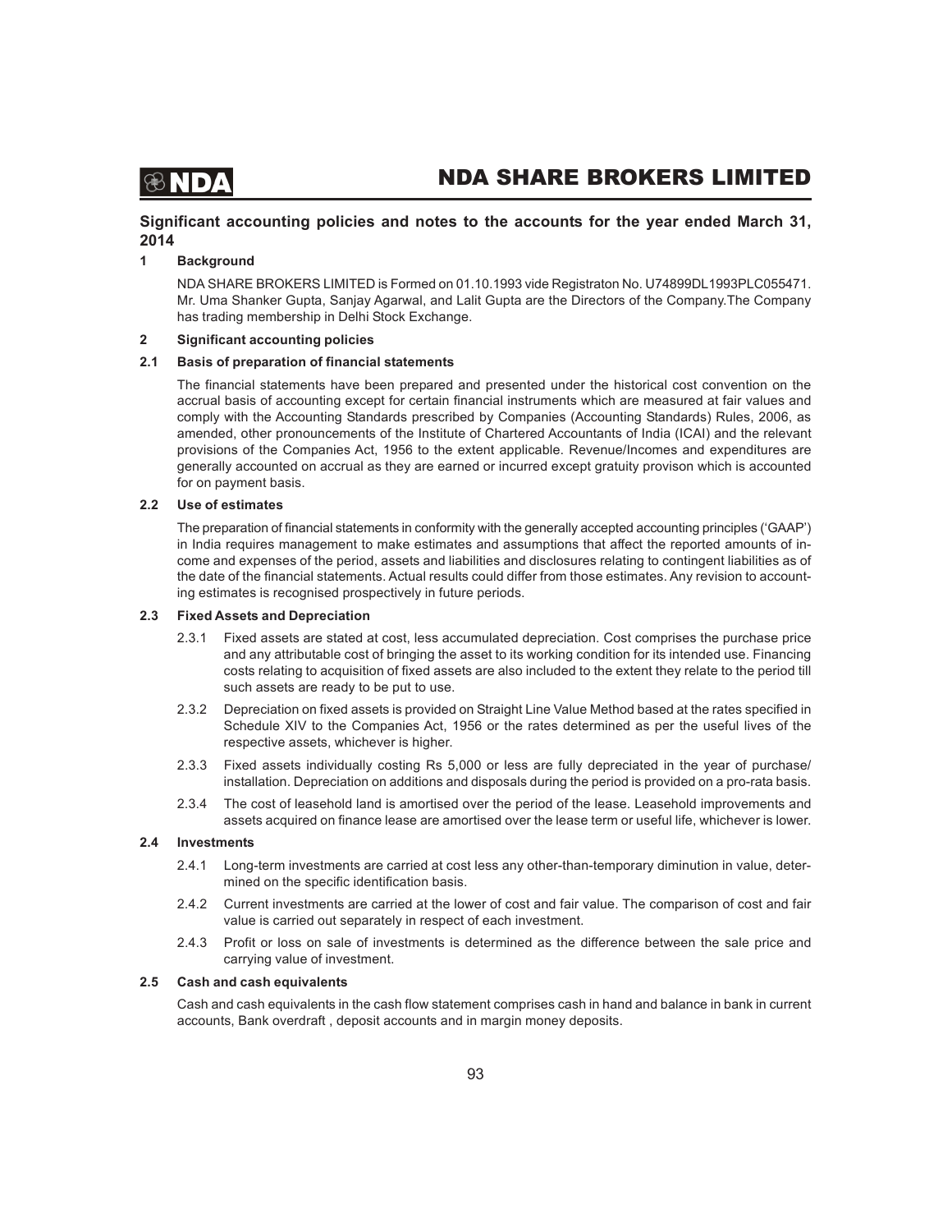**Significant accounting policies and notes to the accounts for the year ended March 31, 2014**

**1 Background**

NDA SHARE BROKERS LIMITED is Formed on 01.10.1993 vide Registraton No. U74899DL1993PLC055471. Mr. Uma Shanker Gupta, Sanjay Agarwal, and Lalit Gupta are the Directors of the Company.The Company has trading membership in Delhi Stock Exchange.

**2 Significant accounting policies**

**2.1 Basis of preparation of financial statements**

The financial statements have been prepared and presented under the historical cost convention on the accrual basis of accounting except for certain financial instruments which are measured at fair values and comply with the Accounting Standards prescribed by Companies (Accounting Standards) Rules, 2006, as amended, other pronouncements of the Institute of Chartered Accountants of India (ICAI) and the relevant provisions of the Companies Act, 1956 to the extent applicable. Revenue/Incomes and expenditures are generally accounted on accrual as they are earned or incurred except gratuity provison which is accounted for on payment basis.

**2.2 Use of estimates**

The preparation of financial statements in conformity with the generally accepted accounting principles ('GAAP') in India requires management to make estimates and assumptions that affect the reported amounts of income and expenses of the period, assets and liabilities and disclosures relating to contingent liabilities as of the date of the financial statements. Actual results could differ from those estimates. Any revision to accounting estimates is recognised prospectively in future periods.

**2.3 Fixed Assets and Depreciation**

2.3.1 Fixed assets are stated at cost, less accumulated depreciation. Cost comprises the purchase price and any attributable cost of bringing the asset to its working condition for its intended use. Financing costs relating to acquisition of fixed assets are also included to the extent they relate to the period till such assets are ready to be put to use.

2.3.2 Depreciation on fixed assets is provided on Straight Line Value Method based at the rates specified in Schedule XIV to the Companies Act, 1956 or the rates determined as per the useful lives of the respective assets, whichever is higher.

2.3.3 Fixed assets individually costing Rs 5,000 or less are fully depreciated in the year of purchase/ installation. Depreciation on additions and disposals during the period is provided on a pro-rata basis.

2.3.4 The cost of leasehold land is amortised over the period of the lease. Leasehold improvements and assets acquired on finance lease are amortised over the lease term or useful life, whichever is lower.

**2.4 Investments**

2.4.1 Long-term investments are carried at cost less any other-than-temporary diminution in value, determined on the specific identification basis.

2.4.2 Current investments are carried at the lower of cost and fair value. The comparison of cost and fair value is carried out separately in respect of each investment.

2.4.3 Profit or loss on sale of investments is determined as the difference between the sale price and carrying value of investment.

**2.5 Cash and cash equivalents**

Cash and cash equivalents in the cash flow statement comprises cash in hand and balance in bank in current accounts, Bank overdraft , deposit accounts and in margin money deposits.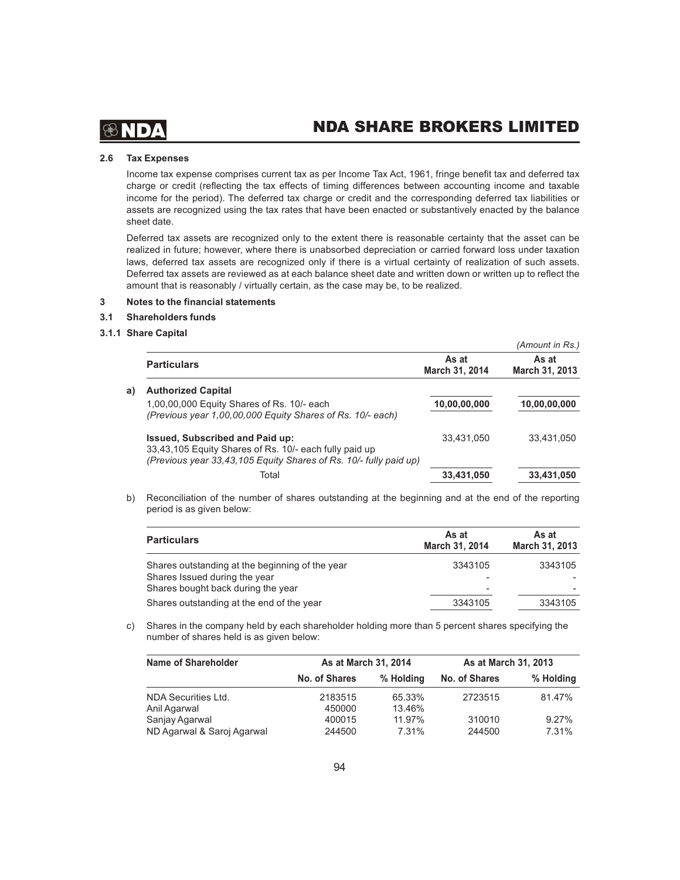### 2.6 Tax Expenses

Income tax expense comprises current tax as per Income Tax Act, 1961, fringe benefit tax and deferred tax charge or credit (reflecting the tax effects of timing differences between accounting income and taxable income for the period). The deferred tax charge or credit and the corresponding deferred tax liabilities or assets are recognized using the tax rates that have been enacted or substantively enacted by the balance sheet date.

Deferred tax assets are recognized only to the extent there is reasonable certainty that the asset can be realized in future; however, where there is unabsorbed depreciation or carried forward loss under taxation laws, deferred tax assets are recognized only if there is a virtual certainty of realization of such assets. Deferred tax assets are reviewed as at each balance sheet date and written down or written up to reflect the amount that is reasonably / virtually certain, as the case may be, to be realized.

## 3 Notes to the financial statements

### 3.1 Shareholders funds

#### 3.1.1 Share Capital

*(Amount in Rs.)*

| | Particulars | As at March 31, 2014 | As at March 31, 2013 |
|---|---|---|---|
| a) | **Authorized Capital** | | |
| | 1,00,00,000 Equity Shares of Rs. 10/- each *(Previous year 1,00,00,000 Equity Shares of Rs. 10/- each)* | **10,00,00,000** | **10,00,00,000** |
| | **Issued, Subscribed and Paid up:** 33,43,105 Equity Shares of Rs. 10/- each fully paid up *(Previous year 33,43,105 Equity Shares of Rs. 10/- fully paid up)* | 33,431,050 | 33,431,050 |
| | Total | **33,431,050** | **33,431,050** |

b) Reconciliation of the number of shares outstanding at the beginning and at the end of the reporting period is as given below:

| Particulars | As at March 31, 2014 | As at March 31, 2013 |
|---|---|---|
| Shares outstanding at the beginning of the year | 3343105 | 3343105 |
| Shares Issued during the year | - | - |
| Shares bought back during the year | - | - |
| Shares outstanding at the end of the year | 3343105 | 3343105 |

c) Shares in the company held by each shareholder holding more than 5 percent shares specifying the number of shares held is as given below:

| Name of Shareholder | As at March 31, 2014 | | As at March 31, 2013 | |
|---|---|---|---|---|
| | No. of Shares | % Holding | No. of Shares | % Holding |
| NDA Securities Ltd. | 2183515 | 65.33% | 2723515 | 81.47% |
| Anil Agarwal | 450000 | 13.46% | | |
| Sanjay Agarwal | 400015 | 11.97% | 310010 | 9.27% |
| ND Agarwal & Saroj Agarwal | 244500 | 7.31% | 244500 | 7.31% |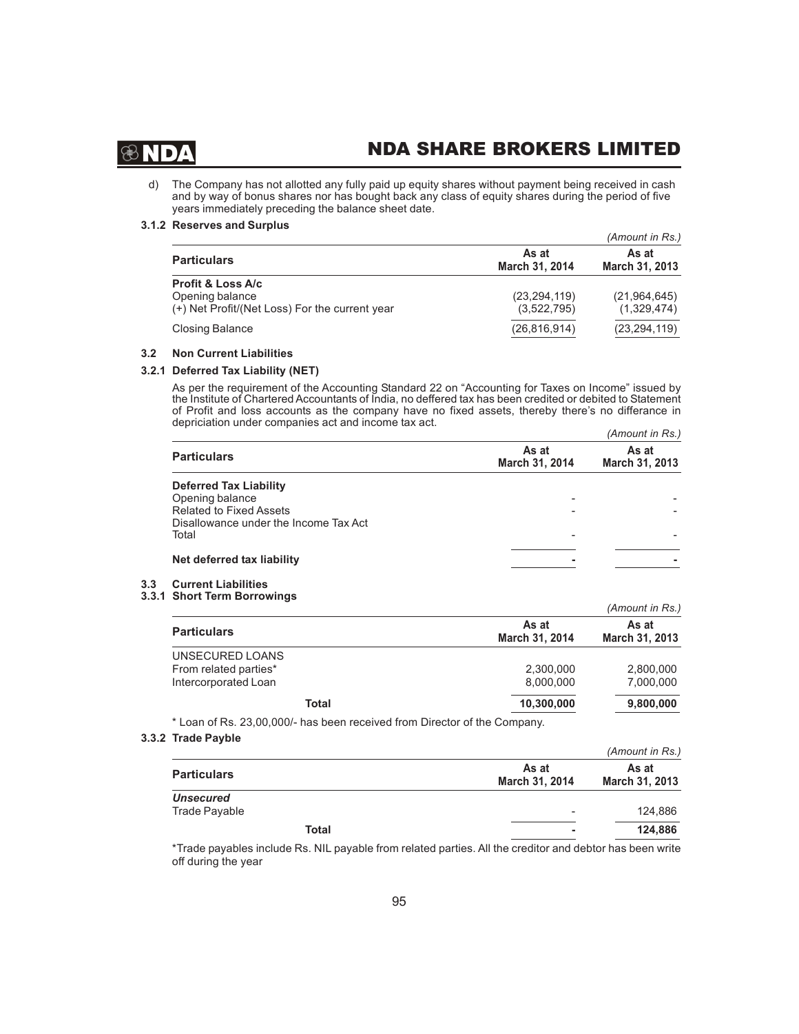d) The Company has not allotted any fully paid up equity shares without payment being received in cash and by way of bonus shares nor has bought back any class of equity shares during the period of five years immediately preceding the balance sheet date.

### 3.1.2 Reserves and Surplus

*(Amount in Rs.)*

| Particulars | As at March 31, 2014 | As at March 31, 2013 |
|---|---|---|
| **Profit & Loss A/c** | | |
| Opening balance | (23,294,119) | (21,964,645) |
| (+) Net Profit/(Net Loss) For the current year | (3,522,795) | (1,329,474) |
| Closing Balance | (26,816,914) | (23,294,119) |

### 3.2 Non Current Liabilities

### 3.2.1 Deferred Tax Liability (NET)

As per the requirement of the Accounting Standard 22 on "Accounting for Taxes on Income" issued by the Institute of Chartered Accountants of India, no deffered tax has been credited or debited to Statement of Profit and loss accounts as the company have no fixed assets, thereby there's no differance in depriciation under companies act and income tax act.

*(Amount in Rs.)*

| Particulars | As at March 31, 2014 | As at March 31, 2013 |
|---|---|---|
| **Deferred Tax Liability** | | |
| Opening balance | - | - |
| Related to Fixed Assets | - | - |
| Disallowance under the Income Tax Act | | |
| Total | - | - |
| **Net deferred tax liability** | **-** | **-** |

### 3.3 Current Liabilities

### 3.3.1 Short Term Borrowings

*(Amount in Rs.)*

| Particulars | As at March 31, 2014 | As at March 31, 2013 |
|---|---|---|
| UNSECURED LOANS | | |
| From related parties* | 2,300,000 | 2,800,000 |
| Intercorporated Loan | 8,000,000 | 7,000,000 |
| **Total** | **10,300,000** | **9,800,000** |

* Loan of Rs. 23,00,000/- has been received from Director of the Company.

### 3.3.2 Trade Payble

*(Amount in Rs.)*

| Particulars | As at March 31, 2014 | As at March 31, 2013 |
|---|---|---|
| ***Unsecured*** | | |
| Trade Payable | - | 124,886 |
| **Total** | **-** | **124,886** |

*Trade payables include Rs. NIL payable from related parties. All the creditor and debtor has been write off during the year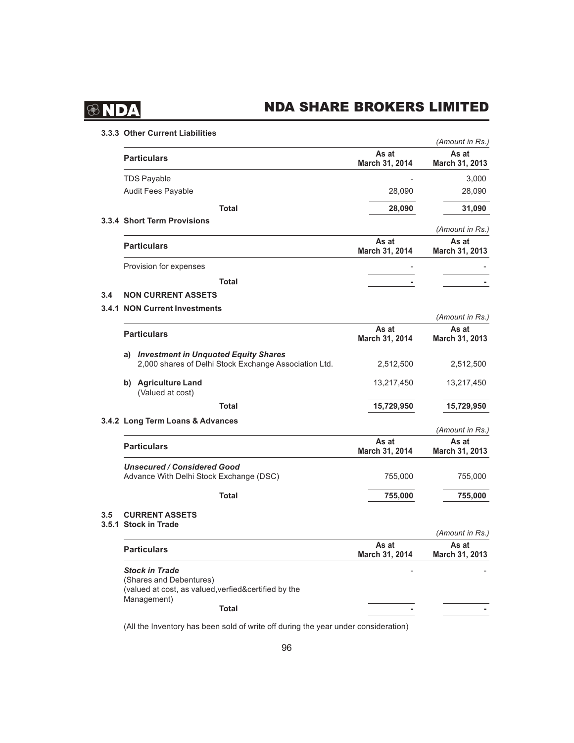### 3.3.3 Other Current Liabilities

*(Amount in Rs.)*

| Particulars | As at March 31, 2014 | As at March 31, 2013 |
|---|---|---|
| TDS Payable | - | 3,000 |
| Audit Fees Payable | 28,090 | 28,090 |
| **Total** | **28,090** | **31,090** |

### 3.3.4 Short Term Provisions

*(Amount in Rs.)*

| Particulars | As at March 31, 2014 | As at March 31, 2013 |
|---|---|---|
| Provision for expenses | - | - |
| **Total** | **-** | **-** |

## 3.4 NON CURRENT ASSETS

### 3.4.1 NON Current Investments

*(Amount in Rs.)*

| Particulars | As at March 31, 2014 | As at March 31, 2013 |
|---|---|---|
| a) ***Investment in Unquoted Equity Shares*** 2,000 shares of Delhi Stock Exchange Association Ltd. | 2,512,500 | 2,512,500 |
| b) **Agriculture Land** (Valued at cost) | 13,217,450 | 13,217,450 |
| **Total** | **15,729,950** | **15,729,950** |

### 3.4.2 Long Term Loans & Advances

*(Amount in Rs.)*

| Particulars | As at March 31, 2014 | As at March 31, 2013 |
|---|---|---|
| ***Unsecured / Considered Good*** | | |
| Advance With Delhi Stock Exchange (DSC) | 755,000 | 755,000 |
| **Total** | **755,000** | **755,000** |

## 3.5 CURRENT ASSETS

### 3.5.1 Stock in Trade

*(Amount in Rs.)*

| Particulars | As at March 31, 2014 | As at March 31, 2013 |
|---|---|---|
| ***Stock in Trade*** (Shares and Debentures) (valued at cost, as valued,verfied&certified by the Management) | - | - |
| **Total** | **-** | **-** |

(All the Inventory has been sold of write off during the year under consideration)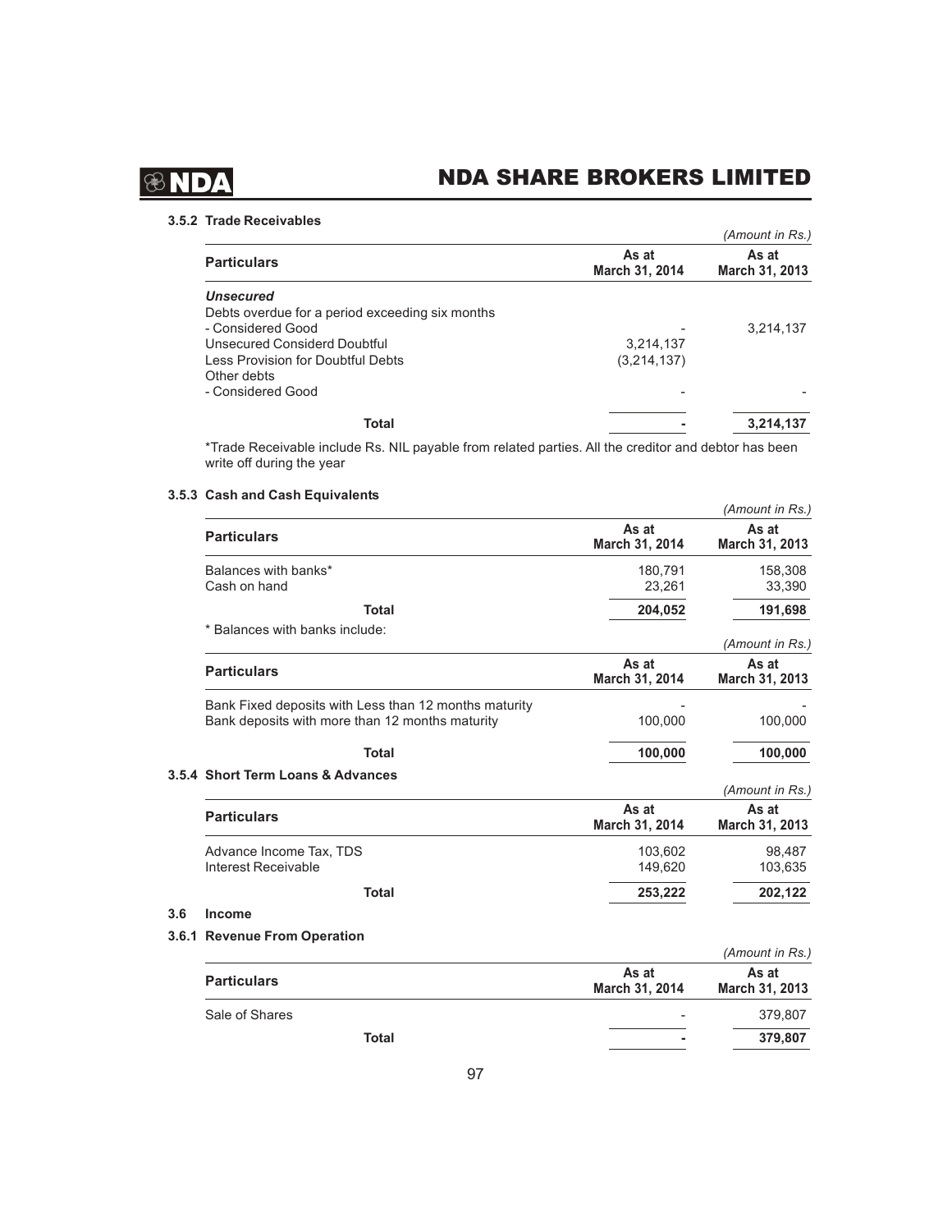#### 3.5.2 Trade Receivables

*(Amount in Rs.)*

| Particulars | As at March 31, 2014 | As at March 31, 2013 |
|---|---|---|
| ***Unsecured*** | | |
| Debts overdue for a period exceeding six months | | |
| - Considered Good | - | 3,214,137 |
| Unsecured Considerd Doubtful | 3,214,137 | |
| Less Provision for Doubtful Debts | (3,214,137) | |
| Other debts | | |
| - Considered Good | - | - |
| **Total** | **-** | **3,214,137** |

*Trade Receivable include Rs. NIL payable from related parties. All the creditor and debtor has been write off during the year

#### 3.5.3 Cash and Cash Equivalents

*(Amount in Rs.)*

| Particulars | As at March 31, 2014 | As at March 31, 2013 |
|---|---|---|
| Balances with banks* | 180,791 | 158,308 |
| Cash on hand | 23,261 | 33,390 |
| **Total** | **204,052** | **191,698** |

* Balances with banks include:

*(Amount in Rs.)*

| Particulars | As at March 31, 2014 | As at March 31, 2013 |
|---|---|---|
| Bank Fixed deposits with Less than 12 months maturity | - | - |
| Bank deposits with more than 12 months maturity | 100,000 | 100,000 |
| **Total** | **100,000** | **100,000** |

#### 3.5.4 Short Term Loans & Advances

*(Amount in Rs.)*

| Particulars | As at March 31, 2014 | As at March 31, 2013 |
|---|---|---|
| Advance Income Tax, TDS | 103,602 | 98,487 |
| Interest Receivable | 149,620 | 103,635 |
| **Total** | **253,222** | **202,122** |

### 3.6 Income

#### 3.6.1 Revenue From Operation

*(Amount in Rs.)*

| Particulars | As at March 31, 2014 | As at March 31, 2013 |
|---|---|---|
| Sale of Shares | - | 379,807 |
| **Total** | **-** | **379,807** |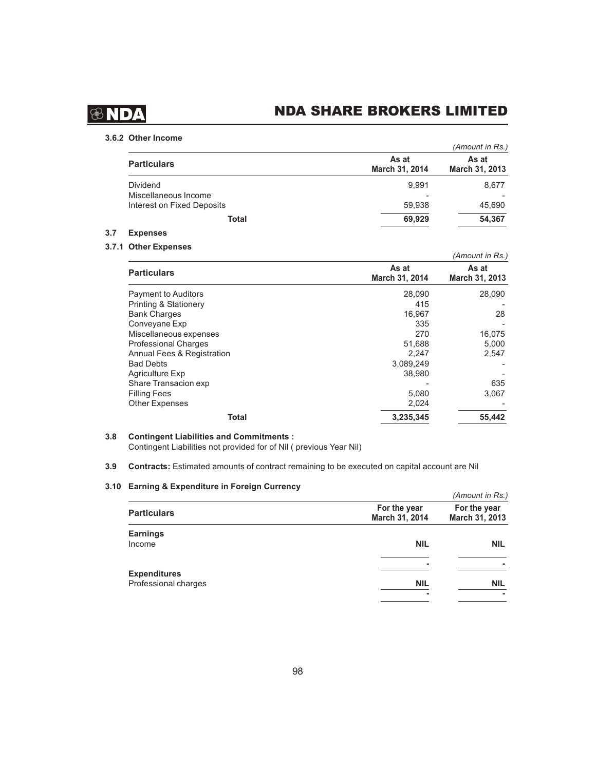### 3.6.2 Other Income

*(Amount in Rs.)*

| Particulars | As at March 31, 2014 | As at March 31, 2013 |
|---|---|---|
| Dividend | 9,991 | 8,677 |
| Miscellaneous Income | - | - |
| Interest on Fixed Deposits | 59,938 | 45,690 |
| **Total** | **69,929** | **54,367** |

### 3.7 Expenses

### 3.7.1 Other Expenses

*(Amount in Rs.)*

| Particulars | As at March 31, 2014 | As at March 31, 2013 |
|---|---|---|
| Payment to Auditors | 28,090 | 28,090 |
| Printing & Stationery | 415 | - |
| Bank Charges | 16,967 | 28 |
| Conveyane Exp | 335 | - |
| Miscellaneous expenses | 270 | 16,075 |
| Professional Charges | 51,688 | 5,000 |
| Annual Fees & Registration | 2,247 | 2,547 |
| Bad Debts | 3,089,249 | - |
| Agriculture Exp | 38,980 | - |
| Share Transacion exp | - | 635 |
| Filling Fees | 5,080 | 3,067 |
| Other Expenses | 2,024 | - |
| **Total** | **3,235,345** | **55,442** |

### 3.8 Contingent Liabilities and Commitments :

Contingent Liabilities not provided for of Nil ( previous Year Nil)

### 3.9 Contracts:

**Contracts:** Estimated amounts of contract remaining to be executed on capital account are Nil

### 3.10 Earning & Expenditure in Foreign Currency

*(Amount in Rs.)*

| Particulars | For the year March 31, 2014 | For the year March 31, 2013 |
|---|---|---|
| **Earnings** | | |
| Income | **NIL** | **NIL** |
| | - | - |
| **Expenditures** | | |
| Professional charges | **NIL** | **NIL** |
| | - | - |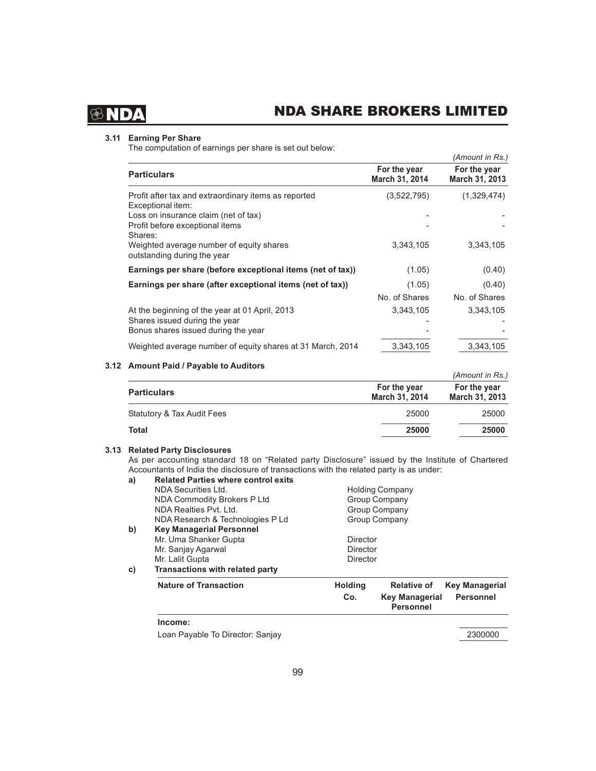### 3.11 Earning Per Share

The computation of earnings per share is set out below:

*(Amount in Rs.)*

| Particulars | For the year March 31, 2014 | For the year March 31, 2013 |
|---|---|---|
| Profit after tax and extraordinary items as reported | (3,522,795) | (1,329,474) |
| Exceptional item: | | |
| Loss on insurance claim (net of tax) | - | - |
| Profit before exceptional items | - | - |
| Shares: | | |
| Weighted average number of equity shares outstanding during the year | 3,343,105 | 3,343,105 |
| **Earnings per share (before exceptional items (net of tax))** | (1.05) | (0.40) |
| **Earnings per share (after exceptional items (net of tax))** | (1.05) | (0.40) |
| | No. of Shares | No. of Shares |
| At the beginning of the year at 01 April, 2013 | 3,343,105 | 3,343,105 |
| Shares issued during the year | - | - |
| Bonus shares issued during the year | - | - |
| Weighted average number of equity shares at 31 March, 2014 | 3,343,105 | 3,343,105 |

### 3.12 Amount Paid / Payable to Auditors

*(Amount in Rs.)*

| Particulars | For the year March 31, 2014 | For the year March 31, 2013 |
|---|---|---|
| Statutory & Tax Audit Fees | 25000 | 25000 |
| **Total** | **25000** | **25000** |

### 3.13 Related Party Disclosures

As per accounting standard 18 on "Related party Disclosure" issued by the Institute of Chartered Accountants of India the disclosure of transactions with the related party is as under:

**a) Related Parties where control exits**

| | |
|---|---|
| NDA Securities Ltd. | Holding Company |
| NDA Commodity Brokers P Ltd | Group Company |
| NDA Realties Pvt. Ltd. | Group Company |
| NDA Research & Technologies P Ld | Group Company |

**b) Key Managerial Personnel**

| | |
|---|---|
| Mr. Uma Shanker Gupta | Director |
| Mr. Sanjay Agarwal | Director |
| Mr. Lalit Gupta | Director |

**c) Transactions with related party**

| Nature of Transaction | Holding Co. | Relative of Key Managerial Personnel | Key Managerial Personnel |
|---|---|---|---|
| **Income:** | | | |
| Loan Payable To Director: Sanjay | | | 2300000 |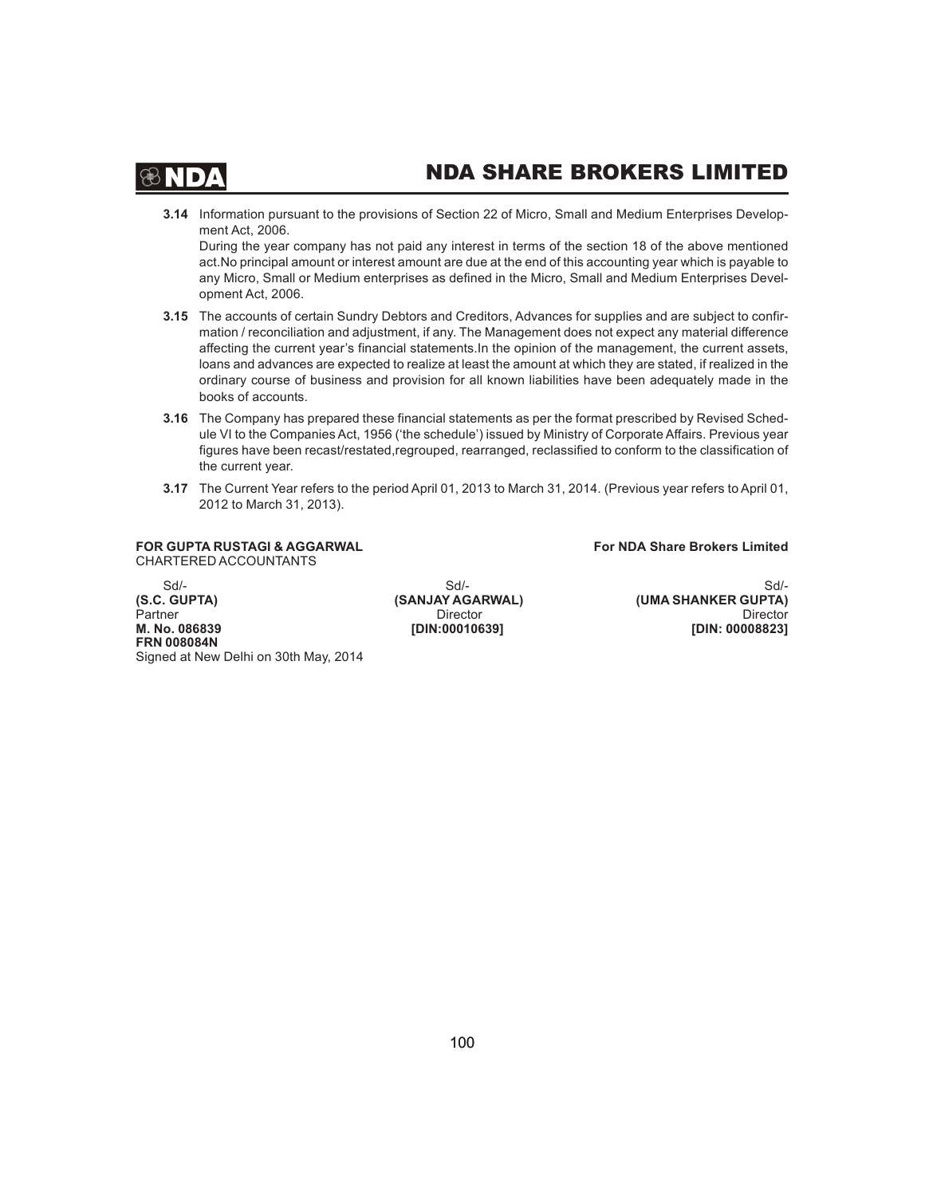**3.14** Information pursuant to the provisions of Section 22 of Micro, Small and Medium Enterprises Development Act, 2006.

During the year company has not paid any interest in terms of the section 18 of the above mentioned act.No principal amount or interest amount are due at the end of this accounting year which is payable to any Micro, Small or Medium enterprises as defined in the Micro, Small and Medium Enterprises Development Act, 2006.

**3.15** The accounts of certain Sundry Debtors and Creditors, Advances for supplies and are subject to confirmation / reconciliation and adjustment, if any. The Management does not expect any material difference affecting the current year's financial statements.In the opinion of the management, the current assets, loans and advances are expected to realize at least the amount at which they are stated, if realized in the ordinary course of business and provision for all known liabilities have been adequately made in the books of accounts.

**3.16** The Company has prepared these financial statements as per the format prescribed by Revised Schedule VI to the Companies Act, 1956 ('the schedule') issued by Ministry of Corporate Affairs. Previous year figures have been recast/restated,regrouped, rearranged, reclassified to conform to the classification of the current year.

**3.17** The Current Year refers to the period April 01, 2013 to March 31, 2014. (Previous year refers to April 01, 2012 to March 31, 2013).

**FOR GUPTA RUSTAGI & AGGARWAL**
CHARTERED ACCOUNTANTS

**For NDA Share Brokers Limited**

| | | |
|---|---|---|
| Sd/- | Sd/- | Sd/- |
| **(S.C. GUPTA)** | **(SANJAY AGARWAL)** | **(UMA SHANKER GUPTA)** |
| Partner | Director | Director |
| **M. No. 086839** | **[DIN:00010639]** | **[DIN: 00008823]** |
| **FRN 008084N** | | |

Signed at New Delhi on 30th May, 2014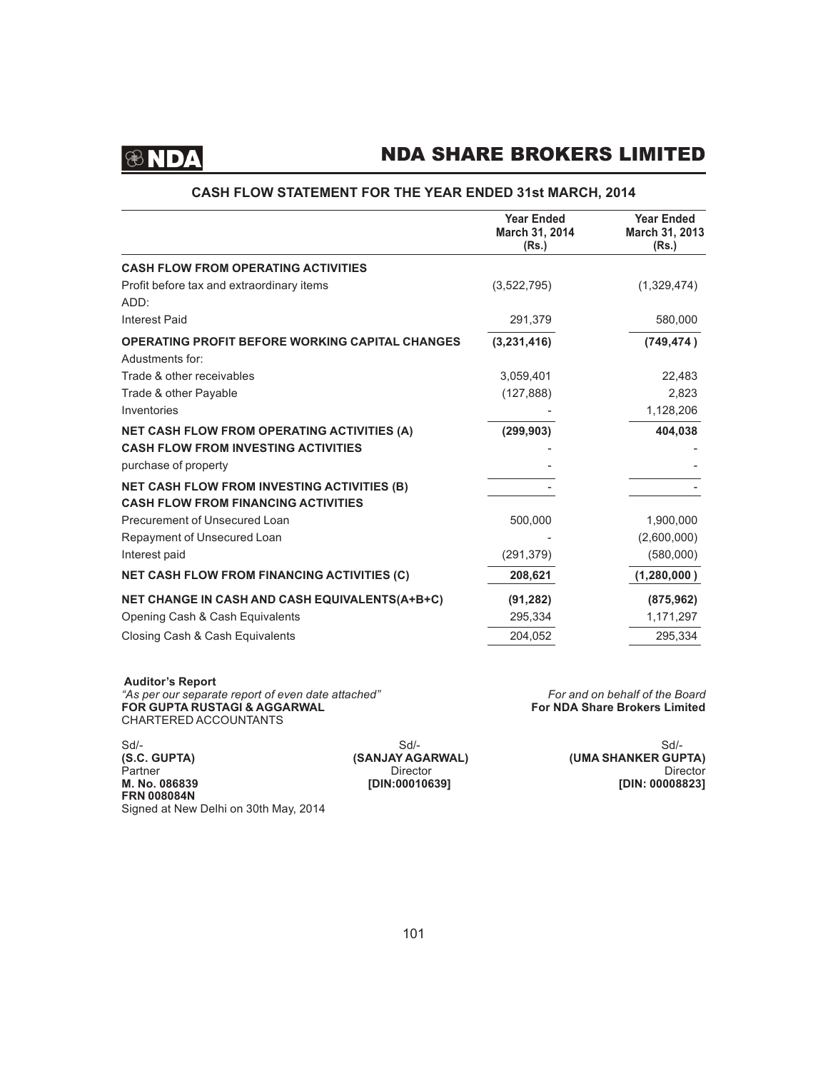# CASH FLOW STATEMENT FOR THE YEAR ENDED 31st MARCH, 2014

| | Year Ended March 31, 2014 (Rs.) | Year Ended March 31, 2013 (Rs.) |
|---|---|---|
| **CASH FLOW FROM OPERATING ACTIVITIES** | | |
| Profit before tax and extraordinary items | (3,522,795) | (1,329,474) |
| ADD: | | |
| Interest Paid | 291,379 | 580,000 |
| **OPERATING PROFIT BEFORE WORKING CAPITAL CHANGES** | **(3,231,416)** | **(749,474 )** |
| Adustments for: | | |
| Trade & other receivables | 3,059,401 | 22,483 |
| Trade & other Payable | (127,888) | 2,823 |
| Inventories | - | 1,128,206 |
| **NET CASH FLOW FROM OPERATING ACTIVITIES (A)** | **(299,903)** | **404,038** |
| **CASH FLOW FROM INVESTING ACTIVITIES** | - | - |
| purchase of property | - | - |
| **NET CASH FLOW FROM INVESTING ACTIVITIES (B)** | - | - |
| **CASH FLOW FROM FINANCING ACTIVITIES** | | |
| Precurement of Unsecured Loan | 500,000 | 1,900,000 |
| Repayment of Unsecured Loan | - | (2,600,000) |
| Interest paid | (291,379) | (580,000) |
| **NET CASH FLOW FROM FINANCING ACTIVITIES (C)** | **208,621** | **(1,280,000 )** |
| **NET CHANGE IN CASH AND CASH EQUIVALENTS(A+B+C)** | **(91,282)** | **(875,962)** |
| Opening Cash & Cash Equivalents | 295,334 | 1,171,297 |
| Closing Cash & Cash Equivalents | 204,052 | 295,334 |

**Auditor's Report**
*"As per our separate report of even date attached"*
**FOR GUPTA RUSTAGI & AGGARWAL**
CHARTERED ACCOUNTANTS

*For and on behalf of the Board*
**For NDA Share Brokers Limited**

Sd/-
**(S.C. GUPTA)**
Partner
**M. No. 086839**
**FRN 008084N**
Signed at New Delhi on 30th May, 2014

Sd/-
**(SANJAY AGARWAL)**
Director
**[DIN:00010639]**

Sd/-
**(UMA SHANKER GUPTA)**
Director
**[DIN: 00008823]**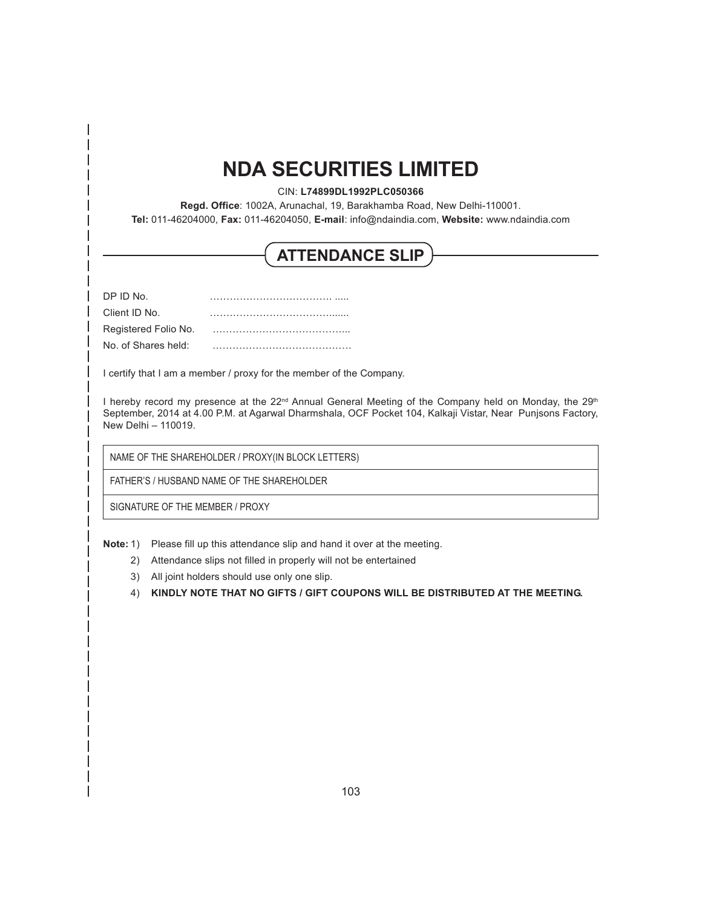# NDA SECURITIES LIMITED

CIN: **L74899DL1992PLC050366**

**Regd. Office**: 1002A, Arunachal, 19, Barakhamba Road, New Delhi-110001.

**Tel:** 011-46204000, **Fax:** 011-46204050, **E-mail**: info@ndaindia.com, **Website:** www.ndaindia.com

## ATTENDANCE SLIP

DP ID No. ………………………………. .....

Client ID No. …………………………….......

Registered Folio No. …………………………………...

No. of Shares held: ……………………………………

I certify that I am a member / proxy for the member of the Company.

I hereby record my presence at the 22nd Annual General Meeting of the Company held on Monday, the 29th September, 2014 at 4.00 P.M. at Agarwal Dharmshala, OCF Pocket 104, Kalkaji Vistar, Near Punjsons Factory, New Delhi – 110019.

| NAME OF THE SHAREHOLDER / PROXY(IN BLOCK LETTERS) |
|---|
| FATHER'S / HUSBAND NAME OF THE SHAREHOLDER |
| SIGNATURE OF THE MEMBER / PROXY |

**Note:** 1) Please fill up this attendance slip and hand it over at the meeting.

2) Attendance slips not filled in properly will not be entertained

3) All joint holders should use only one slip.

4) **KINDLY NOTE THAT NO GIFTS / GIFT COUPONS WILL BE DISTRIBUTED AT THE MEETING.**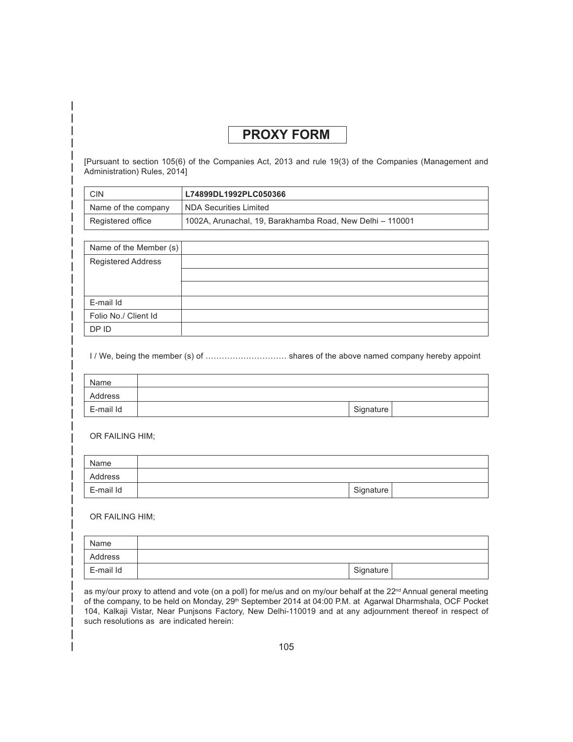# PROXY FORM

[Pursuant to section 105(6) of the Companies Act, 2013 and rule 19(3) of the Companies (Management and Administration) Rules, 2014]

| CIN | **L74899DL1992PLC050366** |
|---|---|
| Name of the company | NDA Securities Limited |
| Registered office | 1002A, Arunachal, 19, Barakhamba Road, New Delhi – 110001 |

| Name of the Member (s) | |
|---|---|
| Registered Address | |
| | |
| | |
| E-mail Id | |
| Folio No./ Client Id | |
| DP ID | |

I / We, being the member (s) of ………………………… shares of the above named company hereby appoint

| Name | | | |
|---|---|---|---|
| Address | | | |
| E-mail Id | | Signature | |

OR FAILING HIM;

| Name | | | |
|---|---|---|---|
| Address | | | |
| E-mail Id | | Signature | |

OR FAILING HIM;

| Name | | | |
|---|---|---|---|
| Address | | | |
| E-mail Id | | Signature | |

as my/our proxy to attend and vote (on a poll) for me/us and on my/our behalf at the 22nd Annual general meeting of the company, to be held on Monday, 29th September 2014 at 04:00 P.M. at Agarwal Dharmshala, OCF Pocket 104, Kalkaji Vistar, Near Punjsons Factory, New Delhi-110019 and at any adjournment thereof in respect of such resolutions as are indicated herein: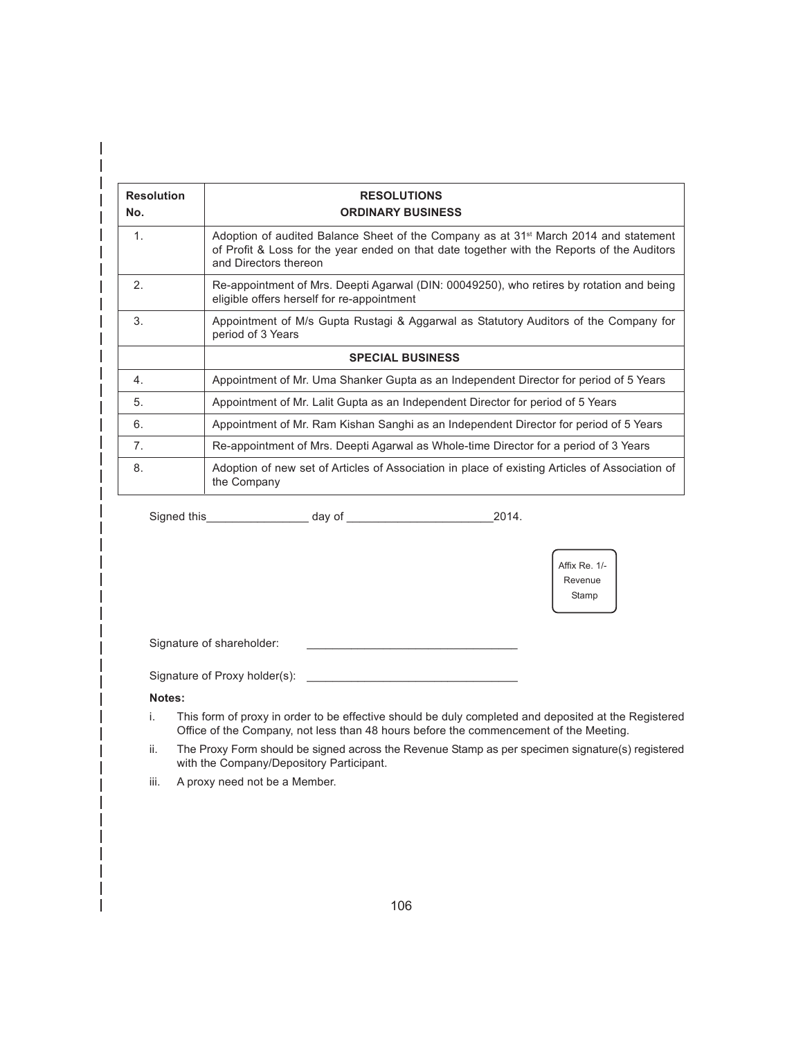| Resolution No. | RESOLUTIONS<br>ORDINARY BUSINESS |
|---|---|
| 1. | Adoption of audited Balance Sheet of the Company as at 31st March 2014 and statement of Profit & Loss for the year ended on that date together with the Reports of the Auditors and Directors thereon |
| 2. | Re-appointment of Mrs. Deepti Agarwal (DIN: 00049250), who retires by rotation and being eligible offers herself for re-appointment |
| 3. | Appointment of M/s Gupta Rustagi & Aggarwal as Statutory Auditors of the Company for period of 3 Years |
| | **SPECIAL BUSINESS** |
| 4. | Appointment of Mr. Uma Shanker Gupta as an Independent Director for period of 5 Years |
| 5. | Appointment of Mr. Lalit Gupta as an Independent Director for period of 5 Years |
| 6. | Appointment of Mr. Ram Kishan Sanghi as an Independent Director for period of 5 Years |
| 7. | Re-appointment of Mrs. Deepti Agarwal as Whole-time Director for a period of 3 Years |
| 8. | Adoption of new set of Articles of Association in place of existing Articles of Association of the Company |

Signed this________________ day of _______________________2014.

Affix Re. 1/- Revenue Stamp

Signature of shareholder: _________________________________

Signature of Proxy holder(s): _________________________________

**Notes:**

i. This form of proxy in order to be effective should be duly completed and deposited at the Registered Office of the Company, not less than 48 hours before the commencement of the Meeting.

ii. The Proxy Form should be signed across the Revenue Stamp as per specimen signature(s) registered with the Company/Depository Participant.

iii. A proxy need not be a Member.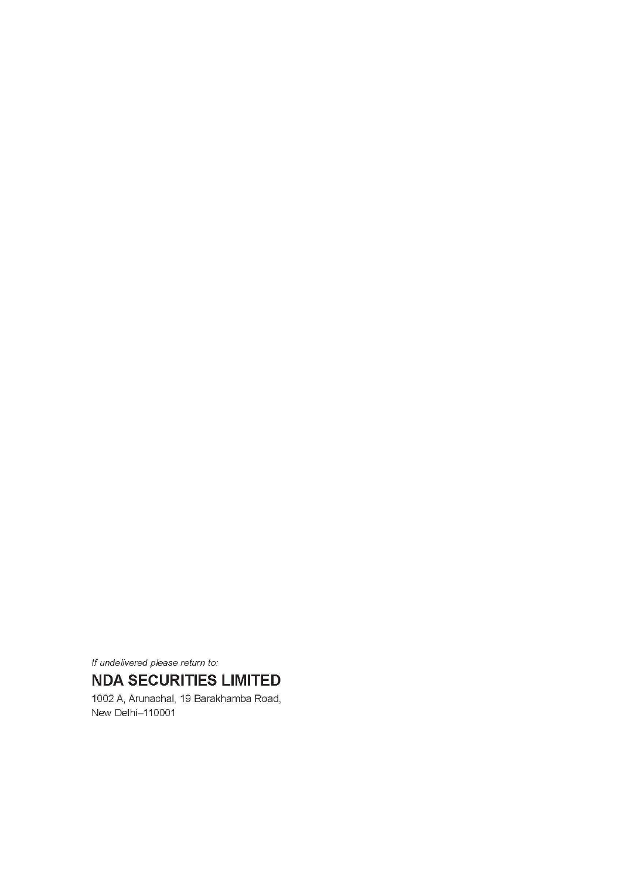*If undelivered please return to:*

**NDA SECURITIES LIMITED**

1002 A, Arunachal, 19 Barakhamba Road,
New Delhi–110001